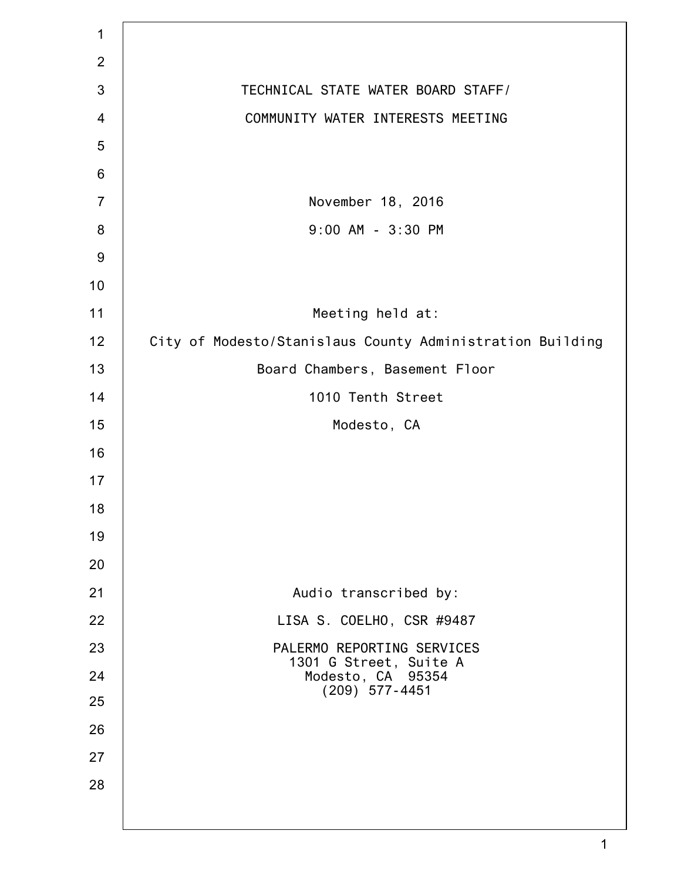# TECHNICAL STATE WATER BOARD STAFF/
# COMMUNITY WATER INTERESTS MEETING

November 18, 2016

9:00 AM - 3:30 PM

Meeting held at:

City of Modesto/Stanislaus County Administration Building

Board Chambers, Basement Floor

1010 Tenth Street

Modesto, CA

Audio transcribed by:

LISA S. COELHO, CSR #9487

PALERMO REPORTING SERVICES
1301 G Street, Suite A
Modesto, CA 95354
(209) 577-4451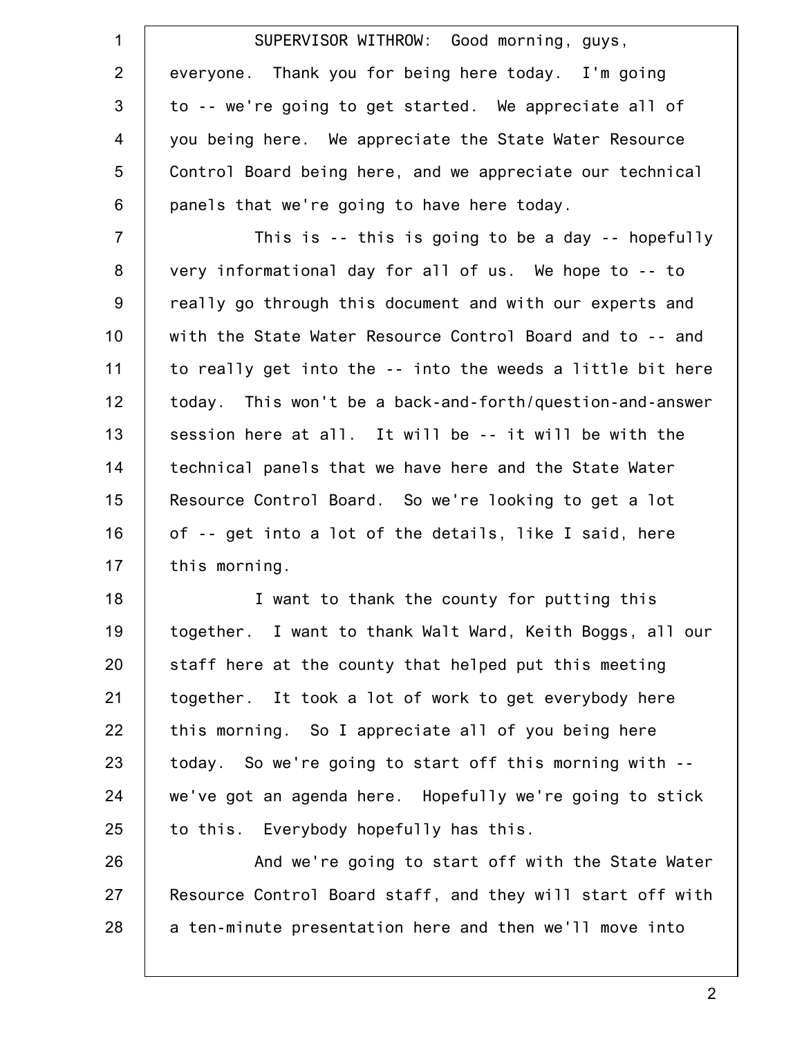SUPERVISOR WITHROW: Good morning, guys, everyone. Thank you for being here today. I'm going to -- we're going to get started. We appreciate all of you being here. We appreciate the State Water Resource Control Board being here, and we appreciate our technical panels that we're going to have here today.

This is -- this is going to be a day -- hopefully very informational day for all of us. We hope to -- to really go through this document and with our experts and with the State Water Resource Control Board and to -- and to really get into the -- into the weeds a little bit here today. This won't be a back-and-forth/question-and-answer session here at all. It will be -- it will be with the technical panels that we have here and the State Water Resource Control Board. So we're looking to get a lot of -- get into a lot of the details, like I said, here this morning.

I want to thank the county for putting this together. I want to thank Walt Ward, Keith Boggs, all our staff here at the county that helped put this meeting together. It took a lot of work to get everybody here this morning. So I appreciate all of you being here today. So we're going to start off this morning with -- we've got an agenda here. Hopefully we're going to stick to this. Everybody hopefully has this.

And we're going to start off with the State Water Resource Control Board staff, and they will start off with a ten-minute presentation here and then we'll move into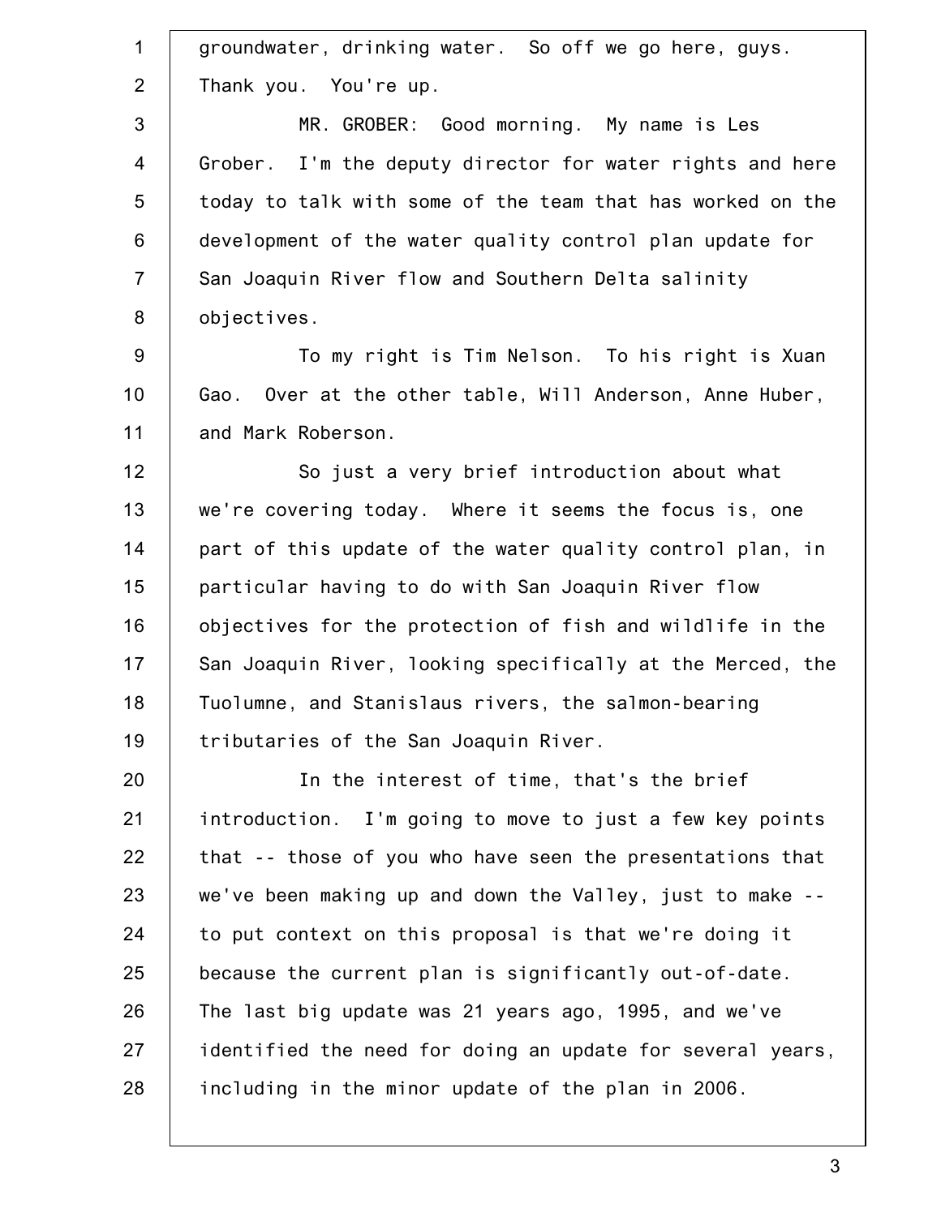groundwater, drinking water. So off we go here, guys. Thank you. You're up.

MR. GROBER: Good morning. My name is Les Grober. I'm the deputy director for water rights and here today to talk with some of the team that has worked on the development of the water quality control plan update for San Joaquin River flow and Southern Delta salinity objectives.

To my right is Tim Nelson. To his right is Xuan Gao. Over at the other table, Will Anderson, Anne Huber, and Mark Roberson.

So just a very brief introduction about what we're covering today. Where it seems the focus is, one part of this update of the water quality control plan, in particular having to do with San Joaquin River flow objectives for the protection of fish and wildlife in the San Joaquin River, looking specifically at the Merced, the Tuolumne, and Stanislaus rivers, the salmon-bearing tributaries of the San Joaquin River.

In the interest of time, that's the brief introduction. I'm going to move to just a few key points that -- those of you who have seen the presentations that we've been making up and down the Valley, just to make -- to put context on this proposal is that we're doing it because the current plan is significantly out-of-date. The last big update was 21 years ago, 1995, and we've identified the need for doing an update for several years, including in the minor update of the plan in 2006.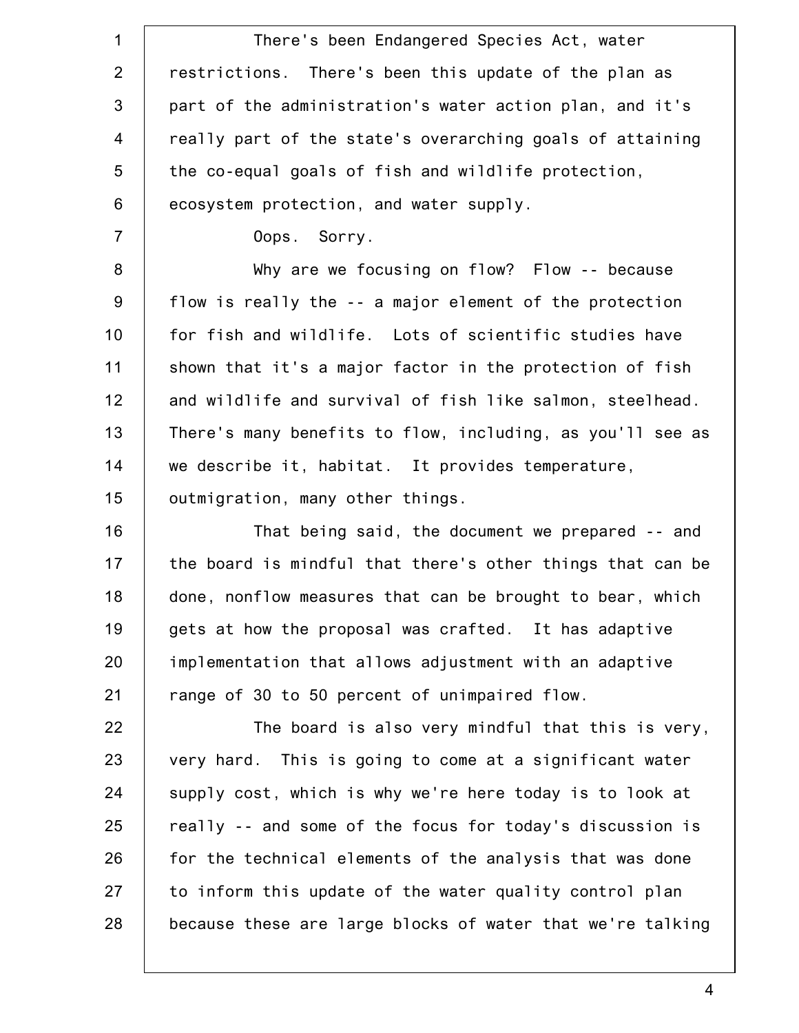There's been Endangered Species Act, water restrictions. There's been this update of the plan as part of the administration's water action plan, and it's really part of the state's overarching goals of attaining the co-equal goals of fish and wildlife protection, ecosystem protection, and water supply.

Oops. Sorry.

Why are we focusing on flow? Flow -- because flow is really the -- a major element of the protection for fish and wildlife. Lots of scientific studies have shown that it's a major factor in the protection of fish and wildlife and survival of fish like salmon, steelhead. There's many benefits to flow, including, as you'll see as we describe it, habitat. It provides temperature, outmigration, many other things.

That being said, the document we prepared -- and the board is mindful that there's other things that can be done, nonflow measures that can be brought to bear, which gets at how the proposal was crafted. It has adaptive implementation that allows adjustment with an adaptive range of 30 to 50 percent of unimpaired flow.

The board is also very mindful that this is very, very hard. This is going to come at a significant water supply cost, which is why we're here today is to look at really -- and some of the focus for today's discussion is for the technical elements of the analysis that was done to inform this update of the water quality control plan because these are large blocks of water that we're talking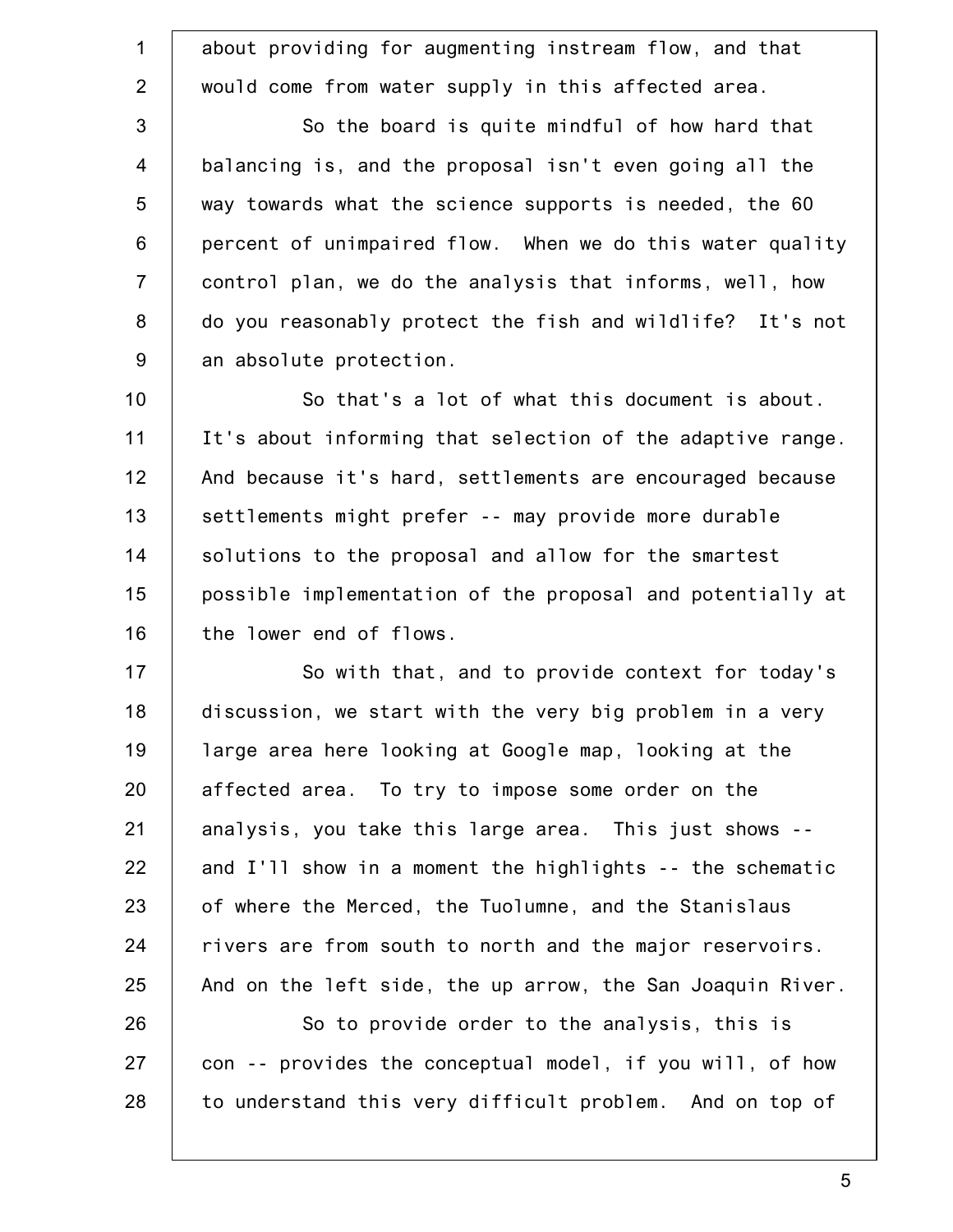about providing for augmenting instream flow, and that would come from water supply in this affected area.

So the board is quite mindful of how hard that balancing is, and the proposal isn't even going all the way towards what the science supports is needed, the 60 percent of unimpaired flow. When we do this water quality control plan, we do the analysis that informs, well, how do you reasonably protect the fish and wildlife? It's not an absolute protection.

So that's a lot of what this document is about. It's about informing that selection of the adaptive range. And because it's hard, settlements are encouraged because settlements might prefer -- may provide more durable solutions to the proposal and allow for the smartest possible implementation of the proposal and potentially at the lower end of flows.

So with that, and to provide context for today's discussion, we start with the very big problem in a very large area here looking at Google map, looking at the affected area. To try to impose some order on the analysis, you take this large area. This just shows -- and I'll show in a moment the highlights -- the schematic of where the Merced, the Tuolumne, and the Stanislaus rivers are from south to north and the major reservoirs. And on the left side, the up arrow, the San Joaquin River.

So to provide order to the analysis, this is con -- provides the conceptual model, if you will, of how to understand this very difficult problem. And on top of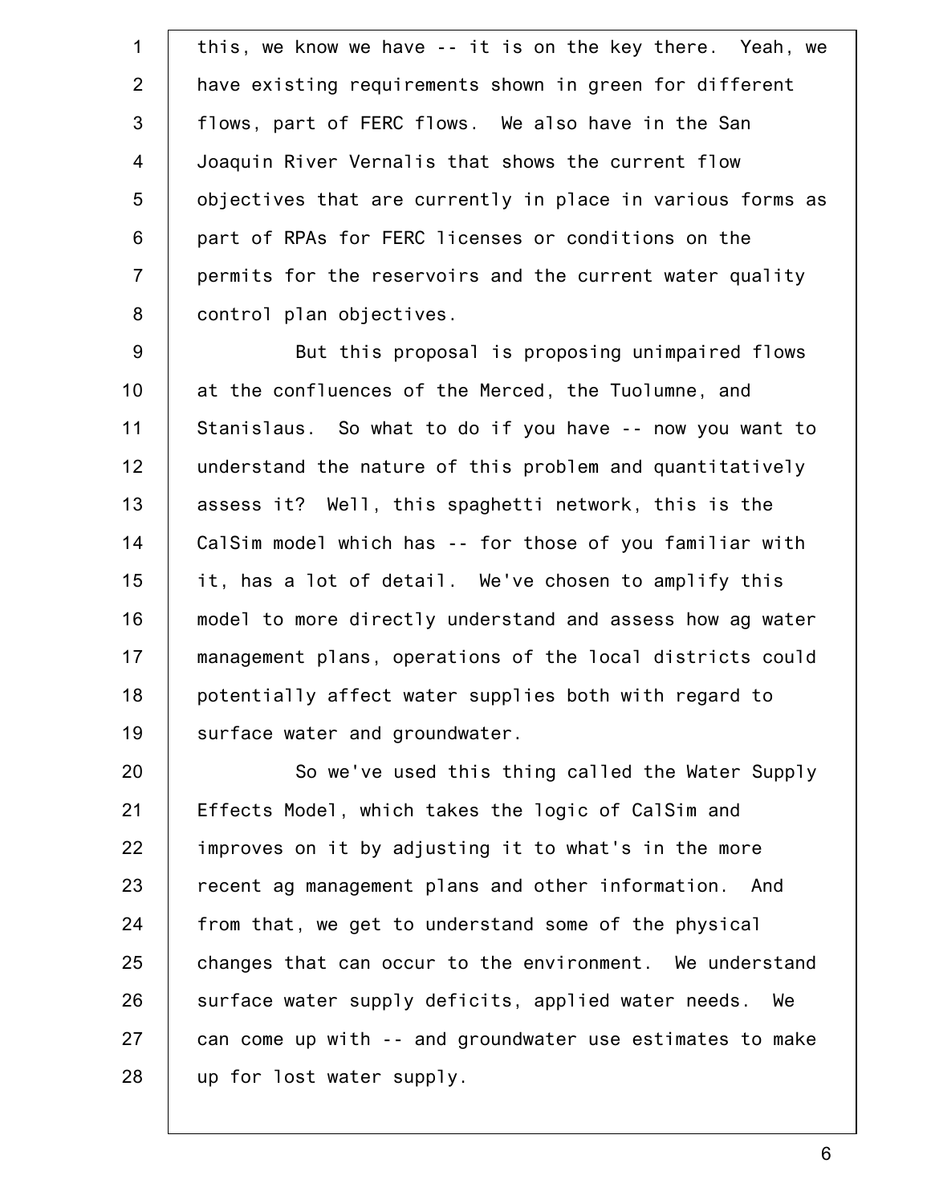this, we know we have -- it is on the key there. Yeah, we have existing requirements shown in green for different flows, part of FERC flows. We also have in the San Joaquin River Vernalis that shows the current flow objectives that are currently in place in various forms as part of RPAs for FERC licenses or conditions on the permits for the reservoirs and the current water quality control plan objectives.

But this proposal is proposing unimpaired flows at the confluences of the Merced, the Tuolumne, and Stanislaus. So what to do if you have -- now you want to understand the nature of this problem and quantitatively assess it? Well, this spaghetti network, this is the CalSim model which has -- for those of you familiar with it, has a lot of detail. We've chosen to amplify this model to more directly understand and assess how ag water management plans, operations of the local districts could potentially affect water supplies both with regard to surface water and groundwater.

So we've used this thing called the Water Supply Effects Model, which takes the logic of CalSim and improves on it by adjusting it to what's in the more recent ag management plans and other information. And from that, we get to understand some of the physical changes that can occur to the environment. We understand surface water supply deficits, applied water needs. We can come up with -- and groundwater use estimates to make up for lost water supply.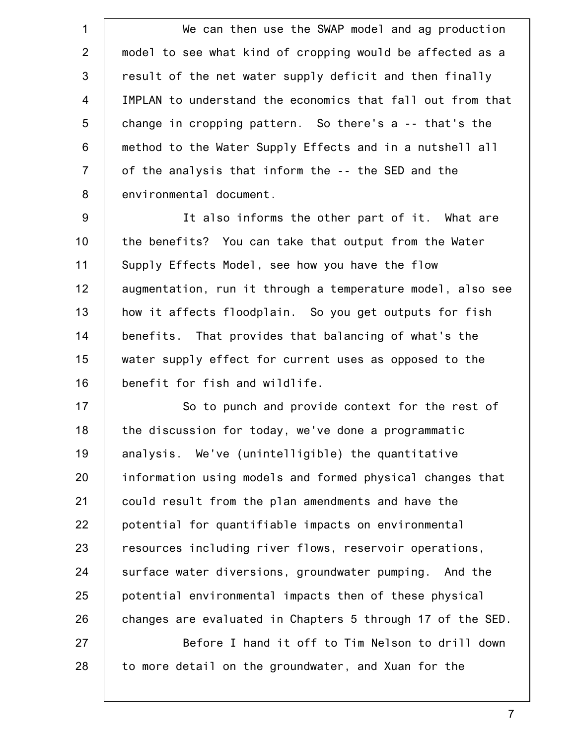We can then use the SWAP model and ag production model to see what kind of cropping would be affected as a result of the net water supply deficit and then finally IMPLAN to understand the economics that fall out from that change in cropping pattern. So there's a -- that's the method to the Water Supply Effects and in a nutshell all of the analysis that inform the -- the SED and the environmental document.

It also informs the other part of it. What are the benefits? You can take that output from the Water Supply Effects Model, see how you have the flow augmentation, run it through a temperature model, also see how it affects floodplain. So you get outputs for fish benefits. That provides that balancing of what's the water supply effect for current uses as opposed to the benefit for fish and wildlife.

So to punch and provide context for the rest of the discussion for today, we've done a programmatic analysis. We've (unintelligible) the quantitative information using models and formed physical changes that could result from the plan amendments and have the potential for quantifiable impacts on environmental resources including river flows, reservoir operations, surface water diversions, groundwater pumping. And the potential environmental impacts then of these physical changes are evaluated in Chapters 5 through 17 of the SED.

Before I hand it off to Tim Nelson to drill down to more detail on the groundwater, and Xuan for the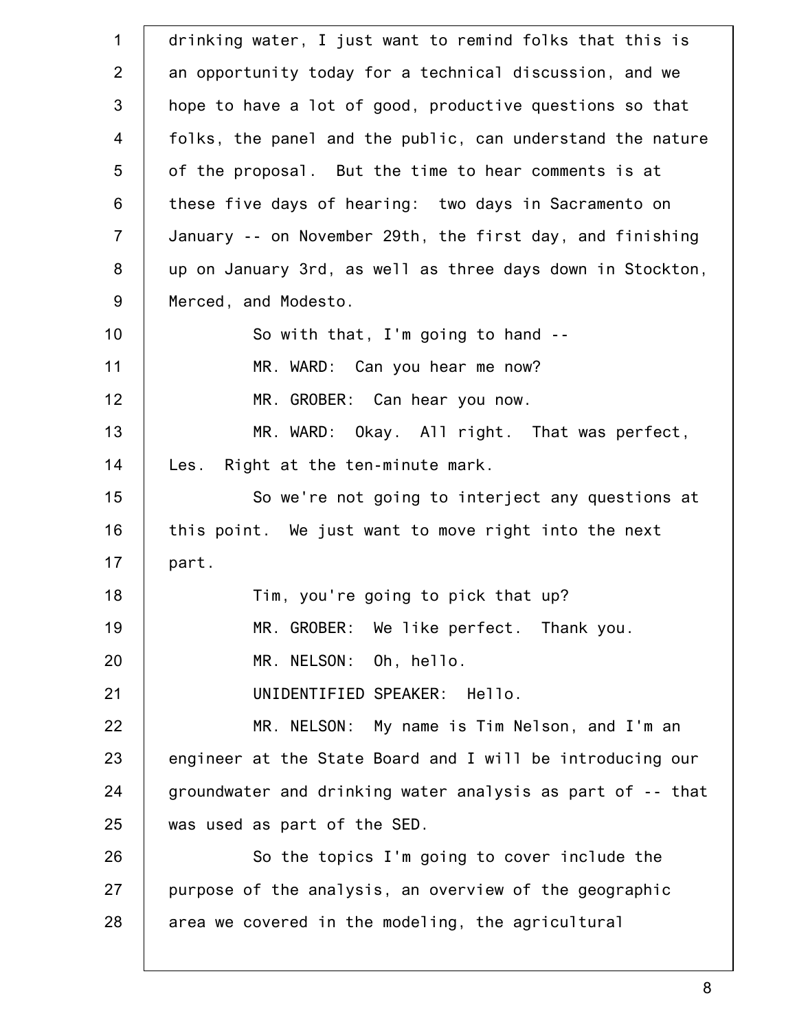drinking water, I just want to remind folks that this is an opportunity today for a technical discussion, and we hope to have a lot of good, productive questions so that folks, the panel and the public, can understand the nature of the proposal. But the time to hear comments is at these five days of hearing: two days in Sacramento on January -- on November 29th, the first day, and finishing up on January 3rd, as well as three days down in Stockton, Merced, and Modesto.

So with that, I'm going to hand --

MR. WARD: Can you hear me now?

MR. GROBER: Can hear you now.

MR. WARD: Okay. All right. That was perfect, Les. Right at the ten-minute mark.

So we're not going to interject any questions at this point. We just want to move right into the next part.

Tim, you're going to pick that up?

MR. GROBER: We like perfect. Thank you.

MR. NELSON: Oh, hello.

UNIDENTIFIED SPEAKER: Hello.

MR. NELSON: My name is Tim Nelson, and I'm an engineer at the State Board and I will be introducing our groundwater and drinking water analysis as part of -- that was used as part of the SED.

So the topics I'm going to cover include the purpose of the analysis, an overview of the geographic area we covered in the modeling, the agricultural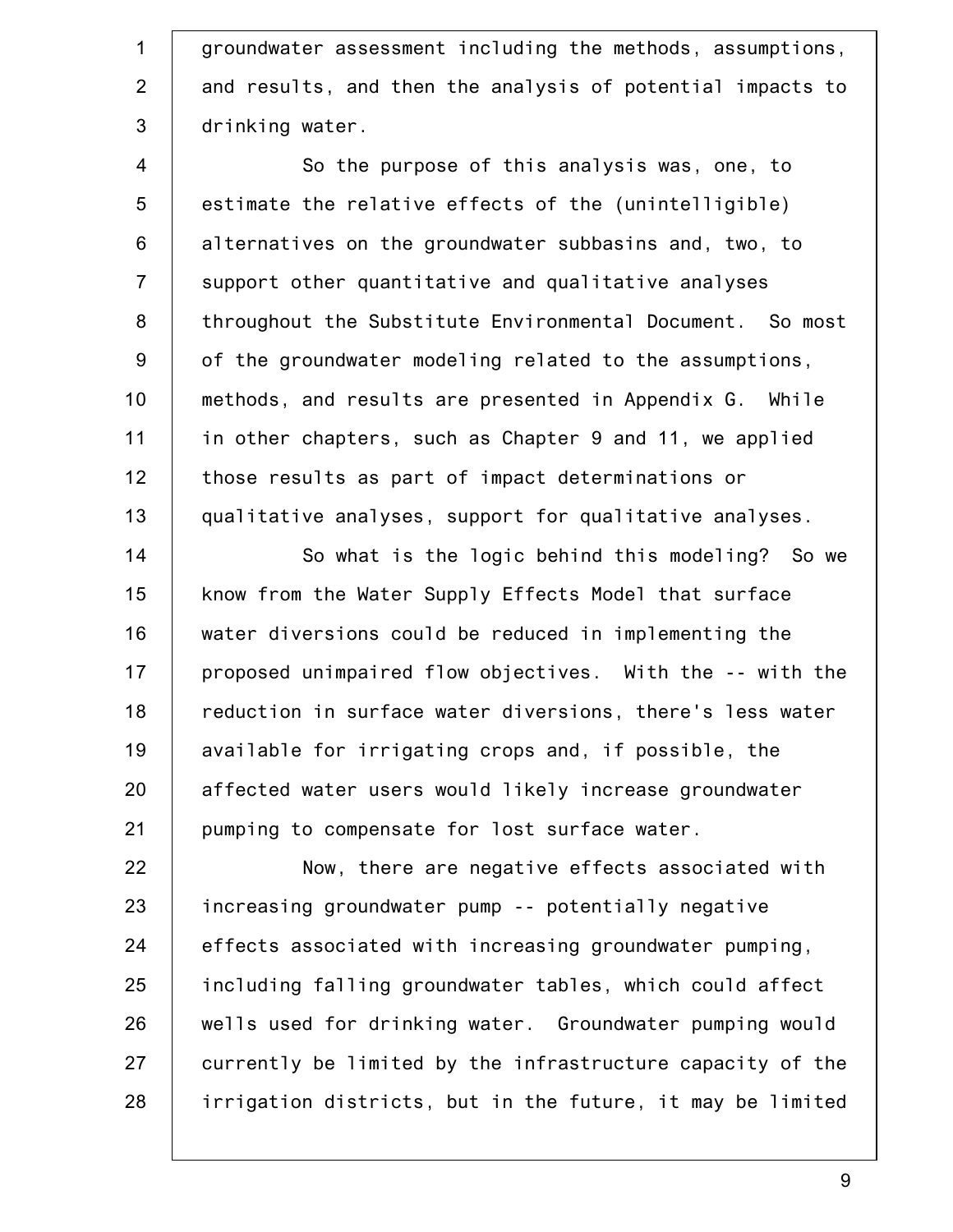groundwater assessment including the methods, assumptions, and results, and then the analysis of potential impacts to drinking water.

So the purpose of this analysis was, one, to estimate the relative effects of the (unintelligible) alternatives on the groundwater subbasins and, two, to support other quantitative and qualitative analyses throughout the Substitute Environmental Document. So most of the groundwater modeling related to the assumptions, methods, and results are presented in Appendix G. While in other chapters, such as Chapter 9 and 11, we applied those results as part of impact determinations or qualitative analyses, support for qualitative analyses.

So what is the logic behind this modeling? So we know from the Water Supply Effects Model that surface water diversions could be reduced in implementing the proposed unimpaired flow objectives. With the -- with the reduction in surface water diversions, there's less water available for irrigating crops and, if possible, the affected water users would likely increase groundwater pumping to compensate for lost surface water.

Now, there are negative effects associated with increasing groundwater pump -- potentially negative effects associated with increasing groundwater pumping, including falling groundwater tables, which could affect wells used for drinking water. Groundwater pumping would currently be limited by the infrastructure capacity of the irrigation districts, but in the future, it may be limited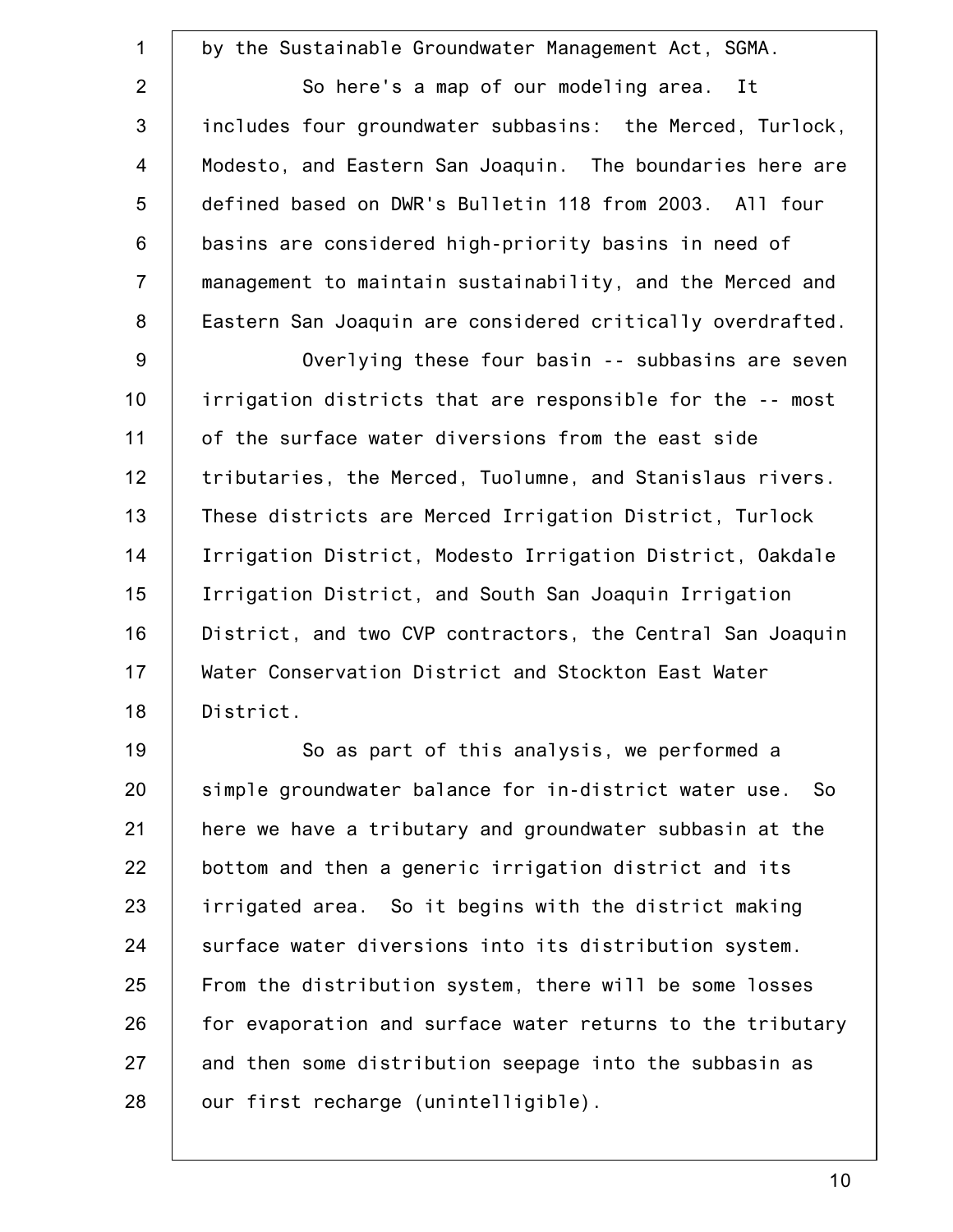by the Sustainable Groundwater Management Act, SGMA.

So here's a map of our modeling area. It includes four groundwater subbasins: the Merced, Turlock, Modesto, and Eastern San Joaquin. The boundaries here are defined based on DWR's Bulletin 118 from 2003. All four basins are considered high-priority basins in need of management to maintain sustainability, and the Merced and Eastern San Joaquin are considered critically overdrafted.

Overlying these four basin -- subbasins are seven irrigation districts that are responsible for the -- most of the surface water diversions from the east side tributaries, the Merced, Tuolumne, and Stanislaus rivers. These districts are Merced Irrigation District, Turlock Irrigation District, Modesto Irrigation District, Oakdale Irrigation District, and South San Joaquin Irrigation District, and two CVP contractors, the Central San Joaquin Water Conservation District and Stockton East Water District.

So as part of this analysis, we performed a simple groundwater balance for in-district water use. So here we have a tributary and groundwater subbasin at the bottom and then a generic irrigation district and its irrigated area. So it begins with the district making surface water diversions into its distribution system. From the distribution system, there will be some losses for evaporation and surface water returns to the tributary and then some distribution seepage into the subbasin as our first recharge (unintelligible).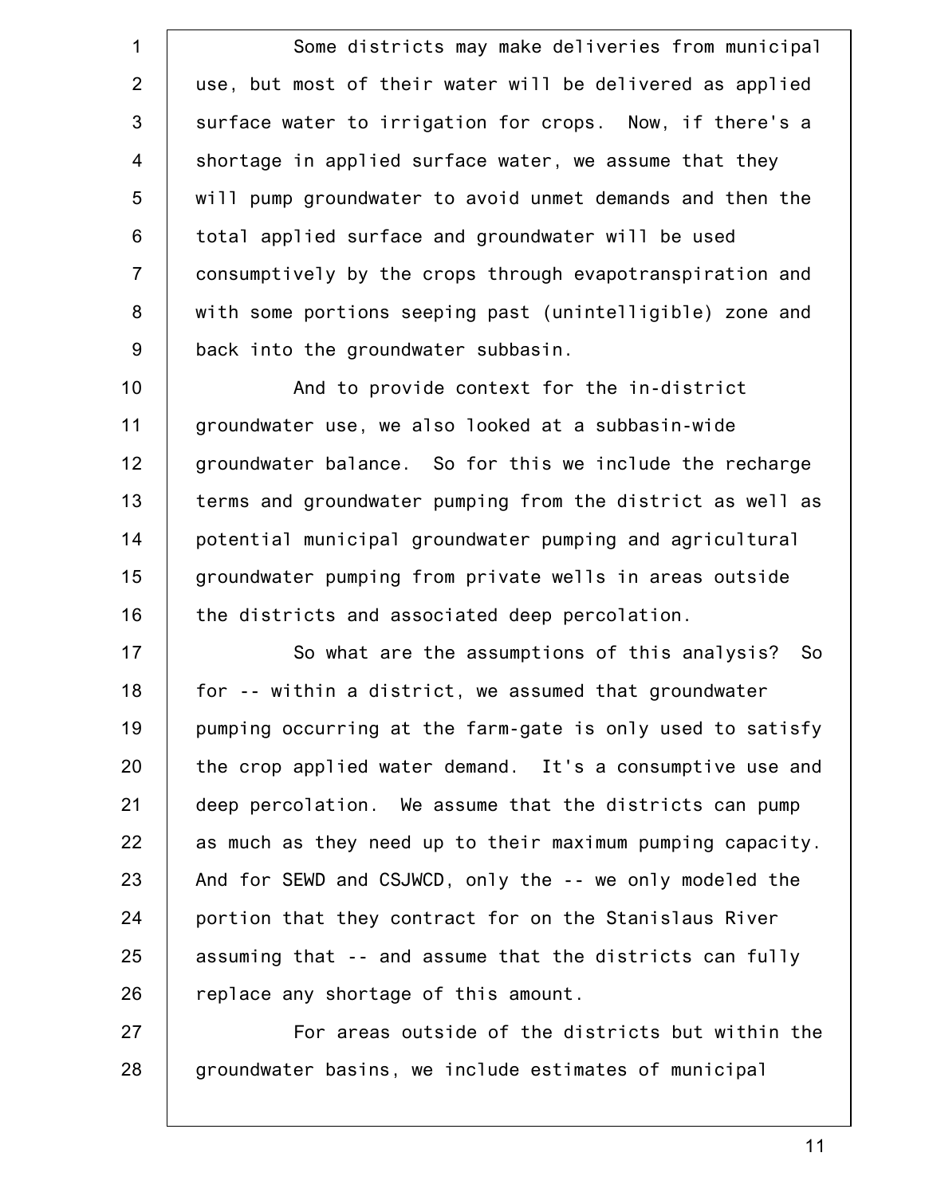Some districts may make deliveries from municipal use, but most of their water will be delivered as applied surface water to irrigation for crops. Now, if there's a shortage in applied surface water, we assume that they will pump groundwater to avoid unmet demands and then the total applied surface and groundwater will be used consumptively by the crops through evapotranspiration and with some portions seeping past (unintelligible) zone and back into the groundwater subbasin.

And to provide context for the in-district groundwater use, we also looked at a subbasin-wide groundwater balance. So for this we include the recharge terms and groundwater pumping from the district as well as potential municipal groundwater pumping and agricultural groundwater pumping from private wells in areas outside the districts and associated deep percolation.

So what are the assumptions of this analysis? So for -- within a district, we assumed that groundwater pumping occurring at the farm-gate is only used to satisfy the crop applied water demand. It's a consumptive use and deep percolation. We assume that the districts can pump as much as they need up to their maximum pumping capacity. And for SEWD and CSJWCD, only the -- we only modeled the portion that they contract for on the Stanislaus River assuming that -- and assume that the districts can fully replace any shortage of this amount.

For areas outside of the districts but within the groundwater basins, we include estimates of municipal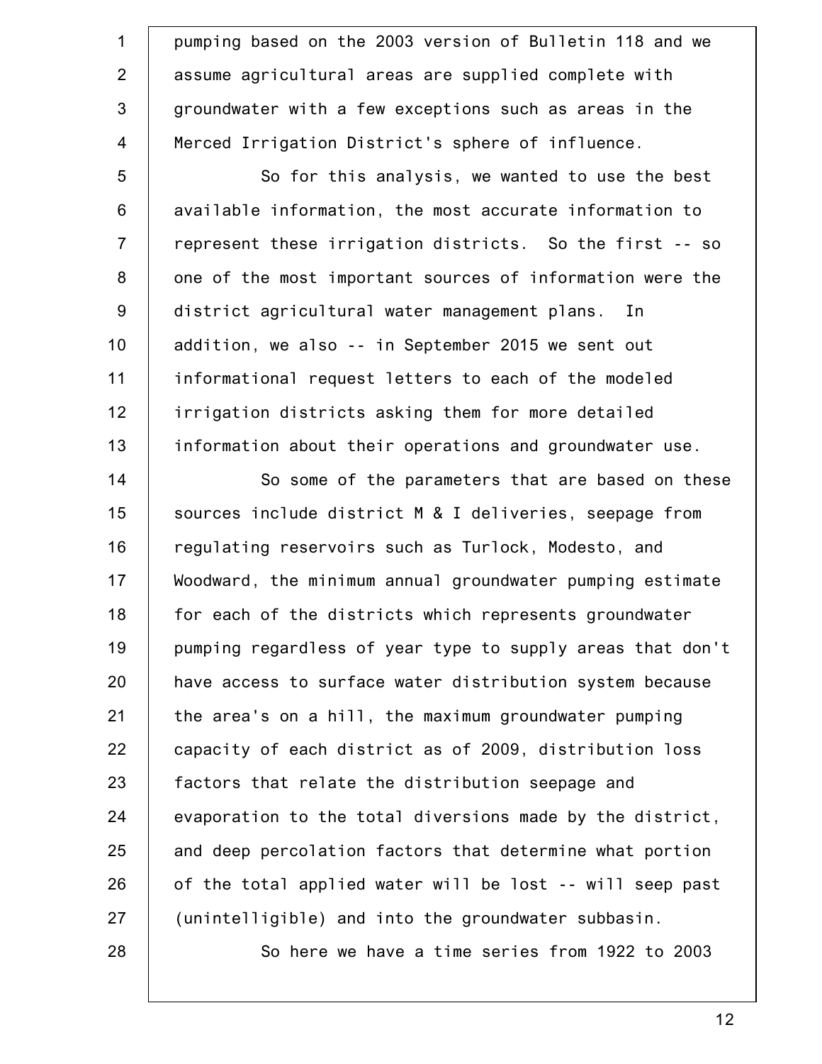pumping based on the 2003 version of Bulletin 118 and we assume agricultural areas are supplied complete with groundwater with a few exceptions such as areas in the Merced Irrigation District's sphere of influence.

So for this analysis, we wanted to use the best available information, the most accurate information to represent these irrigation districts. So the first -- so one of the most important sources of information were the district agricultural water management plans. In addition, we also -- in September 2015 we sent out informational request letters to each of the modeled irrigation districts asking them for more detailed information about their operations and groundwater use.

So some of the parameters that are based on these sources include district M & I deliveries, seepage from regulating reservoirs such as Turlock, Modesto, and Woodward, the minimum annual groundwater pumping estimate for each of the districts which represents groundwater pumping regardless of year type to supply areas that don't have access to surface water distribution system because the area's on a hill, the maximum groundwater pumping capacity of each district as of 2009, distribution loss factors that relate the distribution seepage and evaporation to the total diversions made by the district, and deep percolation factors that determine what portion of the total applied water will be lost -- will seep past (unintelligible) and into the groundwater subbasin.

So here we have a time series from 1922 to 2003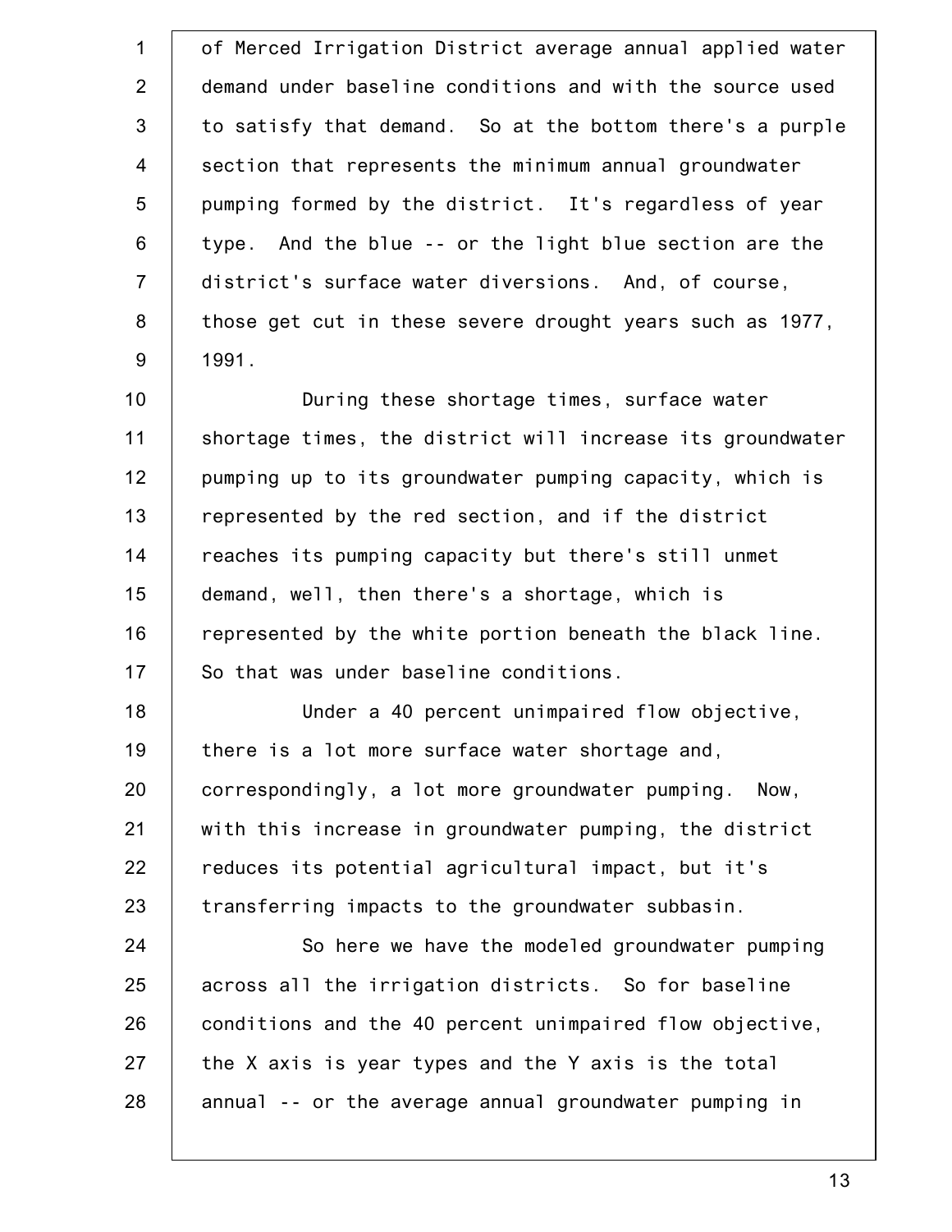of Merced Irrigation District average annual applied water demand under baseline conditions and with the source used to satisfy that demand. So at the bottom there's a purple section that represents the minimum annual groundwater pumping formed by the district. It's regardless of year type. And the blue -- or the light blue section are the district's surface water diversions. And, of course, those get cut in these severe drought years such as 1977, 1991.

During these shortage times, surface water shortage times, the district will increase its groundwater pumping up to its groundwater pumping capacity, which is represented by the red section, and if the district reaches its pumping capacity but there's still unmet demand, well, then there's a shortage, which is represented by the white portion beneath the black line. So that was under baseline conditions.

Under a 40 percent unimpaired flow objective, there is a lot more surface water shortage and, correspondingly, a lot more groundwater pumping. Now, with this increase in groundwater pumping, the district reduces its potential agricultural impact, but it's transferring impacts to the groundwater subbasin.

So here we have the modeled groundwater pumping across all the irrigation districts. So for baseline conditions and the 40 percent unimpaired flow objective, the X axis is year types and the Y axis is the total annual -- or the average annual groundwater pumping in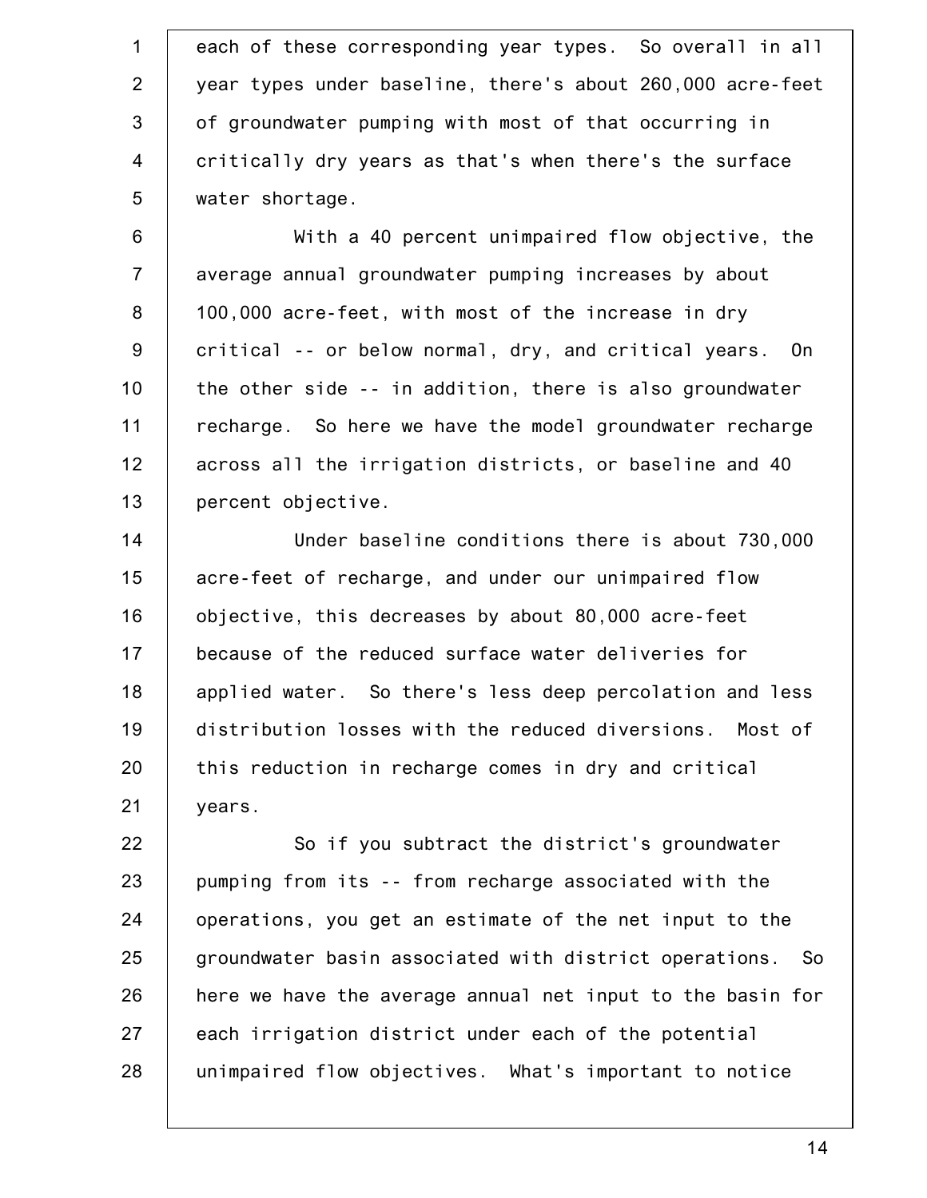each of these corresponding year types. So overall in all year types under baseline, there's about 260,000 acre-feet of groundwater pumping with most of that occurring in critically dry years as that's when there's the surface water shortage.

With a 40 percent unimpaired flow objective, the average annual groundwater pumping increases by about 100,000 acre-feet, with most of the increase in dry critical -- or below normal, dry, and critical years. On the other side -- in addition, there is also groundwater recharge. So here we have the model groundwater recharge across all the irrigation districts, or baseline and 40 percent objective.

Under baseline conditions there is about 730,000 acre-feet of recharge, and under our unimpaired flow objective, this decreases by about 80,000 acre-feet because of the reduced surface water deliveries for applied water. So there's less deep percolation and less distribution losses with the reduced diversions. Most of this reduction in recharge comes in dry and critical years.

So if you subtract the district's groundwater pumping from its -- from recharge associated with the operations, you get an estimate of the net input to the groundwater basin associated with district operations. So here we have the average annual net input to the basin for each irrigation district under each of the potential unimpaired flow objectives. What's important to notice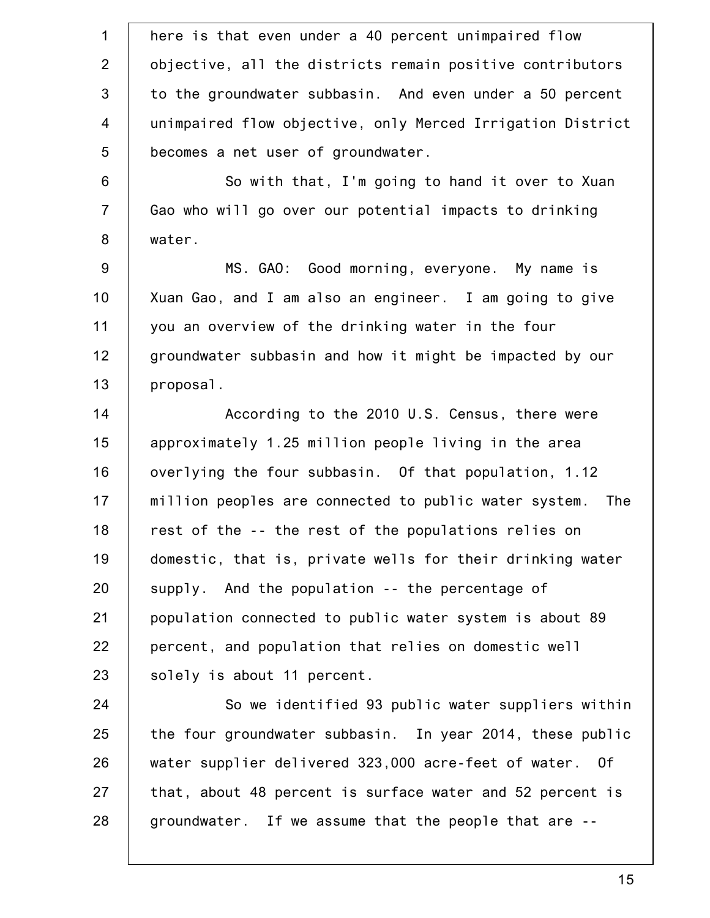here is that even under a 40 percent unimpaired flow objective, all the districts remain positive contributors to the groundwater subbasin. And even under a 50 percent unimpaired flow objective, only Merced Irrigation District becomes a net user of groundwater.

So with that, I'm going to hand it over to Xuan Gao who will go over our potential impacts to drinking water.

MS. GAO: Good morning, everyone. My name is Xuan Gao, and I am also an engineer. I am going to give you an overview of the drinking water in the four groundwater subbasin and how it might be impacted by our proposal.

According to the 2010 U.S. Census, there were approximately 1.25 million people living in the area overlying the four subbasin. Of that population, 1.12 million peoples are connected to public water system. The rest of the -- the rest of the populations relies on domestic, that is, private wells for their drinking water supply. And the population -- the percentage of population connected to public water system is about 89 percent, and population that relies on domestic well solely is about 11 percent.

So we identified 93 public water suppliers within the four groundwater subbasin. In year 2014, these public water supplier delivered 323,000 acre-feet of water. Of that, about 48 percent is surface water and 52 percent is groundwater. If we assume that the people that are --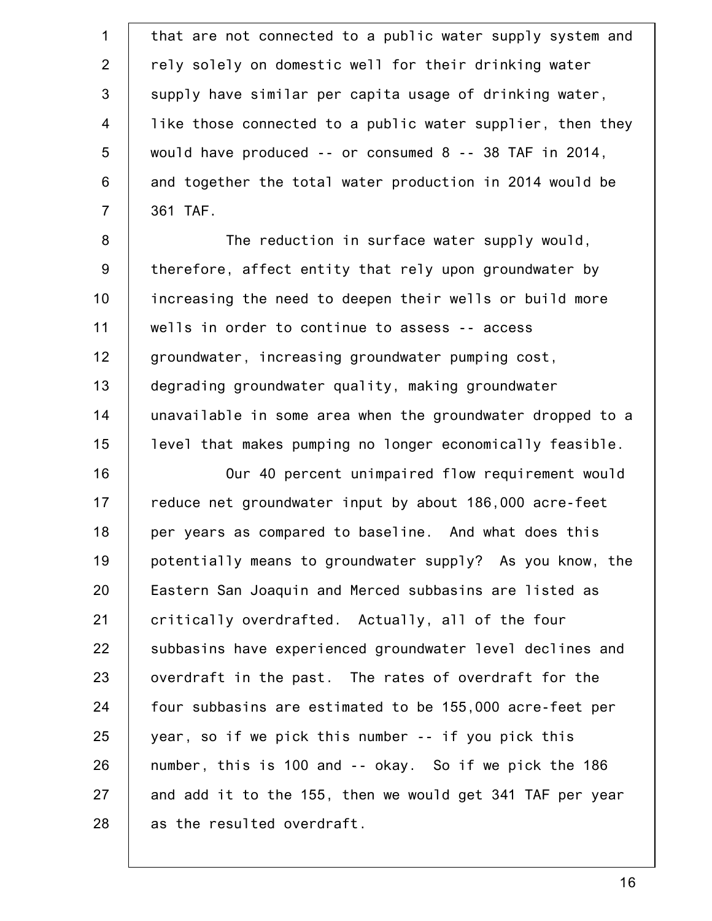that are not connected to a public water supply system and rely solely on domestic well for their drinking water supply have similar per capita usage of drinking water, like those connected to a public water supplier, then they would have produced -- or consumed 8 -- 38 TAF in 2014, and together the total water production in 2014 would be 361 TAF.

The reduction in surface water supply would, therefore, affect entity that rely upon groundwater by increasing the need to deepen their wells or build more wells in order to continue to assess -- access groundwater, increasing groundwater pumping cost, degrading groundwater quality, making groundwater unavailable in some area when the groundwater dropped to a level that makes pumping no longer economically feasible.

Our 40 percent unimpaired flow requirement would reduce net groundwater input by about 186,000 acre-feet per years as compared to baseline. And what does this potentially means to groundwater supply? As you know, the Eastern San Joaquin and Merced subbasins are listed as critically overdrafted. Actually, all of the four subbasins have experienced groundwater level declines and overdraft in the past. The rates of overdraft for the four subbasins are estimated to be 155,000 acre-feet per year, so if we pick this number -- if you pick this number, this is 100 and -- okay. So if we pick the 186 and add it to the 155, then we would get 341 TAF per year as the resulted overdraft.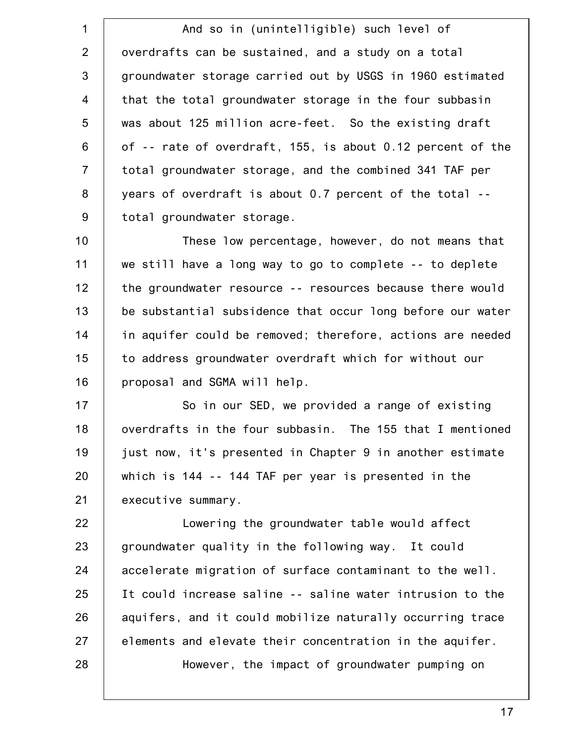And so in (unintelligible) such level of overdrafts can be sustained, and a study on a total groundwater storage carried out by USGS in 1960 estimated that the total groundwater storage in the four subbasin was about 125 million acre-feet. So the existing draft of -- rate of overdraft, 155, is about 0.12 percent of the total groundwater storage, and the combined 341 TAF per years of overdraft is about 0.7 percent of the total -- total groundwater storage.

These low percentage, however, do not means that we still have a long way to go to complete -- to deplete the groundwater resource -- resources because there would be substantial subsidence that occur long before our water in aquifer could be removed; therefore, actions are needed to address groundwater overdraft which for without our proposal and SGMA will help.

So in our SED, we provided a range of existing overdrafts in the four subbasin. The 155 that I mentioned just now, it's presented in Chapter 9 in another estimate which is 144 -- 144 TAF per year is presented in the executive summary.

Lowering the groundwater table would affect groundwater quality in the following way. It could accelerate migration of surface contaminant to the well. It could increase saline -- saline water intrusion to the aquifers, and it could mobilize naturally occurring trace elements and elevate their concentration in the aquifer.

However, the impact of groundwater pumping on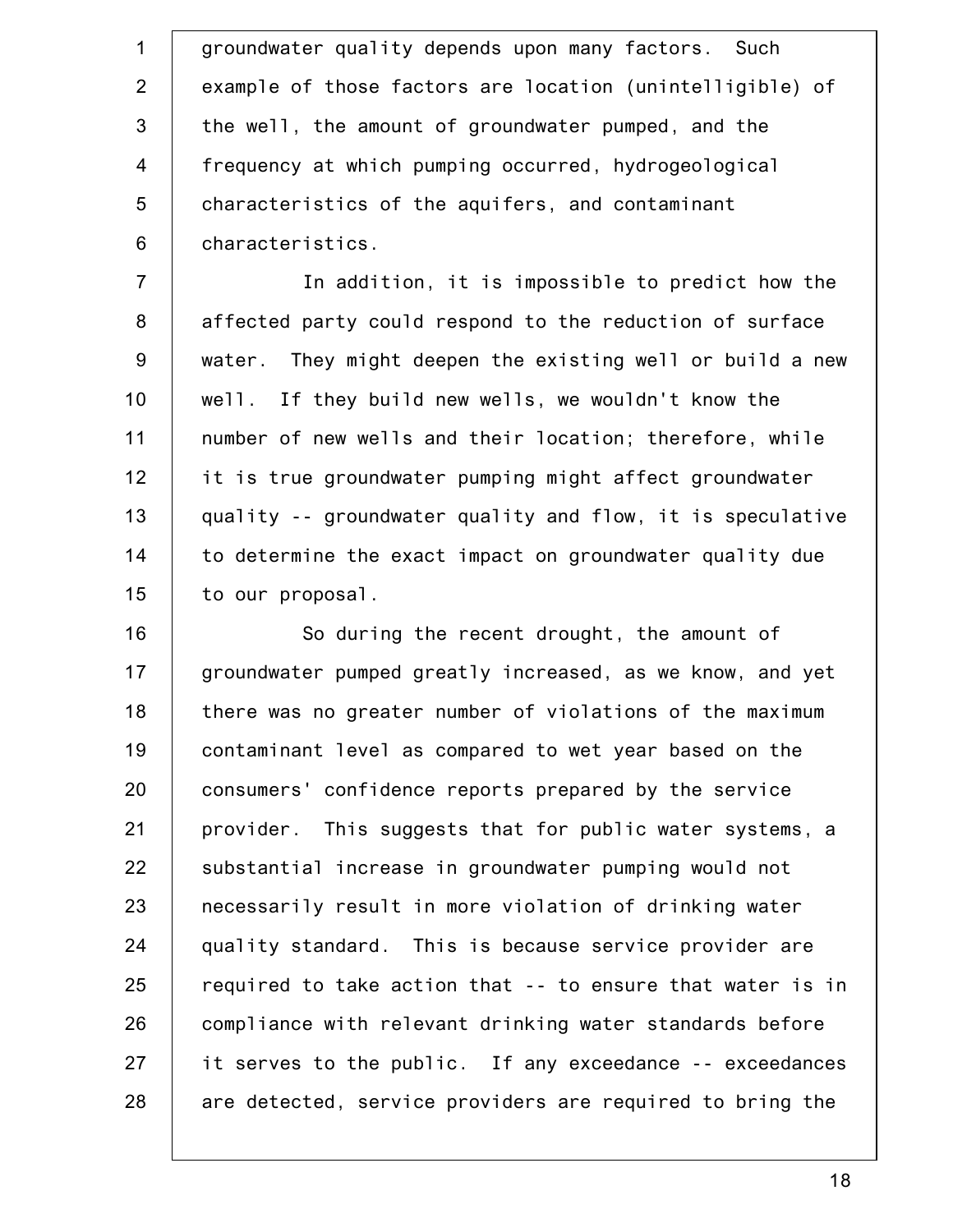groundwater quality depends upon many factors. Such example of those factors are location (unintelligible) of the well, the amount of groundwater pumped, and the frequency at which pumping occurred, hydrogeological characteristics of the aquifers, and contaminant characteristics.

In addition, it is impossible to predict how the affected party could respond to the reduction of surface water. They might deepen the existing well or build a new well. If they build new wells, we wouldn't know the number of new wells and their location; therefore, while it is true groundwater pumping might affect groundwater quality -- groundwater quality and flow, it is speculative to determine the exact impact on groundwater quality due to our proposal.

So during the recent drought, the amount of groundwater pumped greatly increased, as we know, and yet there was no greater number of violations of the maximum contaminant level as compared to wet year based on the consumers' confidence reports prepared by the service provider. This suggests that for public water systems, a substantial increase in groundwater pumping would not necessarily result in more violation of drinking water quality standard. This is because service provider are required to take action that -- to ensure that water is in compliance with relevant drinking water standards before it serves to the public. If any exceedance -- exceedances are detected, service providers are required to bring the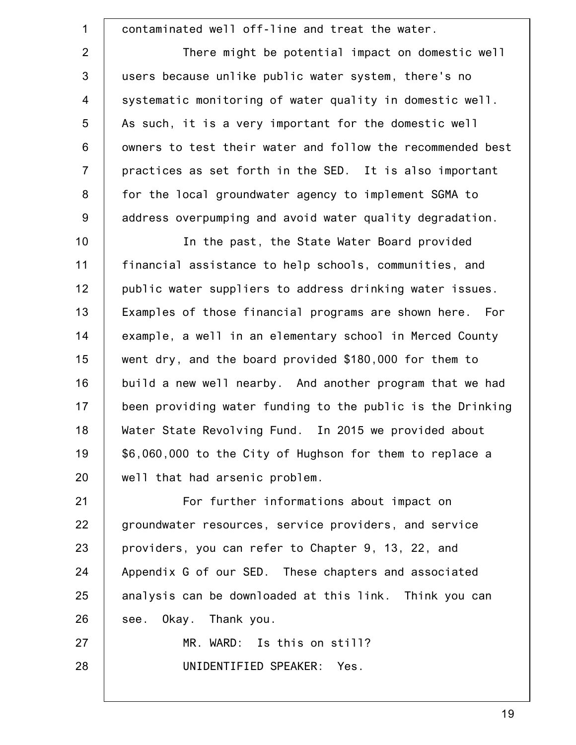contaminated well off-line and treat the water.

There might be potential impact on domestic well users because unlike public water system, there's no systematic monitoring of water quality in domestic well. As such, it is a very important for the domestic well owners to test their water and follow the recommended best practices as set forth in the SED. It is also important for the local groundwater agency to implement SGMA to address overpumping and avoid water quality degradation.

In the past, the State Water Board provided financial assistance to help schools, communities, and public water suppliers to address drinking water issues. Examples of those financial programs are shown here. For example, a well in an elementary school in Merced County went dry, and the board provided $180,000 for them to build a new well nearby. And another program that we had been providing water funding to the public is the Drinking Water State Revolving Fund. In 2015 we provided about $6,060,000 to the City of Hughson for them to replace a well that had arsenic problem.

For further informations about impact on groundwater resources, service providers, and service providers, you can refer to Chapter 9, 13, 22, and Appendix G of our SED. These chapters and associated analysis can be downloaded at this link. Think you can see. Okay. Thank you.

MR. WARD: Is this on still?

UNIDENTIFIED SPEAKER: Yes.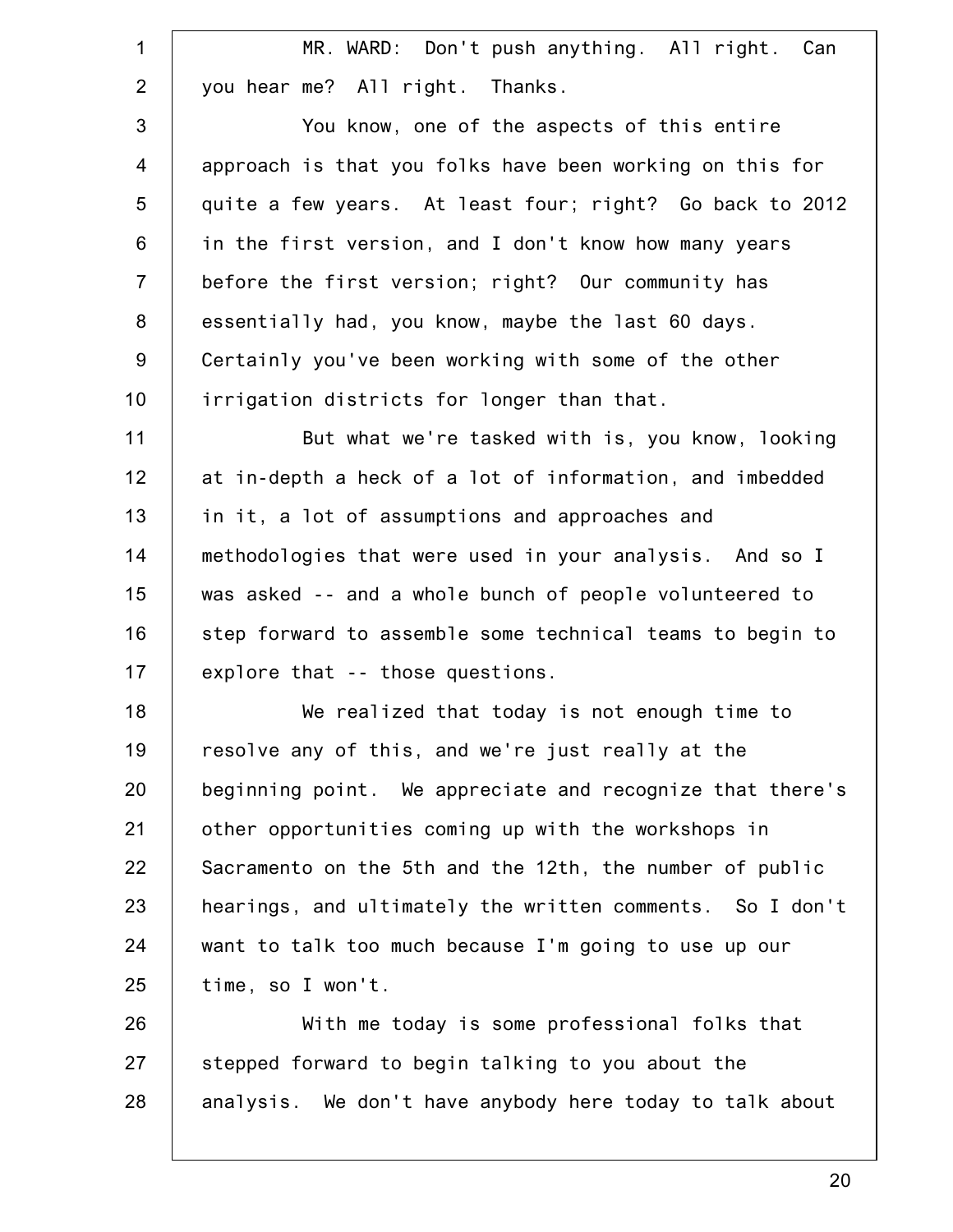MR. WARD: Don't push anything. All right. Can you hear me? All right. Thanks.

You know, one of the aspects of this entire approach is that you folks have been working on this for quite a few years. At least four; right? Go back to 2012 in the first version, and I don't know how many years before the first version; right? Our community has essentially had, you know, maybe the last 60 days. Certainly you've been working with some of the other irrigation districts for longer than that.

But what we're tasked with is, you know, looking at in-depth a heck of a lot of information, and imbedded in it, a lot of assumptions and approaches and methodologies that were used in your analysis. And so I was asked -- and a whole bunch of people volunteered to step forward to assemble some technical teams to begin to explore that -- those questions.

We realized that today is not enough time to resolve any of this, and we're just really at the beginning point. We appreciate and recognize that there's other opportunities coming up with the workshops in Sacramento on the 5th and the 12th, the number of public hearings, and ultimately the written comments. So I don't want to talk too much because I'm going to use up our time, so I won't.

With me today is some professional folks that stepped forward to begin talking to you about the analysis. We don't have anybody here today to talk about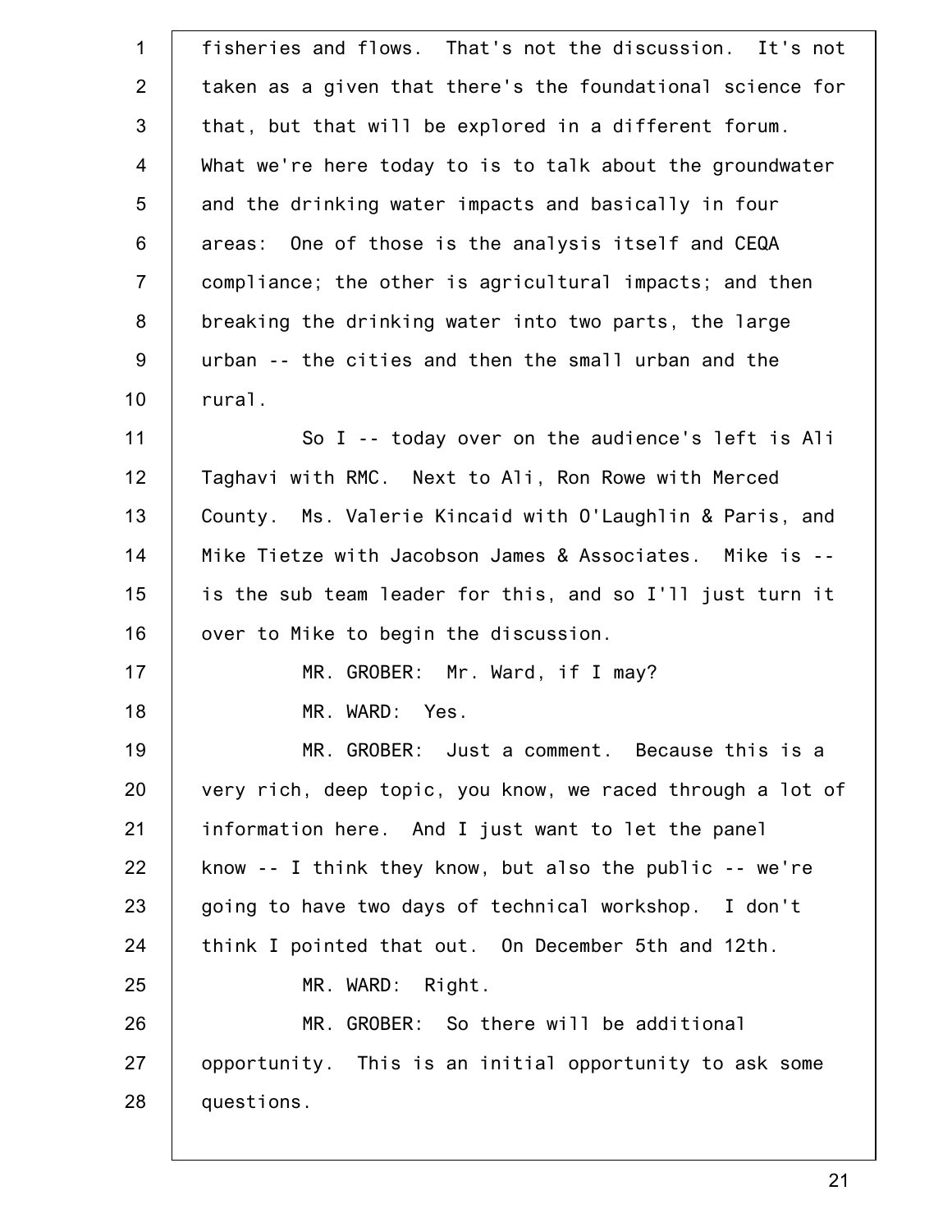fisheries and flows. That's not the discussion. It's not taken as a given that there's the foundational science for that, but that will be explored in a different forum. What we're here today to is to talk about the groundwater and the drinking water impacts and basically in four areas: One of those is the analysis itself and CEQA compliance; the other is agricultural impacts; and then breaking the drinking water into two parts, the large urban -- the cities and then the small urban and the rural.

So I -- today over on the audience's left is Ali Taghavi with RMC. Next to Ali, Ron Rowe with Merced County. Ms. Valerie Kincaid with O'Laughlin & Paris, and Mike Tietze with Jacobson James & Associates. Mike is -- is the sub team leader for this, and so I'll just turn it over to Mike to begin the discussion.

MR. GROBER: Mr. Ward, if I may?

MR. WARD: Yes.

MR. GROBER: Just a comment. Because this is a very rich, deep topic, you know, we raced through a lot of information here. And I just want to let the panel know -- I think they know, but also the public -- we're going to have two days of technical workshop. I don't think I pointed that out. On December 5th and 12th.

MR. WARD: Right.

MR. GROBER: So there will be additional opportunity. This is an initial opportunity to ask some questions.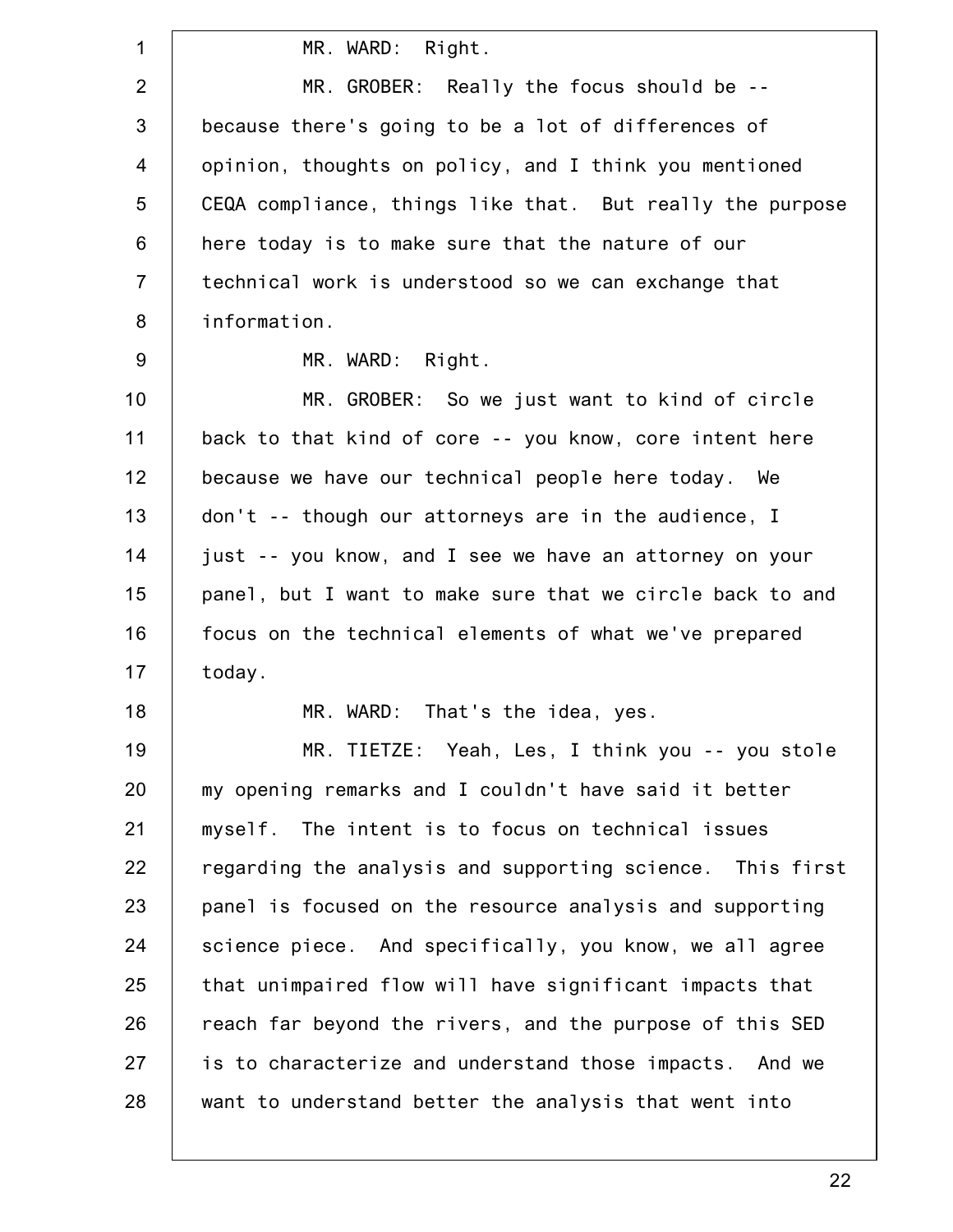MR. WARD: Right.

MR. GROBER: Really the focus should be -- because there's going to be a lot of differences of opinion, thoughts on policy, and I think you mentioned CEQA compliance, things like that. But really the purpose here today is to make sure that the nature of our technical work is understood so we can exchange that information.

MR. WARD: Right.

MR. GROBER: So we just want to kind of circle back to that kind of core -- you know, core intent here because we have our technical people here today. We don't -- though our attorneys are in the audience, I just -- you know, and I see we have an attorney on your panel, but I want to make sure that we circle back to and focus on the technical elements of what we've prepared today.

MR. WARD: That's the idea, yes.

MR. TIETZE: Yeah, Les, I think you -- you stole my opening remarks and I couldn't have said it better myself. The intent is to focus on technical issues regarding the analysis and supporting science. This first panel is focused on the resource analysis and supporting science piece. And specifically, you know, we all agree that unimpaired flow will have significant impacts that reach far beyond the rivers, and the purpose of this SED is to characterize and understand those impacts. And we want to understand better the analysis that went into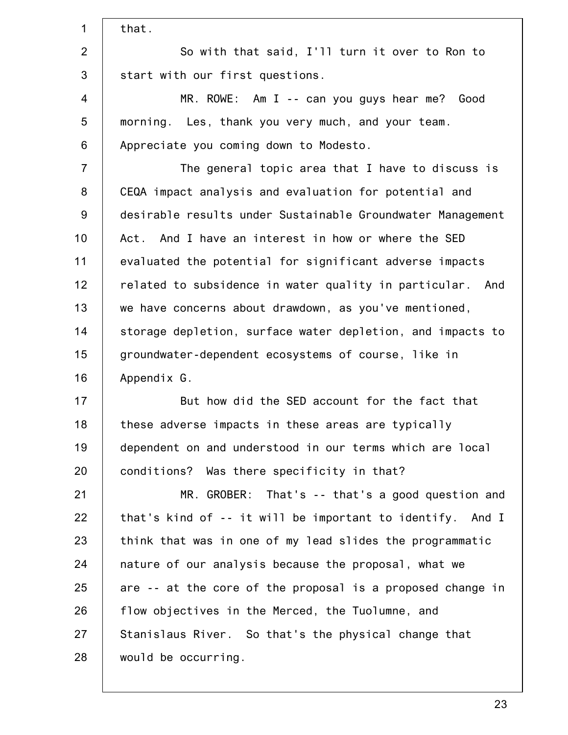that.

So with that said, I'll turn it over to Ron to start with our first questions.

MR. ROWE: Am I -- can you guys hear me? Good morning. Les, thank you very much, and your team. Appreciate you coming down to Modesto.

The general topic area that I have to discuss is CEQA impact analysis and evaluation for potential and desirable results under Sustainable Groundwater Management Act. And I have an interest in how or where the SED evaluated the potential for significant adverse impacts related to subsidence in water quality in particular. And we have concerns about drawdown, as you've mentioned, storage depletion, surface water depletion, and impacts to groundwater-dependent ecosystems of course, like in Appendix G.

But how did the SED account for the fact that these adverse impacts in these areas are typically dependent on and understood in our terms which are local conditions? Was there specificity in that?

MR. GROBER: That's -- that's a good question and that's kind of -- it will be important to identify. And I think that was in one of my lead slides the programmatic nature of our analysis because the proposal, what we are -- at the core of the proposal is a proposed change in flow objectives in the Merced, the Tuolumne, and Stanislaus River. So that's the physical change that would be occurring.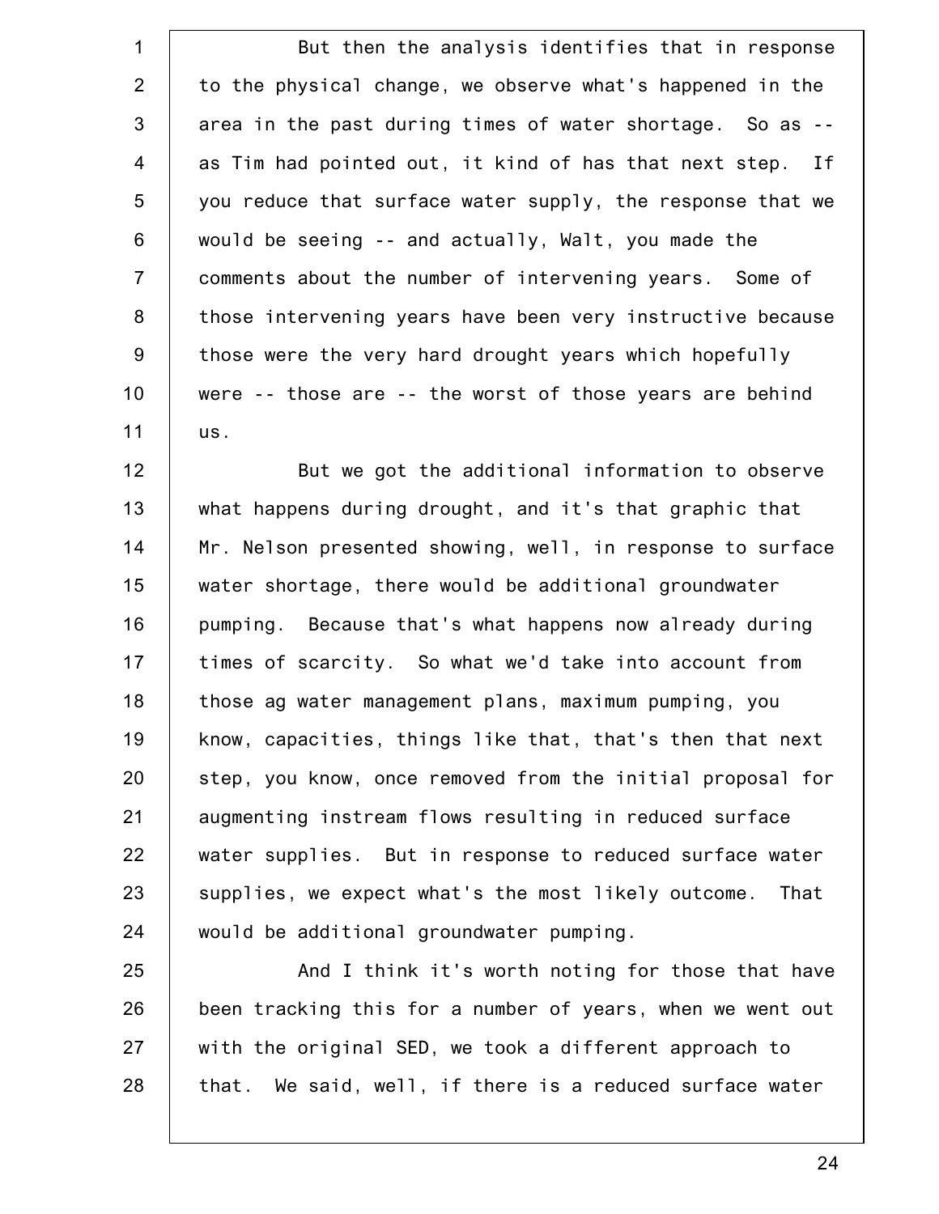But then the analysis identifies that in response to the physical change, we observe what's happened in the area in the past during times of water shortage. So as -- as Tim had pointed out, it kind of has that next step. If you reduce that surface water supply, the response that we would be seeing -- and actually, Walt, you made the comments about the number of intervening years. Some of those intervening years have been very instructive because those were the very hard drought years which hopefully were -- those are -- the worst of those years are behind us.

But we got the additional information to observe what happens during drought, and it's that graphic that Mr. Nelson presented showing, well, in response to surface water shortage, there would be additional groundwater pumping. Because that's what happens now already during times of scarcity. So what we'd take into account from those ag water management plans, maximum pumping, you know, capacities, things like that, that's then that next step, you know, once removed from the initial proposal for augmenting instream flows resulting in reduced surface water supplies. But in response to reduced surface water supplies, we expect what's the most likely outcome. That would be additional groundwater pumping.

And I think it's worth noting for those that have been tracking this for a number of years, when we went out with the original SED, we took a different approach to that. We said, well, if there is a reduced surface water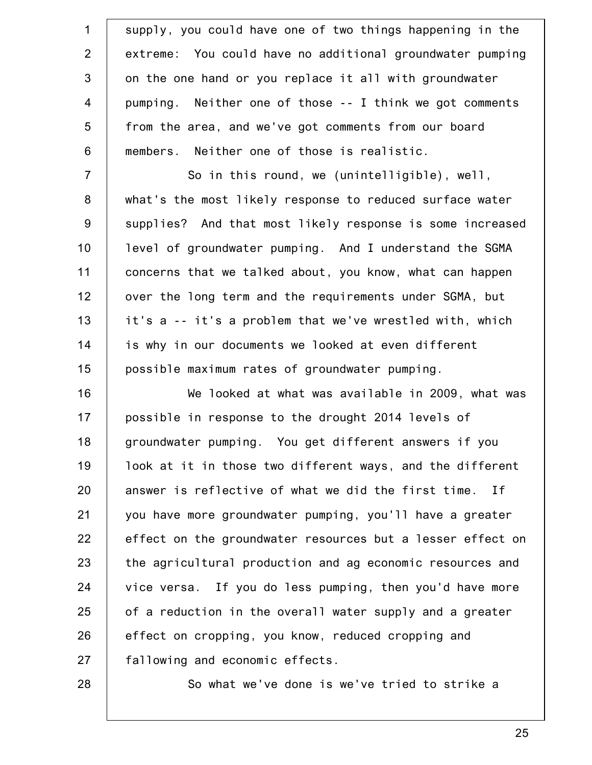supply, you could have one of two things happening in the extreme: You could have no additional groundwater pumping on the one hand or you replace it all with groundwater pumping. Neither one of those -- I think we got comments from the area, and we've got comments from our board members. Neither one of those is realistic.

So in this round, we (unintelligible), well, what's the most likely response to reduced surface water supplies? And that most likely response is some increased level of groundwater pumping. And I understand the SGMA concerns that we talked about, you know, what can happen over the long term and the requirements under SGMA, but it's a -- it's a problem that we've wrestled with, which is why in our documents we looked at even different possible maximum rates of groundwater pumping.

We looked at what was available in 2009, what was possible in response to the drought 2014 levels of groundwater pumping. You get different answers if you look at it in those two different ways, and the different answer is reflective of what we did the first time. If you have more groundwater pumping, you'll have a greater effect on the groundwater resources but a lesser effect on the agricultural production and ag economic resources and vice versa. If you do less pumping, then you'd have more of a reduction in the overall water supply and a greater effect on cropping, you know, reduced cropping and fallowing and economic effects.

So what we've done is we've tried to strike a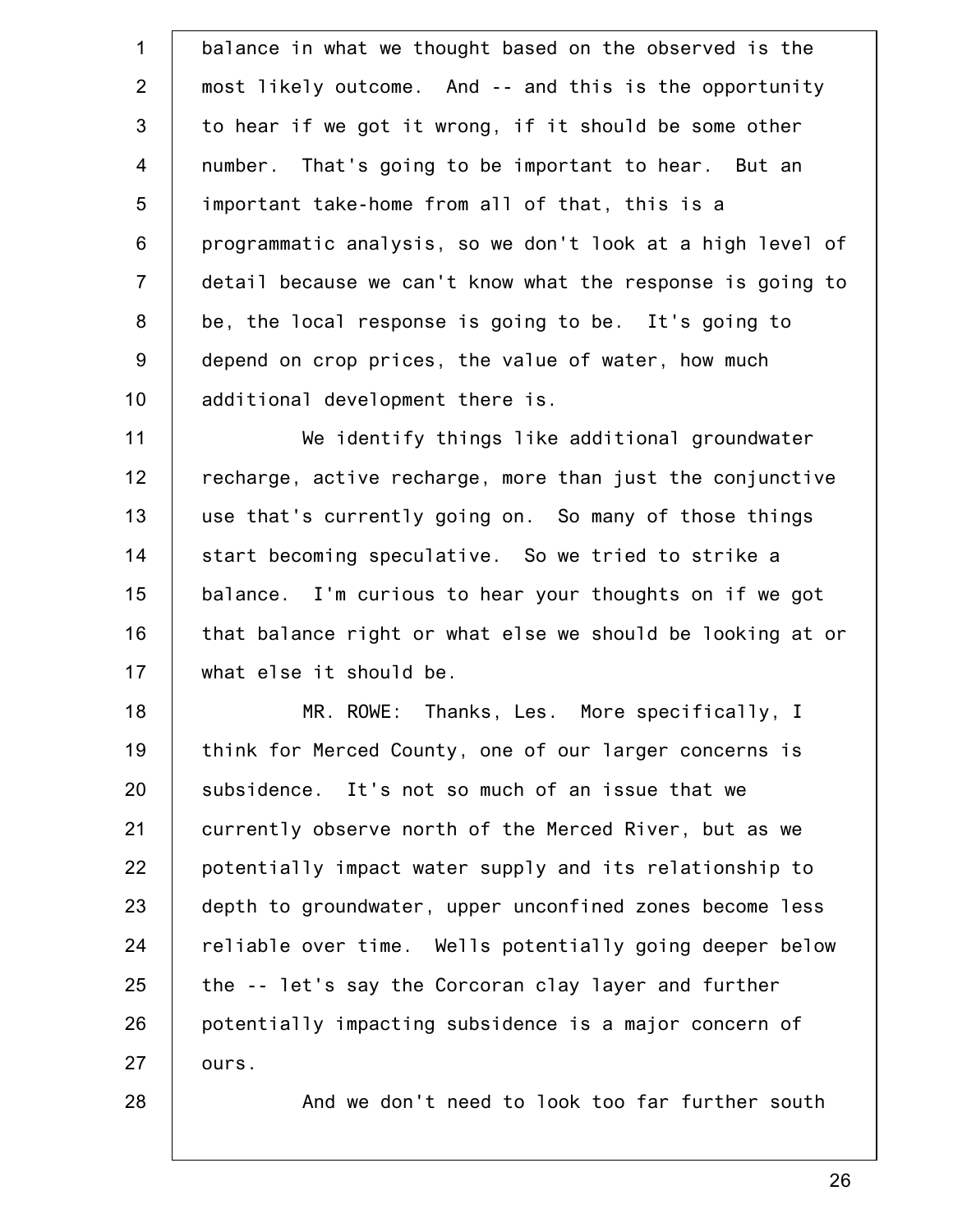balance in what we thought based on the observed is the most likely outcome. And -- and this is the opportunity to hear if we got it wrong, if it should be some other number. That's going to be important to hear. But an important take-home from all of that, this is a programmatic analysis, so we don't look at a high level of detail because we can't know what the response is going to be, the local response is going to be. It's going to depend on crop prices, the value of water, how much additional development there is.

We identify things like additional groundwater recharge, active recharge, more than just the conjunctive use that's currently going on. So many of those things start becoming speculative. So we tried to strike a balance. I'm curious to hear your thoughts on if we got that balance right or what else we should be looking at or what else it should be.

MR. ROWE: Thanks, Les. More specifically, I think for Merced County, one of our larger concerns is subsidence. It's not so much of an issue that we currently observe north of the Merced River, but as we potentially impact water supply and its relationship to depth to groundwater, upper unconfined zones become less reliable over time. Wells potentially going deeper below the -- let's say the Corcoran clay layer and further potentially impacting subsidence is a major concern of ours.

And we don't need to look too far further south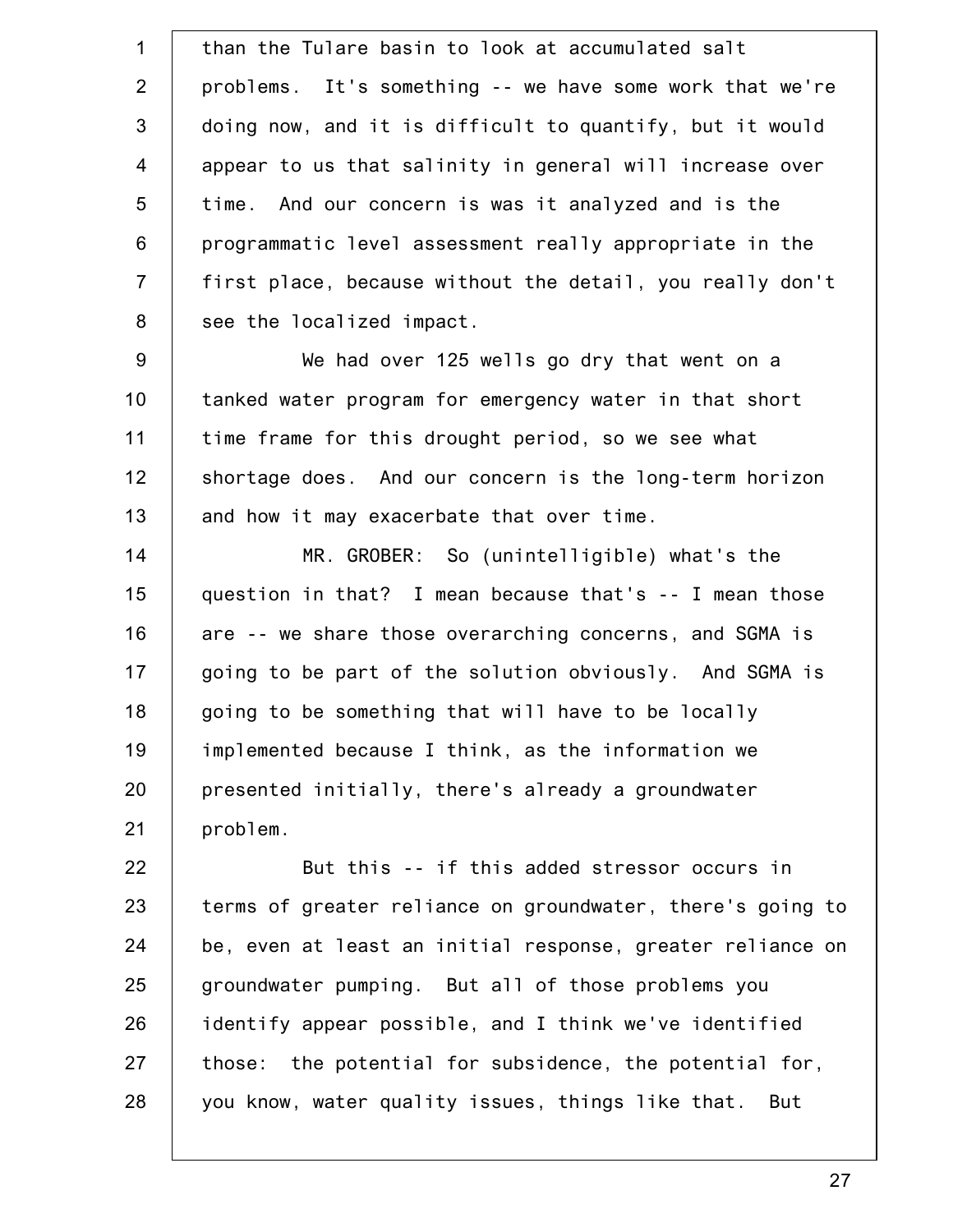than the Tulare basin to look at accumulated salt problems. It's something -- we have some work that we're doing now, and it is difficult to quantify, but it would appear to us that salinity in general will increase over time. And our concern is was it analyzed and is the programmatic level assessment really appropriate in the first place, because without the detail, you really don't see the localized impact.

We had over 125 wells go dry that went on a tanked water program for emergency water in that short time frame for this drought period, so we see what shortage does. And our concern is the long-term horizon and how it may exacerbate that over time.

MR. GROBER: So (unintelligible) what's the question in that? I mean because that's -- I mean those are -- we share those overarching concerns, and SGMA is going to be part of the solution obviously. And SGMA is going to be something that will have to be locally implemented because I think, as the information we presented initially, there's already a groundwater problem.

But this -- if this added stressor occurs in terms of greater reliance on groundwater, there's going to be, even at least an initial response, greater reliance on groundwater pumping. But all of those problems you identify appear possible, and I think we've identified those: the potential for subsidence, the potential for, you know, water quality issues, things like that. But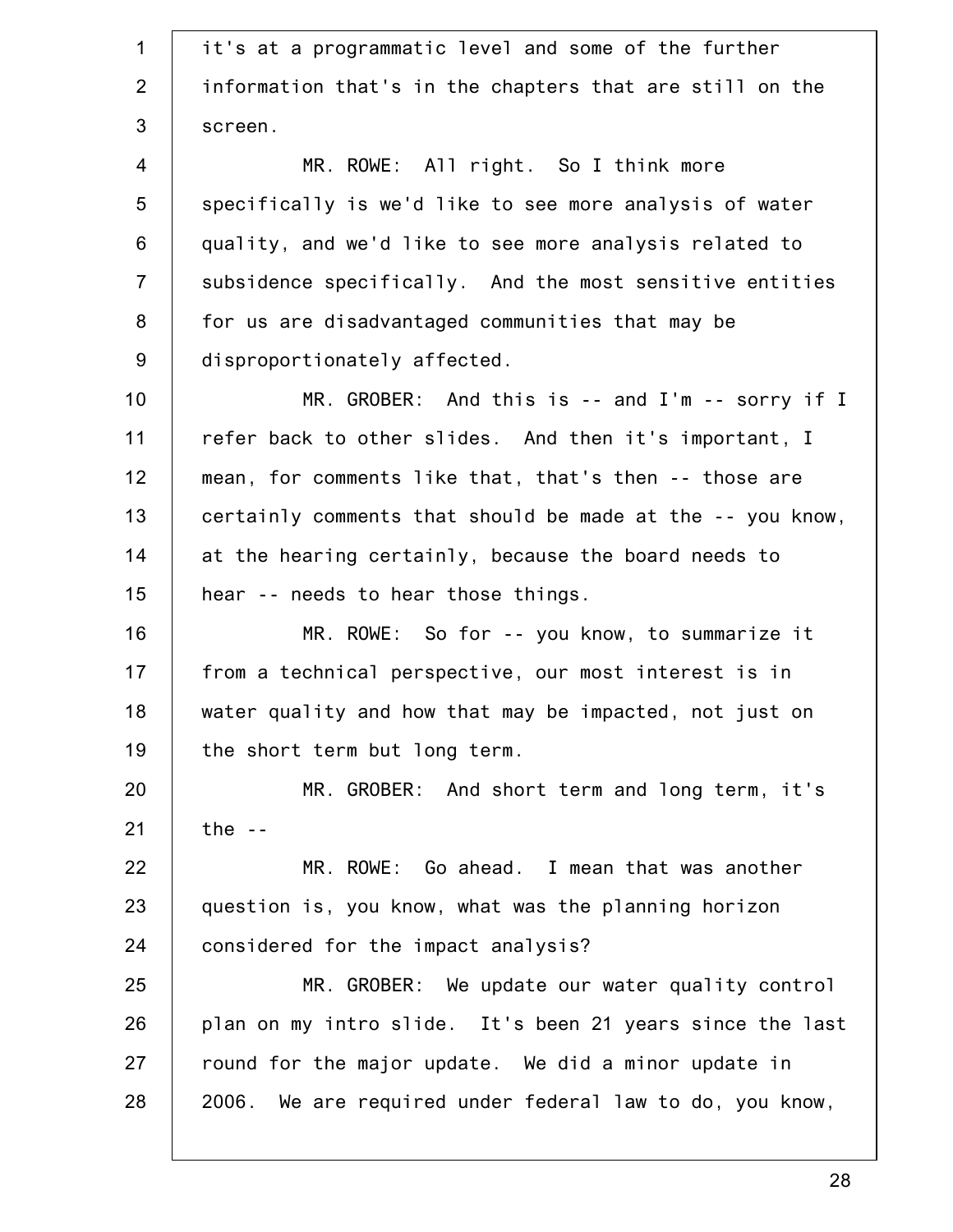it's at a programmatic level and some of the further information that's in the chapters that are still on the screen.

MR. ROWE: All right. So I think more specifically is we'd like to see more analysis of water quality, and we'd like to see more analysis related to subsidence specifically. And the most sensitive entities for us are disadvantaged communities that may be disproportionately affected.

MR. GROBER: And this is -- and I'm -- sorry if I refer back to other slides. And then it's important, I mean, for comments like that, that's then -- those are certainly comments that should be made at the -- you know, at the hearing certainly, because the board needs to hear -- needs to hear those things.

MR. ROWE: So for -- you know, to summarize it from a technical perspective, our most interest is in water quality and how that may be impacted, not just on the short term but long term.

MR. GROBER: And short term and long term, it's the --

MR. ROWE: Go ahead. I mean that was another question is, you know, what was the planning horizon considered for the impact analysis?

MR. GROBER: We update our water quality control plan on my intro slide. It's been 21 years since the last round for the major update. We did a minor update in 2006. We are required under federal law to do, you know,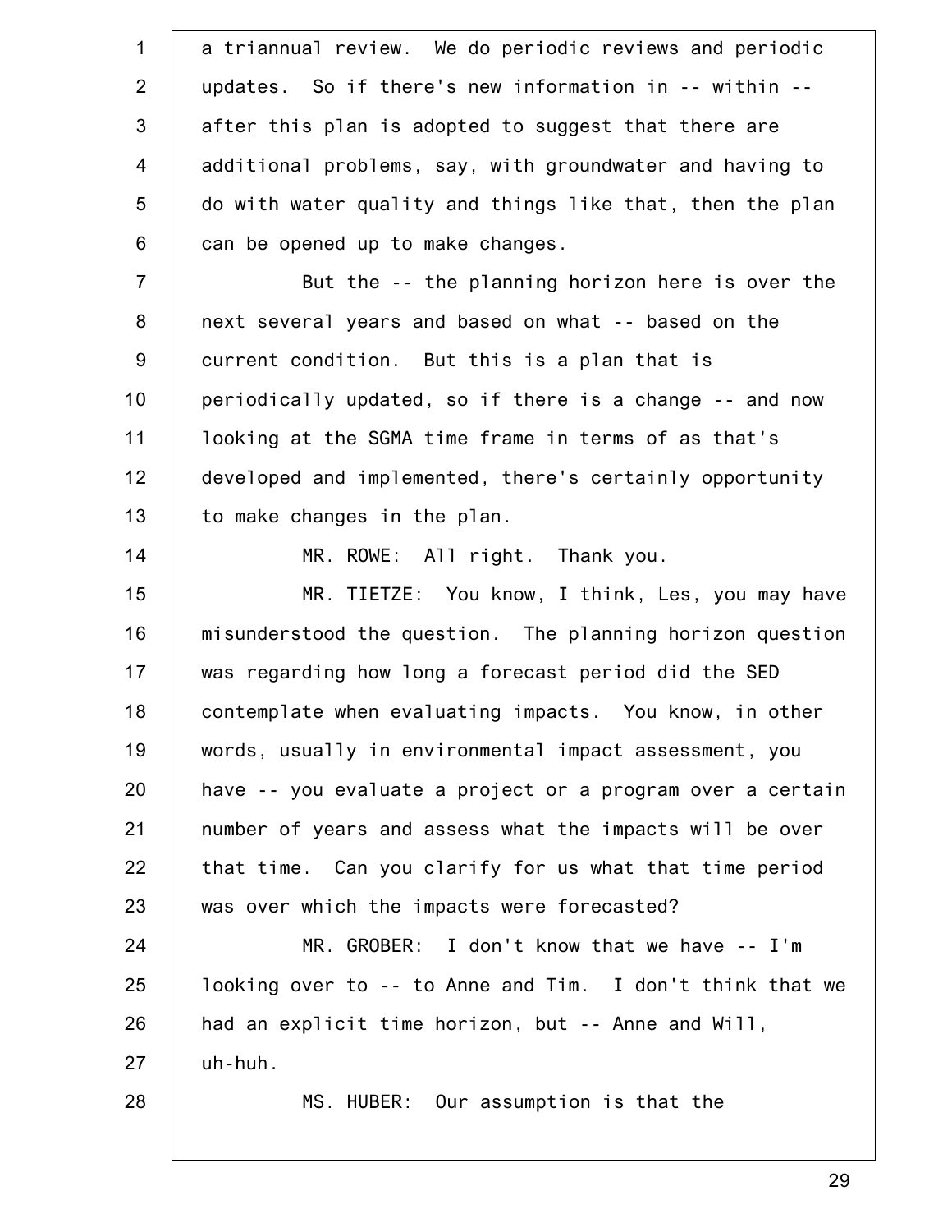a triannual review. We do periodic reviews and periodic updates. So if there's new information in -- within -- after this plan is adopted to suggest that there are additional problems, say, with groundwater and having to do with water quality and things like that, then the plan can be opened up to make changes.

But the -- the planning horizon here is over the next several years and based on what -- based on the current condition. But this is a plan that is periodically updated, so if there is a change -- and now looking at the SGMA time frame in terms of as that's developed and implemented, there's certainly opportunity to make changes in the plan.

MR. ROWE: All right. Thank you.

MR. TIETZE: You know, I think, Les, you may have misunderstood the question. The planning horizon question was regarding how long a forecast period did the SED contemplate when evaluating impacts. You know, in other words, usually in environmental impact assessment, you have -- you evaluate a project or a program over a certain number of years and assess what the impacts will be over that time. Can you clarify for us what that time period was over which the impacts were forecasted?

MR. GROBER: I don't know that we have -- I'm looking over to -- to Anne and Tim. I don't think that we had an explicit time horizon, but -- Anne and Will, uh-huh.

MS. HUBER: Our assumption is that the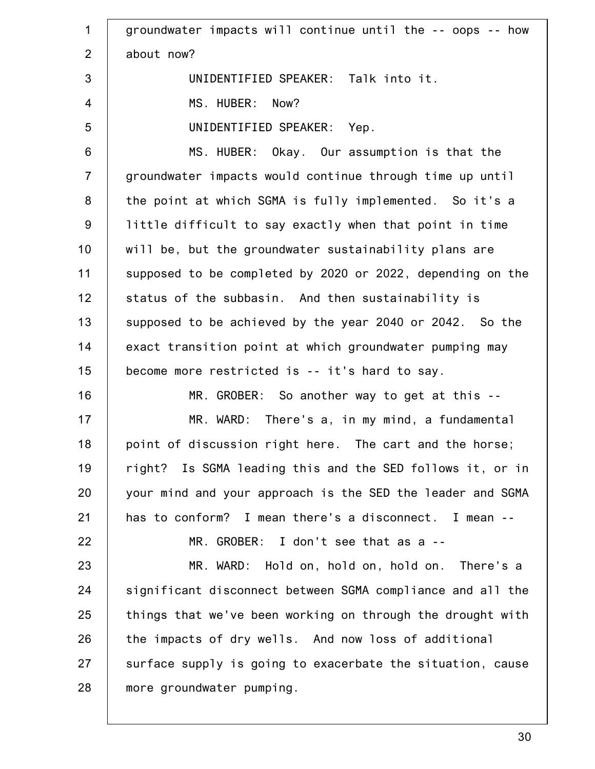groundwater impacts will continue until the -- oops -- how about now?

UNIDENTIFIED SPEAKER: Talk into it.

MS. HUBER: Now?

UNIDENTIFIED SPEAKER: Yep.

MS. HUBER: Okay. Our assumption is that the groundwater impacts would continue through time up until the point at which SGMA is fully implemented. So it's a little difficult to say exactly when that point in time will be, but the groundwater sustainability plans are supposed to be completed by 2020 or 2022, depending on the status of the subbasin. And then sustainability is supposed to be achieved by the year 2040 or 2042. So the exact transition point at which groundwater pumping may become more restricted is -- it's hard to say.

MR. GROBER: So another way to get at this --

MR. WARD: There's a, in my mind, a fundamental point of discussion right here. The cart and the horse; right? Is SGMA leading this and the SED follows it, or in your mind and your approach is the SED the leader and SGMA has to conform? I mean there's a disconnect. I mean --

MR. GROBER: I don't see that as a --

MR. WARD: Hold on, hold on, hold on. There's a significant disconnect between SGMA compliance and all the things that we've been working on through the drought with the impacts of dry wells. And now loss of additional surface supply is going to exacerbate the situation, cause more groundwater pumping.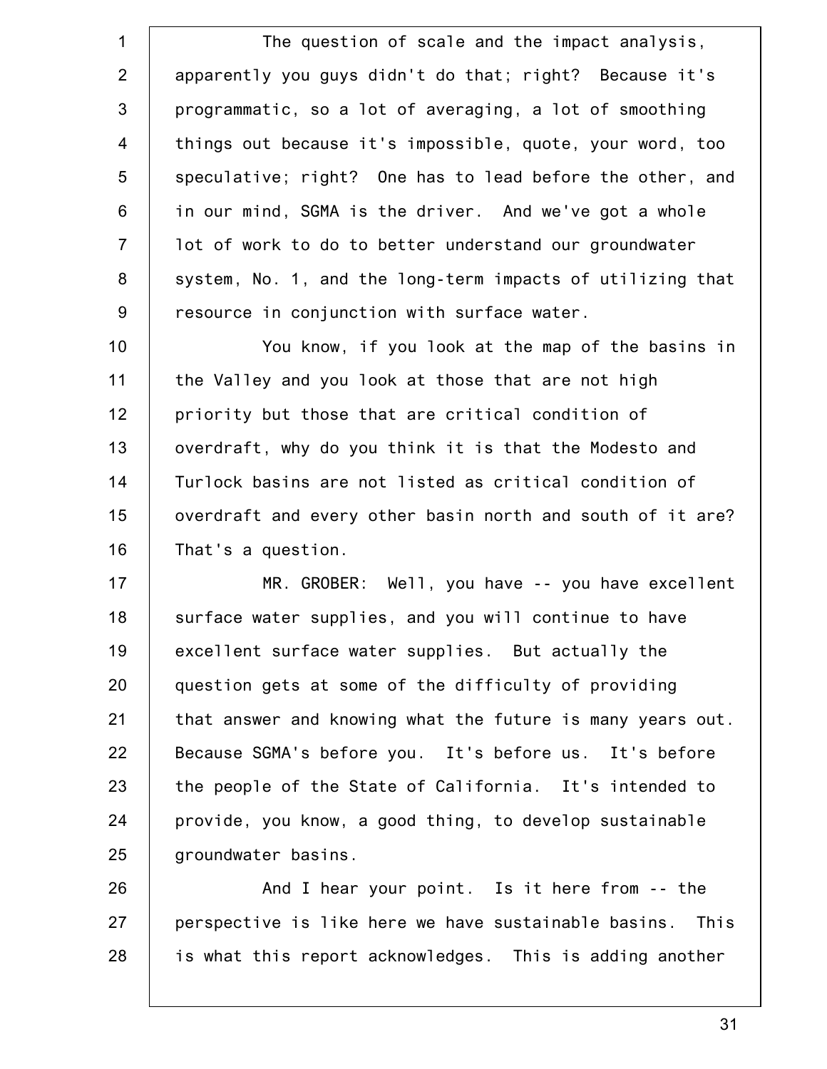The question of scale and the impact analysis, apparently you guys didn't do that; right? Because it's programmatic, so a lot of averaging, a lot of smoothing things out because it's impossible, quote, your word, too speculative; right? One has to lead before the other, and in our mind, SGMA is the driver. And we've got a whole lot of work to do to better understand our groundwater system, No. 1, and the long-term impacts of utilizing that resource in conjunction with surface water.

You know, if you look at the map of the basins in the Valley and you look at those that are not high priority but those that are critical condition of overdraft, why do you think it is that the Modesto and Turlock basins are not listed as critical condition of overdraft and every other basin north and south of it are? That's a question.

MR. GROBER: Well, you have -- you have excellent surface water supplies, and you will continue to have excellent surface water supplies. But actually the question gets at some of the difficulty of providing that answer and knowing what the future is many years out. Because SGMA's before you. It's before us. It's before the people of the State of California. It's intended to provide, you know, a good thing, to develop sustainable groundwater basins.

And I hear your point. Is it here from -- the perspective is like here we have sustainable basins. This is what this report acknowledges. This is adding another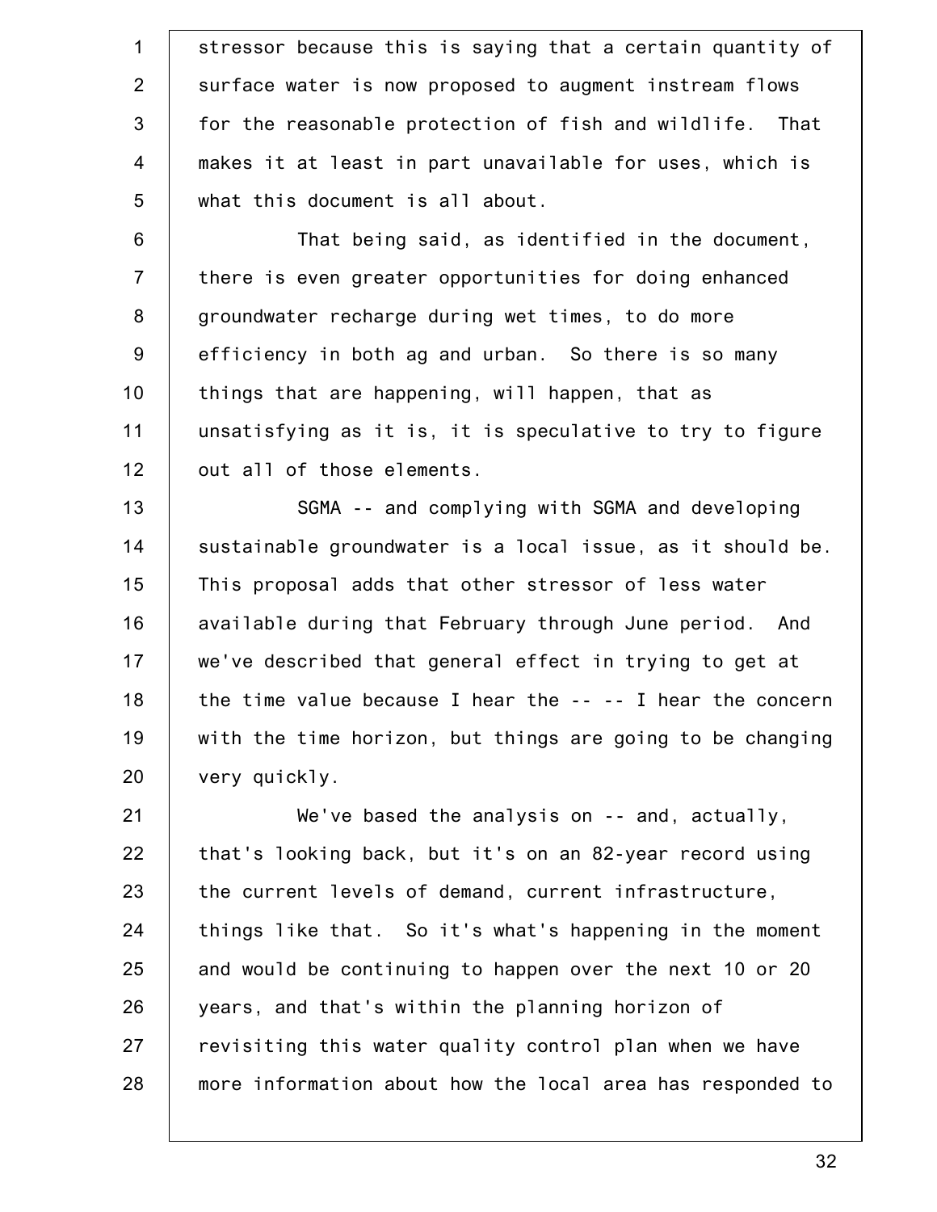stressor because this is saying that a certain quantity of surface water is now proposed to augment instream flows for the reasonable protection of fish and wildlife. That makes it at least in part unavailable for uses, which is what this document is all about.

That being said, as identified in the document, there is even greater opportunities for doing enhanced groundwater recharge during wet times, to do more efficiency in both ag and urban. So there is so many things that are happening, will happen, that as unsatisfying as it is, it is speculative to try to figure out all of those elements.

SGMA -- and complying with SGMA and developing sustainable groundwater is a local issue, as it should be. This proposal adds that other stressor of less water available during that February through June period. And we've described that general effect in trying to get at the time value because I hear the -- -- I hear the concern with the time horizon, but things are going to be changing very quickly.

We've based the analysis on -- and, actually, that's looking back, but it's on an 82-year record using the current levels of demand, current infrastructure, things like that. So it's what's happening in the moment and would be continuing to happen over the next 10 or 20 years, and that's within the planning horizon of revisiting this water quality control plan when we have more information about how the local area has responded to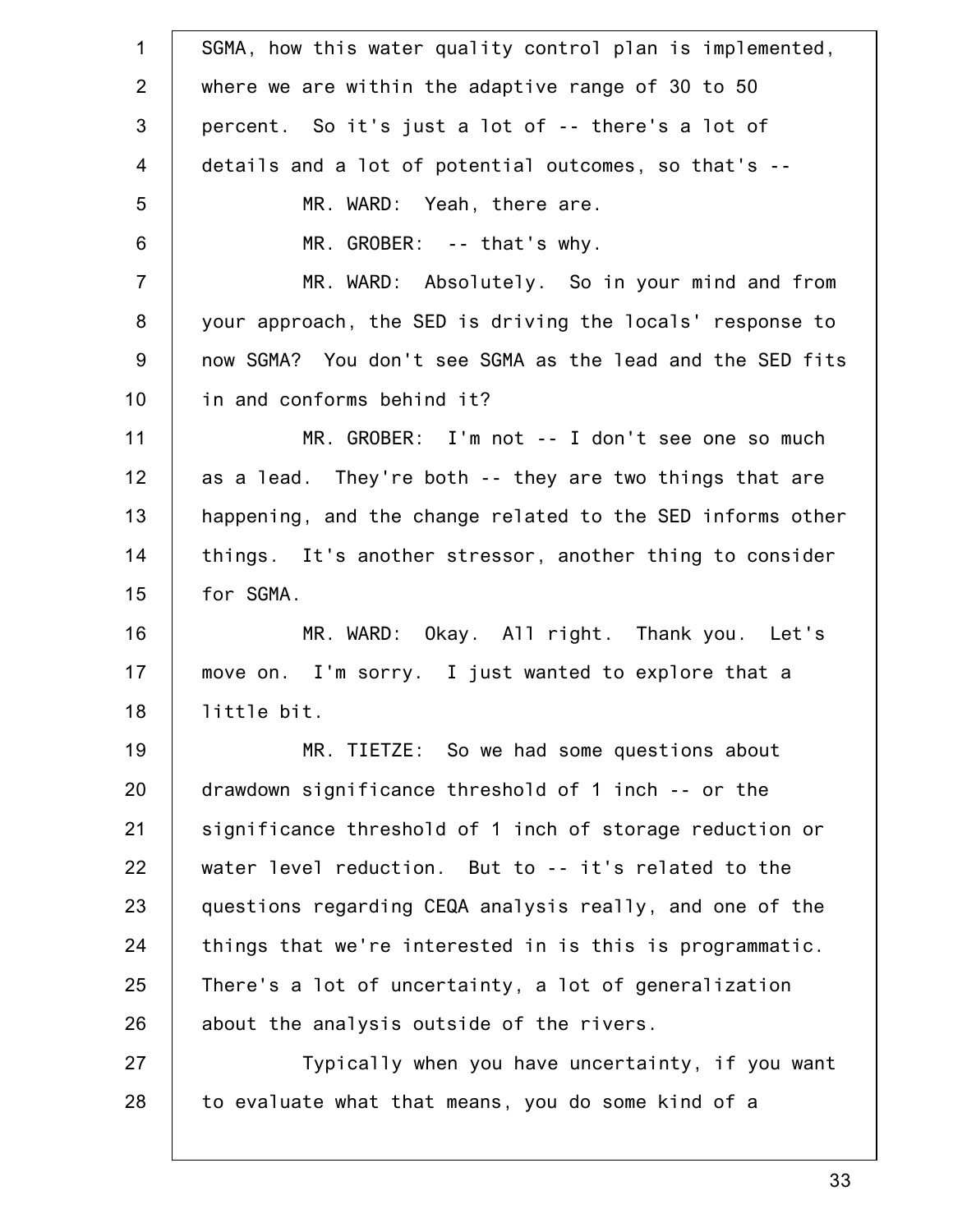SGMA, how this water quality control plan is implemented, where we are within the adaptive range of 30 to 50 percent. So it's just a lot of -- there's a lot of details and a lot of potential outcomes, so that's --

MR. WARD: Yeah, there are.

MR. GROBER: -- that's why.

MR. WARD: Absolutely. So in your mind and from your approach, the SED is driving the locals' response to now SGMA? You don't see SGMA as the lead and the SED fits in and conforms behind it?

MR. GROBER: I'm not -- I don't see one so much as a lead. They're both -- they are two things that are happening, and the change related to the SED informs other things. It's another stressor, another thing to consider for SGMA.

MR. WARD: Okay. All right. Thank you. Let's move on. I'm sorry. I just wanted to explore that a little bit.

MR. TIETZE: So we had some questions about drawdown significance threshold of 1 inch -- or the significance threshold of 1 inch of storage reduction or water level reduction. But to -- it's related to the questions regarding CEQA analysis really, and one of the things that we're interested in is this is programmatic. There's a lot of uncertainty, a lot of generalization about the analysis outside of the rivers.

Typically when you have uncertainty, if you want to evaluate what that means, you do some kind of a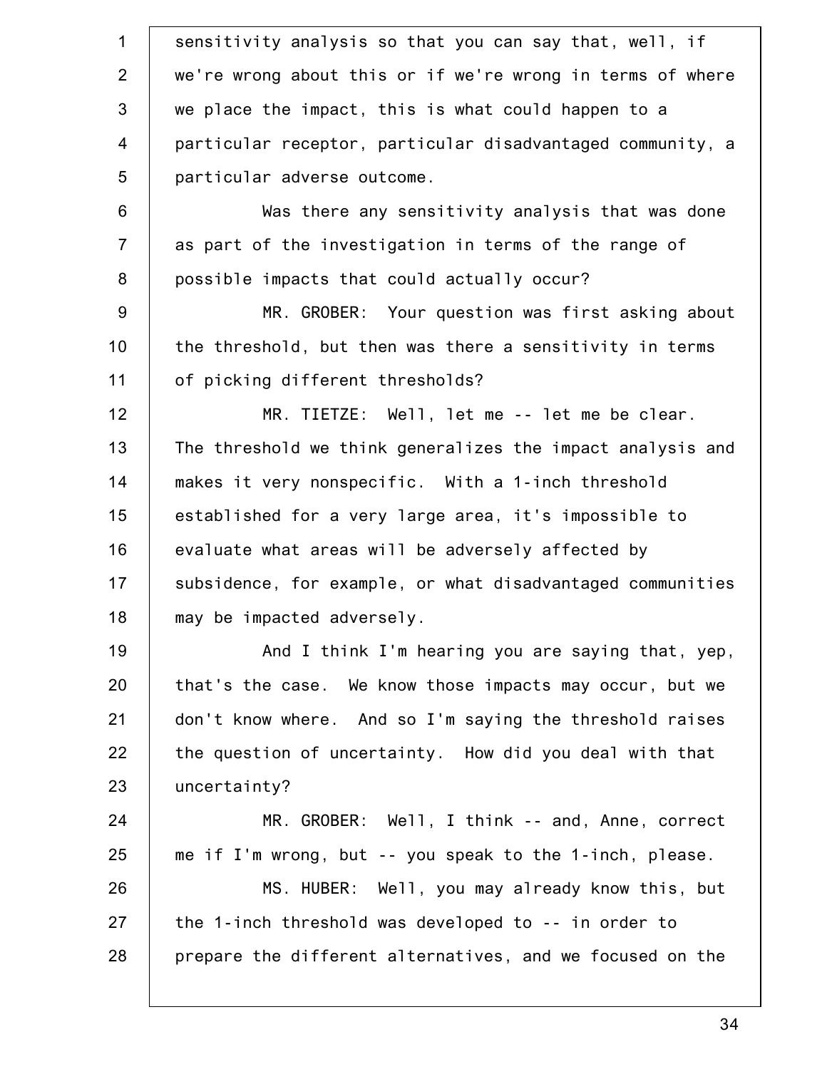sensitivity analysis so that you can say that, well, if we're wrong about this or if we're wrong in terms of where we place the impact, this is what could happen to a particular receptor, particular disadvantaged community, a particular adverse outcome.

Was there any sensitivity analysis that was done as part of the investigation in terms of the range of possible impacts that could actually occur?

MR. GROBER: Your question was first asking about the threshold, but then was there a sensitivity in terms of picking different thresholds?

MR. TIETZE: Well, let me -- let me be clear. The threshold we think generalizes the impact analysis and makes it very nonspecific. With a 1-inch threshold established for a very large area, it's impossible to evaluate what areas will be adversely affected by subsidence, for example, or what disadvantaged communities may be impacted adversely.

And I think I'm hearing you are saying that, yep, that's the case. We know those impacts may occur, but we don't know where. And so I'm saying the threshold raises the question of uncertainty. How did you deal with that uncertainty?

MR. GROBER: Well, I think -- and, Anne, correct me if I'm wrong, but -- you speak to the 1-inch, please.

MS. HUBER: Well, you may already know this, but the 1-inch threshold was developed to -- in order to prepare the different alternatives, and we focused on the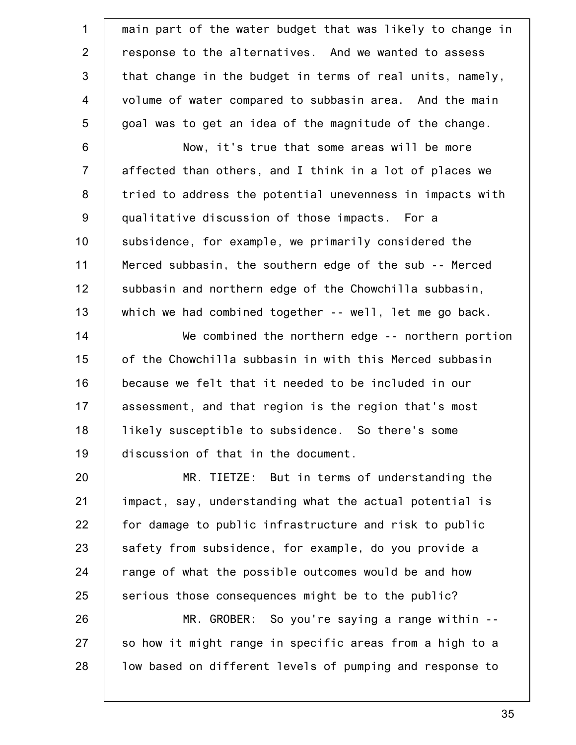main part of the water budget that was likely to change in response to the alternatives. And we wanted to assess that change in the budget in terms of real units, namely, volume of water compared to subbasin area. And the main goal was to get an idea of the magnitude of the change.

Now, it's true that some areas will be more affected than others, and I think in a lot of places we tried to address the potential unevenness in impacts with qualitative discussion of those impacts. For a subsidence, for example, we primarily considered the Merced subbasin, the southern edge of the sub -- Merced subbasin and northern edge of the Chowchilla subbasin, which we had combined together -- well, let me go back.

We combined the northern edge -- northern portion of the Chowchilla subbasin in with this Merced subbasin because we felt that it needed to be included in our assessment, and that region is the region that's most likely susceptible to subsidence. So there's some discussion of that in the document.

MR. TIETZE: But in terms of understanding the impact, say, understanding what the actual potential is for damage to public infrastructure and risk to public safety from subsidence, for example, do you provide a range of what the possible outcomes would be and how serious those consequences might be to the public?

MR. GROBER: So you're saying a range within -- so how it might range in specific areas from a high to a low based on different levels of pumping and response to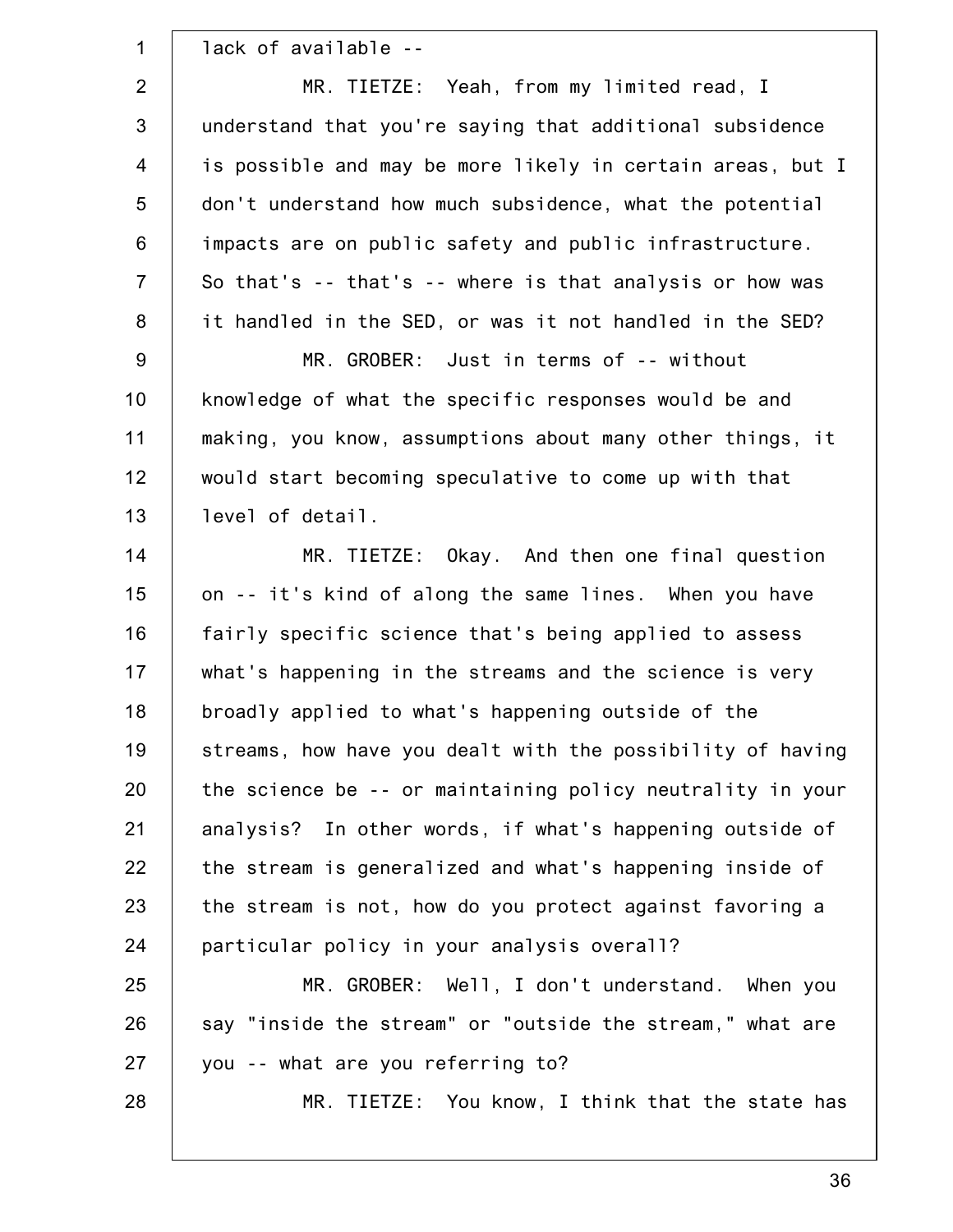lack of available --

MR. TIETZE: Yeah, from my limited read, I understand that you're saying that additional subsidence is possible and may be more likely in certain areas, but I don't understand how much subsidence, what the potential impacts are on public safety and public infrastructure. So that's -- that's -- where is that analysis or how was it handled in the SED, or was it not handled in the SED?

MR. GROBER: Just in terms of -- without knowledge of what the specific responses would be and making, you know, assumptions about many other things, it would start becoming speculative to come up with that level of detail.

MR. TIETZE: Okay. And then one final question on -- it's kind of along the same lines. When you have fairly specific science that's being applied to assess what's happening in the streams and the science is very broadly applied to what's happening outside of the streams, how have you dealt with the possibility of having the science be -- or maintaining policy neutrality in your analysis? In other words, if what's happening outside of the stream is generalized and what's happening inside of the stream is not, how do you protect against favoring a particular policy in your analysis overall?

MR. GROBER: Well, I don't understand. When you say "inside the stream" or "outside the stream," what are you -- what are you referring to?

MR. TIETZE: You know, I think that the state has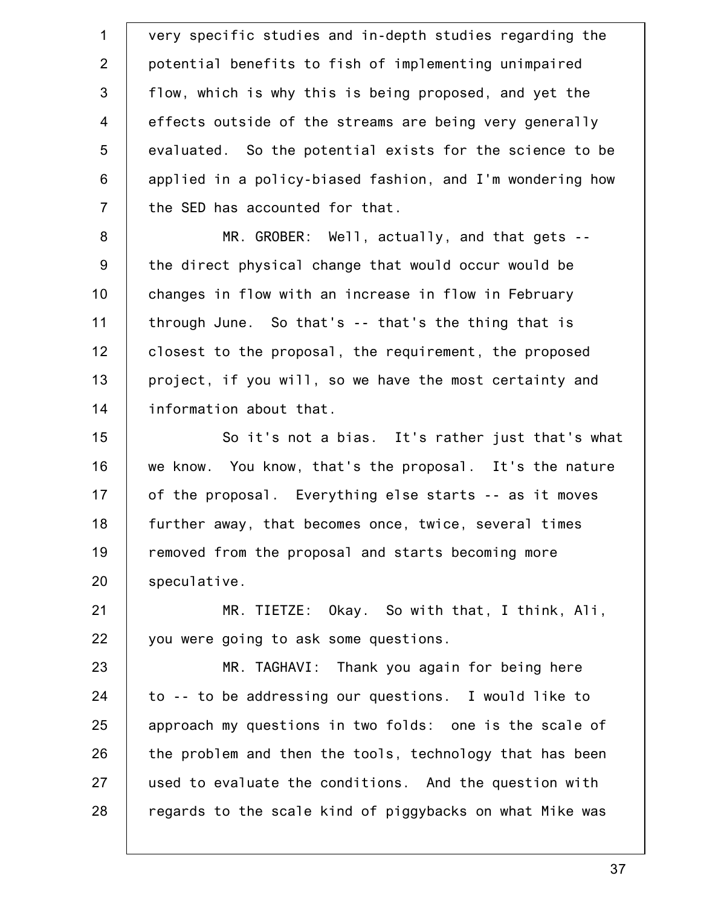very specific studies and in-depth studies regarding the potential benefits to fish of implementing unimpaired flow, which is why this is being proposed, and yet the effects outside of the streams are being very generally evaluated. So the potential exists for the science to be applied in a policy-biased fashion, and I'm wondering how the SED has accounted for that.

MR. GROBER: Well, actually, and that gets -- the direct physical change that would occur would be changes in flow with an increase in flow in February through June. So that's -- that's the thing that is closest to the proposal, the requirement, the proposed project, if you will, so we have the most certainty and information about that.

So it's not a bias. It's rather just that's what we know. You know, that's the proposal. It's the nature of the proposal. Everything else starts -- as it moves further away, that becomes once, twice, several times removed from the proposal and starts becoming more speculative.

MR. TIETZE: Okay. So with that, I think, Ali, you were going to ask some questions.

MR. TAGHAVI: Thank you again for being here to -- to be addressing our questions. I would like to approach my questions in two folds: one is the scale of the problem and then the tools, technology that has been used to evaluate the conditions. And the question with regards to the scale kind of piggybacks on what Mike was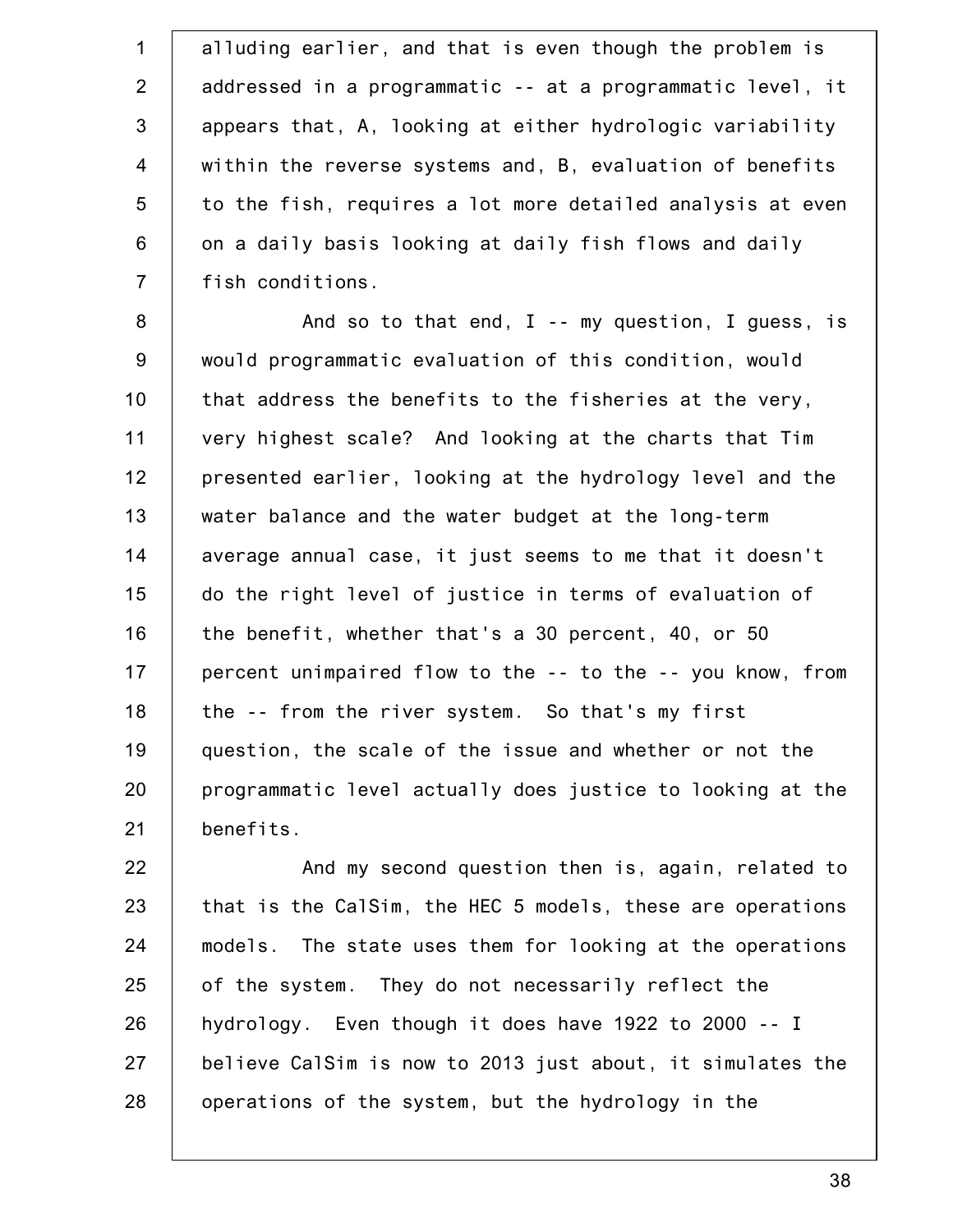alluding earlier, and that is even though the problem is addressed in a programmatic -- at a programmatic level, it appears that, A, looking at either hydrologic variability within the reverse systems and, B, evaluation of benefits to the fish, requires a lot more detailed analysis at even on a daily basis looking at daily fish flows and daily fish conditions.

And so to that end, I -- my question, I guess, is would programmatic evaluation of this condition, would that address the benefits to the fisheries at the very, very highest scale? And looking at the charts that Tim presented earlier, looking at the hydrology level and the water balance and the water budget at the long-term average annual case, it just seems to me that it doesn't do the right level of justice in terms of evaluation of the benefit, whether that's a 30 percent, 40, or 50 percent unimpaired flow to the -- to the -- you know, from the -- from the river system. So that's my first question, the scale of the issue and whether or not the programmatic level actually does justice to looking at the benefits.

And my second question then is, again, related to that is the CalSim, the HEC 5 models, these are operations models. The state uses them for looking at the operations of the system. They do not necessarily reflect the hydrology. Even though it does have 1922 to 2000 -- I believe CalSim is now to 2013 just about, it simulates the operations of the system, but the hydrology in the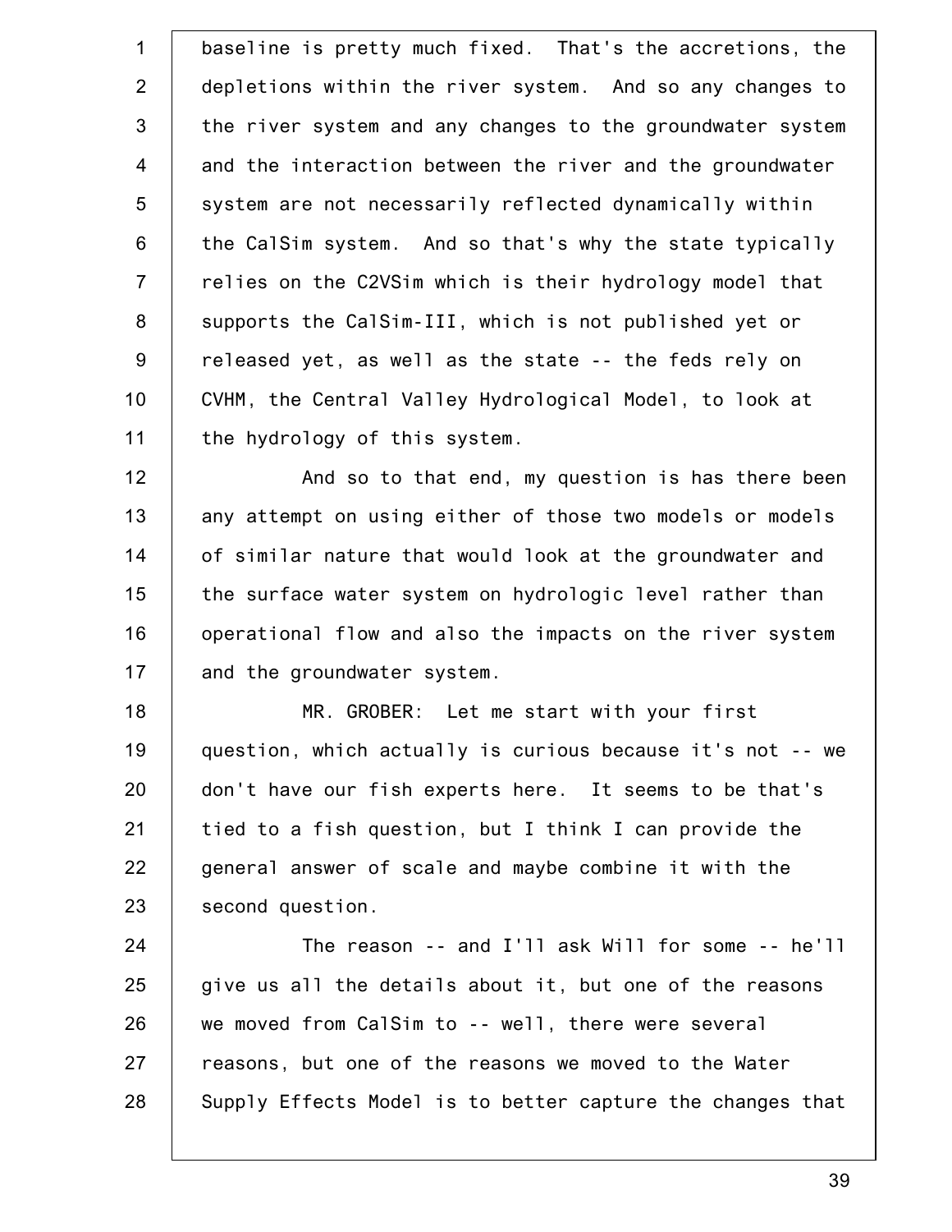baseline is pretty much fixed. That's the accretions, the depletions within the river system. And so any changes to the river system and any changes to the groundwater system and the interaction between the river and the groundwater system are not necessarily reflected dynamically within the CalSim system. And so that's why the state typically relies on the C2VSim which is their hydrology model that supports the CalSim-III, which is not published yet or released yet, as well as the state -- the feds rely on CVHM, the Central Valley Hydrological Model, to look at the hydrology of this system.

And so to that end, my question is has there been any attempt on using either of those two models or models of similar nature that would look at the groundwater and the surface water system on hydrologic level rather than operational flow and also the impacts on the river system and the groundwater system.

MR. GROBER: Let me start with your first question, which actually is curious because it's not -- we don't have our fish experts here. It seems to be that's tied to a fish question, but I think I can provide the general answer of scale and maybe combine it with the second question.

The reason -- and I'll ask Will for some -- he'll give us all the details about it, but one of the reasons we moved from CalSim to -- well, there were several reasons, but one of the reasons we moved to the Water Supply Effects Model is to better capture the changes that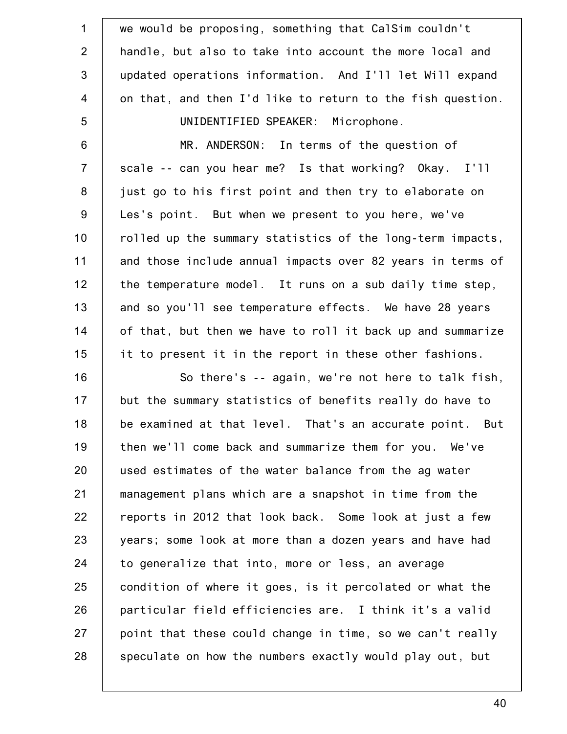we would be proposing, something that CalSim couldn't handle, but also to take into account the more local and updated operations information. And I'll let Will expand on that, and then I'd like to return to the fish question.

UNIDENTIFIED SPEAKER: Microphone.

MR. ANDERSON: In terms of the question of scale -- can you hear me? Is that working? Okay. I'll just go to his first point and then try to elaborate on Les's point. But when we present to you here, we've rolled up the summary statistics of the long-term impacts, and those include annual impacts over 82 years in terms of the temperature model. It runs on a sub daily time step, and so you'll see temperature effects. We have 28 years of that, but then we have to roll it back up and summarize it to present it in the report in these other fashions.

So there's -- again, we're not here to talk fish, but the summary statistics of benefits really do have to be examined at that level. That's an accurate point. But then we'll come back and summarize them for you. We've used estimates of the water balance from the ag water management plans which are a snapshot in time from the reports in 2012 that look back. Some look at just a few years; some look at more than a dozen years and have had to generalize that into, more or less, an average condition of where it goes, is it percolated or what the particular field efficiencies are. I think it's a valid point that these could change in time, so we can't really speculate on how the numbers exactly would play out, but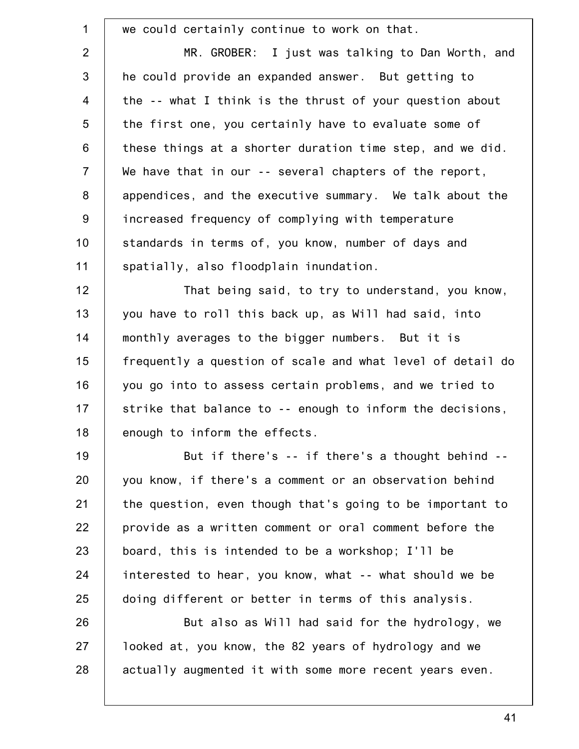we could certainly continue to work on that.

MR. GROBER: I just was talking to Dan Worth, and he could provide an expanded answer. But getting to the -- what I think is the thrust of your question about the first one, you certainly have to evaluate some of these things at a shorter duration time step, and we did. We have that in our -- several chapters of the report, appendices, and the executive summary. We talk about the increased frequency of complying with temperature standards in terms of, you know, number of days and spatially, also floodplain inundation.

That being said, to try to understand, you know, you have to roll this back up, as Will had said, into monthly averages to the bigger numbers. But it is frequently a question of scale and what level of detail do you go into to assess certain problems, and we tried to strike that balance to -- enough to inform the decisions, enough to inform the effects.

But if there's -- if there's a thought behind -- you know, if there's a comment or an observation behind the question, even though that's going to be important to provide as a written comment or oral comment before the board, this is intended to be a workshop; I'll be interested to hear, you know, what -- what should we be doing different or better in terms of this analysis.

But also as Will had said for the hydrology, we looked at, you know, the 82 years of hydrology and we actually augmented it with some more recent years even.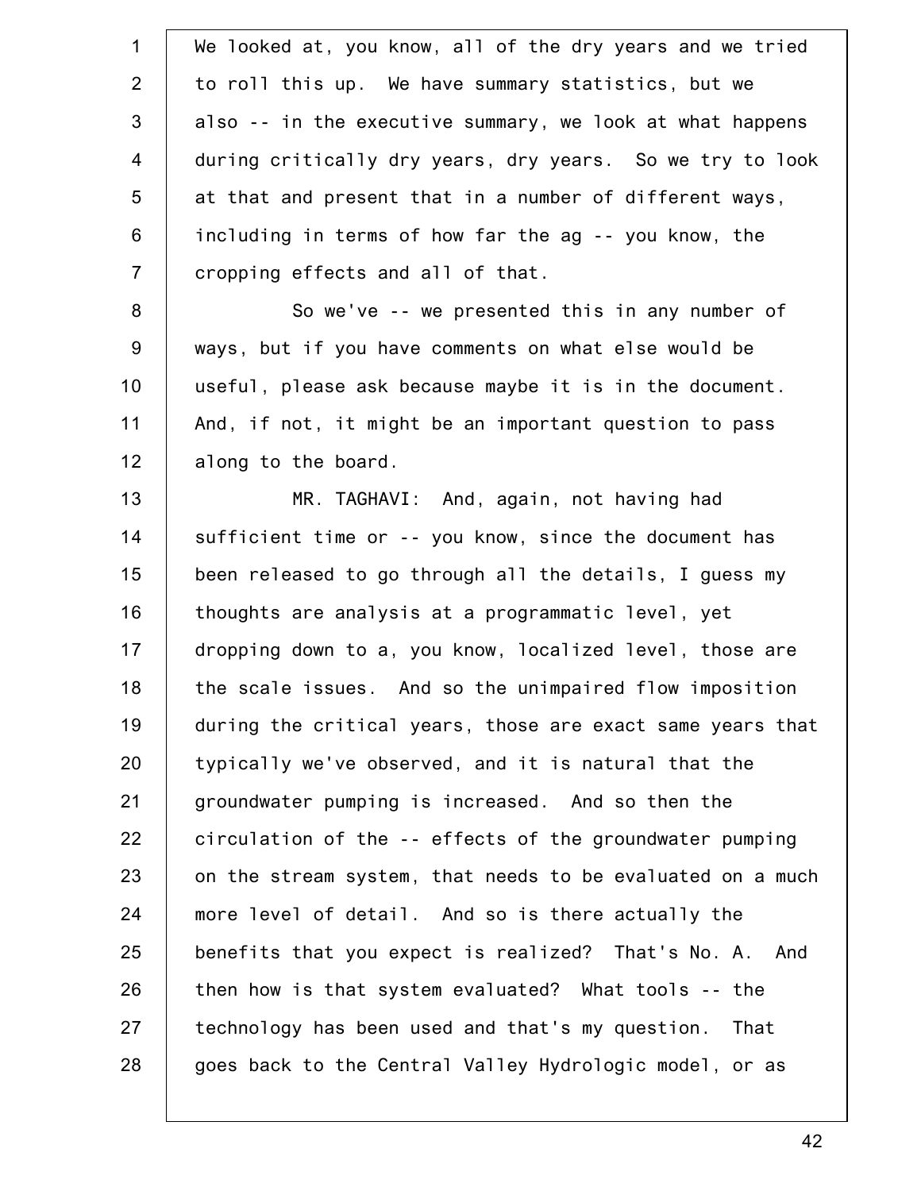We looked at, you know, all of the dry years and we tried to roll this up. We have summary statistics, but we also -- in the executive summary, we look at what happens during critically dry years, dry years. So we try to look at that and present that in a number of different ways, including in terms of how far the ag -- you know, the cropping effects and all of that.

So we've -- we presented this in any number of ways, but if you have comments on what else would be useful, please ask because maybe it is in the document. And, if not, it might be an important question to pass along to the board.

MR. TAGHAVI: And, again, not having had sufficient time or -- you know, since the document has been released to go through all the details, I guess my thoughts are analysis at a programmatic level, yet dropping down to a, you know, localized level, those are the scale issues. And so the unimpaired flow imposition during the critical years, those are exact same years that typically we've observed, and it is natural that the groundwater pumping is increased. And so then the circulation of the -- effects of the groundwater pumping on the stream system, that needs to be evaluated on a much more level of detail. And so is there actually the benefits that you expect is realized? That's No. A. And then how is that system evaluated? What tools -- the technology has been used and that's my question. That goes back to the Central Valley Hydrologic model, or as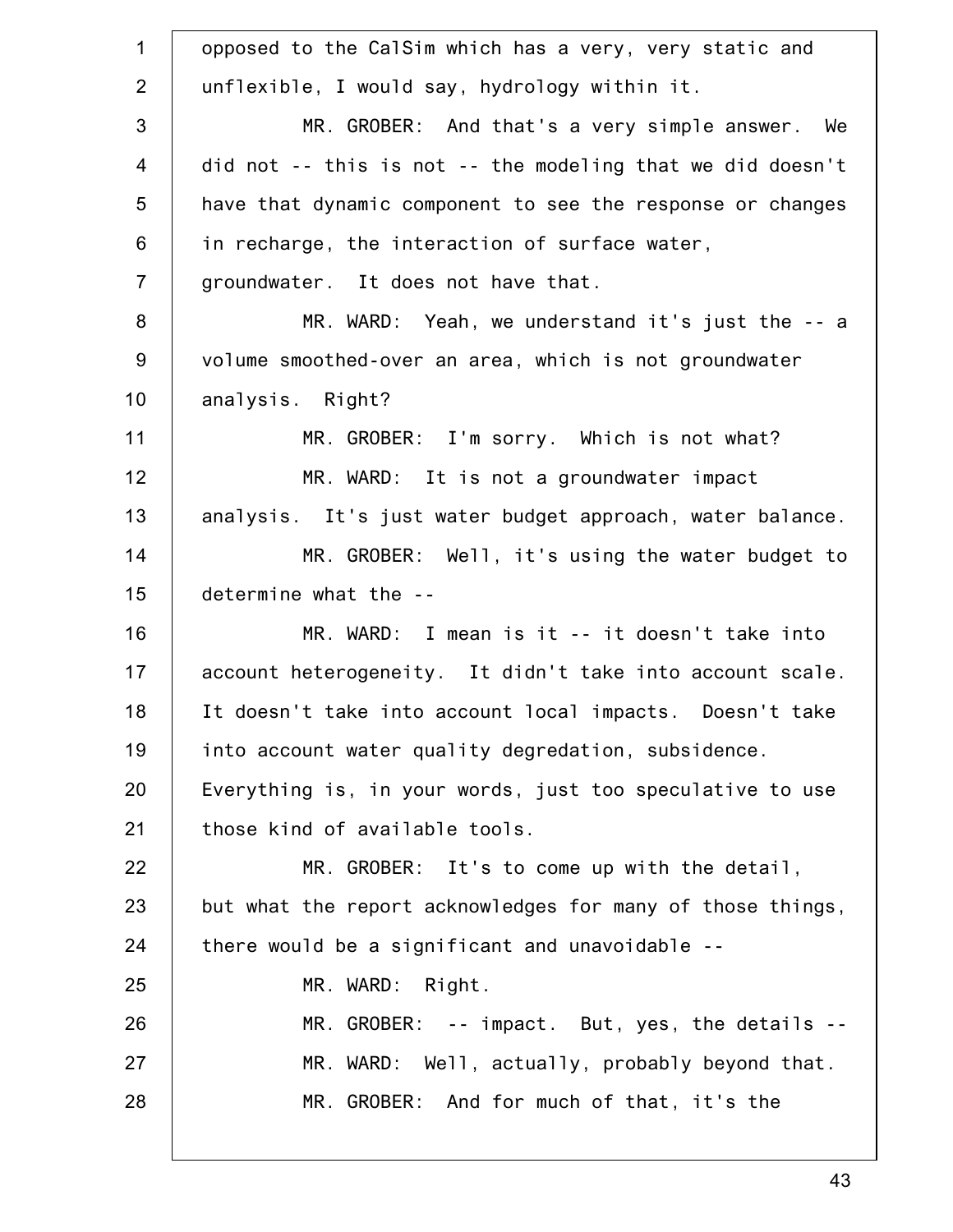opposed to the CalSim which has a very, very static and unflexible, I would say, hydrology within it.

MR. GROBER: And that's a very simple answer. We did not -- this is not -- the modeling that we did doesn't have that dynamic component to see the response or changes in recharge, the interaction of surface water, groundwater. It does not have that.

MR. WARD: Yeah, we understand it's just the -- a volume smoothed-over an area, which is not groundwater analysis. Right?

MR. GROBER: I'm sorry. Which is not what?

MR. WARD: It is not a groundwater impact analysis. It's just water budget approach, water balance.

MR. GROBER: Well, it's using the water budget to determine what the --

MR. WARD: I mean is it -- it doesn't take into account heterogeneity. It didn't take into account scale. It doesn't take into account local impacts. Doesn't take into account water quality degredation, subsidence. Everything is, in your words, just too speculative to use those kind of available tools.

MR. GROBER: It's to come up with the detail, but what the report acknowledges for many of those things, there would be a significant and unavoidable --

MR. WARD: Right.

MR. GROBER: -- impact. But, yes, the details --

MR. WARD: Well, actually, probably beyond that.

MR. GROBER: And for much of that, it's the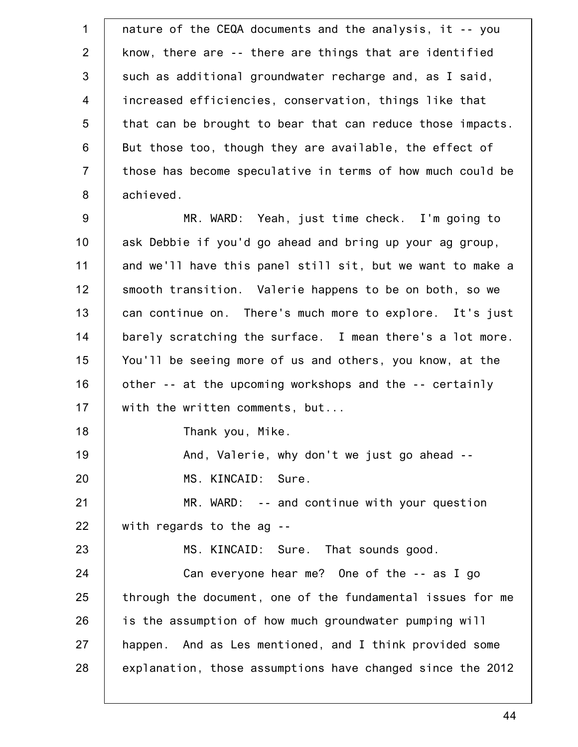nature of the CEQA documents and the analysis, it -- you know, there are -- there are things that are identified such as additional groundwater recharge and, as I said, increased efficiencies, conservation, things like that that can be brought to bear that can reduce those impacts. But those too, though they are available, the effect of those has become speculative in terms of how much could be achieved.

MR. WARD: Yeah, just time check. I'm going to ask Debbie if you'd go ahead and bring up your ag group, and we'll have this panel still sit, but we want to make a smooth transition. Valerie happens to be on both, so we can continue on. There's much more to explore. It's just barely scratching the surface. I mean there's a lot more. You'll be seeing more of us and others, you know, at the other -- at the upcoming workshops and the -- certainly with the written comments, but...

Thank you, Mike.

And, Valerie, why don't we just go ahead --

MS. KINCAID: Sure.

MR. WARD: -- and continue with your question with regards to the ag --

MS. KINCAID: Sure. That sounds good.

Can everyone hear me? One of the -- as I go through the document, one of the fundamental issues for me is the assumption of how much groundwater pumping will happen. And as Les mentioned, and I think provided some explanation, those assumptions have changed since the 2012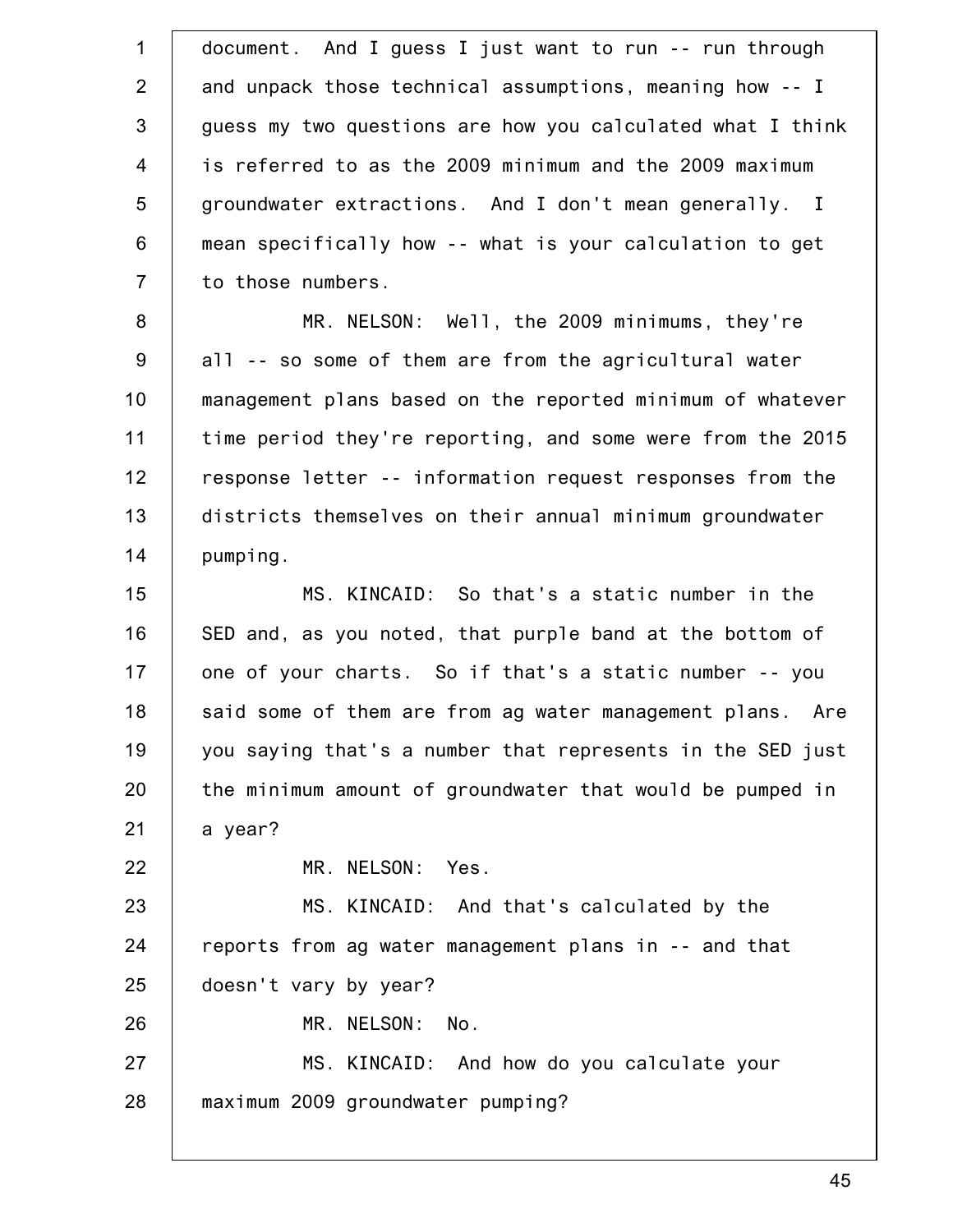document. And I guess I just want to run -- run through and unpack those technical assumptions, meaning how -- I guess my two questions are how you calculated what I think is referred to as the 2009 minimum and the 2009 maximum groundwater extractions. And I don't mean generally. I mean specifically how -- what is your calculation to get to those numbers.

MR. NELSON: Well, the 2009 minimums, they're all -- so some of them are from the agricultural water management plans based on the reported minimum of whatever time period they're reporting, and some were from the 2015 response letter -- information request responses from the districts themselves on their annual minimum groundwater pumping.

MS. KINCAID: So that's a static number in the SED and, as you noted, that purple band at the bottom of one of your charts. So if that's a static number -- you said some of them are from ag water management plans. Are you saying that's a number that represents in the SED just the minimum amount of groundwater that would be pumped in a year?

MR. NELSON: Yes.

MS. KINCAID: And that's calculated by the reports from ag water management plans in -- and that doesn't vary by year?

MR. NELSON: No.

MS. KINCAID: And how do you calculate your maximum 2009 groundwater pumping?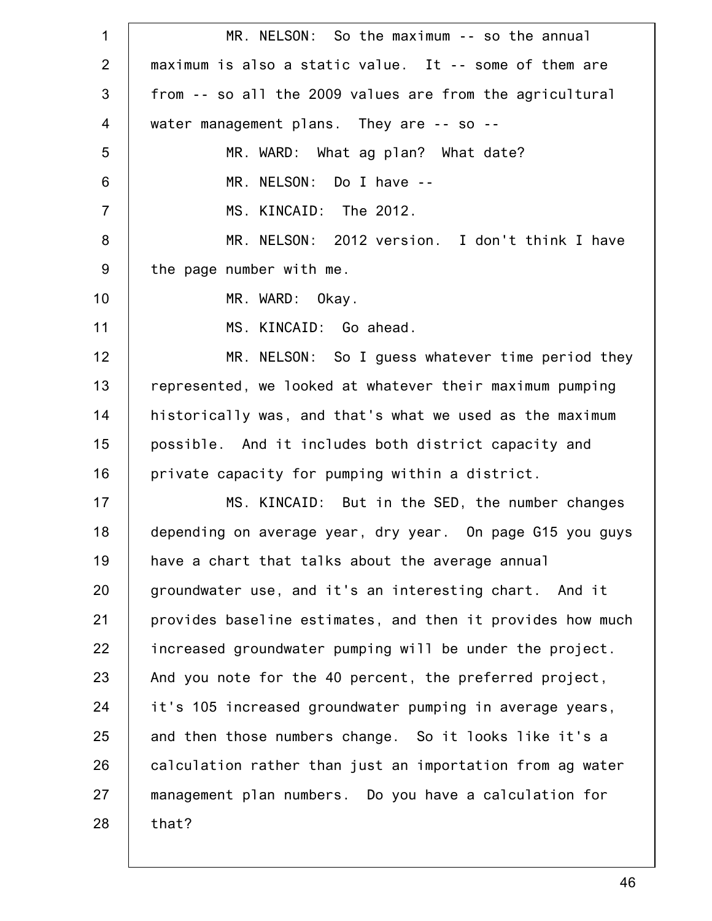MR. NELSON: So the maximum -- so the annual maximum is also a static value. It -- some of them are from -- so all the 2009 values are from the agricultural water management plans. They are -- so --

MR. WARD: What ag plan? What date?

MR. NELSON: Do I have --

MS. KINCAID: The 2012.

MR. NELSON: 2012 version. I don't think I have the page number with me.

MR. WARD: Okay.

MS. KINCAID: Go ahead.

MR. NELSON: So I guess whatever time period they represented, we looked at whatever their maximum pumping historically was, and that's what we used as the maximum possible. And it includes both district capacity and private capacity for pumping within a district.

MS. KINCAID: But in the SED, the number changes depending on average year, dry year. On page G15 you guys have a chart that talks about the average annual groundwater use, and it's an interesting chart. And it provides baseline estimates, and then it provides how much increased groundwater pumping will be under the project. And you note for the 40 percent, the preferred project, it's 105 increased groundwater pumping in average years, and then those numbers change. So it looks like it's a calculation rather than just an importation from ag water management plan numbers. Do you have a calculation for that?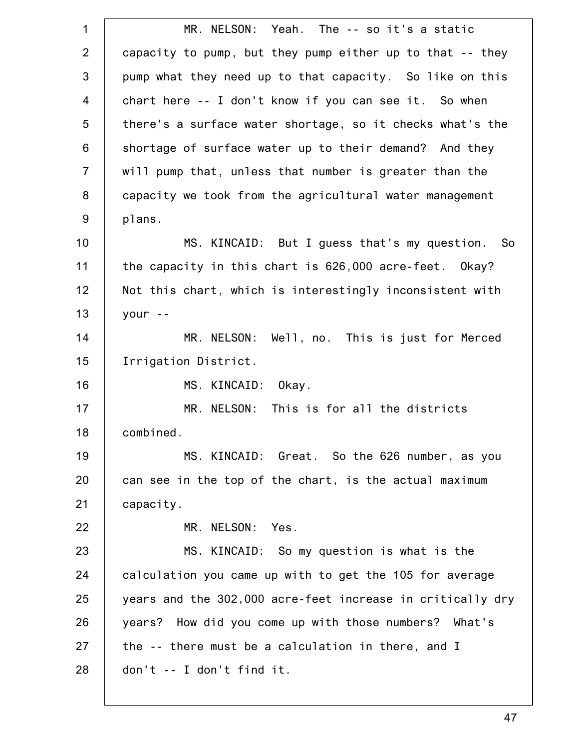MR. NELSON: Yeah. The -- so it's a static capacity to pump, but they pump either up to that -- they pump what they need up to that capacity. So like on this chart here -- I don't know if you can see it. So when there's a surface water shortage, so it checks what's the shortage of surface water up to their demand? And they will pump that, unless that number is greater than the capacity we took from the agricultural water management plans.

MS. KINCAID: But I guess that's my question. So the capacity in this chart is 626,000 acre-feet. Okay? Not this chart, which is interestingly inconsistent with your --

MR. NELSON: Well, no. This is just for Merced Irrigation District.

MS. KINCAID: Okay.

MR. NELSON: This is for all the districts combined.

MS. KINCAID: Great. So the 626 number, as you can see in the top of the chart, is the actual maximum capacity.

MR. NELSON: Yes.

MS. KINCAID: So my question is what is the calculation you came up with to get the 105 for average years and the 302,000 acre-feet increase in critically dry years? How did you come up with those numbers? What's the -- there must be a calculation in there, and I don't -- I don't find it.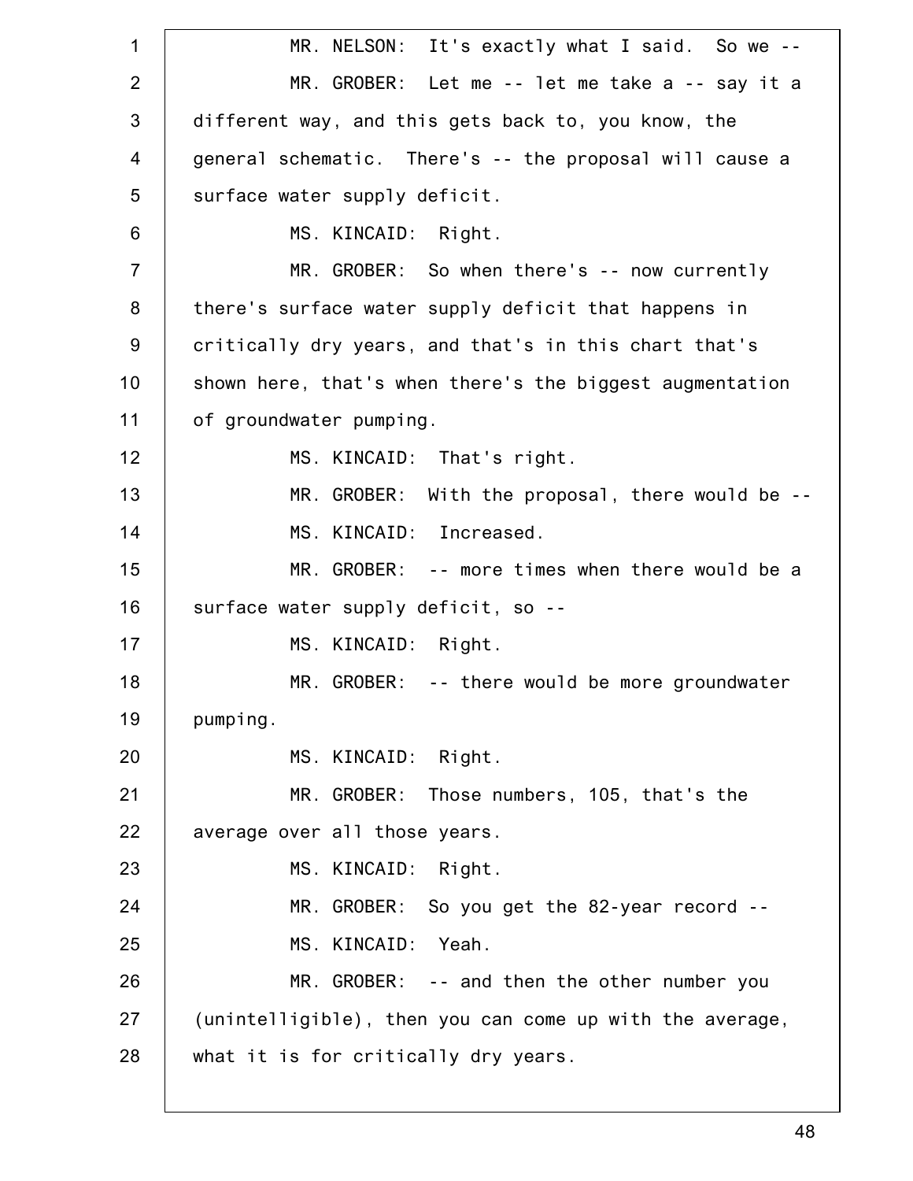MR. NELSON: It's exactly what I said. So we --

MR. GROBER: Let me -- let me take a -- say it a different way, and this gets back to, you know, the general schematic. There's -- the proposal will cause a surface water supply deficit.

MS. KINCAID: Right.

MR. GROBER: So when there's -- now currently there's surface water supply deficit that happens in critically dry years, and that's in this chart that's shown here, that's when there's the biggest augmentation of groundwater pumping.

MS. KINCAID: That's right.

MR. GROBER: With the proposal, there would be --

MS. KINCAID: Increased.

MR. GROBER: -- more times when there would be a surface water supply deficit, so --

MS. KINCAID: Right.

MR. GROBER: -- there would be more groundwater pumping.

MS. KINCAID: Right.

MR. GROBER: Those numbers, 105, that's the average over all those years.

MS. KINCAID: Right.

MR. GROBER: So you get the 82-year record --

MS. KINCAID: Yeah.

MR. GROBER: -- and then the other number you (unintelligible), then you can come up with the average, what it is for critically dry years.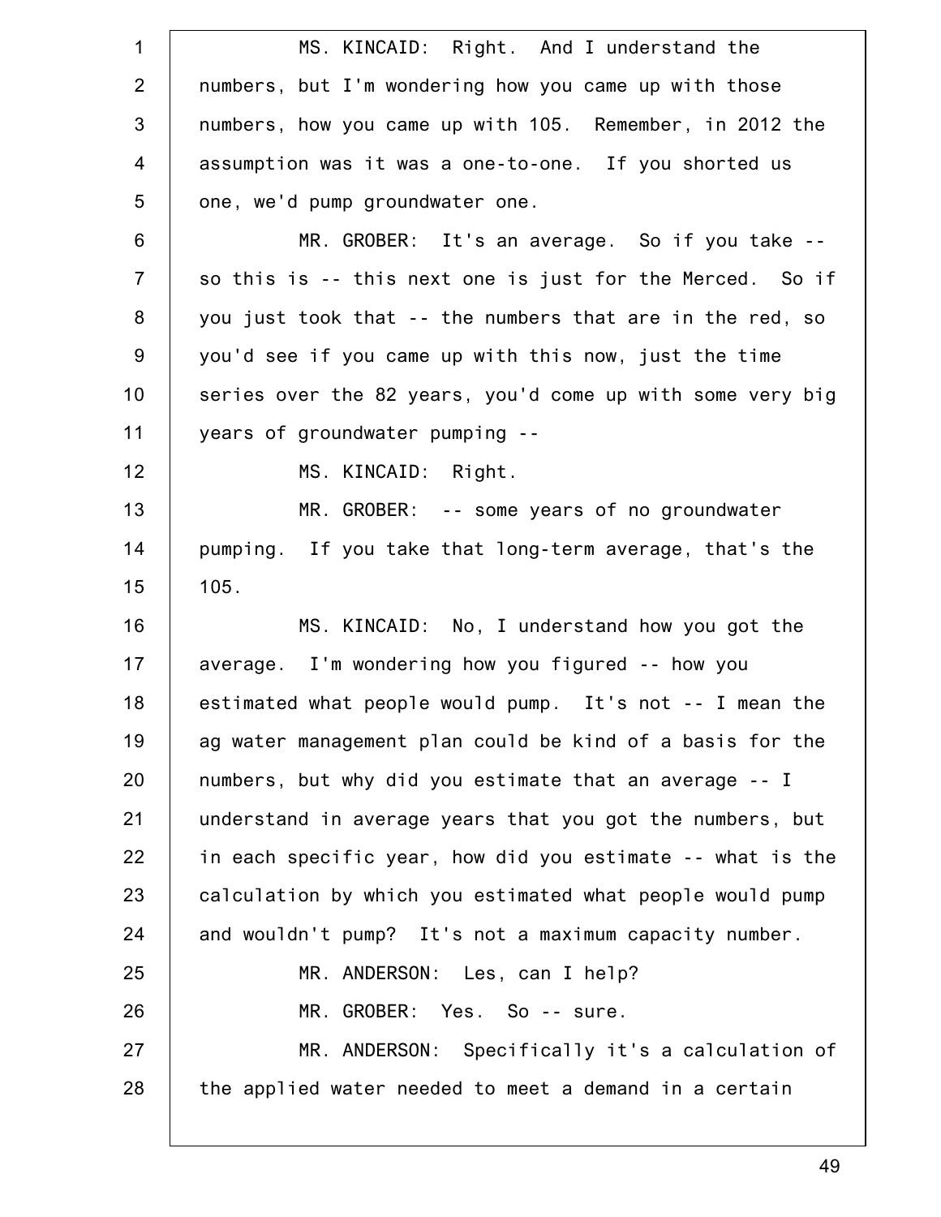MS. KINCAID: Right. And I understand the numbers, but I'm wondering how you came up with those numbers, how you came up with 105. Remember, in 2012 the assumption was it was a one-to-one. If you shorted us one, we'd pump groundwater one.

MR. GROBER: It's an average. So if you take -- so this is -- this next one is just for the Merced. So if you just took that -- the numbers that are in the red, so you'd see if you came up with this now, just the time series over the 82 years, you'd come up with some very big years of groundwater pumping --

MS. KINCAID: Right.

MR. GROBER: -- some years of no groundwater pumping. If you take that long-term average, that's the 105.

MS. KINCAID: No, I understand how you got the average. I'm wondering how you figured -- how you estimated what people would pump. It's not -- I mean the ag water management plan could be kind of a basis for the numbers, but why did you estimate that an average -- I understand in average years that you got the numbers, but in each specific year, how did you estimate -- what is the calculation by which you estimated what people would pump and wouldn't pump? It's not a maximum capacity number.

MR. ANDERSON: Les, can I help?

MR. GROBER: Yes. So -- sure.

MR. ANDERSON: Specifically it's a calculation of the applied water needed to meet a demand in a certain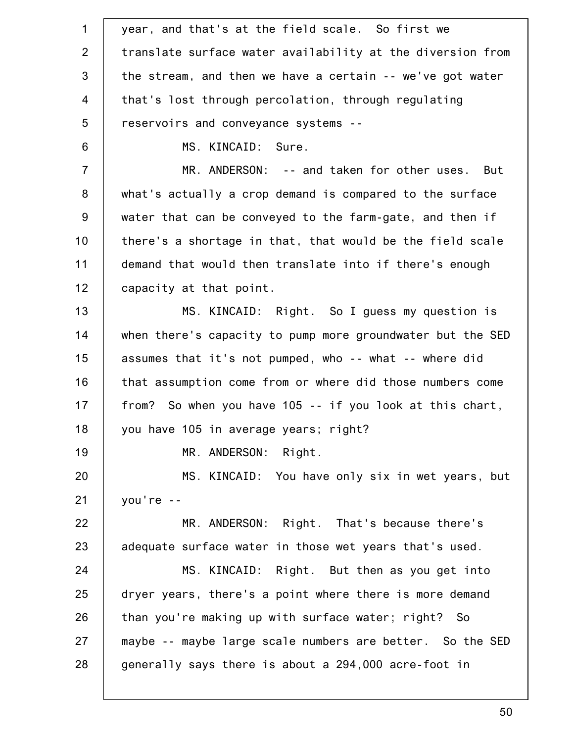year, and that's at the field scale. So first we translate surface water availability at the diversion from the stream, and then we have a certain -- we've got water that's lost through percolation, through regulating reservoirs and conveyance systems --

MS. KINCAID: Sure.

MR. ANDERSON: -- and taken for other uses. But what's actually a crop demand is compared to the surface water that can be conveyed to the farm-gate, and then if there's a shortage in that, that would be the field scale demand that would then translate into if there's enough capacity at that point.

MS. KINCAID: Right. So I guess my question is when there's capacity to pump more groundwater but the SED assumes that it's not pumped, who -- what -- where did that assumption come from or where did those numbers come from? So when you have 105 -- if you look at this chart, you have 105 in average years; right?

MR. ANDERSON: Right.

MS. KINCAID: You have only six in wet years, but you're --

MR. ANDERSON: Right. That's because there's adequate surface water in those wet years that's used.

MS. KINCAID: Right. But then as you get into dryer years, there's a point where there is more demand than you're making up with surface water; right? So maybe -- maybe large scale numbers are better. So the SED generally says there is about a 294,000 acre-foot in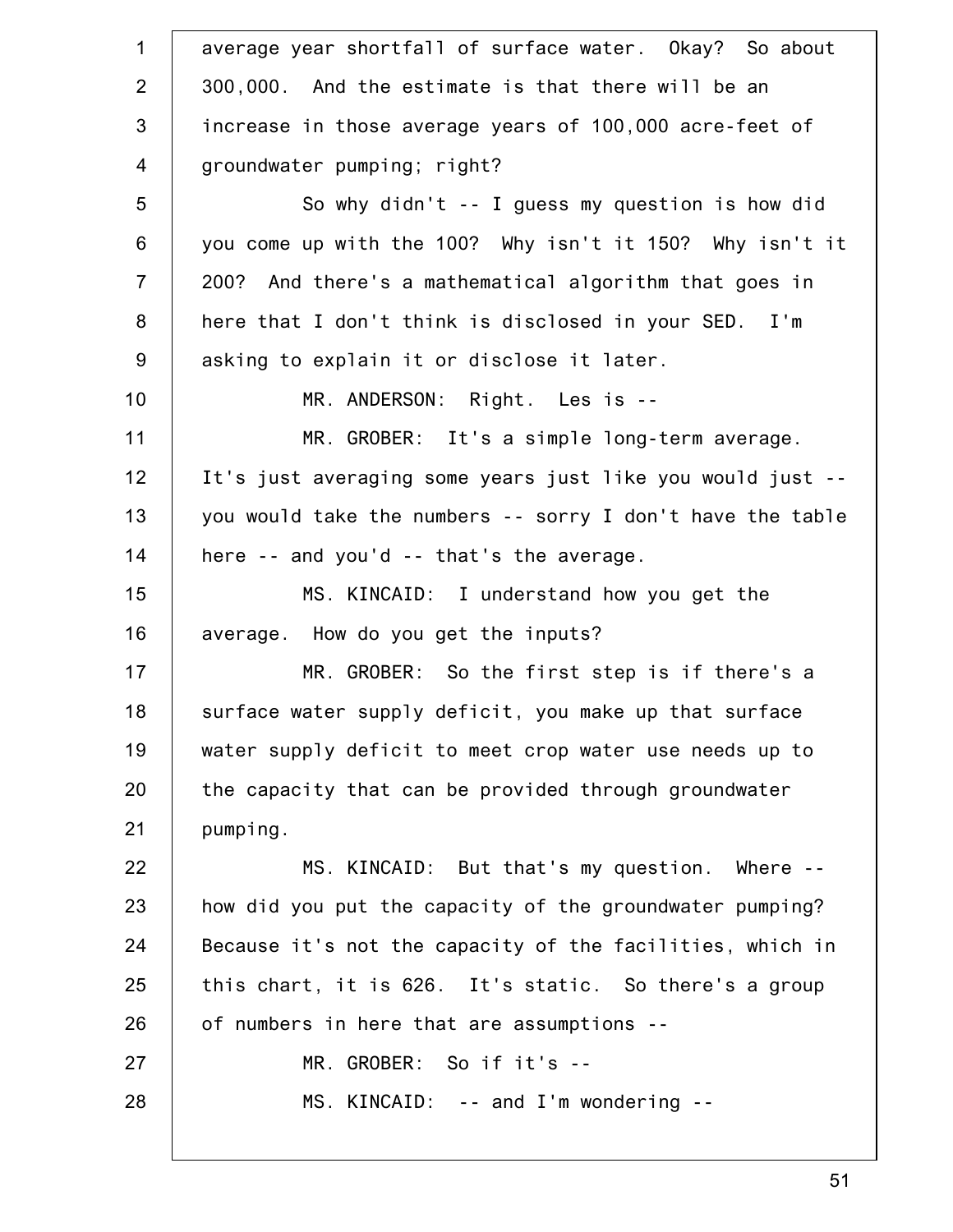average year shortfall of surface water. Okay? So about 300,000. And the estimate is that there will be an increase in those average years of 100,000 acre-feet of groundwater pumping; right?

So why didn't -- I guess my question is how did you come up with the 100? Why isn't it 150? Why isn't it 200? And there's a mathematical algorithm that goes in here that I don't think is disclosed in your SED. I'm asking to explain it or disclose it later.

MR. ANDERSON: Right. Les is --

MR. GROBER: It's a simple long-term average. It's just averaging some years just like you would just -- you would take the numbers -- sorry I don't have the table here -- and you'd -- that's the average.

MS. KINCAID: I understand how you get the average. How do you get the inputs?

MR. GROBER: So the first step is if there's a surface water supply deficit, you make up that surface water supply deficit to meet crop water use needs up to the capacity that can be provided through groundwater pumping.

MS. KINCAID: But that's my question. Where -- how did you put the capacity of the groundwater pumping? Because it's not the capacity of the facilities, which in this chart, it is 626. It's static. So there's a group of numbers in here that are assumptions --

MR. GROBER: So if it's --

MS. KINCAID: -- and I'm wondering --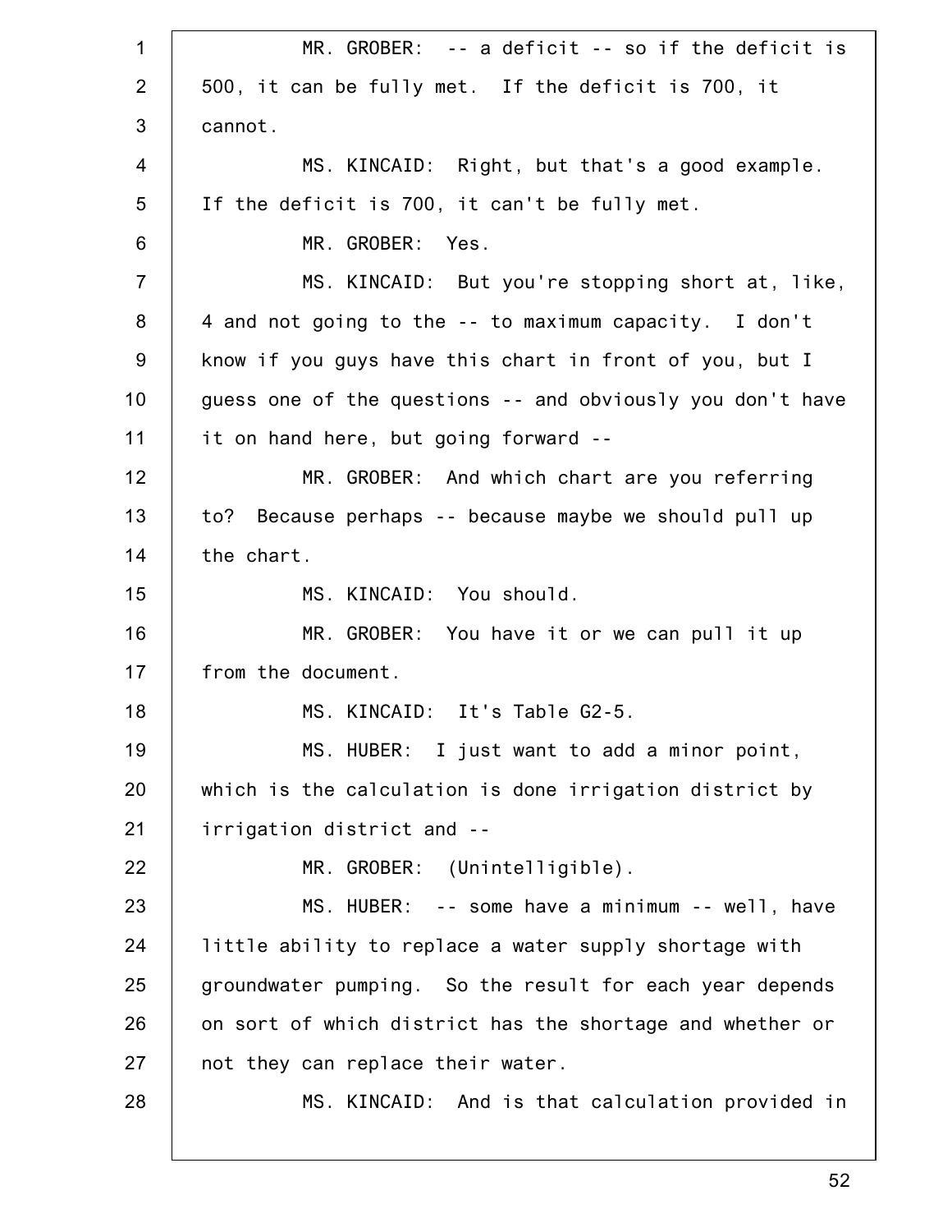MR. GROBER: -- a deficit -- so if the deficit is 500, it can be fully met. If the deficit is 700, it cannot.

MS. KINCAID: Right, but that's a good example. If the deficit is 700, it can't be fully met.

MR. GROBER: Yes.

MS. KINCAID: But you're stopping short at, like, 4 and not going to the -- to maximum capacity. I don't know if you guys have this chart in front of you, but I guess one of the questions -- and obviously you don't have it on hand here, but going forward --

MR. GROBER: And which chart are you referring to? Because perhaps -- because maybe we should pull up the chart.

MS. KINCAID: You should.

MR. GROBER: You have it or we can pull it up from the document.

MS. KINCAID: It's Table G2-5.

MS. HUBER: I just want to add a minor point, which is the calculation is done irrigation district by irrigation district and --

MR. GROBER: (Unintelligible).

MS. HUBER: -- some have a minimum -- well, have little ability to replace a water supply shortage with groundwater pumping. So the result for each year depends on sort of which district has the shortage and whether or not they can replace their water.

MS. KINCAID: And is that calculation provided in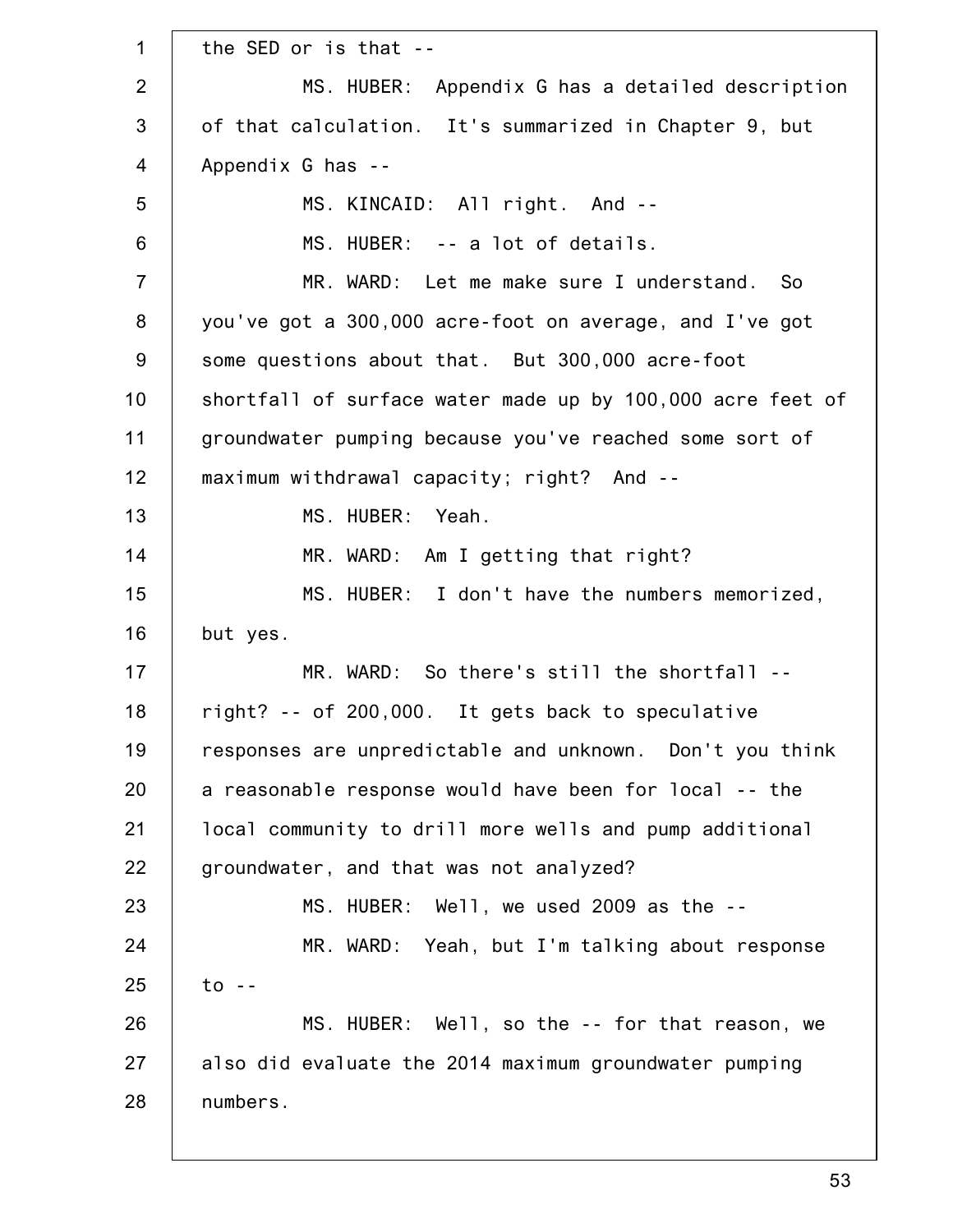the SED or is that --

MS. HUBER: Appendix G has a detailed description of that calculation. It's summarized in Chapter 9, but Appendix G has --

MS. KINCAID: All right. And --

MS. HUBER: -- a lot of details.

MR. WARD: Let me make sure I understand. So you've got a 300,000 acre-foot on average, and I've got some questions about that. But 300,000 acre-foot shortfall of surface water made up by 100,000 acre feet of groundwater pumping because you've reached some sort of maximum withdrawal capacity; right? And --

MS. HUBER: Yeah.

MR. WARD: Am I getting that right?

MS. HUBER: I don't have the numbers memorized, but yes.

MR. WARD: So there's still the shortfall -- right? -- of 200,000. It gets back to speculative responses are unpredictable and unknown. Don't you think a reasonable response would have been for local -- the local community to drill more wells and pump additional groundwater, and that was not analyzed?

MS. HUBER: Well, we used 2009 as the --

MR. WARD: Yeah, but I'm talking about response to --

MS. HUBER: Well, so the -- for that reason, we also did evaluate the 2014 maximum groundwater pumping numbers.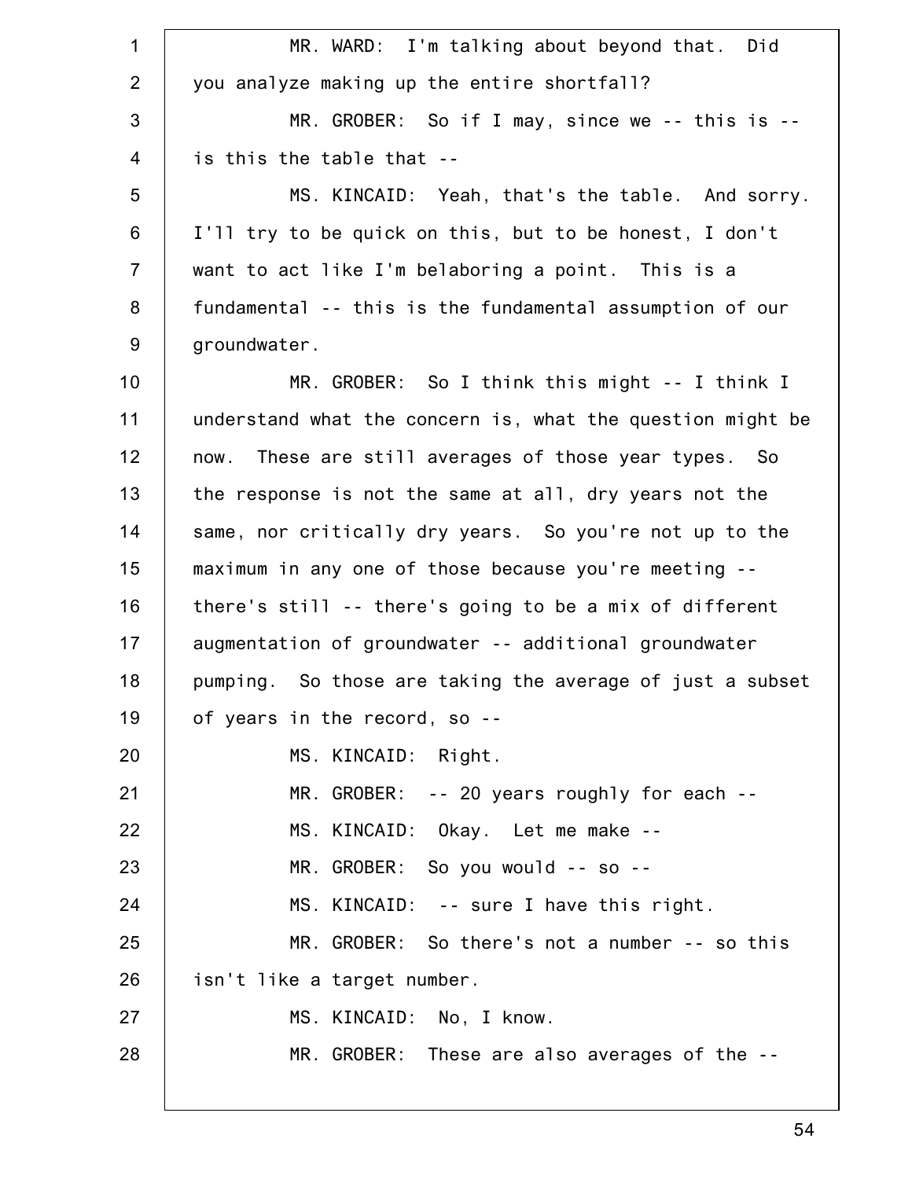MR. WARD: I'm talking about beyond that. Did you analyze making up the entire shortfall?

MR. GROBER: So if I may, since we -- this is -- is this the table that --

MS. KINCAID: Yeah, that's the table. And sorry. I'll try to be quick on this, but to be honest, I don't want to act like I'm belaboring a point. This is a fundamental -- this is the fundamental assumption of our groundwater.

MR. GROBER: So I think this might -- I think I understand what the concern is, what the question might be now. These are still averages of those year types. So the response is not the same at all, dry years not the same, nor critically dry years. So you're not up to the maximum in any one of those because you're meeting -- there's still -- there's going to be a mix of different augmentation of groundwater -- additional groundwater pumping. So those are taking the average of just a subset of years in the record, so --

MS. KINCAID: Right.

MR. GROBER: -- 20 years roughly for each --

MS. KINCAID: Okay. Let me make --

MR. GROBER: So you would -- so --

MS. KINCAID: -- sure I have this right.

MR. GROBER: So there's not a number -- so this isn't like a target number.

MS. KINCAID: No, I know.

MR. GROBER: These are also averages of the --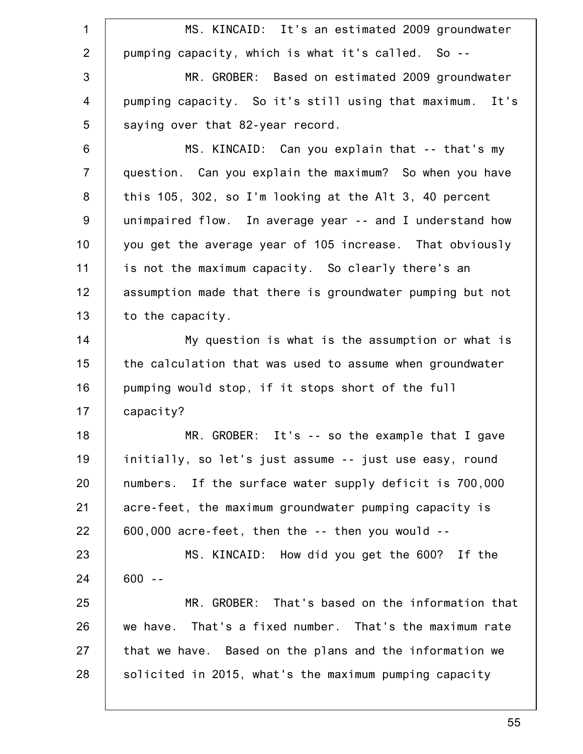MS. KINCAID: It's an estimated 2009 groundwater pumping capacity, which is what it's called. So --

MR. GROBER: Based on estimated 2009 groundwater pumping capacity. So it's still using that maximum. It's saying over that 82-year record.

MS. KINCAID: Can you explain that -- that's my question. Can you explain the maximum? So when you have this 105, 302, so I'm looking at the Alt 3, 40 percent unimpaired flow. In average year -- and I understand how you get the average year of 105 increase. That obviously is not the maximum capacity. So clearly there's an assumption made that there is groundwater pumping but not to the capacity.

My question is what is the assumption or what is the calculation that was used to assume when groundwater pumping would stop, if it stops short of the full capacity?

MR. GROBER: It's -- so the example that I gave initially, so let's just assume -- just use easy, round numbers. If the surface water supply deficit is 700,000 acre-feet, the maximum groundwater pumping capacity is 600,000 acre-feet, then the -- then you would --

MS. KINCAID: How did you get the 600? If the 600 --

MR. GROBER: That's based on the information that we have. That's a fixed number. That's the maximum rate that we have. Based on the plans and the information we solicited in 2015, what's the maximum pumping capacity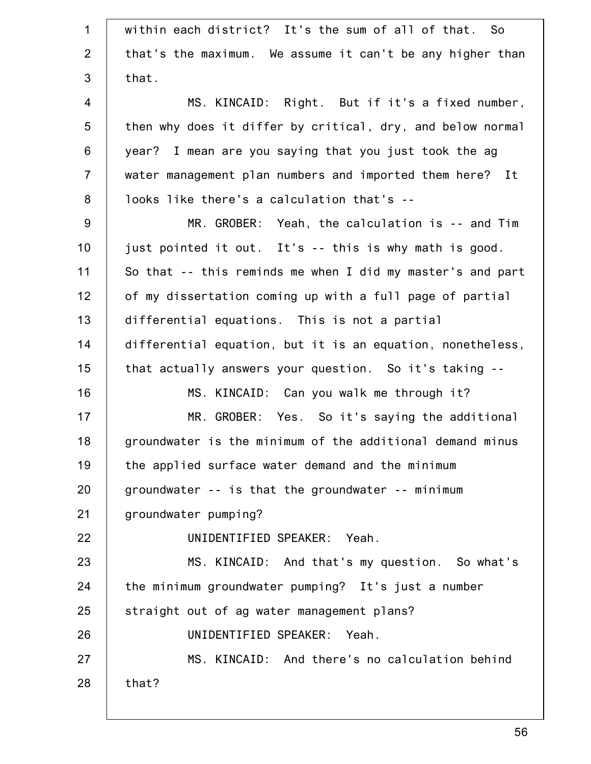within each district? It's the sum of all of that. So that's the maximum. We assume it can't be any higher than that.

MS. KINCAID: Right. But if it's a fixed number, then why does it differ by critical, dry, and below normal year? I mean are you saying that you just took the ag water management plan numbers and imported them here? It looks like there's a calculation that's --

MR. GROBER: Yeah, the calculation is -- and Tim just pointed it out. It's -- this is why math is good. So that -- this reminds me when I did my master's and part of my dissertation coming up with a full page of partial differential equations. This is not a partial differential equation, but it is an equation, nonetheless, that actually answers your question. So it's taking --

MS. KINCAID: Can you walk me through it?

MR. GROBER: Yes. So it's saying the additional groundwater is the minimum of the additional demand minus the applied surface water demand and the minimum groundwater -- is that the groundwater -- minimum groundwater pumping?

UNIDENTIFIED SPEAKER: Yeah.

MS. KINCAID: And that's my question. So what's the minimum groundwater pumping? It's just a number straight out of ag water management plans?

UNIDENTIFIED SPEAKER: Yeah.

MS. KINCAID: And there's no calculation behind that?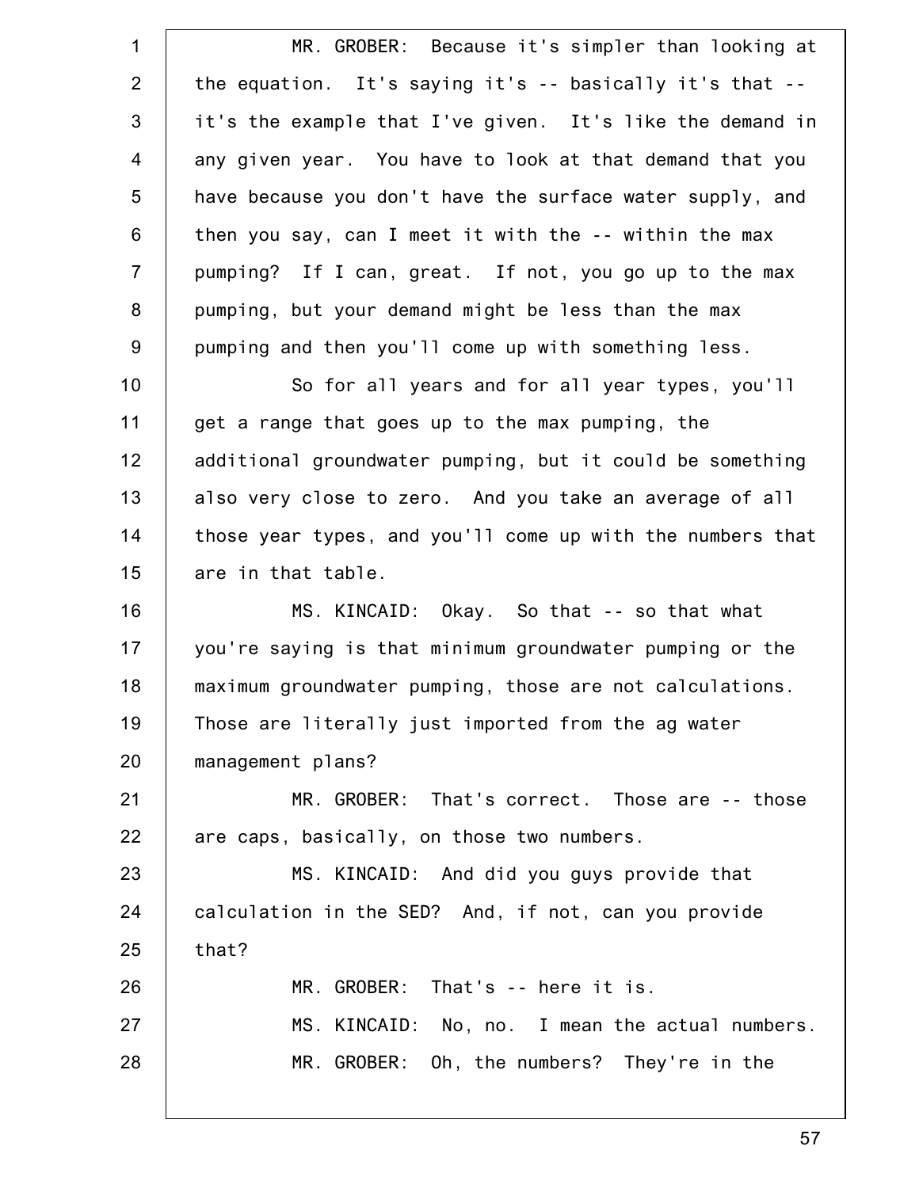MR. GROBER: Because it's simpler than looking at the equation. It's saying it's -- basically it's that -- it's the example that I've given. It's like the demand in any given year. You have to look at that demand that you have because you don't have the surface water supply, and then you say, can I meet it with the -- within the max pumping? If I can, great. If not, you go up to the max pumping, but your demand might be less than the max pumping and then you'll come up with something less.

So for all years and for all year types, you'll get a range that goes up to the max pumping, the additional groundwater pumping, but it could be something also very close to zero. And you take an average of all those year types, and you'll come up with the numbers that are in that table.

MS. KINCAID: Okay. So that -- so that what you're saying is that minimum groundwater pumping or the maximum groundwater pumping, those are not calculations. Those are literally just imported from the ag water management plans?

MR. GROBER: That's correct. Those are -- those are caps, basically, on those two numbers.

MS. KINCAID: And did you guys provide that calculation in the SED? And, if not, can you provide that?

MR. GROBER: That's -- here it is.

MS. KINCAID: No, no. I mean the actual numbers.

MR. GROBER: Oh, the numbers? They're in the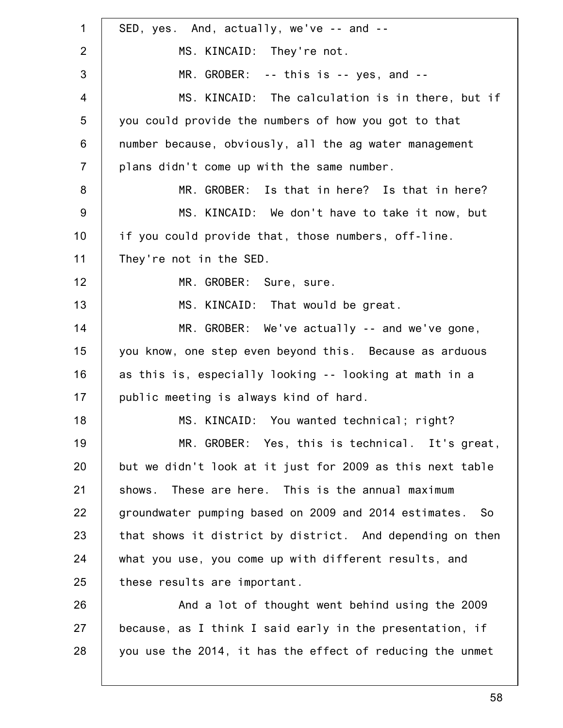SED, yes. And, actually, we've -- and --

MS. KINCAID: They're not.

MR. GROBER: -- this is -- yes, and --

MS. KINCAID: The calculation is in there, but if you could provide the numbers of how you got to that number because, obviously, all the ag water management plans didn't come up with the same number.

MR. GROBER: Is that in here? Is that in here?

MS. KINCAID: We don't have to take it now, but if you could provide that, those numbers, off-line. They're not in the SED.

MR. GROBER: Sure, sure.

MS. KINCAID: That would be great.

MR. GROBER: We've actually -- and we've gone, you know, one step even beyond this. Because as arduous as this is, especially looking -- looking at math in a public meeting is always kind of hard.

MS. KINCAID: You wanted technical; right?

MR. GROBER: Yes, this is technical. It's great, but we didn't look at it just for 2009 as this next table shows. These are here. This is the annual maximum groundwater pumping based on 2009 and 2014 estimates. So that shows it district by district. And depending on then what you use, you come up with different results, and these results are important.

And a lot of thought went behind using the 2009 because, as I think I said early in the presentation, if you use the 2014, it has the effect of reducing the unmet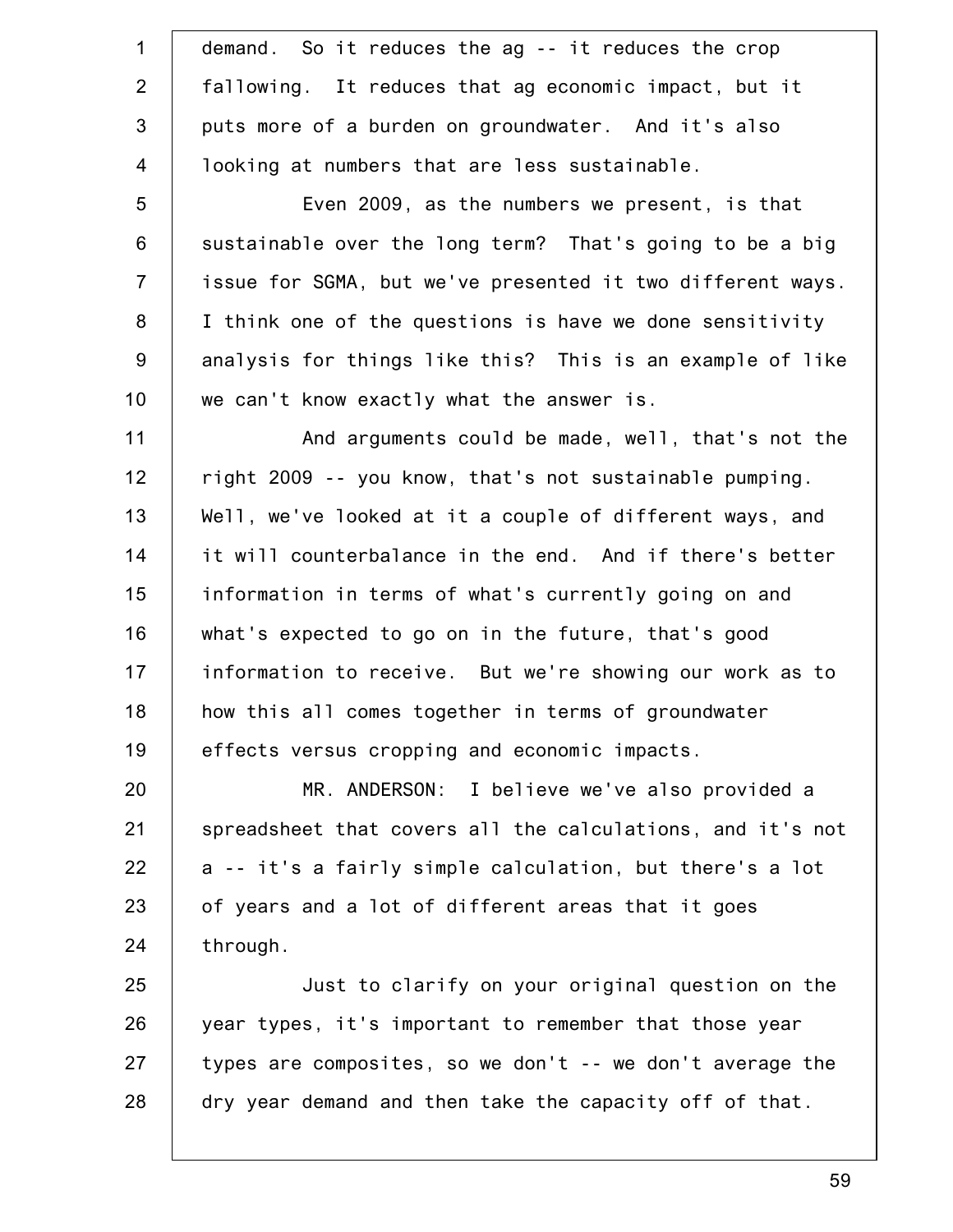demand. So it reduces the ag -- it reduces the crop fallowing. It reduces that ag economic impact, but it puts more of a burden on groundwater. And it's also looking at numbers that are less sustainable.

Even 2009, as the numbers we present, is that sustainable over the long term? That's going to be a big issue for SGMA, but we've presented it two different ways. I think one of the questions is have we done sensitivity analysis for things like this? This is an example of like we can't know exactly what the answer is.

And arguments could be made, well, that's not the right 2009 -- you know, that's not sustainable pumping. Well, we've looked at it a couple of different ways, and it will counterbalance in the end. And if there's better information in terms of what's currently going on and what's expected to go on in the future, that's good information to receive. But we're showing our work as to how this all comes together in terms of groundwater effects versus cropping and economic impacts.

MR. ANDERSON: I believe we've also provided a spreadsheet that covers all the calculations, and it's not a -- it's a fairly simple calculation, but there's a lot of years and a lot of different areas that it goes through.

Just to clarify on your original question on the year types, it's important to remember that those year types are composites, so we don't -- we don't average the dry year demand and then take the capacity off of that.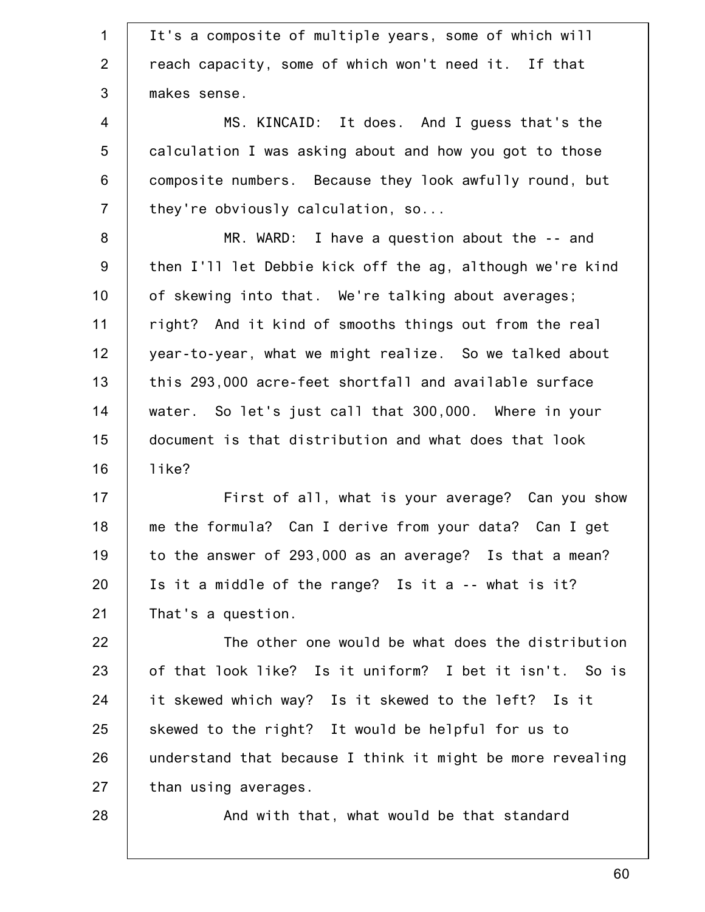It's a composite of multiple years, some of which will reach capacity, some of which won't need it. If that makes sense.

MS. KINCAID: It does. And I guess that's the calculation I was asking about and how you got to those composite numbers. Because they look awfully round, but they're obviously calculation, so...

MR. WARD: I have a question about the -- and then I'll let Debbie kick off the ag, although we're kind of skewing into that. We're talking about averages; right? And it kind of smooths things out from the real year-to-year, what we might realize. So we talked about this 293,000 acre-feet shortfall and available surface water. So let's just call that 300,000. Where in your document is that distribution and what does that look like?

First of all, what is your average? Can you show me the formula? Can I derive from your data? Can I get to the answer of 293,000 as an average? Is that a mean? Is it a middle of the range? Is it a -- what is it? That's a question.

The other one would be what does the distribution of that look like? Is it uniform? I bet it isn't. So is it skewed which way? Is it skewed to the left? Is it skewed to the right? It would be helpful for us to understand that because I think it might be more revealing than using averages.

And with that, what would be that standard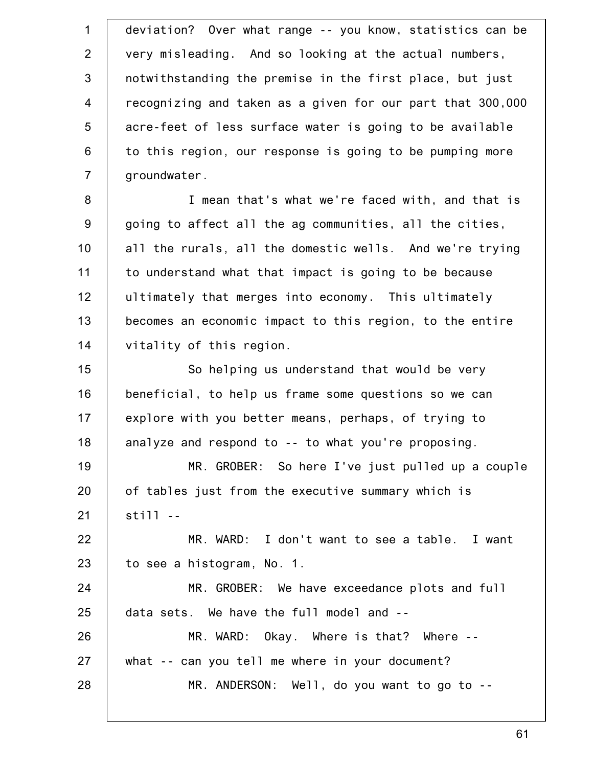deviation? Over what range -- you know, statistics can be very misleading. And so looking at the actual numbers, notwithstanding the premise in the first place, but just recognizing and taken as a given for our part that 300,000 acre-feet of less surface water is going to be available to this region, our response is going to be pumping more groundwater.

I mean that's what we're faced with, and that is going to affect all the ag communities, all the cities, all the rurals, all the domestic wells. And we're trying to understand what that impact is going to be because ultimately that merges into economy. This ultimately becomes an economic impact to this region, to the entire vitality of this region.

So helping us understand that would be very beneficial, to help us frame some questions so we can explore with you better means, perhaps, of trying to analyze and respond to -- to what you're proposing.

MR. GROBER: So here I've just pulled up a couple of tables just from the executive summary which is still --

MR. WARD: I don't want to see a table. I want to see a histogram, No. 1.

MR. GROBER: We have exceedance plots and full data sets. We have the full model and --

MR. WARD: Okay. Where is that? Where -- what -- can you tell me where in your document?

MR. ANDERSON: Well, do you want to go to --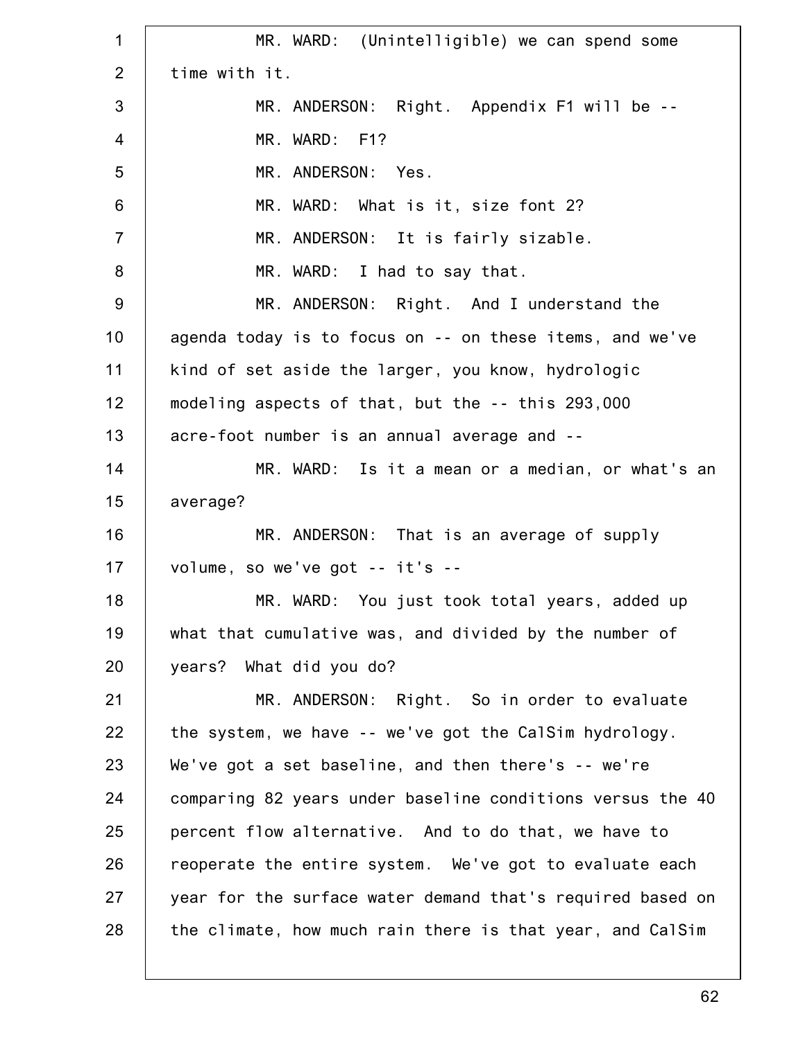MR. WARD: (Unintelligible) we can spend some time with it.

MR. ANDERSON: Right. Appendix F1 will be --

MR. WARD: F1?

MR. ANDERSON: Yes.

MR. WARD: What is it, size font 2?

MR. ANDERSON: It is fairly sizable.

MR. WARD: I had to say that.

MR. ANDERSON: Right. And I understand the agenda today is to focus on -- on these items, and we've kind of set aside the larger, you know, hydrologic modeling aspects of that, but the -- this 293,000 acre-foot number is an annual average and --

MR. WARD: Is it a mean or a median, or what's an average?

MR. ANDERSON: That is an average of supply volume, so we've got -- it's --

MR. WARD: You just took total years, added up what that cumulative was, and divided by the number of years? What did you do?

MR. ANDERSON: Right. So in order to evaluate the system, we have -- we've got the CalSim hydrology. We've got a set baseline, and then there's -- we're comparing 82 years under baseline conditions versus the 40 percent flow alternative. And to do that, we have to reoperate the entire system. We've got to evaluate each year for the surface water demand that's required based on the climate, how much rain there is that year, and CalSim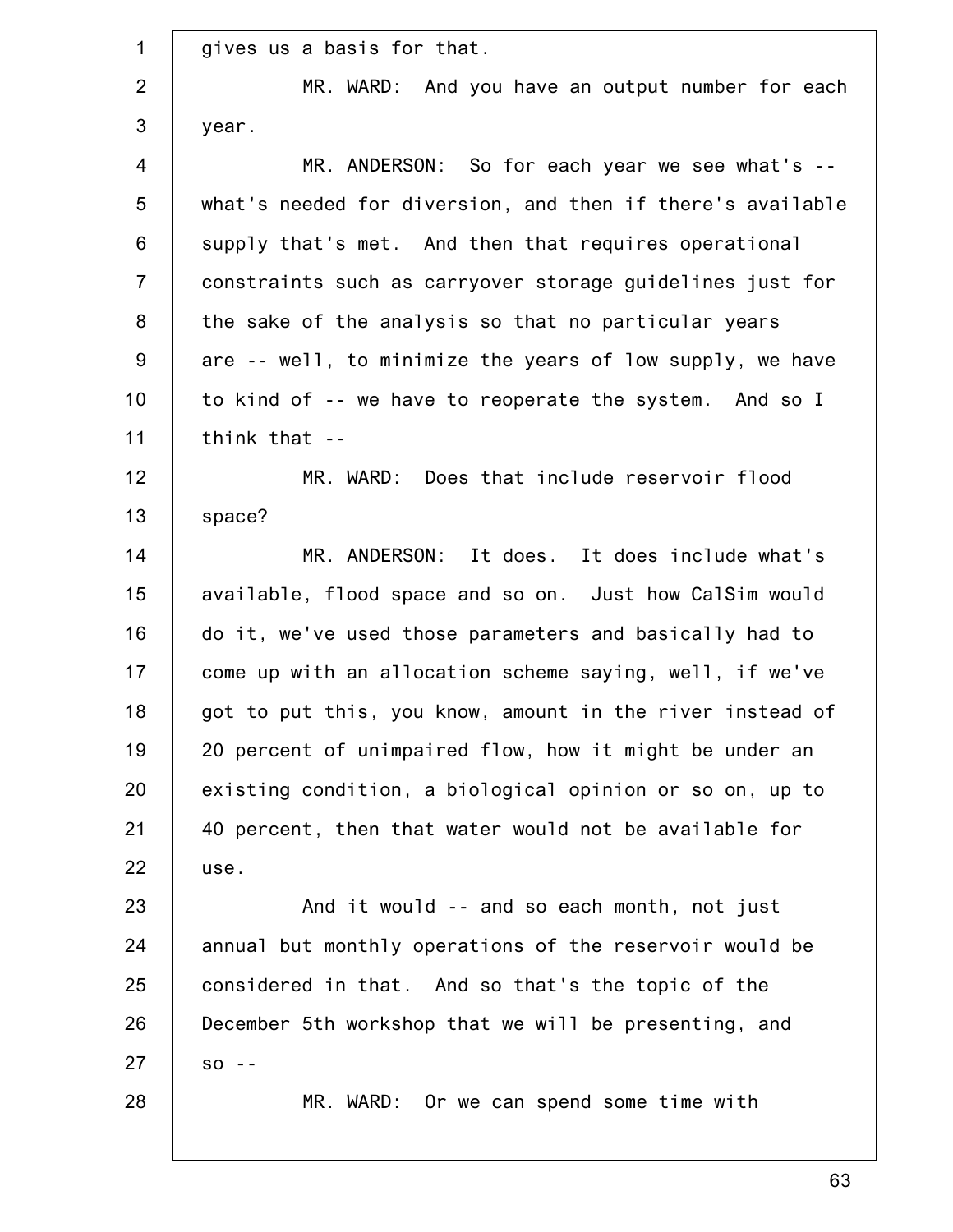gives us a basis for that.

MR. WARD: And you have an output number for each year.

MR. ANDERSON: So for each year we see what's -- what's needed for diversion, and then if there's available supply that's met. And then that requires operational constraints such as carryover storage guidelines just for the sake of the analysis so that no particular years are -- well, to minimize the years of low supply, we have to kind of -- we have to reoperate the system. And so I think that --

MR. WARD: Does that include reservoir flood space?

MR. ANDERSON: It does. It does include what's available, flood space and so on. Just how CalSim would do it, we've used those parameters and basically had to come up with an allocation scheme saying, well, if we've got to put this, you know, amount in the river instead of 20 percent of unimpaired flow, how it might be under an existing condition, a biological opinion or so on, up to 40 percent, then that water would not be available for use.

And it would -- and so each month, not just annual but monthly operations of the reservoir would be considered in that. And so that's the topic of the December 5th workshop that we will be presenting, and so --

MR. WARD: Or we can spend some time with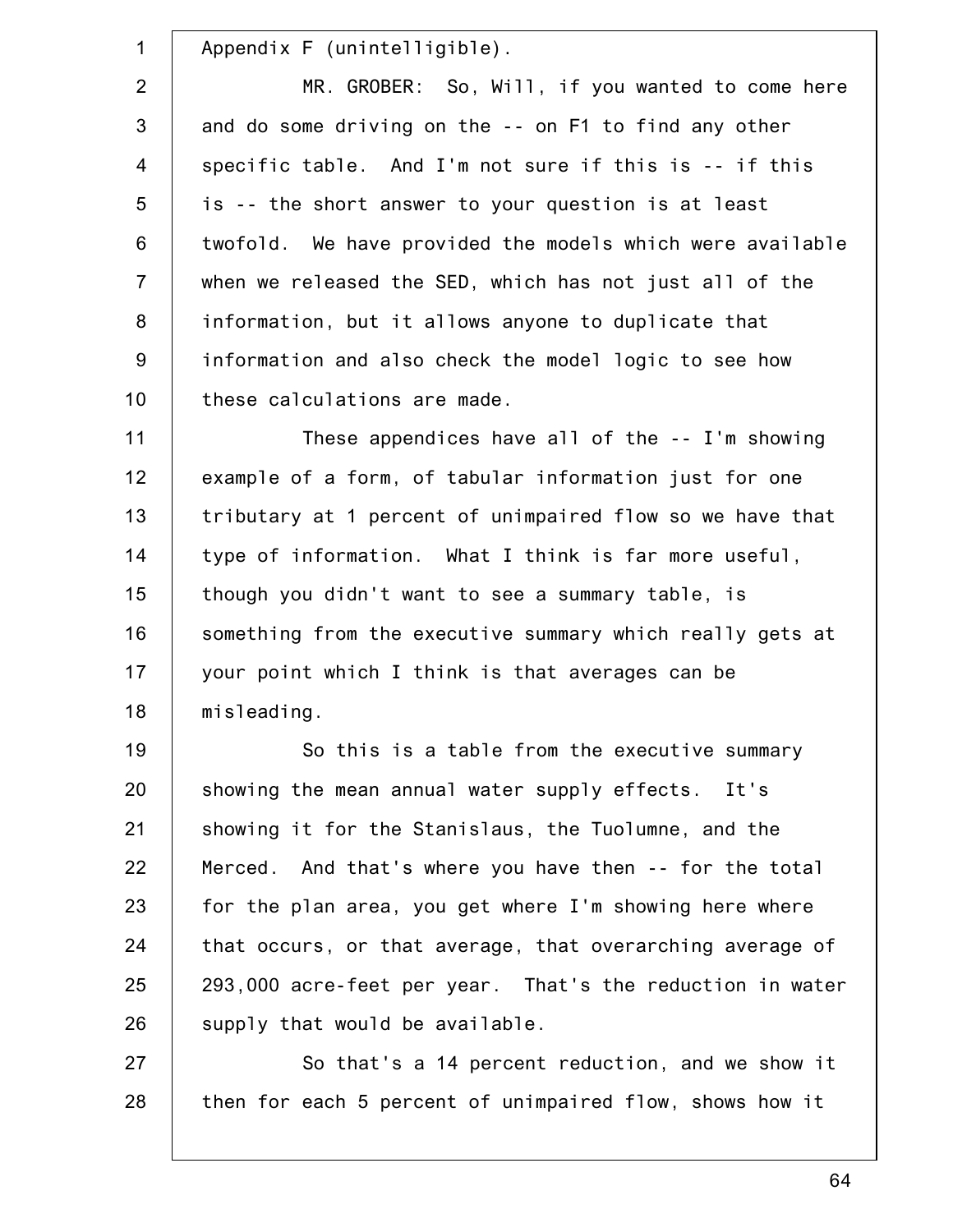Appendix F (unintelligible).

MR. GROBER: So, Will, if you wanted to come here and do some driving on the -- on F1 to find any other specific table. And I'm not sure if this is -- if this is -- the short answer to your question is at least twofold. We have provided the models which were available when we released the SED, which has not just all of the information, but it allows anyone to duplicate that information and also check the model logic to see how these calculations are made.

These appendices have all of the -- I'm showing example of a form, of tabular information just for one tributary at 1 percent of unimpaired flow so we have that type of information. What I think is far more useful, though you didn't want to see a summary table, is something from the executive summary which really gets at your point which I think is that averages can be misleading.

So this is a table from the executive summary showing the mean annual water supply effects. It's showing it for the Stanislaus, the Tuolumne, and the Merced. And that's where you have then -- for the total for the plan area, you get where I'm showing here where that occurs, or that average, that overarching average of 293,000 acre-feet per year. That's the reduction in water supply that would be available.

So that's a 14 percent reduction, and we show it then for each 5 percent of unimpaired flow, shows how it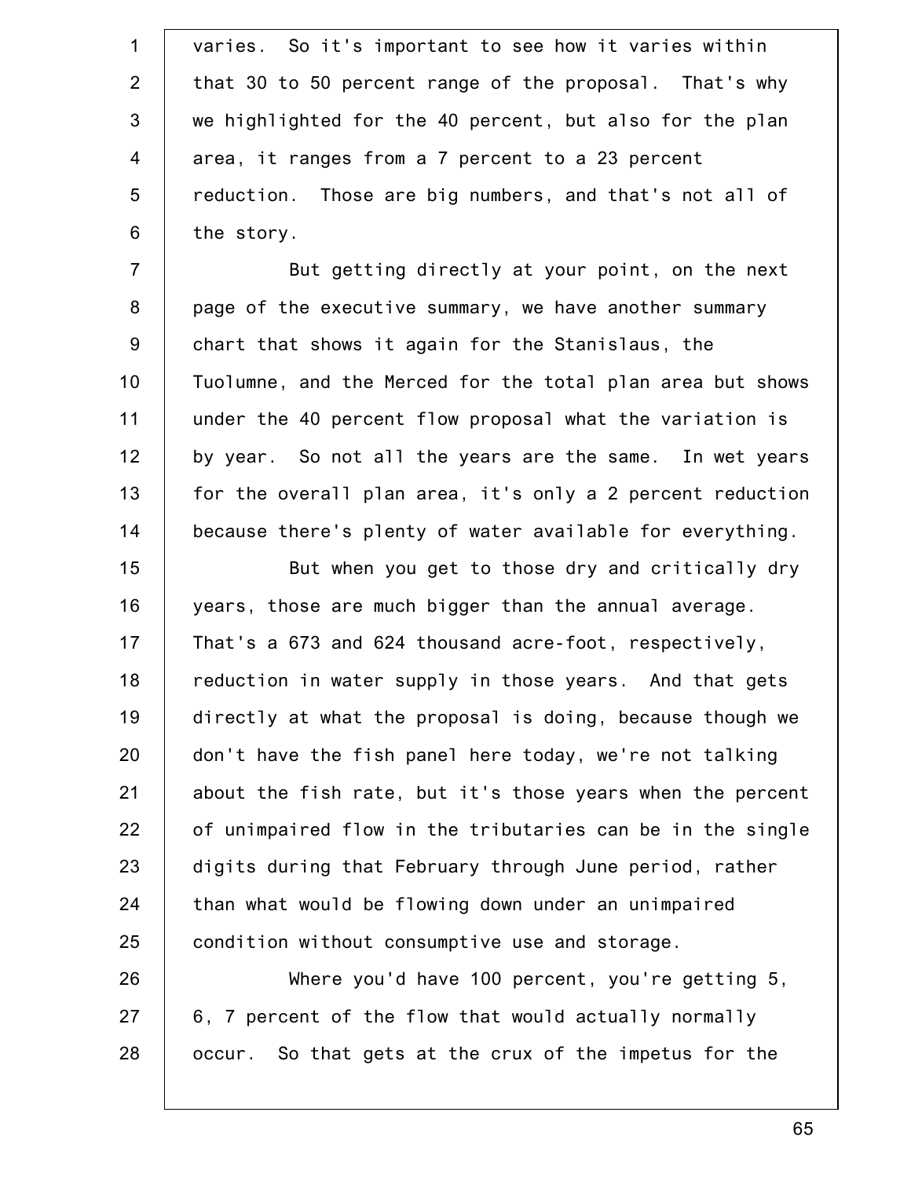varies. So it's important to see how it varies within that 30 to 50 percent range of the proposal. That's why we highlighted for the 40 percent, but also for the plan area, it ranges from a 7 percent to a 23 percent reduction. Those are big numbers, and that's not all of the story.

But getting directly at your point, on the next page of the executive summary, we have another summary chart that shows it again for the Stanislaus, the Tuolumne, and the Merced for the total plan area but shows under the 40 percent flow proposal what the variation is by year. So not all the years are the same. In wet years for the overall plan area, it's only a 2 percent reduction because there's plenty of water available for everything.

But when you get to those dry and critically dry years, those are much bigger than the annual average. That's a 673 and 624 thousand acre-foot, respectively, reduction in water supply in those years. And that gets directly at what the proposal is doing, because though we don't have the fish panel here today, we're not talking about the fish rate, but it's those years when the percent of unimpaired flow in the tributaries can be in the single digits during that February through June period, rather than what would be flowing down under an unimpaired condition without consumptive use and storage.

Where you'd have 100 percent, you're getting 5, 6, 7 percent of the flow that would actually normally occur. So that gets at the crux of the impetus for the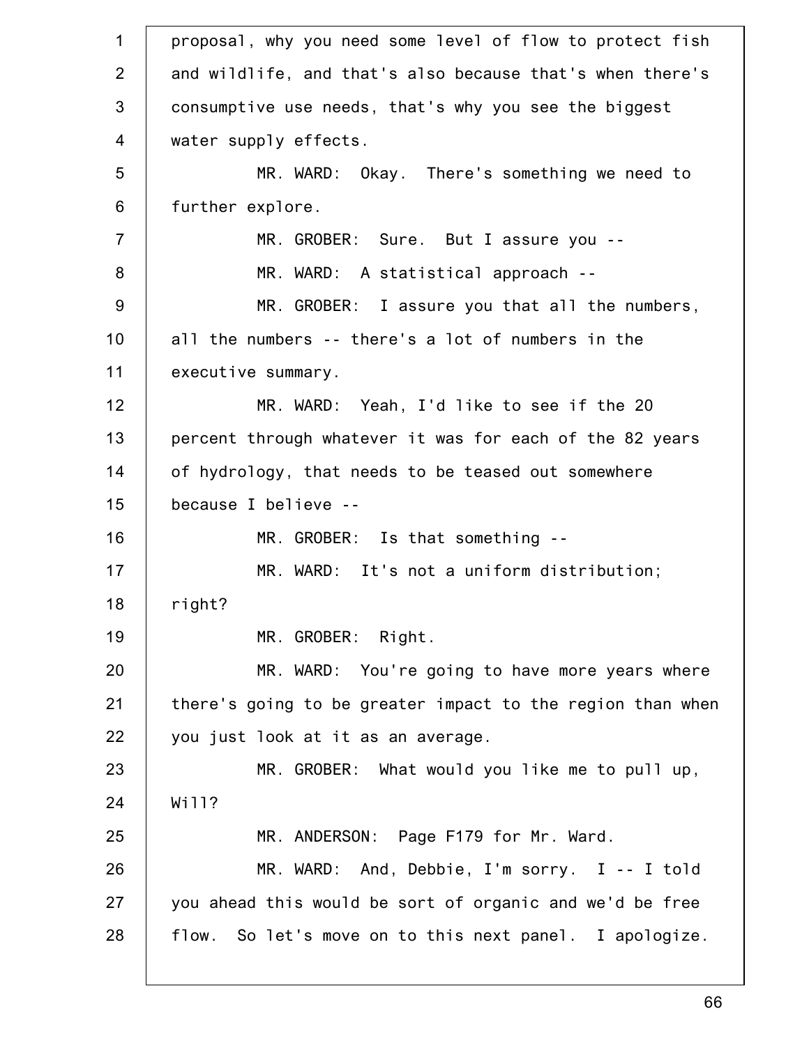proposal, why you need some level of flow to protect fish and wildlife, and that's also because that's when there's consumptive use needs, that's why you see the biggest water supply effects.

MR. WARD: Okay. There's something we need to further explore.

MR. GROBER: Sure. But I assure you --

MR. WARD: A statistical approach --

MR. GROBER: I assure you that all the numbers, all the numbers -- there's a lot of numbers in the executive summary.

MR. WARD: Yeah, I'd like to see if the 20 percent through whatever it was for each of the 82 years of hydrology, that needs to be teased out somewhere because I believe --

MR. GROBER: Is that something --

MR. WARD: It's not a uniform distribution; right?

MR. GROBER: Right.

MR. WARD: You're going to have more years where there's going to be greater impact to the region than when you just look at it as an average.

MR. GROBER: What would you like me to pull up, Will?

MR. ANDERSON: Page F179 for Mr. Ward.

MR. WARD: And, Debbie, I'm sorry. I -- I told you ahead this would be sort of organic and we'd be free flow. So let's move on to this next panel. I apologize.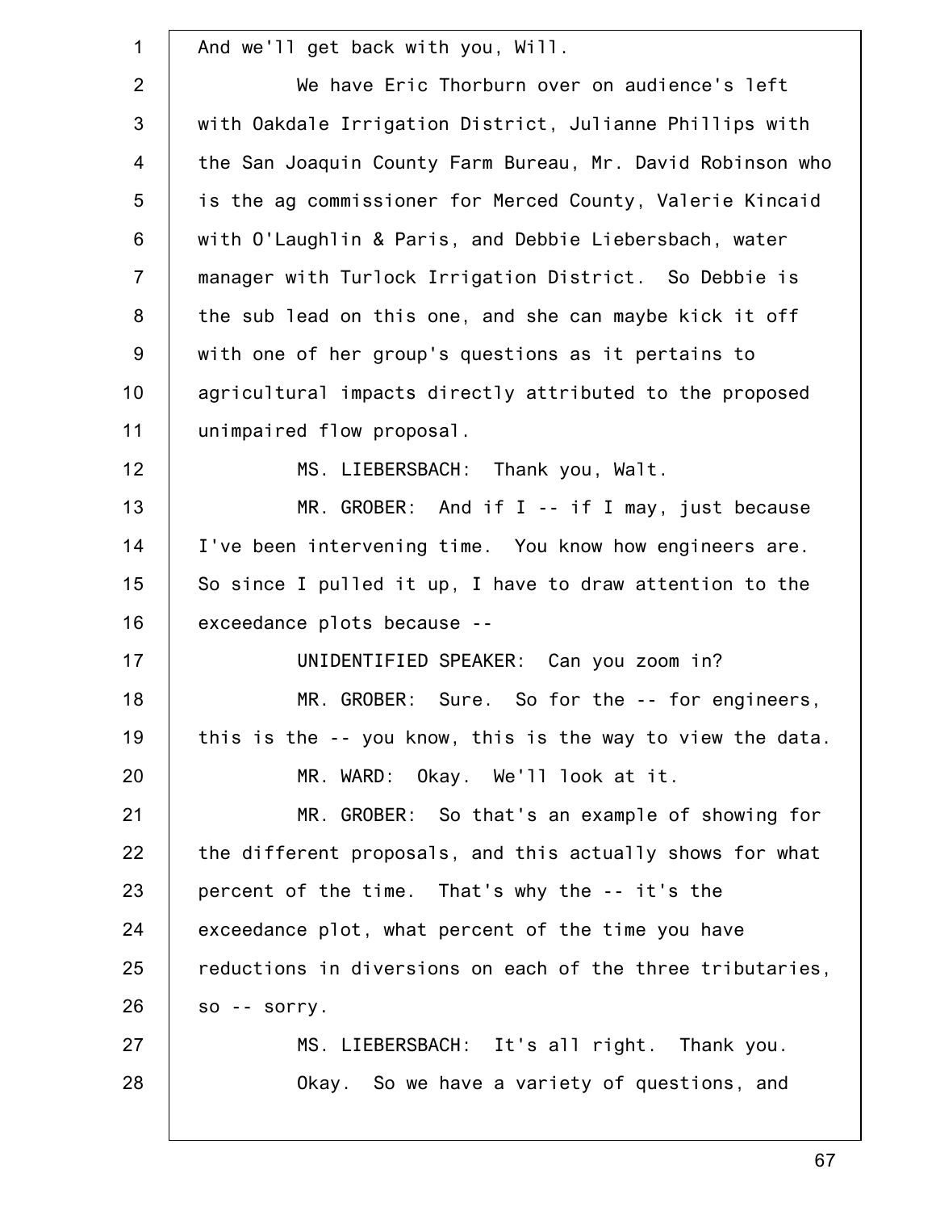And we'll get back with you, Will.

We have Eric Thorburn over on audience's left with Oakdale Irrigation District, Julianne Phillips with the San Joaquin County Farm Bureau, Mr. David Robinson who is the ag commissioner for Merced County, Valerie Kincaid with O'Laughlin & Paris, and Debbie Liebersbach, water manager with Turlock Irrigation District. So Debbie is the sub lead on this one, and she can maybe kick it off with one of her group's questions as it pertains to agricultural impacts directly attributed to the proposed unimpaired flow proposal.

MS. LIEBERSBACH: Thank you, Walt.

MR. GROBER: And if I -- if I may, just because I've been intervening time. You know how engineers are. So since I pulled it up, I have to draw attention to the exceedance plots because --

UNIDENTIFIED SPEAKER: Can you zoom in?

MR. GROBER: Sure. So for the -- for engineers, this is the -- you know, this is the way to view the data.

MR. WARD: Okay. We'll look at it.

MR. GROBER: So that's an example of showing for the different proposals, and this actually shows for what percent of the time. That's why the -- it's the exceedance plot, what percent of the time you have reductions in diversions on each of the three tributaries, so -- sorry.

MS. LIEBERSBACH: It's all right. Thank you.

Okay. So we have a variety of questions, and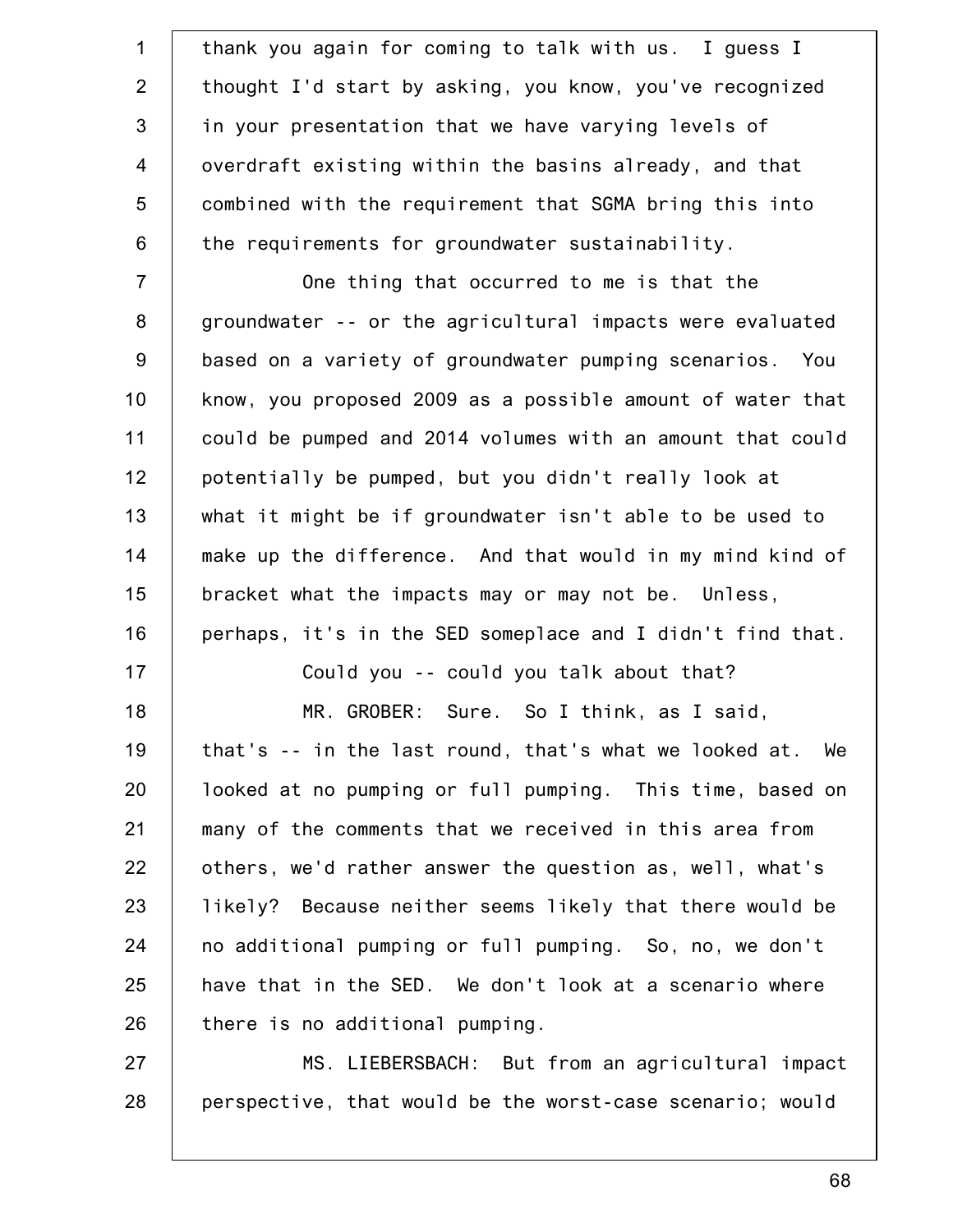thank you again for coming to talk with us. I guess I thought I'd start by asking, you know, you've recognized in your presentation that we have varying levels of overdraft existing within the basins already, and that combined with the requirement that SGMA bring this into the requirements for groundwater sustainability.

One thing that occurred to me is that the groundwater -- or the agricultural impacts were evaluated based on a variety of groundwater pumping scenarios. You know, you proposed 2009 as a possible amount of water that could be pumped and 2014 volumes with an amount that could potentially be pumped, but you didn't really look at what it might be if groundwater isn't able to be used to make up the difference. And that would in my mind kind of bracket what the impacts may or may not be. Unless, perhaps, it's in the SED someplace and I didn't find that.

Could you -- could you talk about that?

MR. GROBER: Sure. So I think, as I said, that's -- in the last round, that's what we looked at. We looked at no pumping or full pumping. This time, based on many of the comments that we received in this area from others, we'd rather answer the question as, well, what's likely? Because neither seems likely that there would be no additional pumping or full pumping. So, no, we don't have that in the SED. We don't look at a scenario where there is no additional pumping.

MS. LIEBERSBACH: But from an agricultural impact perspective, that would be the worst-case scenario; would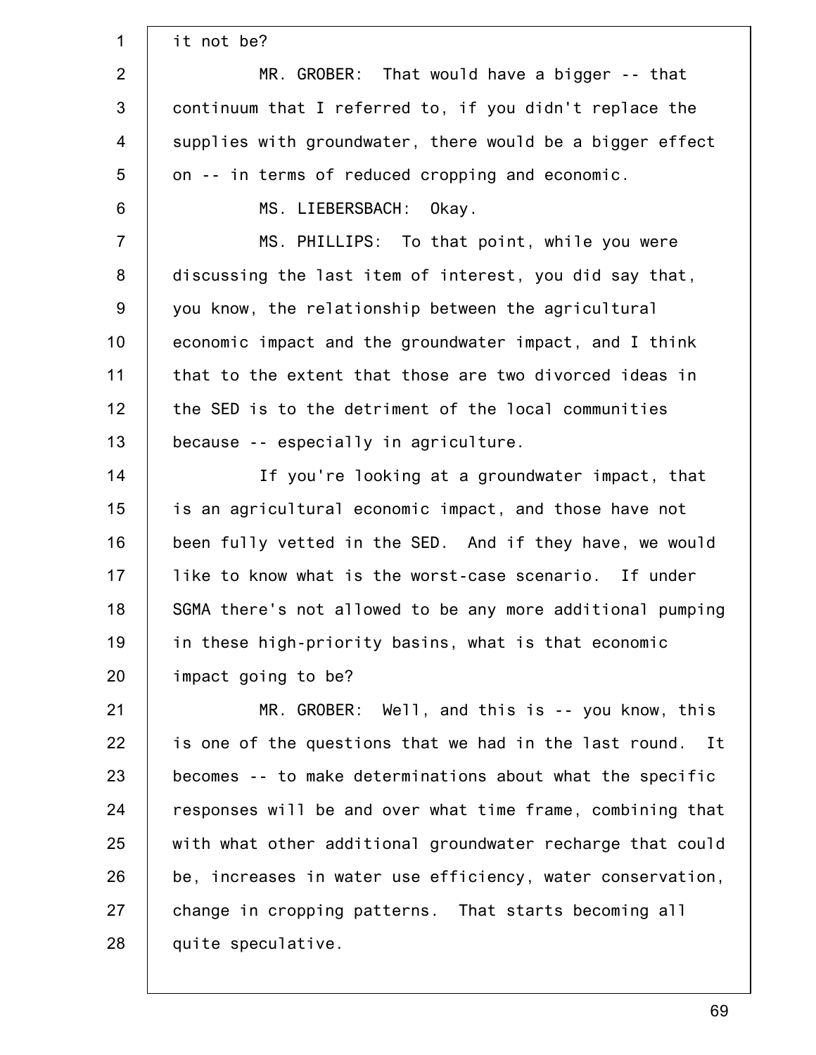it not be?

MR. GROBER: That would have a bigger -- that continuum that I referred to, if you didn't replace the supplies with groundwater, there would be a bigger effect on -- in terms of reduced cropping and economic.

MS. LIEBERSBACH: Okay.

MS. PHILLIPS: To that point, while you were discussing the last item of interest, you did say that, you know, the relationship between the agricultural economic impact and the groundwater impact, and I think that to the extent that those are two divorced ideas in the SED is to the detriment of the local communities because -- especially in agriculture.

If you're looking at a groundwater impact, that is an agricultural economic impact, and those have not been fully vetted in the SED. And if they have, we would like to know what is the worst-case scenario. If under SGMA there's not allowed to be any more additional pumping in these high-priority basins, what is that economic impact going to be?

MR. GROBER: Well, and this is -- you know, this is one of the questions that we had in the last round. It becomes -- to make determinations about what the specific responses will be and over what time frame, combining that with what other additional groundwater recharge that could be, increases in water use efficiency, water conservation, change in cropping patterns. That starts becoming all quite speculative.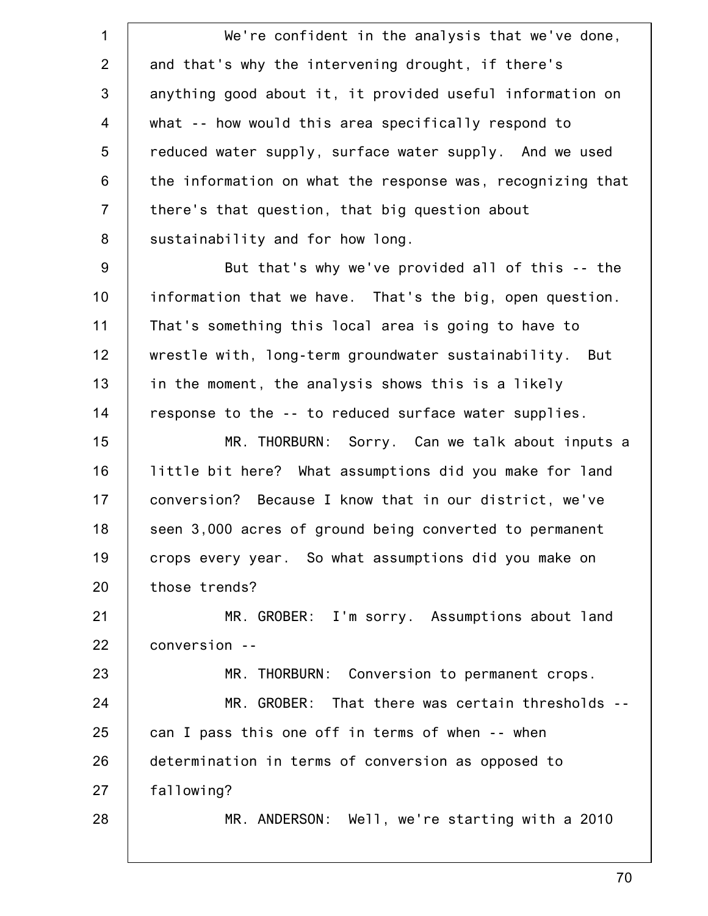We're confident in the analysis that we've done, and that's why the intervening drought, if there's anything good about it, it provided useful information on what -- how would this area specifically respond to reduced water supply, surface water supply. And we used the information on what the response was, recognizing that there's that question, that big question about sustainability and for how long.

But that's why we've provided all of this -- the information that we have. That's the big, open question. That's something this local area is going to have to wrestle with, long-term groundwater sustainability. But in the moment, the analysis shows this is a likely response to the -- to reduced surface water supplies.

MR. THORBURN: Sorry. Can we talk about inputs a little bit here? What assumptions did you make for land conversion? Because I know that in our district, we've seen 3,000 acres of ground being converted to permanent crops every year. So what assumptions did you make on those trends?

MR. GROBER: I'm sorry. Assumptions about land conversion --

MR. THORBURN: Conversion to permanent crops.

MR. GROBER: That there was certain thresholds -- can I pass this one off in terms of when -- when determination in terms of conversion as opposed to fallowing?

MR. ANDERSON: Well, we're starting with a 2010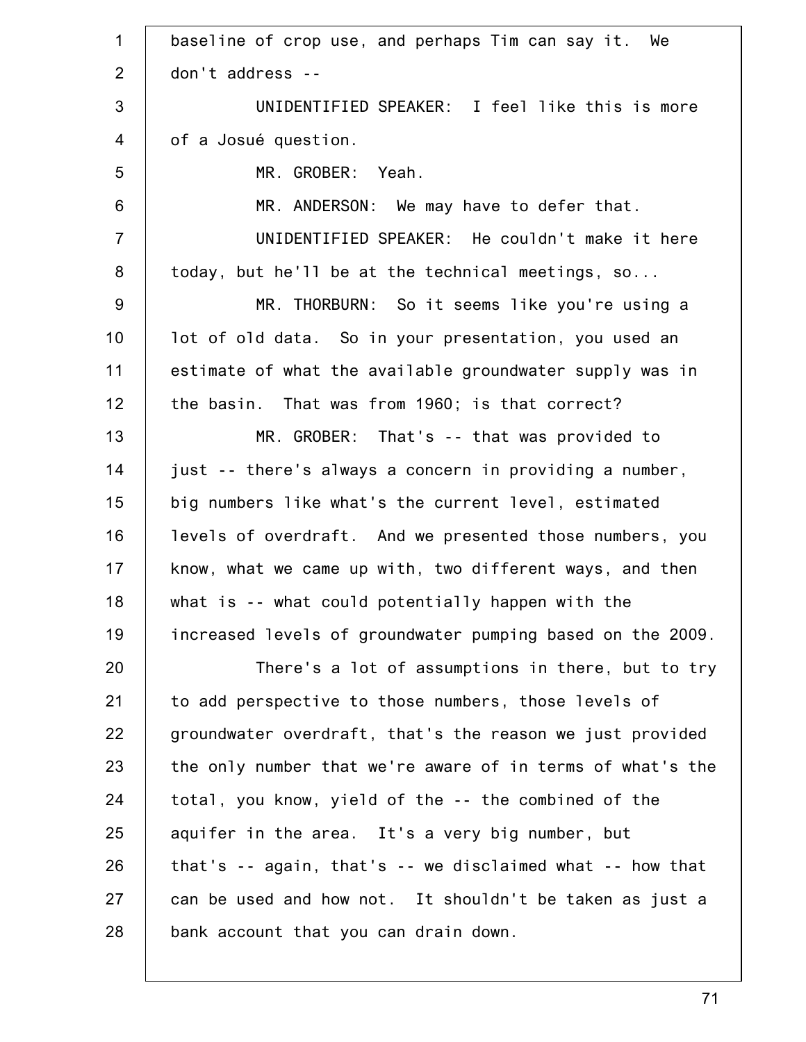baseline of crop use, and perhaps Tim can say it. We don't address --

UNIDENTIFIED SPEAKER: I feel like this is more of a Josué question.

MR. GROBER: Yeah.

MR. ANDERSON: We may have to defer that.

UNIDENTIFIED SPEAKER: He couldn't make it here today, but he'll be at the technical meetings, so...

MR. THORBURN: So it seems like you're using a lot of old data. So in your presentation, you used an estimate of what the available groundwater supply was in the basin. That was from 1960; is that correct?

MR. GROBER: That's -- that was provided to just -- there's always a concern in providing a number, big numbers like what's the current level, estimated levels of overdraft. And we presented those numbers, you know, what we came up with, two different ways, and then what is -- what could potentially happen with the increased levels of groundwater pumping based on the 2009.

There's a lot of assumptions in there, but to try to add perspective to those numbers, those levels of groundwater overdraft, that's the reason we just provided the only number that we're aware of in terms of what's the total, you know, yield of the -- the combined of the aquifer in the area. It's a very big number, but that's -- again, that's -- we disclaimed what -- how that can be used and how not. It shouldn't be taken as just a bank account that you can drain down.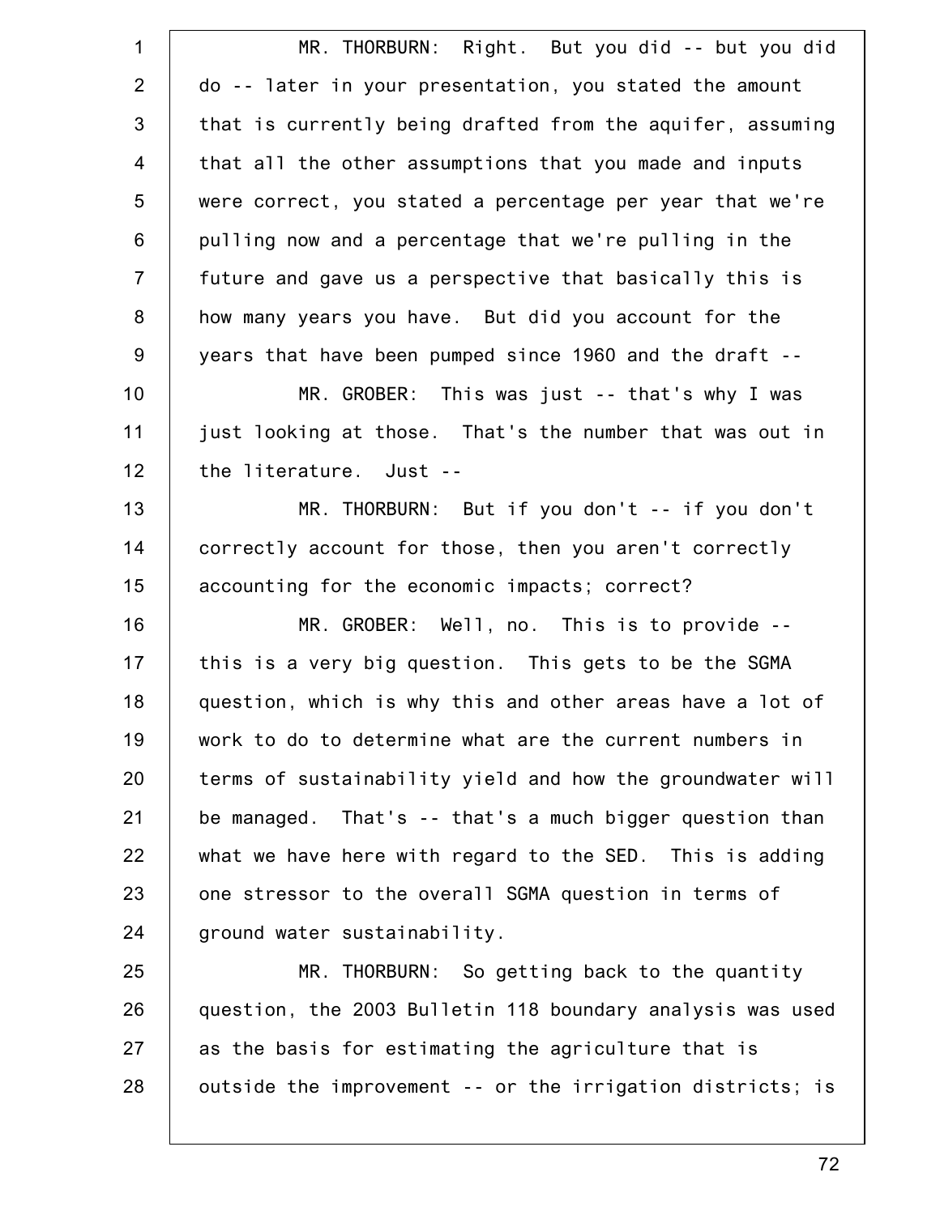MR. THORBURN: Right. But you did -- but you did do -- later in your presentation, you stated the amount that is currently being drafted from the aquifer, assuming that all the other assumptions that you made and inputs were correct, you stated a percentage per year that we're pulling now and a percentage that we're pulling in the future and gave us a perspective that basically this is how many years you have. But did you account for the years that have been pumped since 1960 and the draft --

MR. GROBER: This was just -- that's why I was just looking at those. That's the number that was out in the literature. Just --

MR. THORBURN: But if you don't -- if you don't correctly account for those, then you aren't correctly accounting for the economic impacts; correct?

MR. GROBER: Well, no. This is to provide -- this is a very big question. This gets to be the SGMA question, which is why this and other areas have a lot of work to do to determine what are the current numbers in terms of sustainability yield and how the groundwater will be managed. That's -- that's a much bigger question than what we have here with regard to the SED. This is adding one stressor to the overall SGMA question in terms of ground water sustainability.

MR. THORBURN: So getting back to the quantity question, the 2003 Bulletin 118 boundary analysis was used as the basis for estimating the agriculture that is outside the improvement -- or the irrigation districts; is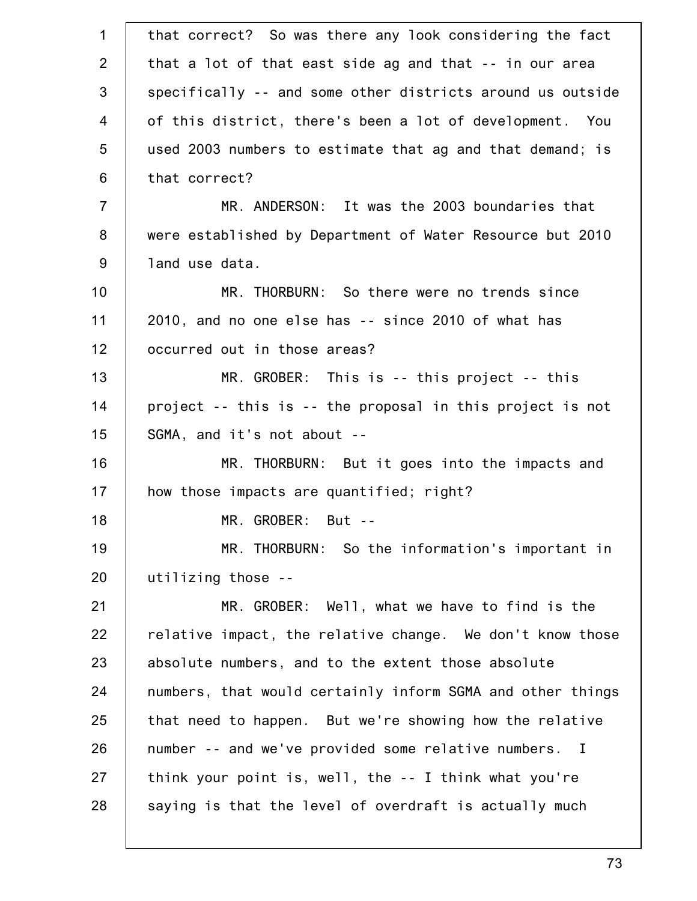that correct? So was there any look considering the fact that a lot of that east side ag and that -- in our area specifically -- and some other districts around us outside of this district, there's been a lot of development. You used 2003 numbers to estimate that ag and that demand; is that correct?

MR. ANDERSON: It was the 2003 boundaries that were established by Department of Water Resource but 2010 land use data.

MR. THORBURN: So there were no trends since 2010, and no one else has -- since 2010 of what has occurred out in those areas?

MR. GROBER: This is -- this project -- this project -- this is -- the proposal in this project is not SGMA, and it's not about --

MR. THORBURN: But it goes into the impacts and how those impacts are quantified; right?

MR. GROBER: But --

MR. THORBURN: So the information's important in utilizing those --

MR. GROBER: Well, what we have to find is the relative impact, the relative change. We don't know those absolute numbers, and to the extent those absolute numbers, that would certainly inform SGMA and other things that need to happen. But we're showing how the relative number -- and we've provided some relative numbers. I think your point is, well, the -- I think what you're saying is that the level of overdraft is actually much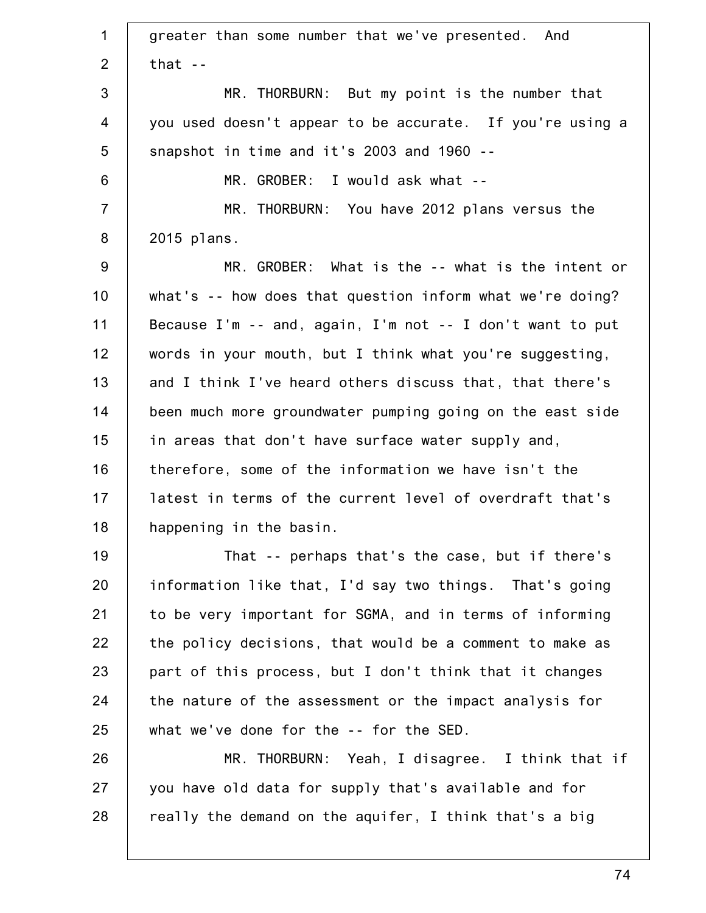greater than some number that we've presented. And that --

MR. THORBURN: But my point is the number that you used doesn't appear to be accurate. If you're using a snapshot in time and it's 2003 and 1960 --

MR. GROBER: I would ask what --

MR. THORBURN: You have 2012 plans versus the 2015 plans.

MR. GROBER: What is the -- what is the intent or what's -- how does that question inform what we're doing? Because I'm -- and, again, I'm not -- I don't want to put words in your mouth, but I think what you're suggesting, and I think I've heard others discuss that, that there's been much more groundwater pumping going on the east side in areas that don't have surface water supply and, therefore, some of the information we have isn't the latest in terms of the current level of overdraft that's happening in the basin.

That -- perhaps that's the case, but if there's information like that, I'd say two things. That's going to be very important for SGMA, and in terms of informing the policy decisions, that would be a comment to make as part of this process, but I don't think that it changes the nature of the assessment or the impact analysis for what we've done for the -- for the SED.

MR. THORBURN: Yeah, I disagree. I think that if you have old data for supply that's available and for really the demand on the aquifer, I think that's a big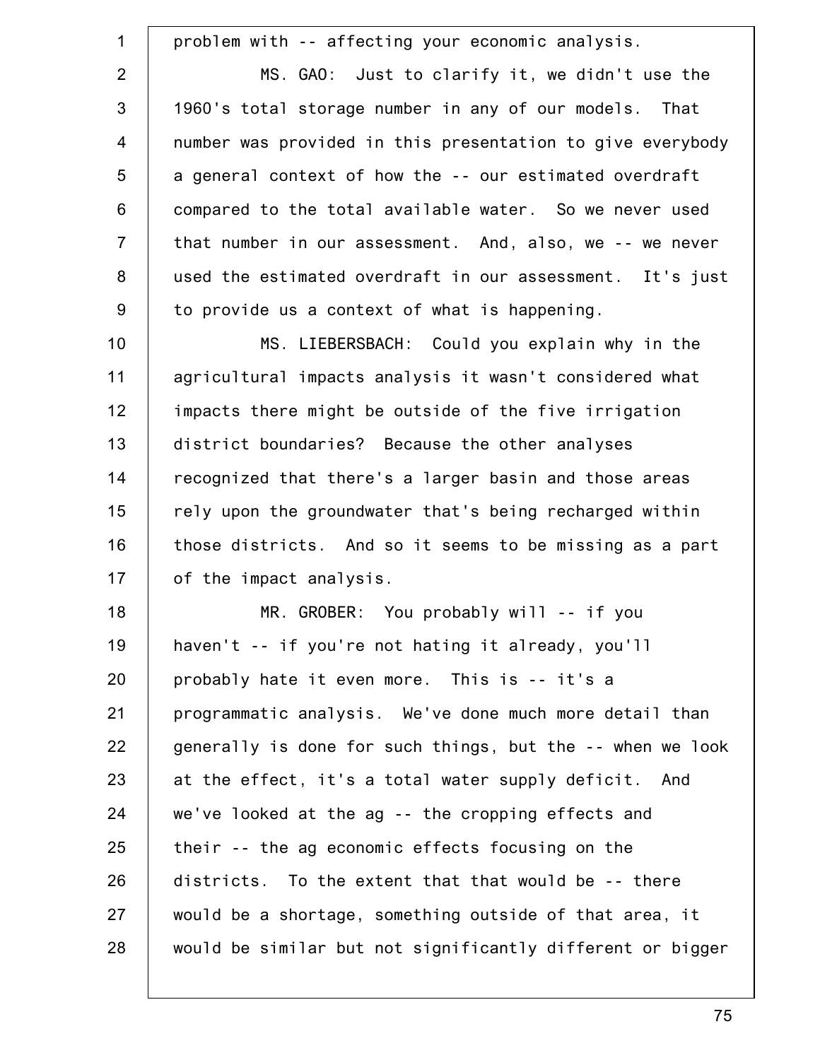problem with -- affecting your economic analysis.

MS. GAO: Just to clarify it, we didn't use the 1960's total storage number in any of our models. That number was provided in this presentation to give everybody a general context of how the -- our estimated overdraft compared to the total available water. So we never used that number in our assessment. And, also, we -- we never used the estimated overdraft in our assessment. It's just to provide us a context of what is happening.

MS. LIEBERSBACH: Could you explain why in the agricultural impacts analysis it wasn't considered what impacts there might be outside of the five irrigation district boundaries? Because the other analyses recognized that there's a larger basin and those areas rely upon the groundwater that's being recharged within those districts. And so it seems to be missing as a part of the impact analysis.

MR. GROBER: You probably will -- if you haven't -- if you're not hating it already, you'll probably hate it even more. This is -- it's a programmatic analysis. We've done much more detail than generally is done for such things, but the -- when we look at the effect, it's a total water supply deficit. And we've looked at the ag -- the cropping effects and their -- the ag economic effects focusing on the districts. To the extent that that would be -- there would be a shortage, something outside of that area, it would be similar but not significantly different or bigger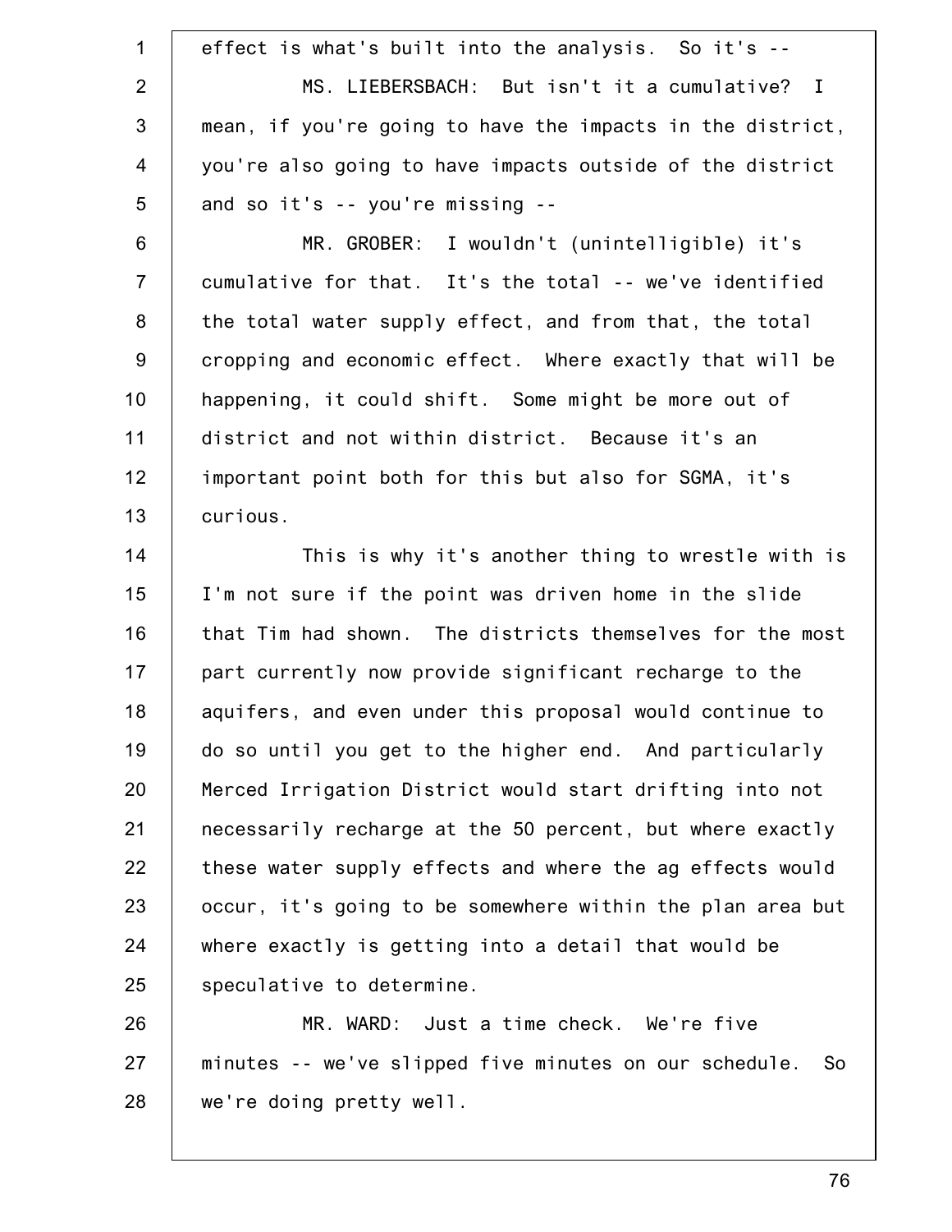effect is what's built into the analysis. So it's --

MS. LIEBERSBACH: But isn't it a cumulative? I mean, if you're going to have the impacts in the district, you're also going to have impacts outside of the district and so it's -- you're missing --

MR. GROBER: I wouldn't (unintelligible) it's cumulative for that. It's the total -- we've identified the total water supply effect, and from that, the total cropping and economic effect. Where exactly that will be happening, it could shift. Some might be more out of district and not within district. Because it's an important point both for this but also for SGMA, it's curious.

This is why it's another thing to wrestle with is I'm not sure if the point was driven home in the slide that Tim had shown. The districts themselves for the most part currently now provide significant recharge to the aquifers, and even under this proposal would continue to do so until you get to the higher end. And particularly Merced Irrigation District would start drifting into not necessarily recharge at the 50 percent, but where exactly these water supply effects and where the ag effects would occur, it's going to be somewhere within the plan area but where exactly is getting into a detail that would be speculative to determine.

MR. WARD: Just a time check. We're five minutes -- we've slipped five minutes on our schedule. So we're doing pretty well.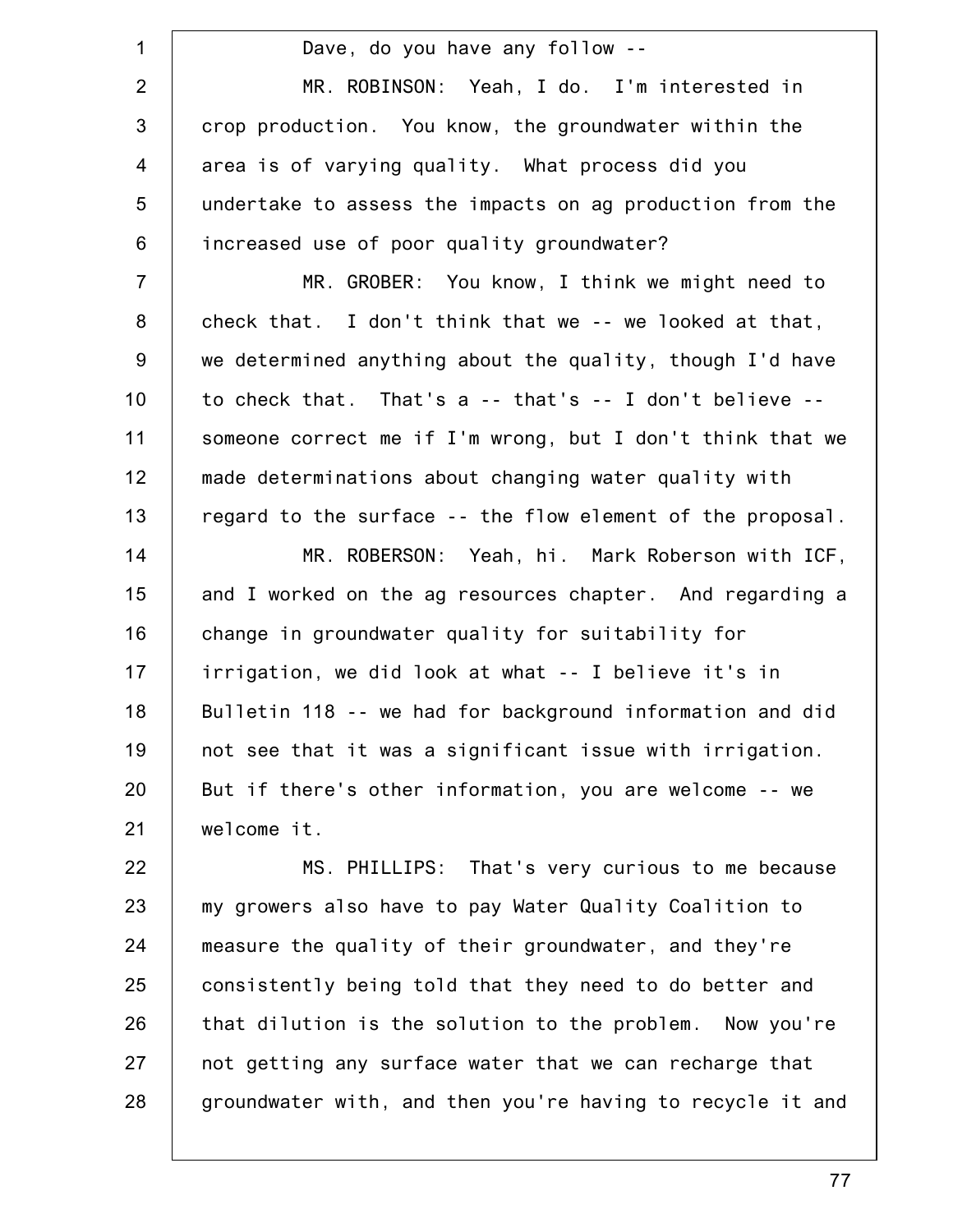Dave, do you have any follow --

MR. ROBINSON: Yeah, I do. I'm interested in crop production. You know, the groundwater within the area is of varying quality. What process did you undertake to assess the impacts on ag production from the increased use of poor quality groundwater?

MR. GROBER: You know, I think we might need to check that. I don't think that we -- we looked at that, we determined anything about the quality, though I'd have to check that. That's a -- that's -- I don't believe -- someone correct me if I'm wrong, but I don't think that we made determinations about changing water quality with regard to the surface -- the flow element of the proposal.

MR. ROBERSON: Yeah, hi. Mark Roberson with ICF, and I worked on the ag resources chapter. And regarding a change in groundwater quality for suitability for irrigation, we did look at what -- I believe it's in Bulletin 118 -- we had for background information and did not see that it was a significant issue with irrigation. But if there's other information, you are welcome -- we welcome it.

MS. PHILLIPS: That's very curious to me because my growers also have to pay Water Quality Coalition to measure the quality of their groundwater, and they're consistently being told that they need to do better and that dilution is the solution to the problem. Now you're not getting any surface water that we can recharge that groundwater with, and then you're having to recycle it and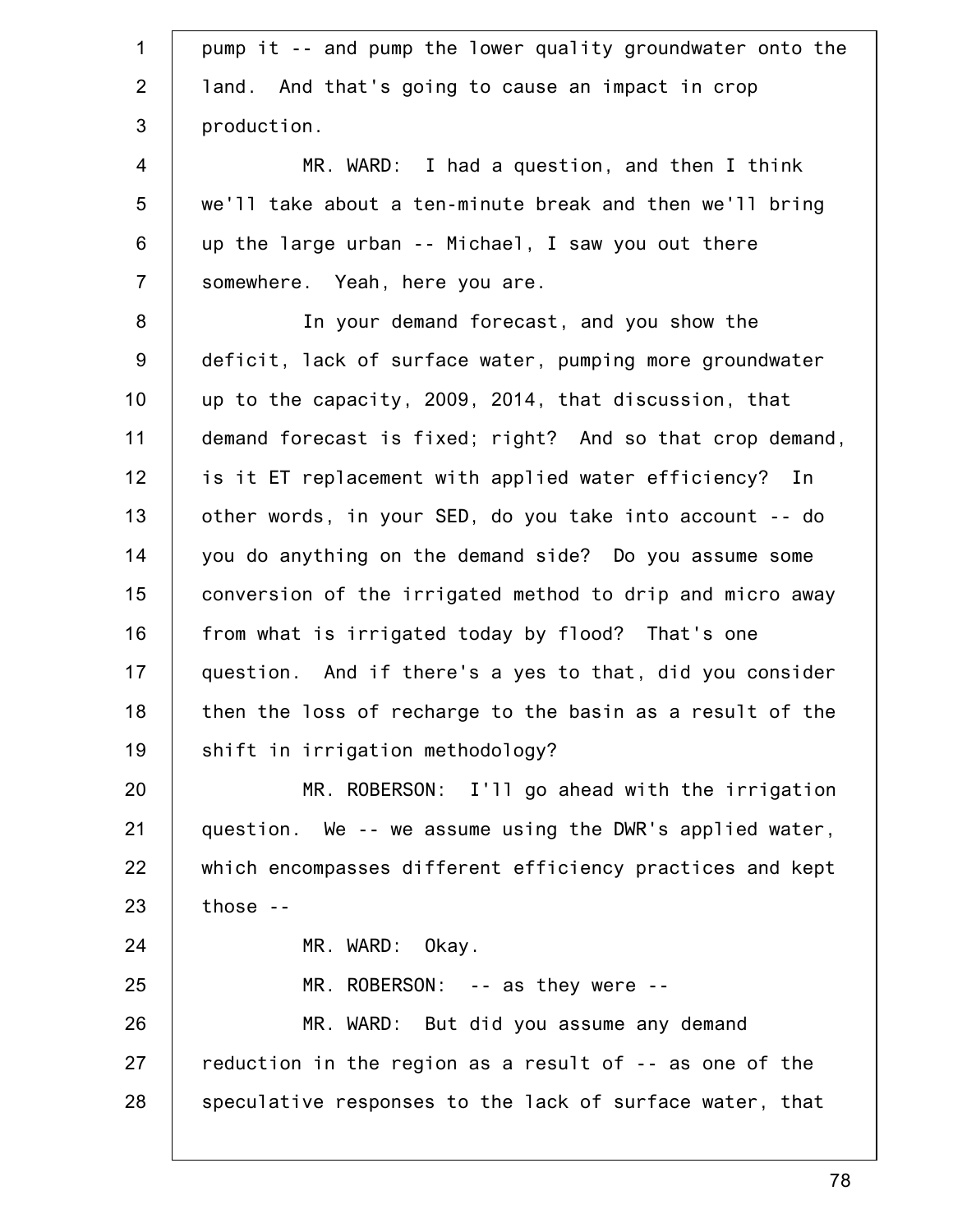pump it -- and pump the lower quality groundwater onto the land. And that's going to cause an impact in crop production.

MR. WARD: I had a question, and then I think we'll take about a ten-minute break and then we'll bring up the large urban -- Michael, I saw you out there somewhere. Yeah, here you are.

In your demand forecast, and you show the deficit, lack of surface water, pumping more groundwater up to the capacity, 2009, 2014, that discussion, that demand forecast is fixed; right? And so that crop demand, is it ET replacement with applied water efficiency? In other words, in your SED, do you take into account -- do you do anything on the demand side? Do you assume some conversion of the irrigated method to drip and micro away from what is irrigated today by flood? That's one question. And if there's a yes to that, did you consider then the loss of recharge to the basin as a result of the shift in irrigation methodology?

MR. ROBERSON: I'll go ahead with the irrigation question. We -- we assume using the DWR's applied water, which encompasses different efficiency practices and kept those --

MR. WARD: Okay.

MR. ROBERSON: -- as they were --

MR. WARD: But did you assume any demand reduction in the region as a result of -- as one of the speculative responses to the lack of surface water, that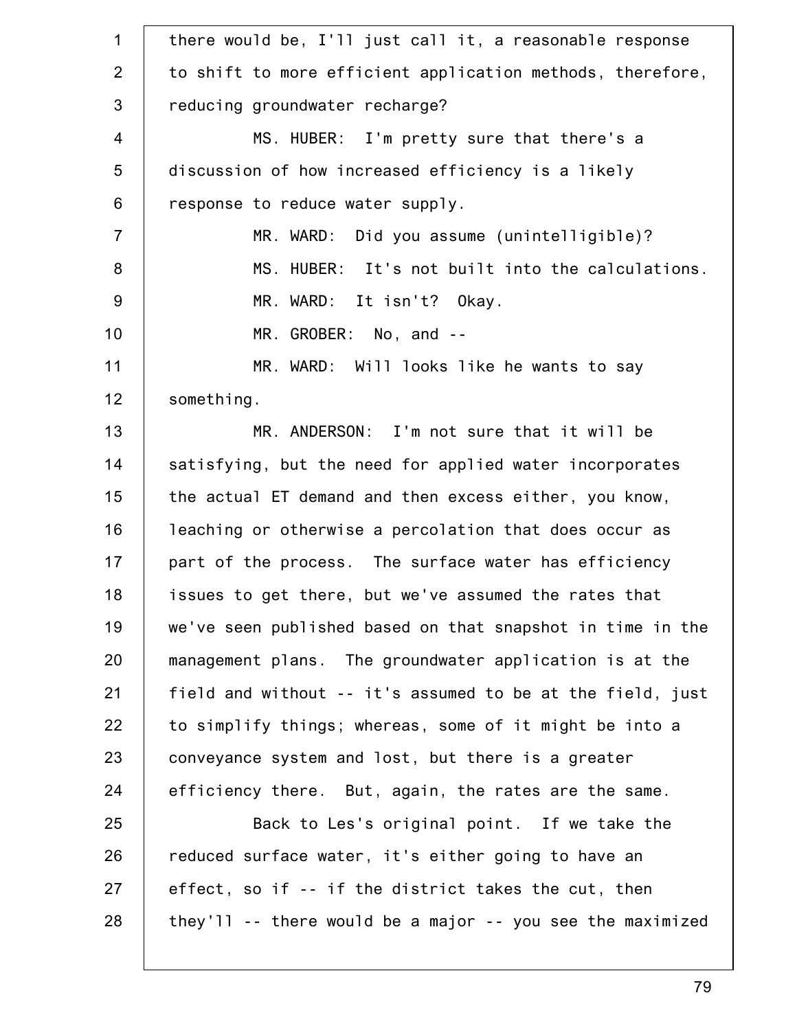there would be, I'll just call it, a reasonable response to shift to more efficient application methods, therefore, reducing groundwater recharge?

MS. HUBER: I'm pretty sure that there's a discussion of how increased efficiency is a likely response to reduce water supply.

MR. WARD: Did you assume (unintelligible)?

MS. HUBER: It's not built into the calculations.

MR. WARD: It isn't? Okay.

MR. GROBER: No, and --

MR. WARD: Will looks like he wants to say something.

MR. ANDERSON: I'm not sure that it will be satisfying, but the need for applied water incorporates the actual ET demand and then excess either, you know, leaching or otherwise a percolation that does occur as part of the process. The surface water has efficiency issues to get there, but we've assumed the rates that we've seen published based on that snapshot in time in the management plans. The groundwater application is at the field and without -- it's assumed to be at the field, just to simplify things; whereas, some of it might be into a conveyance system and lost, but there is a greater efficiency there. But, again, the rates are the same.

Back to Les's original point. If we take the reduced surface water, it's either going to have an effect, so if -- if the district takes the cut, then they'll -- there would be a major -- you see the maximized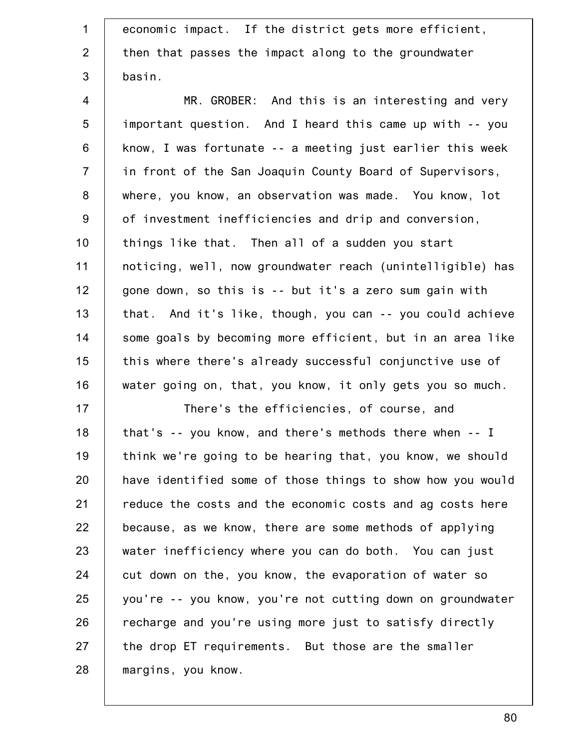economic impact. If the district gets more efficient, then that passes the impact along to the groundwater basin.

MR. GROBER: And this is an interesting and very important question. And I heard this came up with -- you know, I was fortunate -- a meeting just earlier this week in front of the San Joaquin County Board of Supervisors, where, you know, an observation was made. You know, lot of investment inefficiencies and drip and conversion, things like that. Then all of a sudden you start noticing, well, now groundwater reach (unintelligible) has gone down, so this is -- but it's a zero sum gain with that. And it's like, though, you can -- you could achieve some goals by becoming more efficient, but in an area like this where there's already successful conjunctive use of water going on, that, you know, it only gets you so much.

There's the efficiencies, of course, and that's -- you know, and there's methods there when -- I think we're going to be hearing that, you know, we should have identified some of those things to show how you would reduce the costs and the economic costs and ag costs here because, as we know, there are some methods of applying water inefficiency where you can do both. You can just cut down on the, you know, the evaporation of water so you're -- you know, you're not cutting down on groundwater recharge and you're using more just to satisfy directly the drop ET requirements. But those are the smaller margins, you know.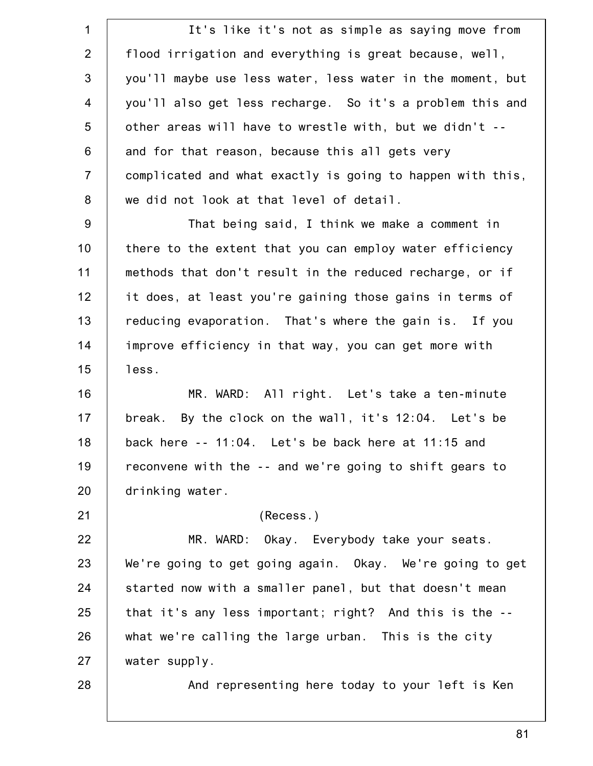It's like it's not as simple as saying move from flood irrigation and everything is great because, well, you'll maybe use less water, less water in the moment, but you'll also get less recharge. So it's a problem this and other areas will have to wrestle with, but we didn't -- and for that reason, because this all gets very complicated and what exactly is going to happen with this, we did not look at that level of detail.

That being said, I think we make a comment in there to the extent that you can employ water efficiency methods that don't result in the reduced recharge, or if it does, at least you're gaining those gains in terms of reducing evaporation. That's where the gain is. If you improve efficiency in that way, you can get more with less.

MR. WARD: All right. Let's take a ten-minute break. By the clock on the wall, it's 12:04. Let's be back here -- 11:04. Let's be back here at 11:15 and reconvene with the -- and we're going to shift gears to drinking water.

(Recess.)

MR. WARD: Okay. Everybody take your seats. We're going to get going again. Okay. We're going to get started now with a smaller panel, but that doesn't mean that it's any less important; right? And this is the -- what we're calling the large urban. This is the city water supply.

And representing here today to your left is Ken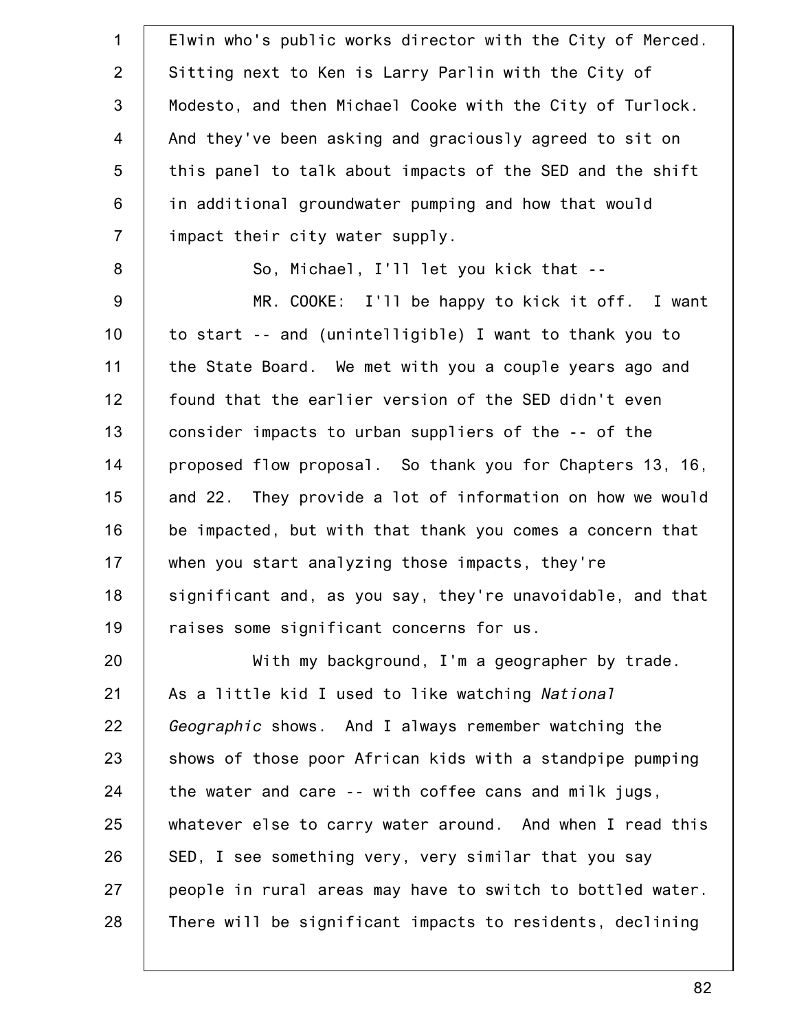Elwin who's public works director with the City of Merced. Sitting next to Ken is Larry Parlin with the City of Modesto, and then Michael Cooke with the City of Turlock. And they've been asking and graciously agreed to sit on this panel to talk about impacts of the SED and the shift in additional groundwater pumping and how that would impact their city water supply.

So, Michael, I'll let you kick that --

MR. COOKE: I'll be happy to kick it off. I want to start -- and (unintelligible) I want to thank you to the State Board. We met with you a couple years ago and found that the earlier version of the SED didn't even consider impacts to urban suppliers of the -- of the proposed flow proposal. So thank you for Chapters 13, 16, and 22. They provide a lot of information on how we would be impacted, but with that thank you comes a concern that when you start analyzing those impacts, they're significant and, as you say, they're unavoidable, and that raises some significant concerns for us.

With my background, I'm a geographer by trade. As a little kid I used to like watching *National Geographic* shows. And I always remember watching the shows of those poor African kids with a standpipe pumping the water and care -- with coffee cans and milk jugs, whatever else to carry water around. And when I read this SED, I see something very, very similar that you say people in rural areas may have to switch to bottled water. There will be significant impacts to residents, declining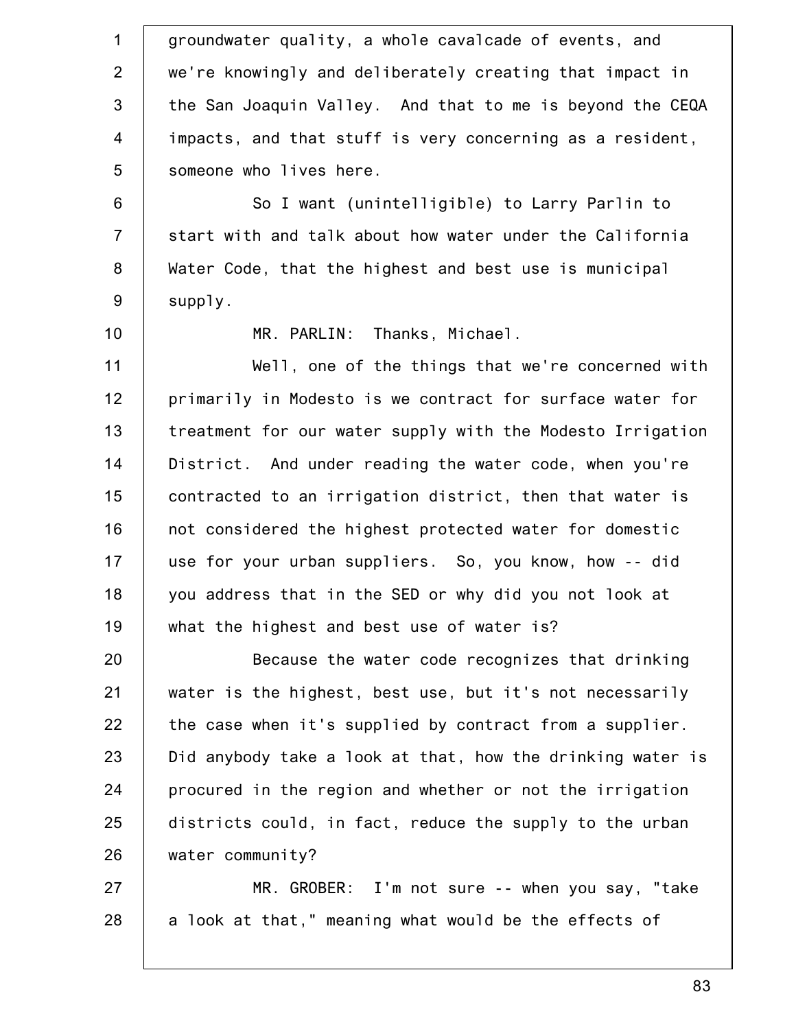groundwater quality, a whole cavalcade of events, and we're knowingly and deliberately creating that impact in the San Joaquin Valley. And that to me is beyond the CEQA impacts, and that stuff is very concerning as a resident, someone who lives here.

So I want (unintelligible) to Larry Parlin to start with and talk about how water under the California Water Code, that the highest and best use is municipal supply.

MR. PARLIN: Thanks, Michael.

Well, one of the things that we're concerned with primarily in Modesto is we contract for surface water for treatment for our water supply with the Modesto Irrigation District. And under reading the water code, when you're contracted to an irrigation district, then that water is not considered the highest protected water for domestic use for your urban suppliers. So, you know, how -- did you address that in the SED or why did you not look at what the highest and best use of water is?

Because the water code recognizes that drinking water is the highest, best use, but it's not necessarily the case when it's supplied by contract from a supplier. Did anybody take a look at that, how the drinking water is procured in the region and whether or not the irrigation districts could, in fact, reduce the supply to the urban water community?

MR. GROBER: I'm not sure -- when you say, "take a look at that," meaning what would be the effects of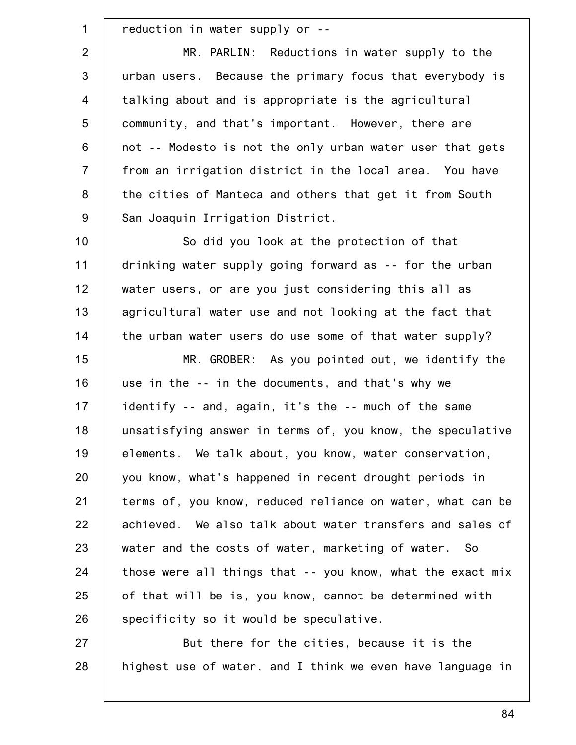reduction in water supply or --

MR. PARLIN: Reductions in water supply to the urban users. Because the primary focus that everybody is talking about and is appropriate is the agricultural community, and that's important. However, there are not -- Modesto is not the only urban water user that gets from an irrigation district in the local area. You have the cities of Manteca and others that get it from South San Joaquin Irrigation District.

So did you look at the protection of that drinking water supply going forward as -- for the urban water users, or are you just considering this all as agricultural water use and not looking at the fact that the urban water users do use some of that water supply?

MR. GROBER: As you pointed out, we identify the use in the -- in the documents, and that's why we identify -- and, again, it's the -- much of the same unsatisfying answer in terms of, you know, the speculative elements. We talk about, you know, water conservation, you know, what's happened in recent drought periods in terms of, you know, reduced reliance on water, what can be achieved. We also talk about water transfers and sales of water and the costs of water, marketing of water. So those were all things that -- you know, what the exact mix of that will be is, you know, cannot be determined with specificity so it would be speculative.

But there for the cities, because it is the highest use of water, and I think we even have language in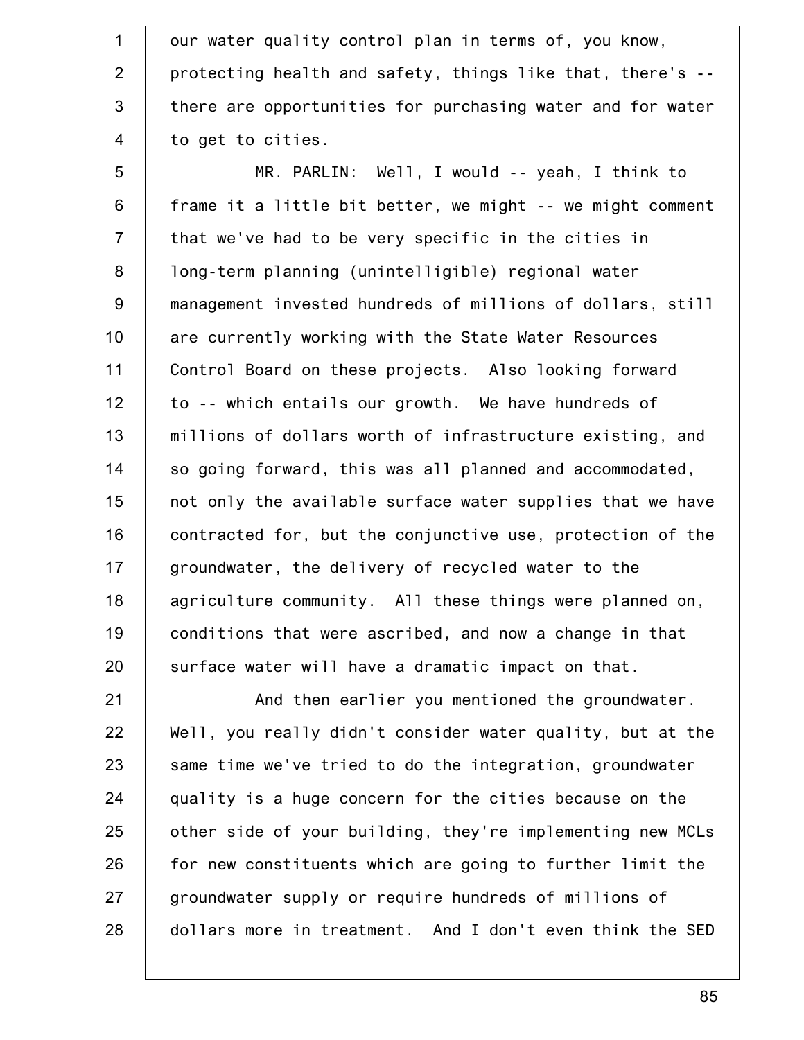our water quality control plan in terms of, you know, protecting health and safety, things like that, there's -- there are opportunities for purchasing water and for water to get to cities.

MR. PARLIN: Well, I would -- yeah, I think to frame it a little bit better, we might -- we might comment that we've had to be very specific in the cities in long-term planning (unintelligible) regional water management invested hundreds of millions of dollars, still are currently working with the State Water Resources Control Board on these projects. Also looking forward to -- which entails our growth. We have hundreds of millions of dollars worth of infrastructure existing, and so going forward, this was all planned and accommodated, not only the available surface water supplies that we have contracted for, but the conjunctive use, protection of the groundwater, the delivery of recycled water to the agriculture community. All these things were planned on, conditions that were ascribed, and now a change in that surface water will have a dramatic impact on that.

And then earlier you mentioned the groundwater. Well, you really didn't consider water quality, but at the same time we've tried to do the integration, groundwater quality is a huge concern for the cities because on the other side of your building, they're implementing new MCLs for new constituents which are going to further limit the groundwater supply or require hundreds of millions of dollars more in treatment. And I don't even think the SED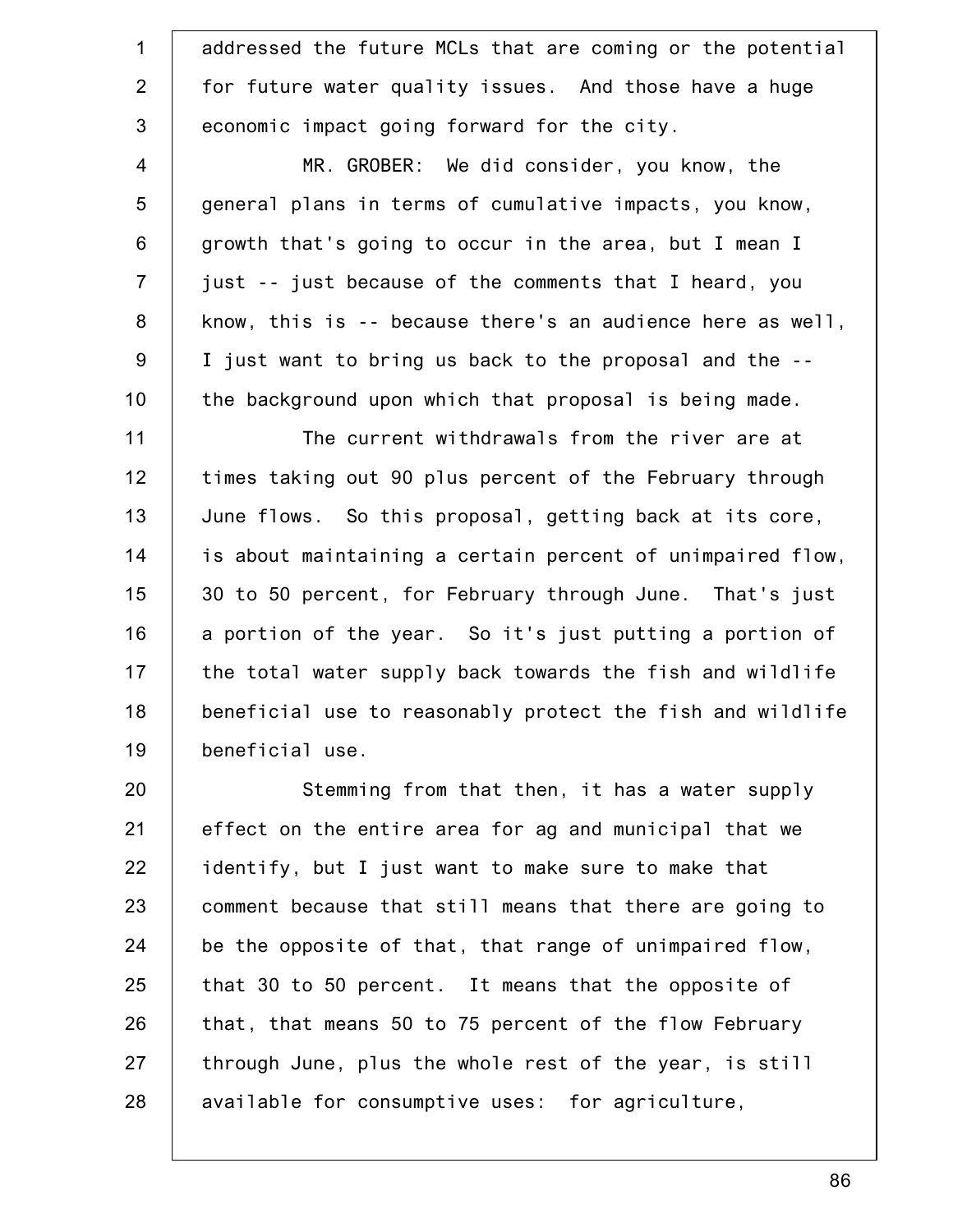addressed the future MCLs that are coming or the potential for future water quality issues. And those have a huge economic impact going forward for the city.

MR. GROBER: We did consider, you know, the general plans in terms of cumulative impacts, you know, growth that's going to occur in the area, but I mean I just -- just because of the comments that I heard, you know, this is -- because there's an audience here as well, I just want to bring us back to the proposal and the -- the background upon which that proposal is being made.

The current withdrawals from the river are at times taking out 90 plus percent of the February through June flows. So this proposal, getting back at its core, is about maintaining a certain percent of unimpaired flow, 30 to 50 percent, for February through June. That's just a portion of the year. So it's just putting a portion of the total water supply back towards the fish and wildlife beneficial use to reasonably protect the fish and wildlife beneficial use.

Stemming from that then, it has a water supply effect on the entire area for ag and municipal that we identify, but I just want to make sure to make that comment because that still means that there are going to be the opposite of that, that range of unimpaired flow, that 30 to 50 percent. It means that the opposite of that, that means 50 to 75 percent of the flow February through June, plus the whole rest of the year, is still available for consumptive uses: for agriculture,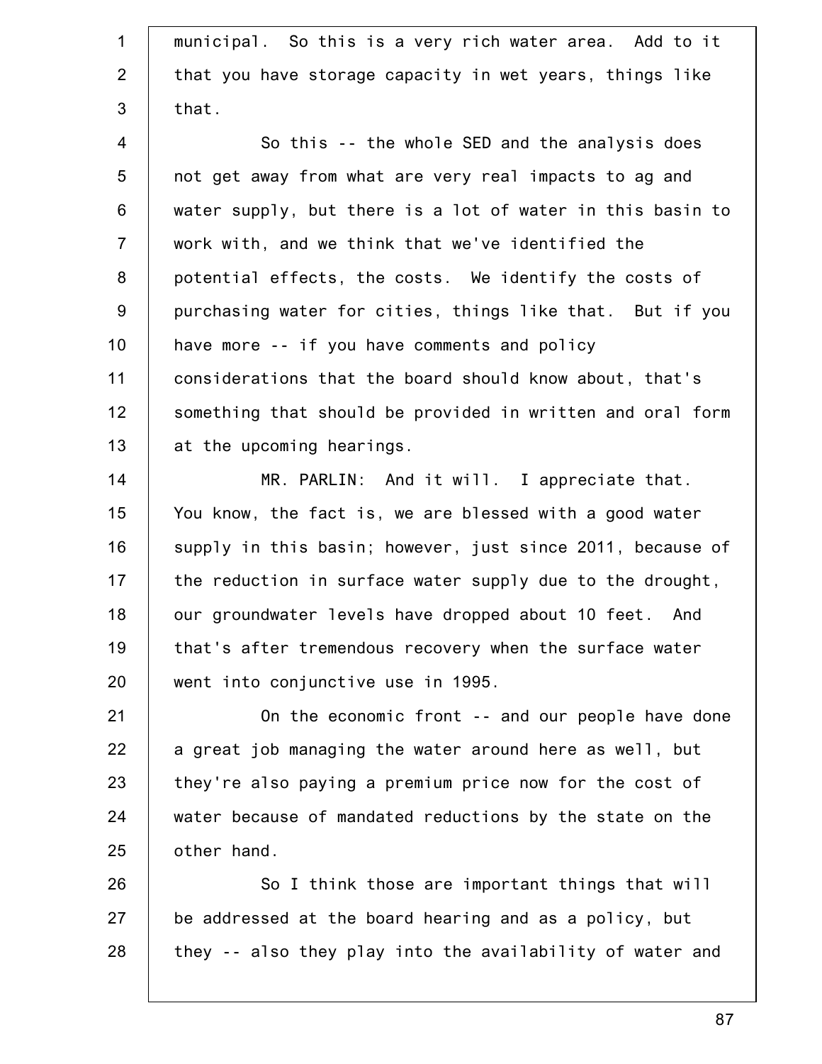municipal. So this is a very rich water area. Add to it that you have storage capacity in wet years, things like that.

So this -- the whole SED and the analysis does not get away from what are very real impacts to ag and water supply, but there is a lot of water in this basin to work with, and we think that we've identified the potential effects, the costs. We identify the costs of purchasing water for cities, things like that. But if you have more -- if you have comments and policy considerations that the board should know about, that's something that should be provided in written and oral form at the upcoming hearings.

MR. PARLIN: And it will. I appreciate that. You know, the fact is, we are blessed with a good water supply in this basin; however, just since 2011, because of the reduction in surface water supply due to the drought, our groundwater levels have dropped about 10 feet. And that's after tremendous recovery when the surface water went into conjunctive use in 1995.

On the economic front -- and our people have done a great job managing the water around here as well, but they're also paying a premium price now for the cost of water because of mandated reductions by the state on the other hand.

So I think those are important things that will be addressed at the board hearing and as a policy, but they -- also they play into the availability of water and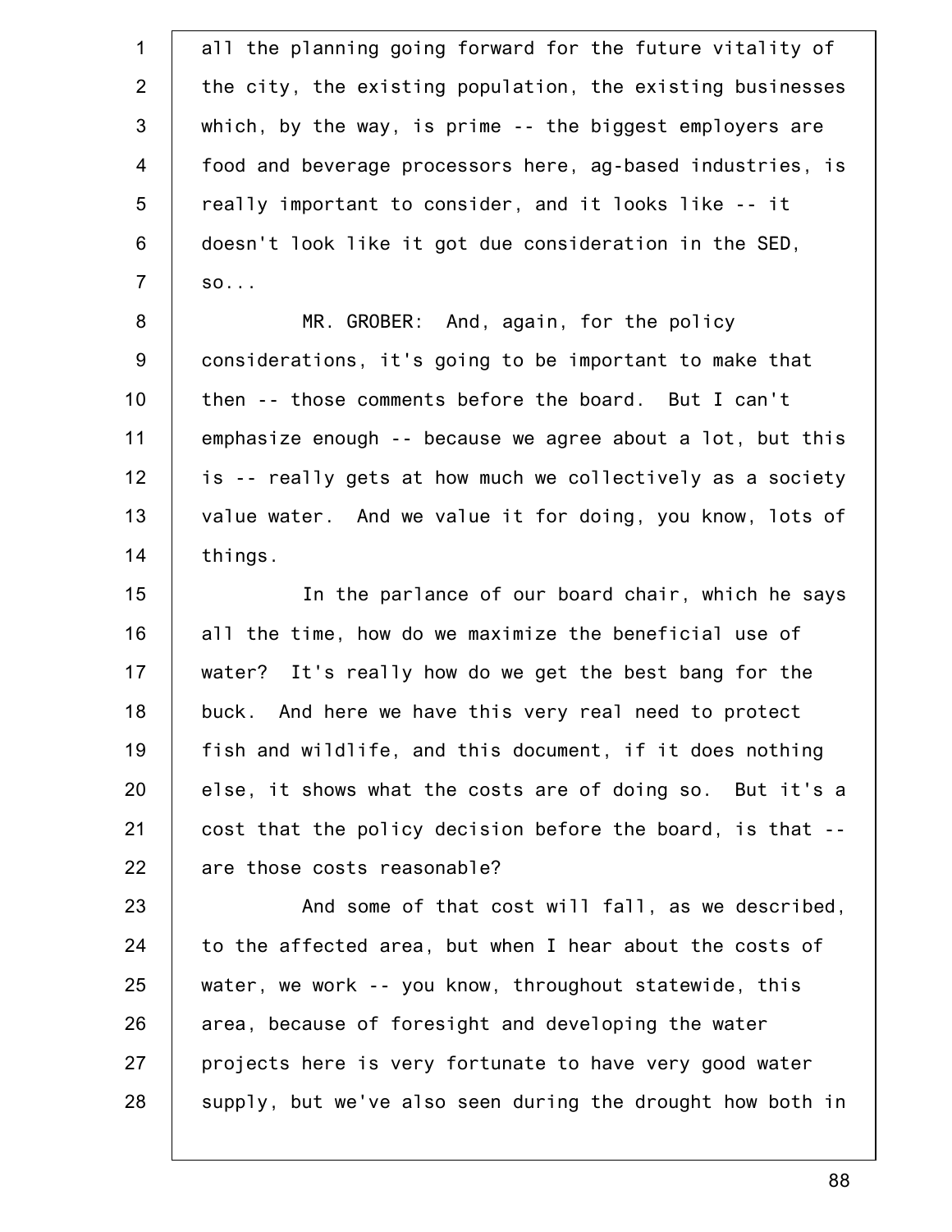all the planning going forward for the future vitality of the city, the existing population, the existing businesses which, by the way, is prime -- the biggest employers are food and beverage processors here, ag-based industries, is really important to consider, and it looks like -- it doesn't look like it got due consideration in the SED, so...

MR. GROBER: And, again, for the policy considerations, it's going to be important to make that then -- those comments before the board. But I can't emphasize enough -- because we agree about a lot, but this is -- really gets at how much we collectively as a society value water. And we value it for doing, you know, lots of things.

In the parlance of our board chair, which he says all the time, how do we maximize the beneficial use of water? It's really how do we get the best bang for the buck. And here we have this very real need to protect fish and wildlife, and this document, if it does nothing else, it shows what the costs are of doing so. But it's a cost that the policy decision before the board, is that -- are those costs reasonable?

And some of that cost will fall, as we described, to the affected area, but when I hear about the costs of water, we work -- you know, throughout statewide, this area, because of foresight and developing the water projects here is very fortunate to have very good water supply, but we've also seen during the drought how both in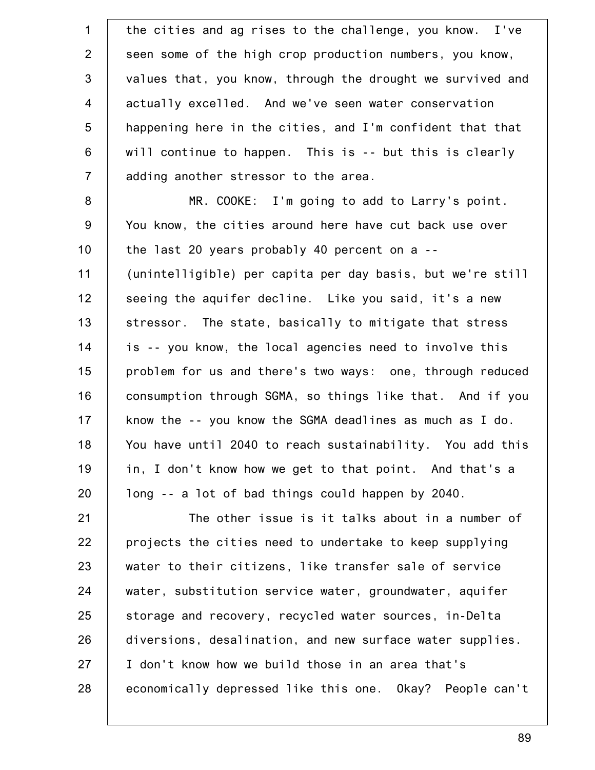the cities and ag rises to the challenge, you know. I've seen some of the high crop production numbers, you know, values that, you know, through the drought we survived and actually excelled. And we've seen water conservation happening here in the cities, and I'm confident that that will continue to happen. This is -- but this is clearly adding another stressor to the area.

MR. COOKE: I'm going to add to Larry's point. You know, the cities around here have cut back use over the last 20 years probably 40 percent on a -- (unintelligible) per capita per day basis, but we're still seeing the aquifer decline. Like you said, it's a new stressor. The state, basically to mitigate that stress is -- you know, the local agencies need to involve this problem for us and there's two ways: one, through reduced consumption through SGMA, so things like that. And if you know the -- you know the SGMA deadlines as much as I do. You have until 2040 to reach sustainability. You add this in, I don't know how we get to that point. And that's a long -- a lot of bad things could happen by 2040.

The other issue is it talks about in a number of projects the cities need to undertake to keep supplying water to their citizens, like transfer sale of service water, substitution service water, groundwater, aquifer storage and recovery, recycled water sources, in-Delta diversions, desalination, and new surface water supplies. I don't know how we build those in an area that's economically depressed like this one. Okay? People can't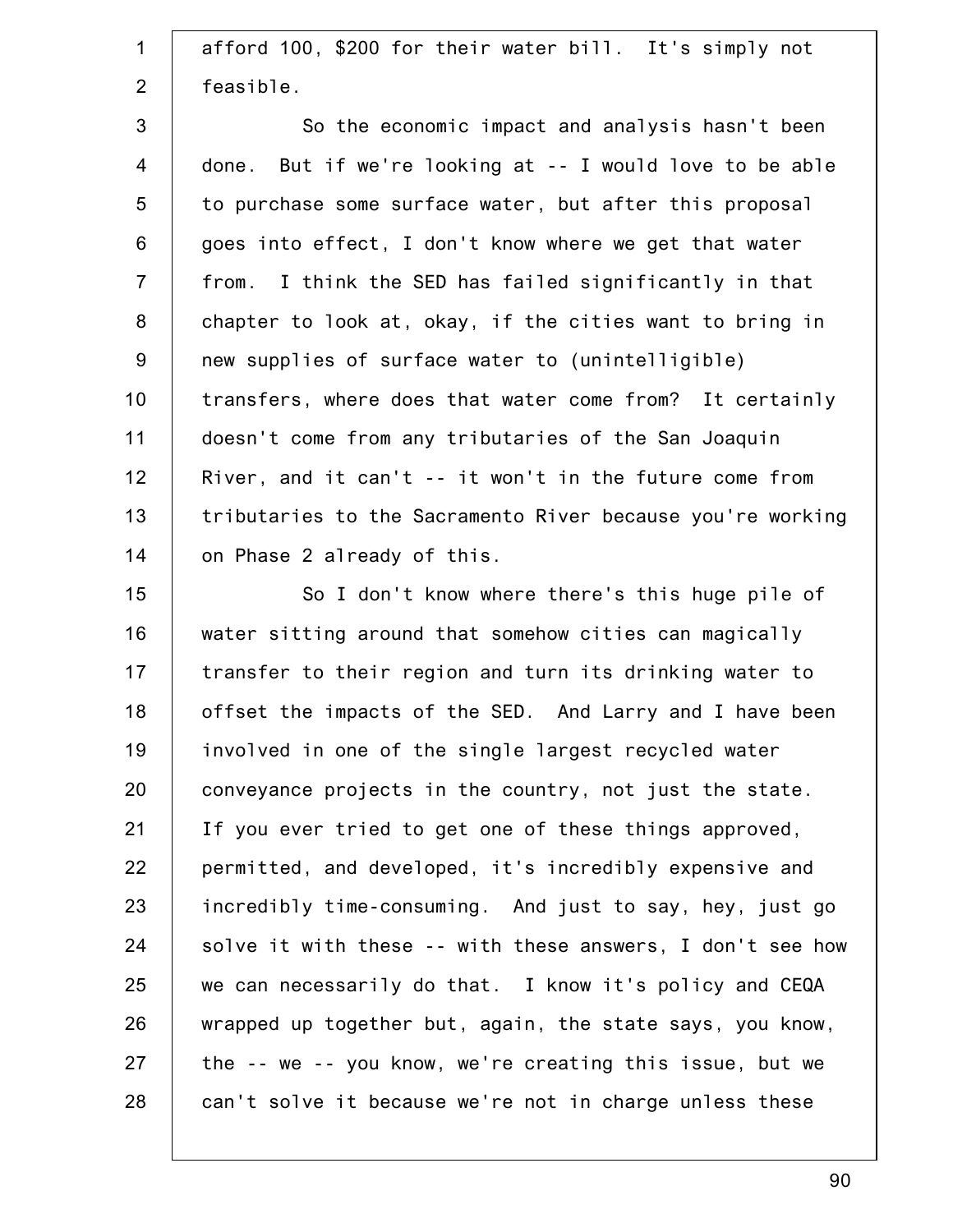afford 100, $200 for their water bill. It's simply not feasible.

So the economic impact and analysis hasn't been done. But if we're looking at -- I would love to be able to purchase some surface water, but after this proposal goes into effect, I don't know where we get that water from. I think the SED has failed significantly in that chapter to look at, okay, if the cities want to bring in new supplies of surface water to (unintelligible) transfers, where does that water come from? It certainly doesn't come from any tributaries of the San Joaquin River, and it can't -- it won't in the future come from tributaries to the Sacramento River because you're working on Phase 2 already of this.

So I don't know where there's this huge pile of water sitting around that somehow cities can magically transfer to their region and turn its drinking water to offset the impacts of the SED. And Larry and I have been involved in one of the single largest recycled water conveyance projects in the country, not just the state. If you ever tried to get one of these things approved, permitted, and developed, it's incredibly expensive and incredibly time-consuming. And just to say, hey, just go solve it with these -- with these answers, I don't see how we can necessarily do that. I know it's policy and CEQA wrapped up together but, again, the state says, you know, the -- we -- you know, we're creating this issue, but we can't solve it because we're not in charge unless these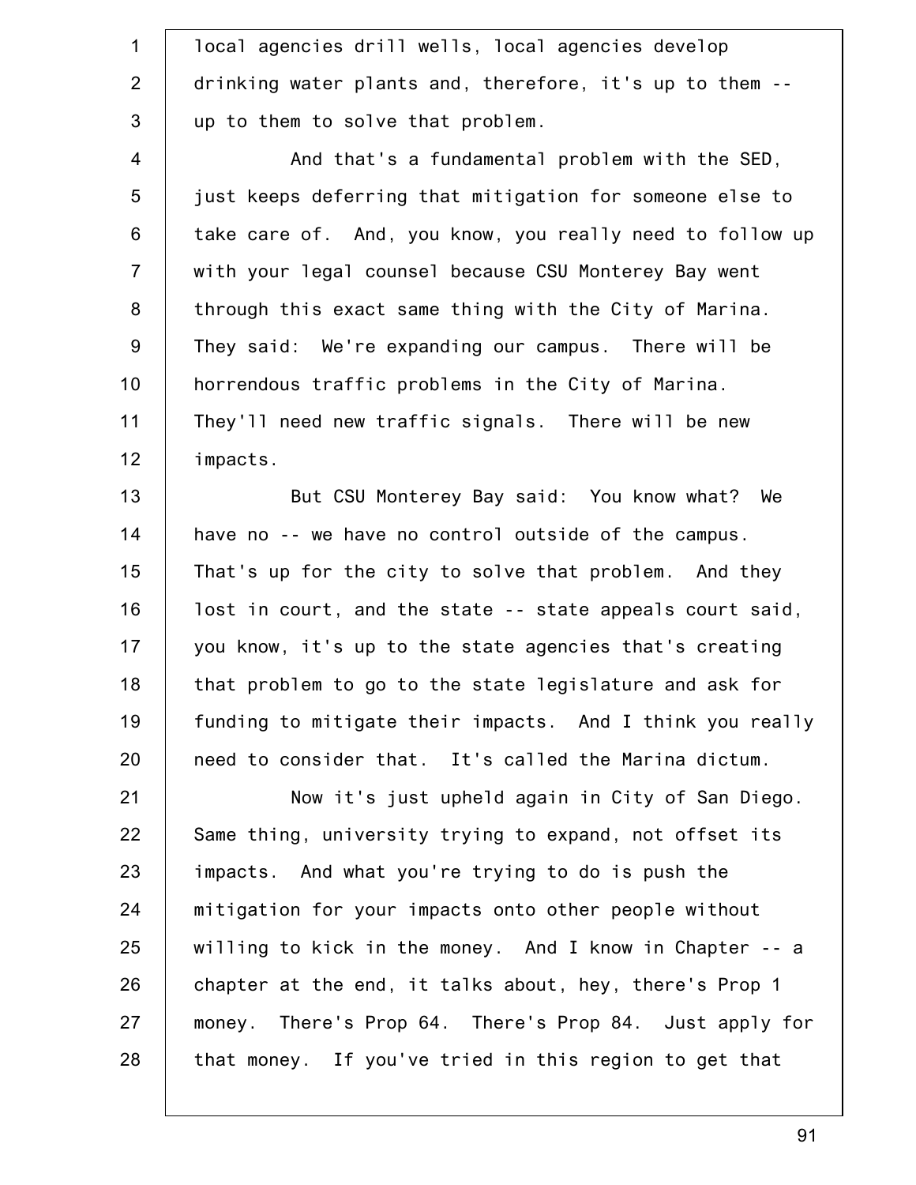local agencies drill wells, local agencies develop drinking water plants and, therefore, it's up to them -- up to them to solve that problem.

And that's a fundamental problem with the SED, just keeps deferring that mitigation for someone else to take care of. And, you know, you really need to follow up with your legal counsel because CSU Monterey Bay went through this exact same thing with the City of Marina. They said: We're expanding our campus. There will be horrendous traffic problems in the City of Marina. They'll need new traffic signals. There will be new impacts.

But CSU Monterey Bay said: You know what? We have no -- we have no control outside of the campus. That's up for the city to solve that problem. And they lost in court, and the state -- state appeals court said, you know, it's up to the state agencies that's creating that problem to go to the state legislature and ask for funding to mitigate their impacts. And I think you really need to consider that. It's called the Marina dictum.

Now it's just upheld again in City of San Diego. Same thing, university trying to expand, not offset its impacts. And what you're trying to do is push the mitigation for your impacts onto other people without willing to kick in the money. And I know in Chapter -- a chapter at the end, it talks about, hey, there's Prop 1 money. There's Prop 64. There's Prop 84. Just apply for that money. If you've tried in this region to get that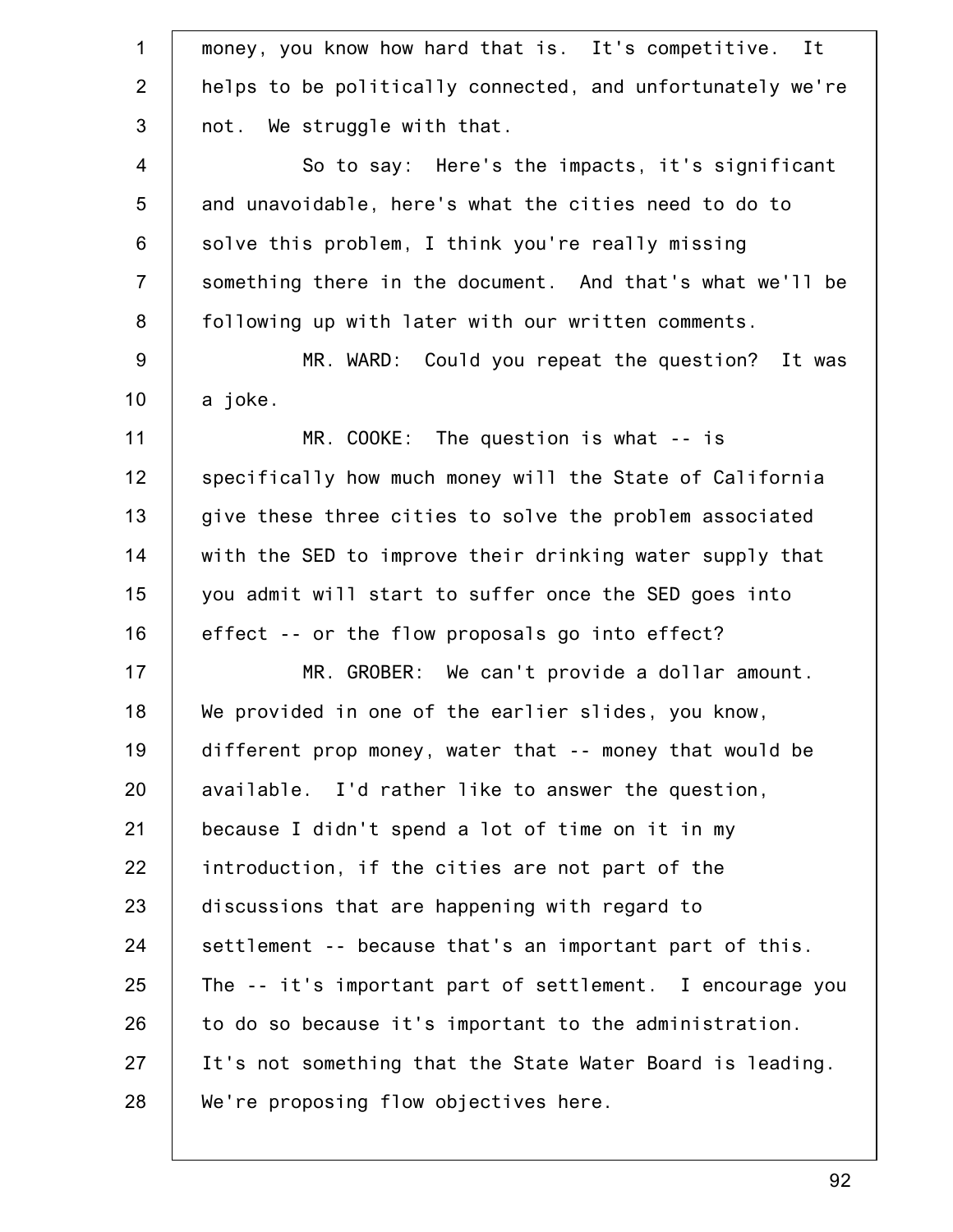money, you know how hard that is. It's competitive. It helps to be politically connected, and unfortunately we're not. We struggle with that.

So to say: Here's the impacts, it's significant and unavoidable, here's what the cities need to do to solve this problem, I think you're really missing something there in the document. And that's what we'll be following up with later with our written comments.

MR. WARD: Could you repeat the question? It was a joke.

MR. COOKE: The question is what -- is specifically how much money will the State of California give these three cities to solve the problem associated with the SED to improve their drinking water supply that you admit will start to suffer once the SED goes into effect -- or the flow proposals go into effect?

MR. GROBER: We can't provide a dollar amount. We provided in one of the earlier slides, you know, different prop money, water that -- money that would be available. I'd rather like to answer the question, because I didn't spend a lot of time on it in my introduction, if the cities are not part of the discussions that are happening with regard to settlement -- because that's an important part of this. The -- it's important part of settlement. I encourage you to do so because it's important to the administration. It's not something that the State Water Board is leading. We're proposing flow objectives here.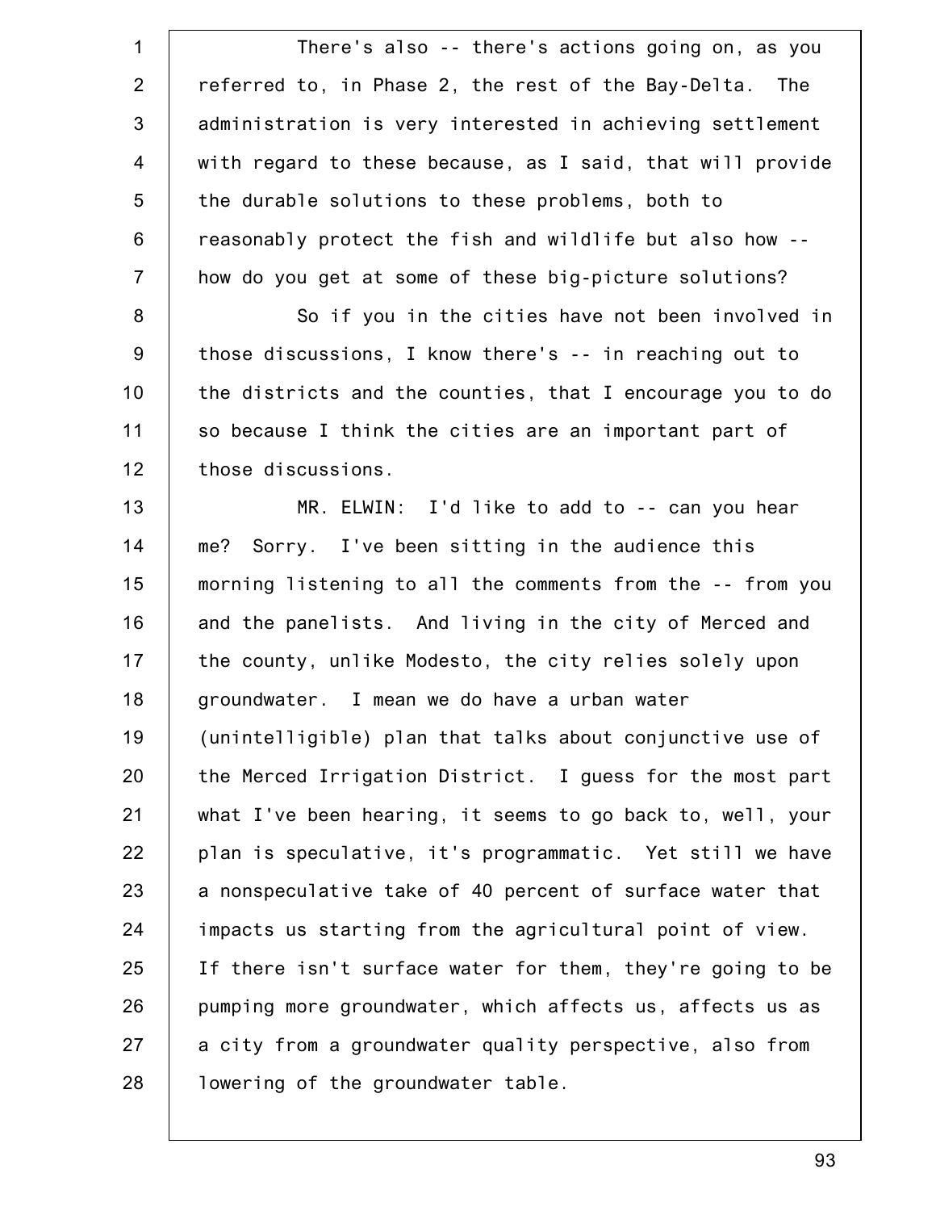There's also -- there's actions going on, as you referred to, in Phase 2, the rest of the Bay-Delta. The administration is very interested in achieving settlement with regard to these because, as I said, that will provide the durable solutions to these problems, both to reasonably protect the fish and wildlife but also how -- how do you get at some of these big-picture solutions?

So if you in the cities have not been involved in those discussions, I know there's -- in reaching out to the districts and the counties, that I encourage you to do so because I think the cities are an important part of those discussions.

MR. ELWIN: I'd like to add to -- can you hear me? Sorry. I've been sitting in the audience this morning listening to all the comments from the -- from you and the panelists. And living in the city of Merced and the county, unlike Modesto, the city relies solely upon groundwater. I mean we do have a urban water (unintelligible) plan that talks about conjunctive use of the Merced Irrigation District. I guess for the most part what I've been hearing, it seems to go back to, well, your plan is speculative, it's programmatic. Yet still we have a nonspeculative take of 40 percent of surface water that impacts us starting from the agricultural point of view. If there isn't surface water for them, they're going to be pumping more groundwater, which affects us, affects us as a city from a groundwater quality perspective, also from lowering of the groundwater table.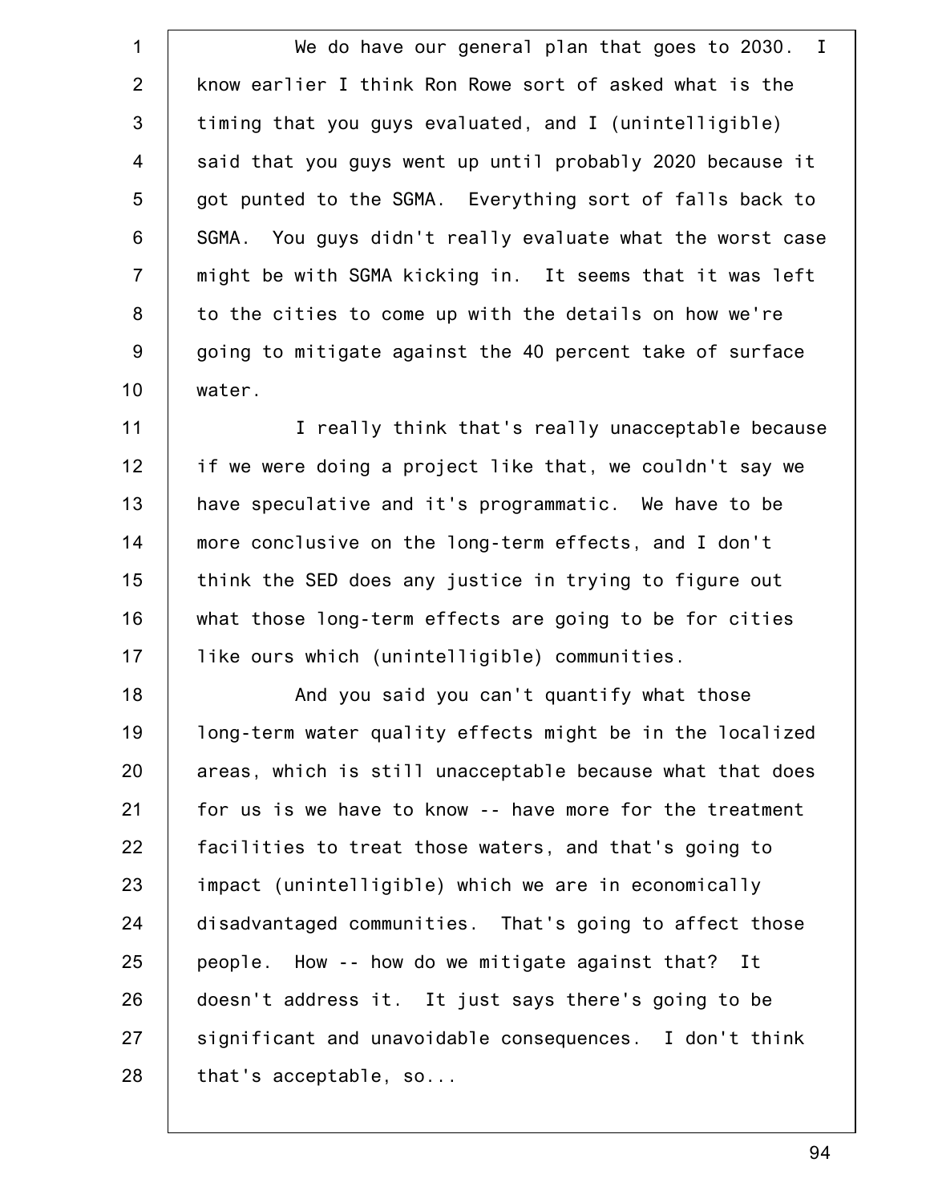We do have our general plan that goes to 2030. I know earlier I think Ron Rowe sort of asked what is the timing that you guys evaluated, and I (unintelligible) said that you guys went up until probably 2020 because it got punted to the SGMA. Everything sort of falls back to SGMA. You guys didn't really evaluate what the worst case might be with SGMA kicking in. It seems that it was left to the cities to come up with the details on how we're going to mitigate against the 40 percent take of surface water.

I really think that's really unacceptable because if we were doing a project like that, we couldn't say we have speculative and it's programmatic. We have to be more conclusive on the long-term effects, and I don't think the SED does any justice in trying to figure out what those long-term effects are going to be for cities like ours which (unintelligible) communities.

And you said you can't quantify what those long-term water quality effects might be in the localized areas, which is still unacceptable because what that does for us is we have to know -- have more for the treatment facilities to treat those waters, and that's going to impact (unintelligible) which we are in economically disadvantaged communities. That's going to affect those people. How -- how do we mitigate against that? It doesn't address it. It just says there's going to be significant and unavoidable consequences. I don't think that's acceptable, so...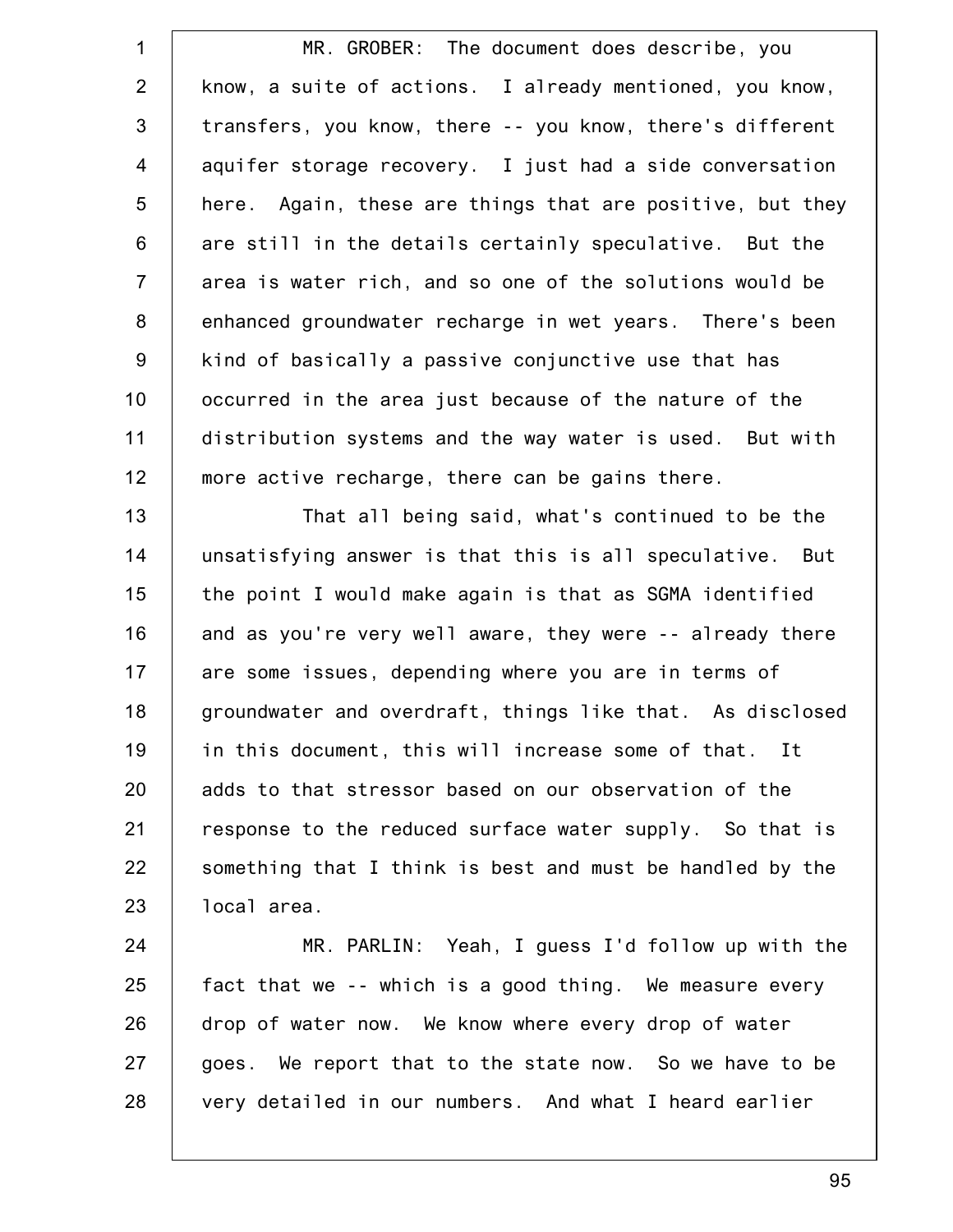MR. GROBER: The document does describe, you know, a suite of actions. I already mentioned, you know, transfers, you know, there -- you know, there's different aquifer storage recovery. I just had a side conversation here. Again, these are things that are positive, but they are still in the details certainly speculative. But the area is water rich, and so one of the solutions would be enhanced groundwater recharge in wet years. There's been kind of basically a passive conjunctive use that has occurred in the area just because of the nature of the distribution systems and the way water is used. But with more active recharge, there can be gains there.

That all being said, what's continued to be the unsatisfying answer is that this is all speculative. But the point I would make again is that as SGMA identified and as you're very well aware, they were -- already there are some issues, depending where you are in terms of groundwater and overdraft, things like that. As disclosed in this document, this will increase some of that. It adds to that stressor based on our observation of the response to the reduced surface water supply. So that is something that I think is best and must be handled by the local area.

MR. PARLIN: Yeah, I guess I'd follow up with the fact that we -- which is a good thing. We measure every drop of water now. We know where every drop of water goes. We report that to the state now. So we have to be very detailed in our numbers. And what I heard earlier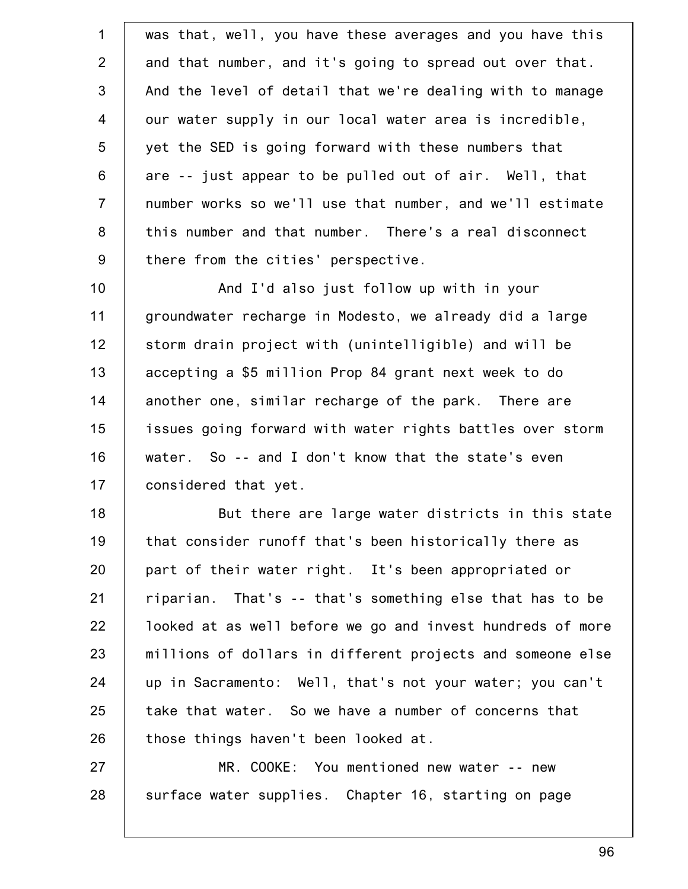was that, well, you have these averages and you have this and that number, and it's going to spread out over that. And the level of detail that we're dealing with to manage our water supply in our local water area is incredible, yet the SED is going forward with these numbers that are -- just appear to be pulled out of air. Well, that number works so we'll use that number, and we'll estimate this number and that number. There's a real disconnect there from the cities' perspective.

And I'd also just follow up with in your groundwater recharge in Modesto, we already did a large storm drain project with (unintelligible) and will be accepting a $5 million Prop 84 grant next week to do another one, similar recharge of the park. There are issues going forward with water rights battles over storm water. So -- and I don't know that the state's even considered that yet.

But there are large water districts in this state that consider runoff that's been historically there as part of their water right. It's been appropriated or riparian. That's -- that's something else that has to be looked at as well before we go and invest hundreds of more millions of dollars in different projects and someone else up in Sacramento: Well, that's not your water; you can't take that water. So we have a number of concerns that those things haven't been looked at.

MR. COOKE: You mentioned new water -- new surface water supplies. Chapter 16, starting on page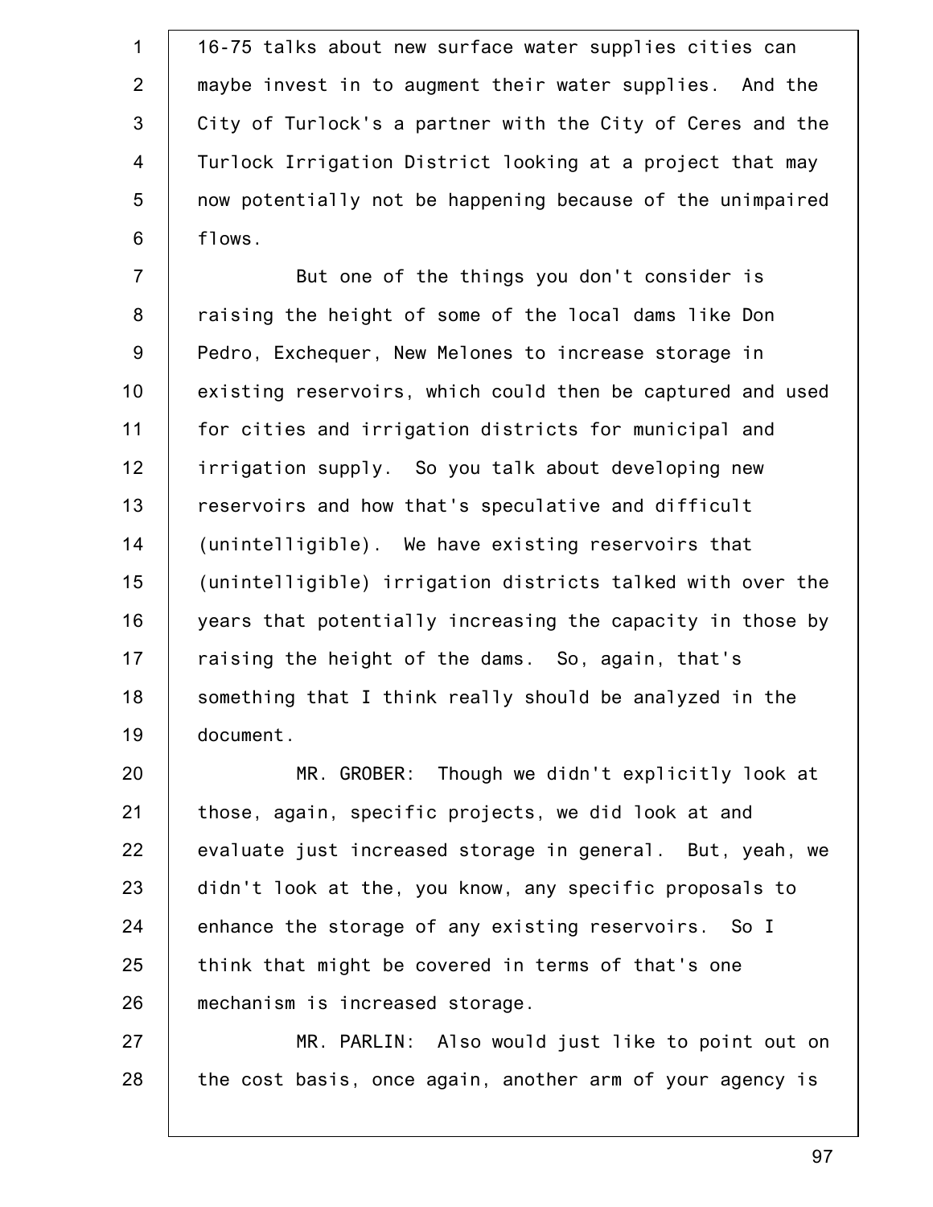16-75 talks about new surface water supplies cities can maybe invest in to augment their water supplies. And the City of Turlock's a partner with the City of Ceres and the Turlock Irrigation District looking at a project that may now potentially not be happening because of the unimpaired flows.

But one of the things you don't consider is raising the height of some of the local dams like Don Pedro, Exchequer, New Melones to increase storage in existing reservoirs, which could then be captured and used for cities and irrigation districts for municipal and irrigation supply. So you talk about developing new reservoirs and how that's speculative and difficult (unintelligible). We have existing reservoirs that (unintelligible) irrigation districts talked with over the years that potentially increasing the capacity in those by raising the height of the dams. So, again, that's something that I think really should be analyzed in the document.

MR. GROBER: Though we didn't explicitly look at those, again, specific projects, we did look at and evaluate just increased storage in general. But, yeah, we didn't look at the, you know, any specific proposals to enhance the storage of any existing reservoirs. So I think that might be covered in terms of that's one mechanism is increased storage.

MR. PARLIN: Also would just like to point out on the cost basis, once again, another arm of your agency is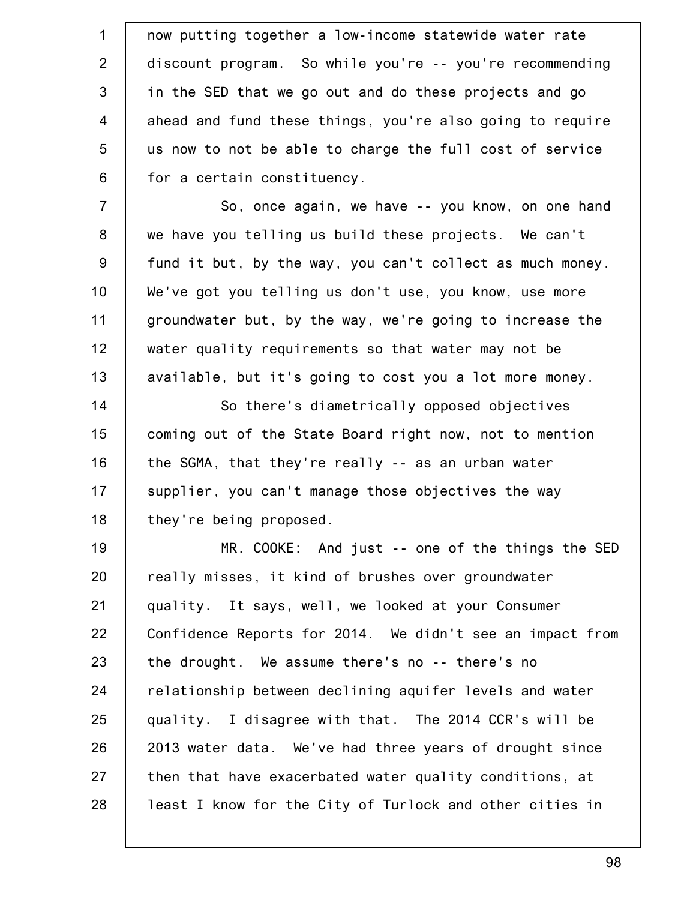now putting together a low-income statewide water rate discount program. So while you're -- you're recommending in the SED that we go out and do these projects and go ahead and fund these things, you're also going to require us now to not be able to charge the full cost of service for a certain constituency.

So, once again, we have -- you know, on one hand we have you telling us build these projects. We can't fund it but, by the way, you can't collect as much money. We've got you telling us don't use, you know, use more groundwater but, by the way, we're going to increase the water quality requirements so that water may not be available, but it's going to cost you a lot more money.

So there's diametrically opposed objectives coming out of the State Board right now, not to mention the SGMA, that they're really -- as an urban water supplier, you can't manage those objectives the way they're being proposed.

MR. COOKE: And just -- one of the things the SED really misses, it kind of brushes over groundwater quality. It says, well, we looked at your Consumer Confidence Reports for 2014. We didn't see an impact from the drought. We assume there's no -- there's no relationship between declining aquifer levels and water quality. I disagree with that. The 2014 CCR's will be 2013 water data. We've had three years of drought since then that have exacerbated water quality conditions, at least I know for the City of Turlock and other cities in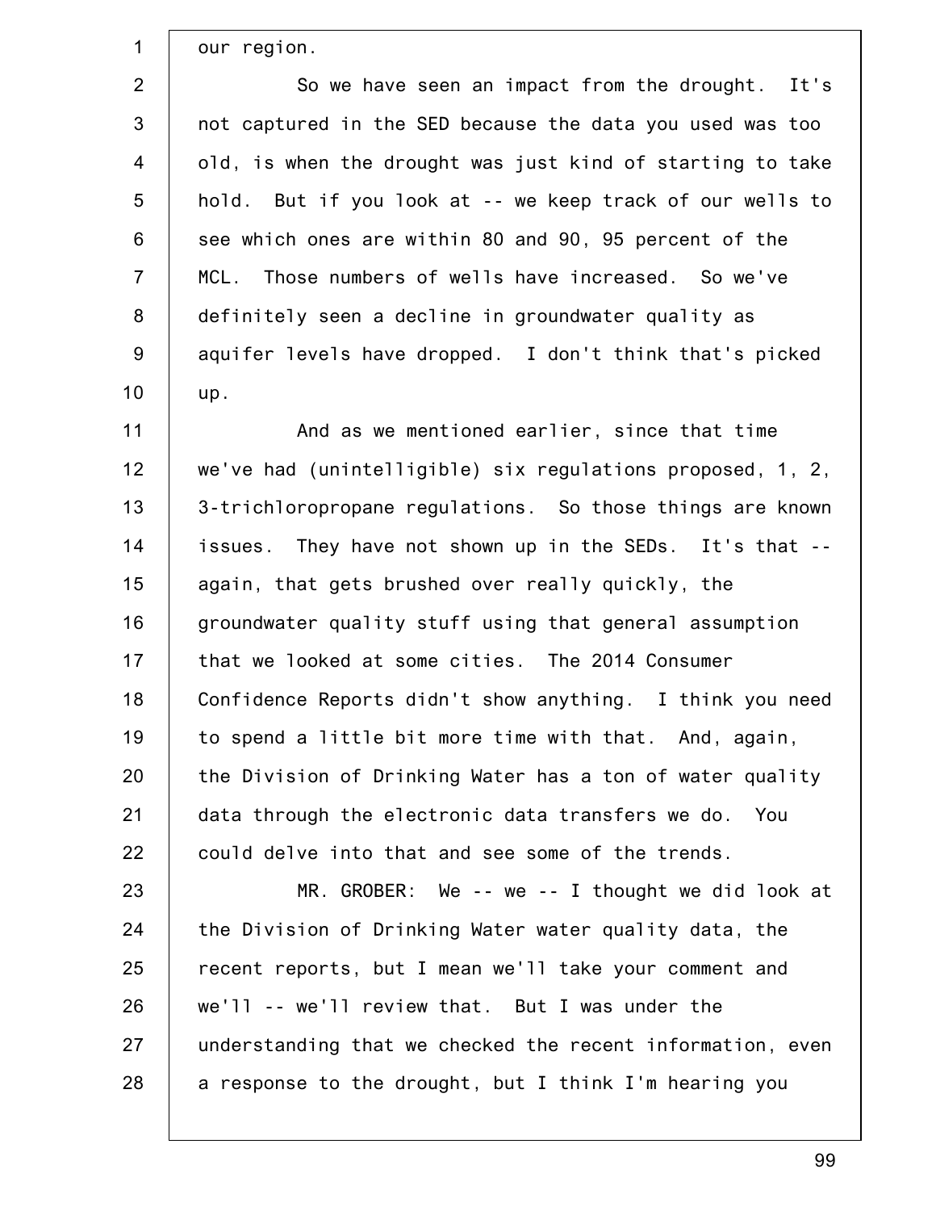our region.

So we have seen an impact from the drought. It's not captured in the SED because the data you used was too old, is when the drought was just kind of starting to take hold. But if you look at -- we keep track of our wells to see which ones are within 80 and 90, 95 percent of the MCL. Those numbers of wells have increased. So we've definitely seen a decline in groundwater quality as aquifer levels have dropped. I don't think that's picked up.

And as we mentioned earlier, since that time we've had (unintelligible) six regulations proposed, 1, 2, 3-trichloropropane regulations. So those things are known issues. They have not shown up in the SEDs. It's that -- again, that gets brushed over really quickly, the groundwater quality stuff using that general assumption that we looked at some cities. The 2014 Consumer Confidence Reports didn't show anything. I think you need to spend a little bit more time with that. And, again, the Division of Drinking Water has a ton of water quality data through the electronic data transfers we do. You could delve into that and see some of the trends.

MR. GROBER: We -- we -- I thought we did look at the Division of Drinking Water water quality data, the recent reports, but I mean we'll take your comment and we'll -- we'll review that. But I was under the understanding that we checked the recent information, even a response to the drought, but I think I'm hearing you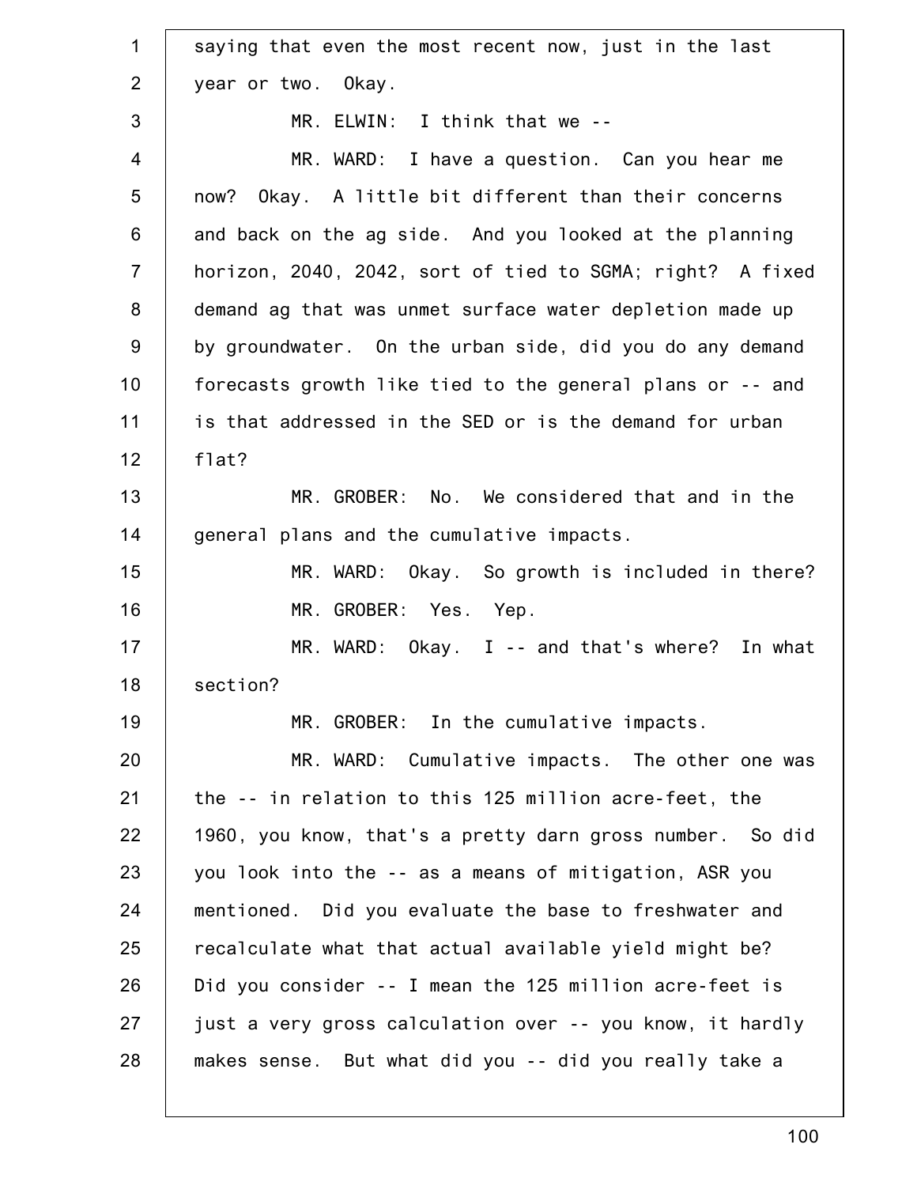saying that even the most recent now, just in the last year or two. Okay.

MR. ELWIN: I think that we --

MR. WARD: I have a question. Can you hear me now? Okay. A little bit different than their concerns and back on the ag side. And you looked at the planning horizon, 2040, 2042, sort of tied to SGMA; right? A fixed demand ag that was unmet surface water depletion made up by groundwater. On the urban side, did you do any demand forecasts growth like tied to the general plans or -- and is that addressed in the SED or is the demand for urban flat?

MR. GROBER: No. We considered that and in the general plans and the cumulative impacts.

MR. WARD: Okay. So growth is included in there?

MR. GROBER: Yes. Yep.

MR. WARD: Okay. I -- and that's where? In what section?

MR. GROBER: In the cumulative impacts.

MR. WARD: Cumulative impacts. The other one was the -- in relation to this 125 million acre-feet, the 1960, you know, that's a pretty darn gross number. So did you look into the -- as a means of mitigation, ASR you mentioned. Did you evaluate the base to freshwater and recalculate what that actual available yield might be? Did you consider -- I mean the 125 million acre-feet is just a very gross calculation over -- you know, it hardly makes sense. But what did you -- did you really take a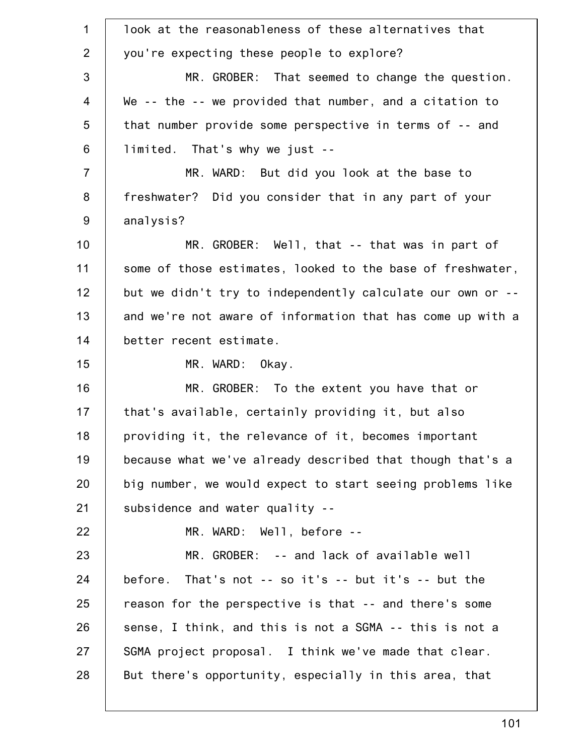look at the reasonableness of these alternatives that you're expecting these people to explore?

MR. GROBER: That seemed to change the question. We -- the -- we provided that number, and a citation to that number provide some perspective in terms of -- and limited. That's why we just --

MR. WARD: But did you look at the base to freshwater? Did you consider that in any part of your analysis?

MR. GROBER: Well, that -- that was in part of some of those estimates, looked to the base of freshwater, but we didn't try to independently calculate our own or -- and we're not aware of information that has come up with a better recent estimate.

MR. WARD: Okay.

MR. GROBER: To the extent you have that or that's available, certainly providing it, but also providing it, the relevance of it, becomes important because what we've already described that though that's a big number, we would expect to start seeing problems like subsidence and water quality --

MR. WARD: Well, before --

MR. GROBER: -- and lack of available well before. That's not -- so it's -- but it's -- but the reason for the perspective is that -- and there's some sense, I think, and this is not a SGMA -- this is not a SGMA project proposal. I think we've made that clear. But there's opportunity, especially in this area, that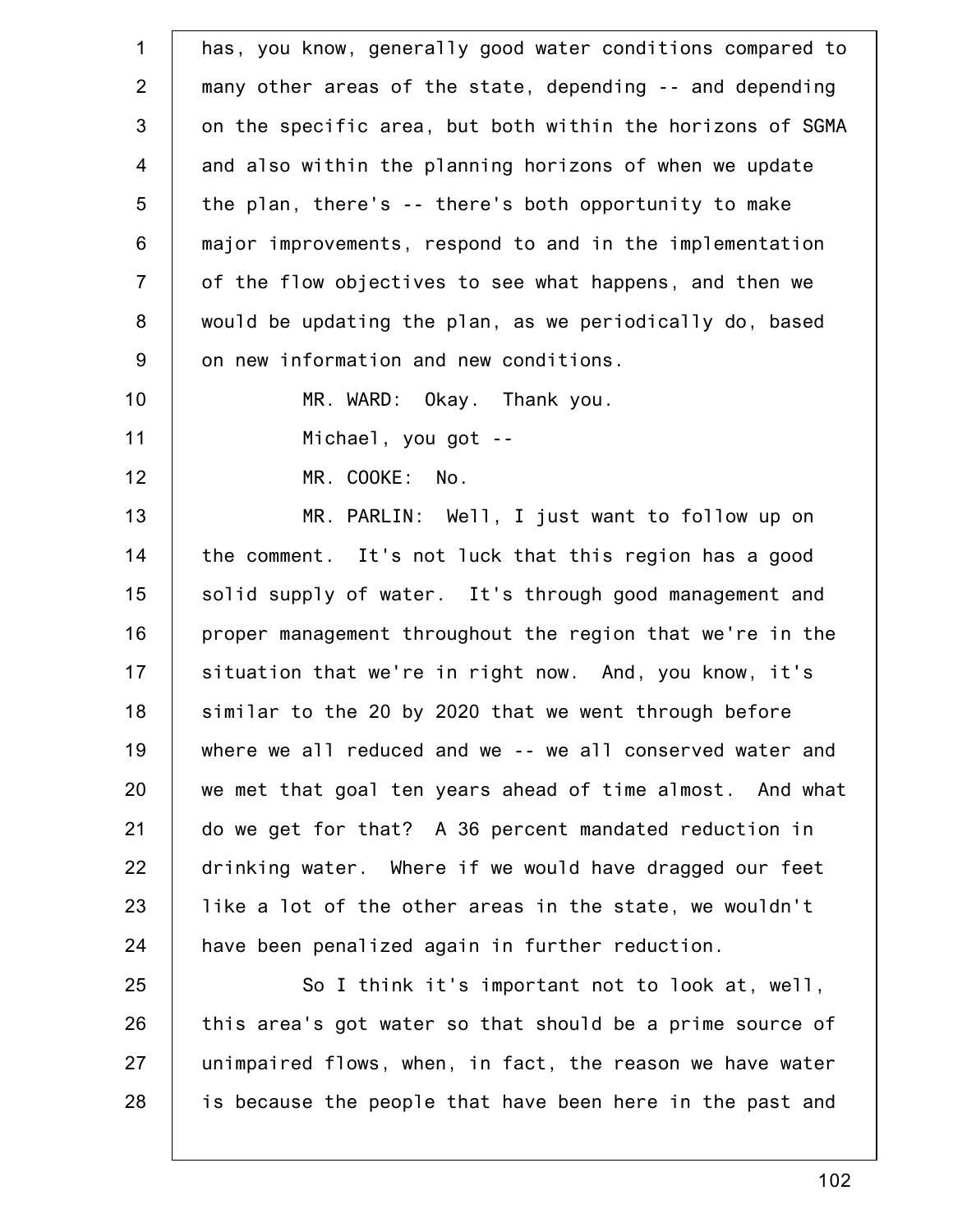has, you know, generally good water conditions compared to many other areas of the state, depending -- and depending on the specific area, but both within the horizons of SGMA and also within the planning horizons of when we update the plan, there's -- there's both opportunity to make major improvements, respond to and in the implementation of the flow objectives to see what happens, and then we would be updating the plan, as we periodically do, based on new information and new conditions.

MR. WARD: Okay. Thank you.

Michael, you got --

MR. COOKE: No.

MR. PARLIN: Well, I just want to follow up on the comment. It's not luck that this region has a good solid supply of water. It's through good management and proper management throughout the region that we're in the situation that we're in right now. And, you know, it's similar to the 20 by 2020 that we went through before where we all reduced and we -- we all conserved water and we met that goal ten years ahead of time almost. And what do we get for that? A 36 percent mandated reduction in drinking water. Where if we would have dragged our feet like a lot of the other areas in the state, we wouldn't have been penalized again in further reduction.

So I think it's important not to look at, well, this area's got water so that should be a prime source of unimpaired flows, when, in fact, the reason we have water is because the people that have been here in the past and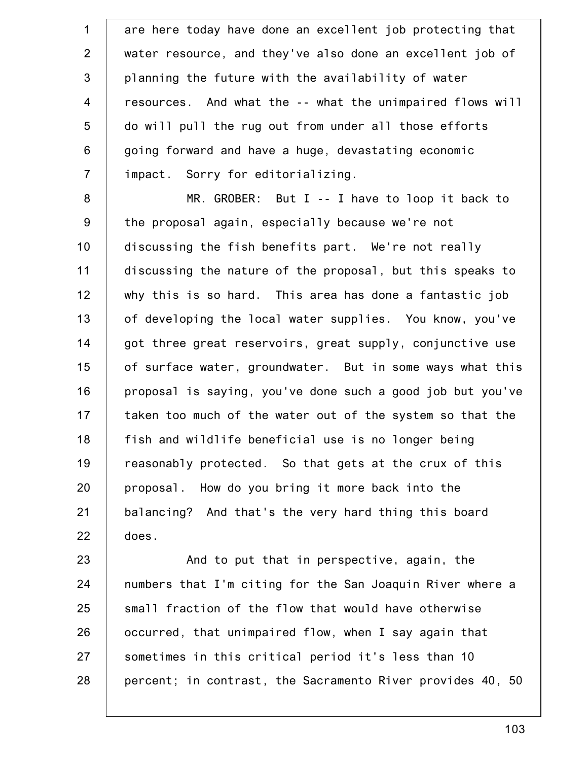are here today have done an excellent job protecting that water resource, and they've also done an excellent job of planning the future with the availability of water resources. And what the -- what the unimpaired flows will do will pull the rug out from under all those efforts going forward and have a huge, devastating economic impact. Sorry for editorializing.

MR. GROBER: But I -- I have to loop it back to the proposal again, especially because we're not discussing the fish benefits part. We're not really discussing the nature of the proposal, but this speaks to why this is so hard. This area has done a fantastic job of developing the local water supplies. You know, you've got three great reservoirs, great supply, conjunctive use of surface water, groundwater. But in some ways what this proposal is saying, you've done such a good job but you've taken too much of the water out of the system so that the fish and wildlife beneficial use is no longer being reasonably protected. So that gets at the crux of this proposal. How do you bring it more back into the balancing? And that's the very hard thing this board does.

And to put that in perspective, again, the numbers that I'm citing for the San Joaquin River where a small fraction of the flow that would have otherwise occurred, that unimpaired flow, when I say again that sometimes in this critical period it's less than 10 percent; in contrast, the Sacramento River provides 40, 50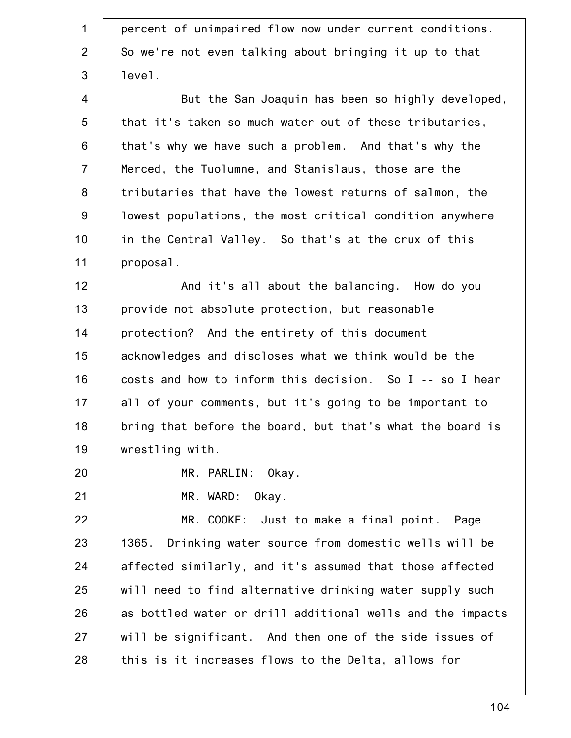percent of unimpaired flow now under current conditions. So we're not even talking about bringing it up to that level.

But the San Joaquin has been so highly developed, that it's taken so much water out of these tributaries, that's why we have such a problem. And that's why the Merced, the Tuolumne, and Stanislaus, those are the tributaries that have the lowest returns of salmon, the lowest populations, the most critical condition anywhere in the Central Valley. So that's at the crux of this proposal.

And it's all about the balancing. How do you provide not absolute protection, but reasonable protection? And the entirety of this document acknowledges and discloses what we think would be the costs and how to inform this decision. So I -- so I hear all of your comments, but it's going to be important to bring that before the board, but that's what the board is wrestling with.

MR. PARLIN: Okay.

MR. WARD: Okay.

MR. COOKE: Just to make a final point. Page 1365. Drinking water source from domestic wells will be affected similarly, and it's assumed that those affected will need to find alternative drinking water supply such as bottled water or drill additional wells and the impacts will be significant. And then one of the side issues of this is it increases flows to the Delta, allows for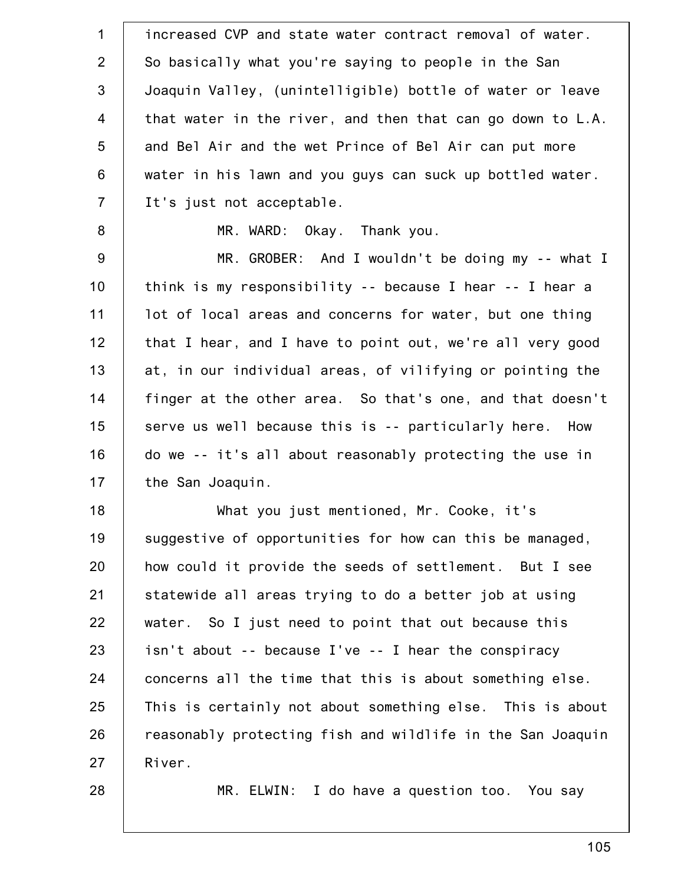increased CVP and state water contract removal of water. So basically what you're saying to people in the San Joaquin Valley, (unintelligible) bottle of water or leave that water in the river, and then that can go down to L.A. and Bel Air and the wet Prince of Bel Air can put more water in his lawn and you guys can suck up bottled water. It's just not acceptable.

MR. WARD: Okay. Thank you.

MR. GROBER: And I wouldn't be doing my -- what I think is my responsibility -- because I hear -- I hear a lot of local areas and concerns for water, but one thing that I hear, and I have to point out, we're all very good at, in our individual areas, of vilifying or pointing the finger at the other area. So that's one, and that doesn't serve us well because this is -- particularly here. How do we -- it's all about reasonably protecting the use in the San Joaquin.

What you just mentioned, Mr. Cooke, it's suggestive of opportunities for how can this be managed, how could it provide the seeds of settlement. But I see statewide all areas trying to do a better job at using water. So I just need to point that out because this isn't about -- because I've -- I hear the conspiracy concerns all the time that this is about something else. This is certainly not about something else. This is about reasonably protecting fish and wildlife in the San Joaquin River.

MR. ELWIN: I do have a question too. You say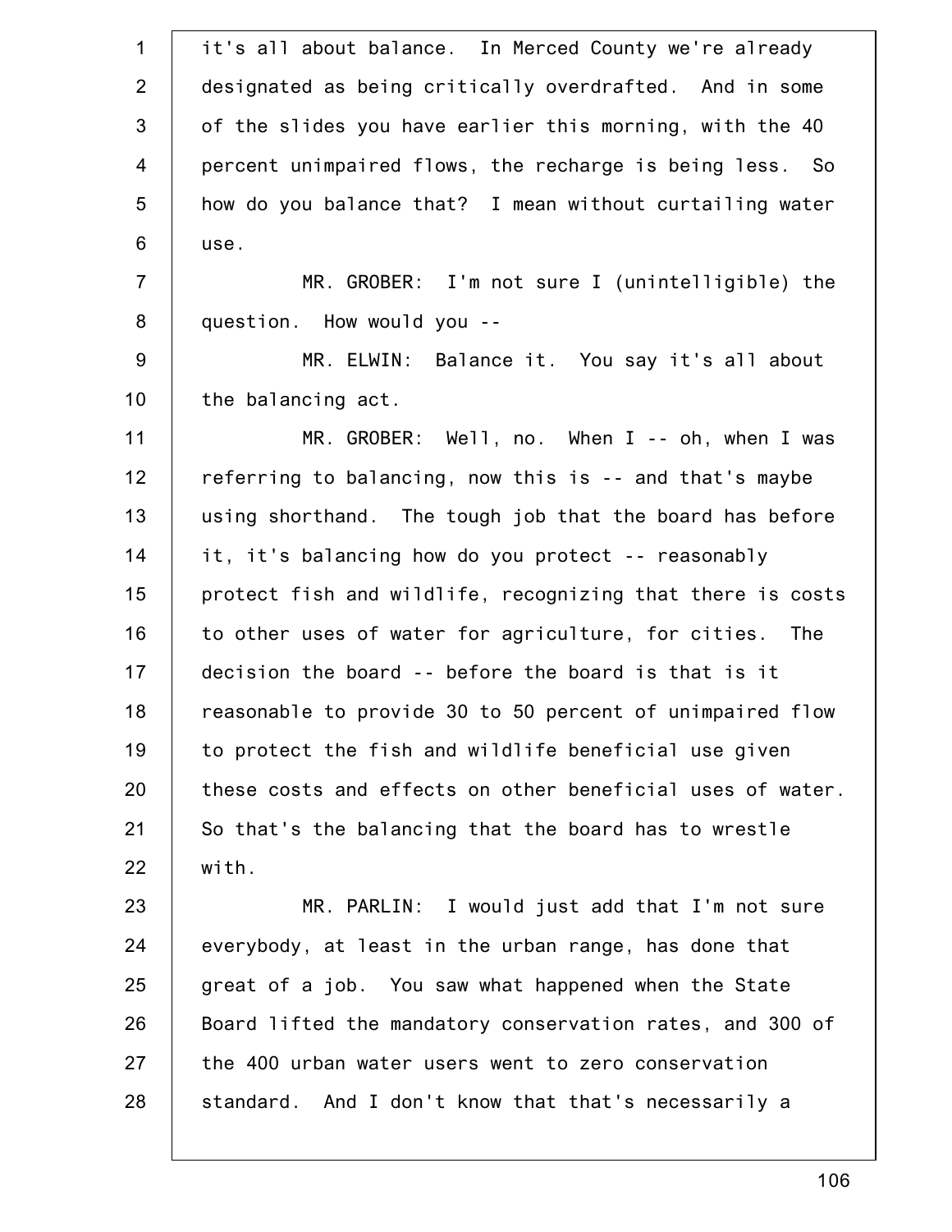it's all about balance. In Merced County we're already designated as being critically overdrafted. And in some of the slides you have earlier this morning, with the 40 percent unimpaired flows, the recharge is being less. So how do you balance that? I mean without curtailing water use.

MR. GROBER: I'm not sure I (unintelligible) the question. How would you --

MR. ELWIN: Balance it. You say it's all about the balancing act.

MR. GROBER: Well, no. When I -- oh, when I was referring to balancing, now this is -- and that's maybe using shorthand. The tough job that the board has before it, it's balancing how do you protect -- reasonably protect fish and wildlife, recognizing that there is costs to other uses of water for agriculture, for cities. The decision the board -- before the board is that is it reasonable to provide 30 to 50 percent of unimpaired flow to protect the fish and wildlife beneficial use given these costs and effects on other beneficial uses of water. So that's the balancing that the board has to wrestle with.

MR. PARLIN: I would just add that I'm not sure everybody, at least in the urban range, has done that great of a job. You saw what happened when the State Board lifted the mandatory conservation rates, and 300 of the 400 urban water users went to zero conservation standard. And I don't know that that's necessarily a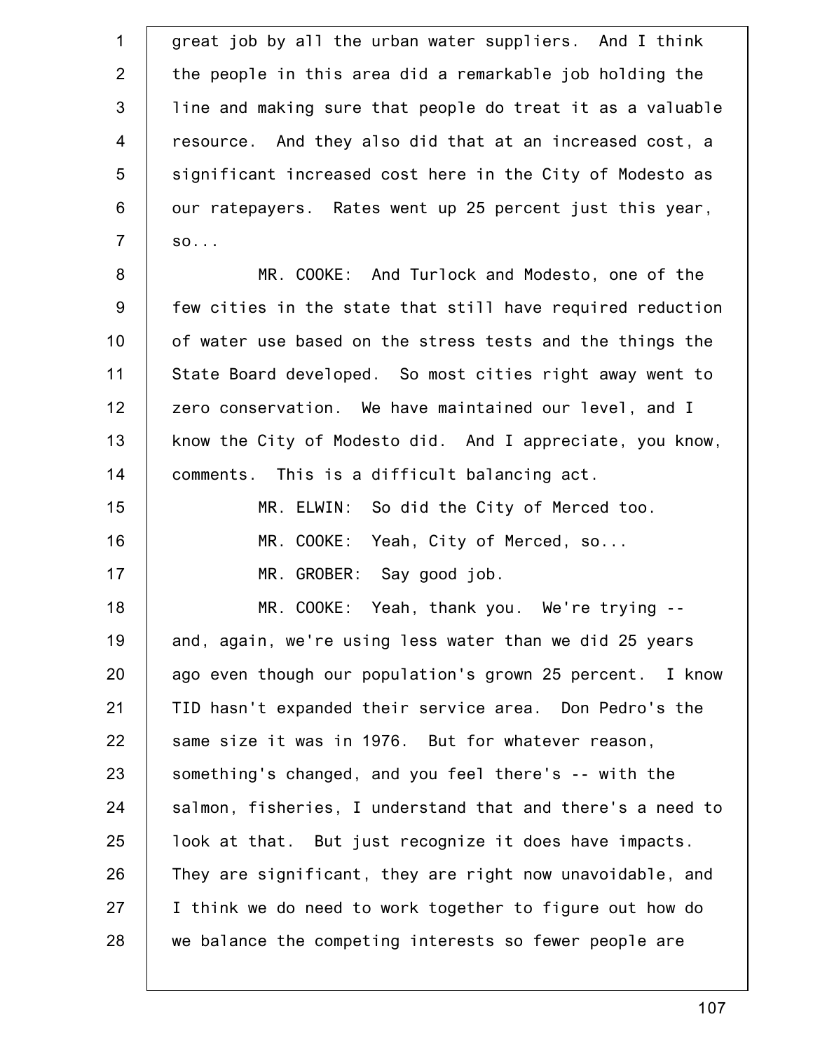great job by all the urban water suppliers. And I think the people in this area did a remarkable job holding the line and making sure that people do treat it as a valuable resource. And they also did that at an increased cost, a significant increased cost here in the City of Modesto as our ratepayers. Rates went up 25 percent just this year, so...

MR. COOKE: And Turlock and Modesto, one of the few cities in the state that still have required reduction of water use based on the stress tests and the things the State Board developed. So most cities right away went to zero conservation. We have maintained our level, and I know the City of Modesto did. And I appreciate, you know, comments. This is a difficult balancing act.

MR. ELWIN: So did the City of Merced too.

MR. COOKE: Yeah, City of Merced, so...

MR. GROBER: Say good job.

MR. COOKE: Yeah, thank you. We're trying -- and, again, we're using less water than we did 25 years ago even though our population's grown 25 percent. I know TID hasn't expanded their service area. Don Pedro's the same size it was in 1976. But for whatever reason, something's changed, and you feel there's -- with the salmon, fisheries, I understand that and there's a need to look at that. But just recognize it does have impacts. They are significant, they are right now unavoidable, and I think we do need to work together to figure out how do we balance the competing interests so fewer people are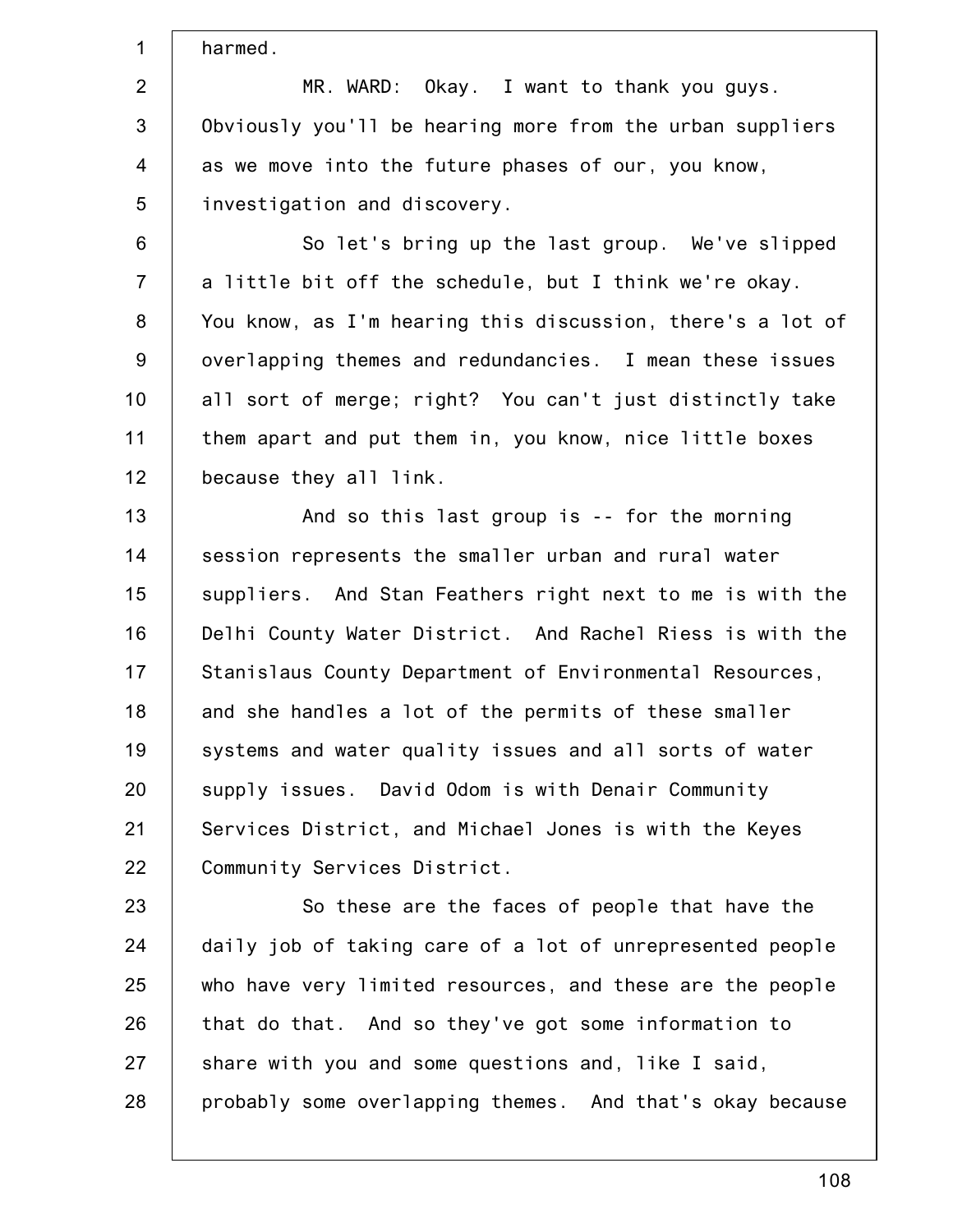harmed.

MR. WARD: Okay. I want to thank you guys. Obviously you'll be hearing more from the urban suppliers as we move into the future phases of our, you know, investigation and discovery.

So let's bring up the last group. We've slipped a little bit off the schedule, but I think we're okay. You know, as I'm hearing this discussion, there's a lot of overlapping themes and redundancies. I mean these issues all sort of merge; right? You can't just distinctly take them apart and put them in, you know, nice little boxes because they all link.

And so this last group is -- for the morning session represents the smaller urban and rural water suppliers. And Stan Feathers right next to me is with the Delhi County Water District. And Rachel Riess is with the Stanislaus County Department of Environmental Resources, and she handles a lot of the permits of these smaller systems and water quality issues and all sorts of water supply issues. David Odom is with Denair Community Services District, and Michael Jones is with the Keyes Community Services District.

So these are the faces of people that have the daily job of taking care of a lot of unrepresented people who have very limited resources, and these are the people that do that. And so they've got some information to share with you and some questions and, like I said, probably some overlapping themes. And that's okay because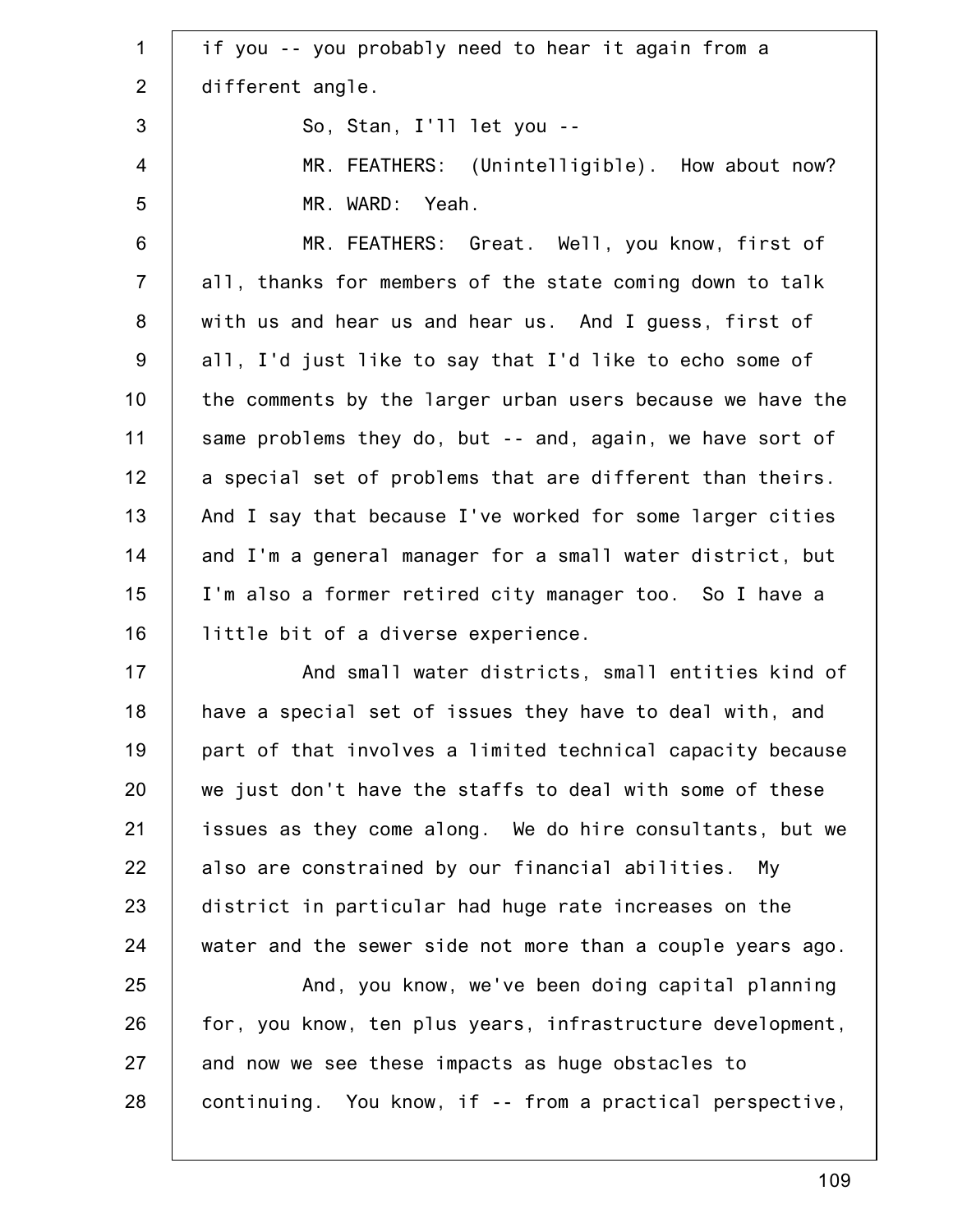if you -- you probably need to hear it again from a different angle.

So, Stan, I'll let you --

MR. FEATHERS: (Unintelligible). How about now?

MR. WARD: Yeah.

MR. FEATHERS: Great. Well, you know, first of all, thanks for members of the state coming down to talk with us and hear us and hear us. And I guess, first of all, I'd just like to say that I'd like to echo some of the comments by the larger urban users because we have the same problems they do, but -- and, again, we have sort of a special set of problems that are different than theirs. And I say that because I've worked for some larger cities and I'm a general manager for a small water district, but I'm also a former retired city manager too. So I have a little bit of a diverse experience.

And small water districts, small entities kind of have a special set of issues they have to deal with, and part of that involves a limited technical capacity because we just don't have the staffs to deal with some of these issues as they come along. We do hire consultants, but we also are constrained by our financial abilities. My district in particular had huge rate increases on the water and the sewer side not more than a couple years ago.

And, you know, we've been doing capital planning for, you know, ten plus years, infrastructure development, and now we see these impacts as huge obstacles to continuing. You know, if -- from a practical perspective,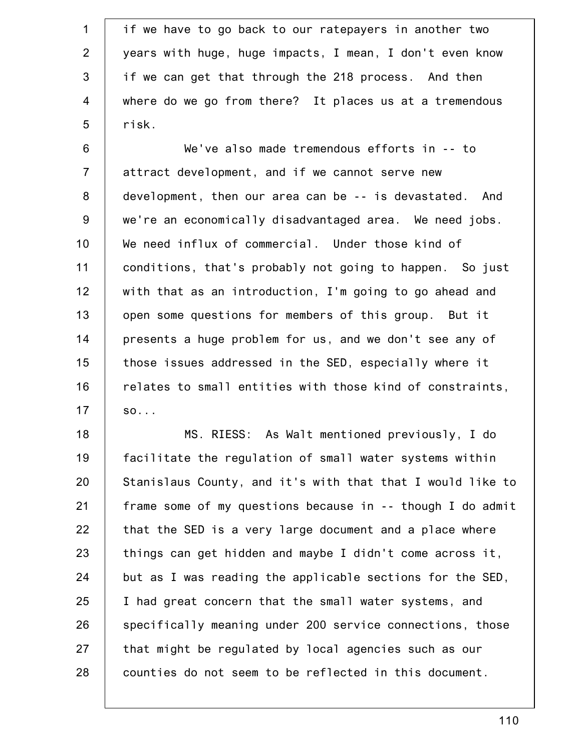if we have to go back to our ratepayers in another two years with huge, huge impacts, I mean, I don't even know if we can get that through the 218 process. And then where do we go from there? It places us at a tremendous risk.

We've also made tremendous efforts in -- to attract development, and if we cannot serve new development, then our area can be -- is devastated. And we're an economically disadvantaged area. We need jobs. We need influx of commercial. Under those kind of conditions, that's probably not going to happen. So just with that as an introduction, I'm going to go ahead and open some questions for members of this group. But it presents a huge problem for us, and we don't see any of those issues addressed in the SED, especially where it relates to small entities with those kind of constraints, so...

MS. RIESS: As Walt mentioned previously, I do facilitate the regulation of small water systems within Stanislaus County, and it's with that that I would like to frame some of my questions because in -- though I do admit that the SED is a very large document and a place where things can get hidden and maybe I didn't come across it, but as I was reading the applicable sections for the SED, I had great concern that the small water systems, and specifically meaning under 200 service connections, those that might be regulated by local agencies such as our counties do not seem to be reflected in this document.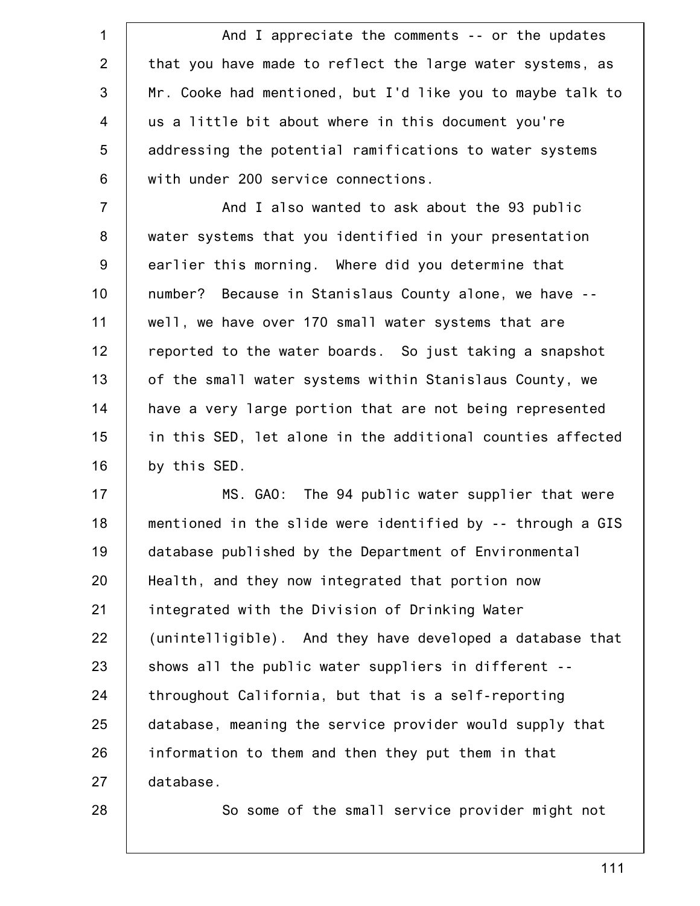And I appreciate the comments -- or the updates that you have made to reflect the large water systems, as Mr. Cooke had mentioned, but I'd like you to maybe talk to us a little bit about where in this document you're addressing the potential ramifications to water systems with under 200 service connections.

And I also wanted to ask about the 93 public water systems that you identified in your presentation earlier this morning. Where did you determine that number? Because in Stanislaus County alone, we have -- well, we have over 170 small water systems that are reported to the water boards. So just taking a snapshot of the small water systems within Stanislaus County, we have a very large portion that are not being represented in this SED, let alone in the additional counties affected by this SED.

MS. GAO: The 94 public water supplier that were mentioned in the slide were identified by -- through a GIS database published by the Department of Environmental Health, and they now integrated that portion now integrated with the Division of Drinking Water (unintelligible). And they have developed a database that shows all the public water suppliers in different -- throughout California, but that is a self-reporting database, meaning the service provider would supply that information to them and then they put them in that database.

So some of the small service provider might not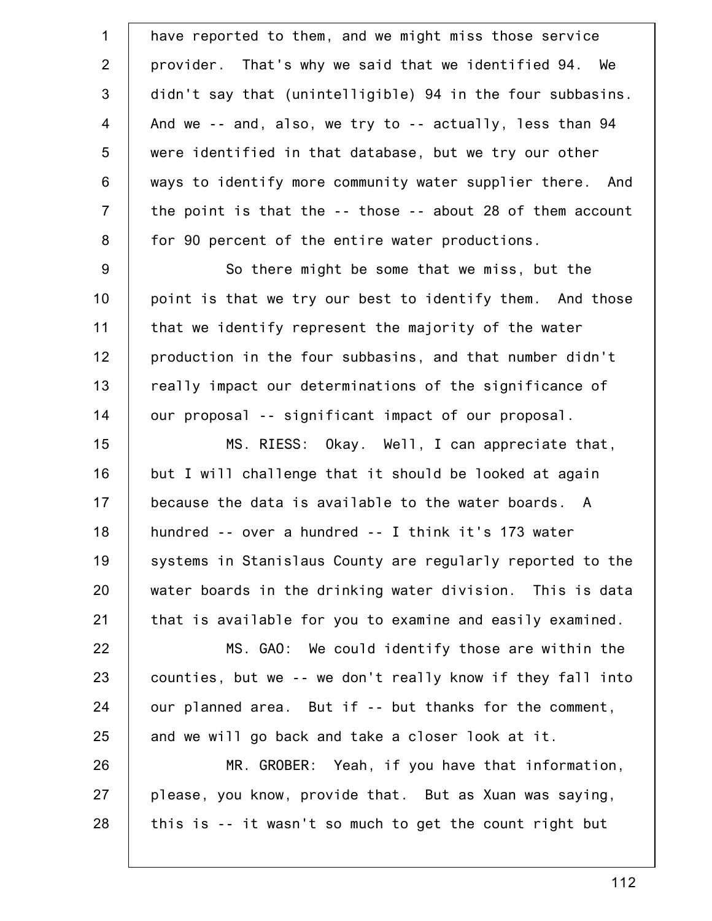have reported to them, and we might miss those service provider. That's why we said that we identified 94. We didn't say that (unintelligible) 94 in the four subbasins. And we -- and, also, we try to -- actually, less than 94 were identified in that database, but we try our other ways to identify more community water supplier there. And the point is that the -- those -- about 28 of them account for 90 percent of the entire water productions.

So there might be some that we miss, but the point is that we try our best to identify them. And those that we identify represent the majority of the water production in the four subbasins, and that number didn't really impact our determinations of the significance of our proposal -- significant impact of our proposal.

MS. RIESS: Okay. Well, I can appreciate that, but I will challenge that it should be looked at again because the data is available to the water boards. A hundred -- over a hundred -- I think it's 173 water systems in Stanislaus County are regularly reported to the water boards in the drinking water division. This is data that is available for you to examine and easily examined.

MS. GAO: We could identify those are within the counties, but we -- we don't really know if they fall into our planned area. But if -- but thanks for the comment, and we will go back and take a closer look at it.

MR. GROBER: Yeah, if you have that information, please, you know, provide that. But as Xuan was saying, this is -- it wasn't so much to get the count right but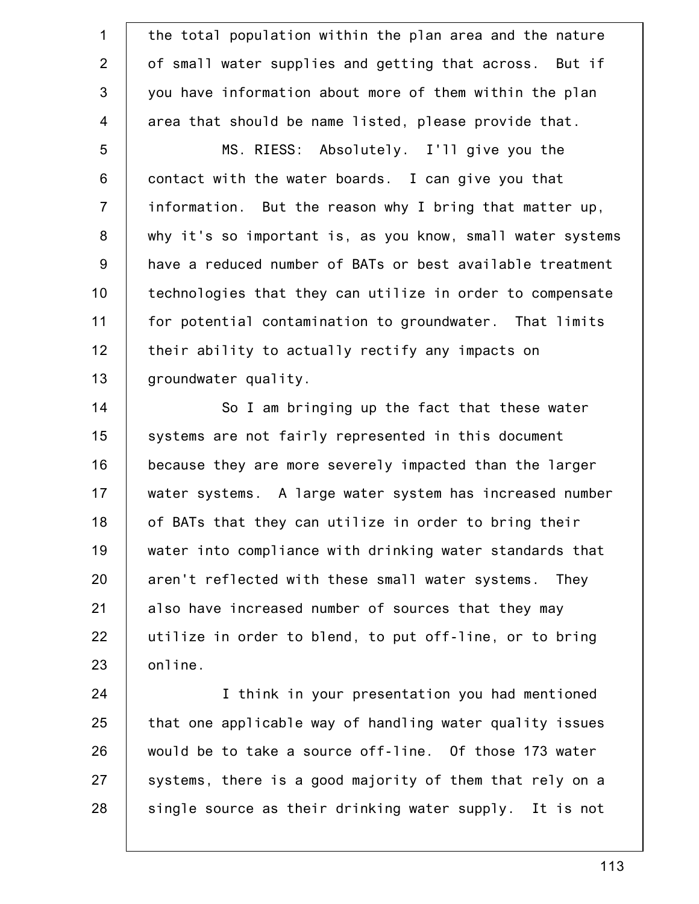the total population within the plan area and the nature of small water supplies and getting that across. But if you have information about more of them within the plan area that should be name listed, please provide that.

MS. RIESS: Absolutely. I'll give you the contact with the water boards. I can give you that information. But the reason why I bring that matter up, why it's so important is, as you know, small water systems have a reduced number of BATs or best available treatment technologies that they can utilize in order to compensate for potential contamination to groundwater. That limits their ability to actually rectify any impacts on groundwater quality.

So I am bringing up the fact that these water systems are not fairly represented in this document because they are more severely impacted than the larger water systems. A large water system has increased number of BATs that they can utilize in order to bring their water into compliance with drinking water standards that aren't reflected with these small water systems. They also have increased number of sources that they may utilize in order to blend, to put off-line, or to bring online.

I think in your presentation you had mentioned that one applicable way of handling water quality issues would be to take a source off-line. Of those 173 water systems, there is a good majority of them that rely on a single source as their drinking water supply. It is not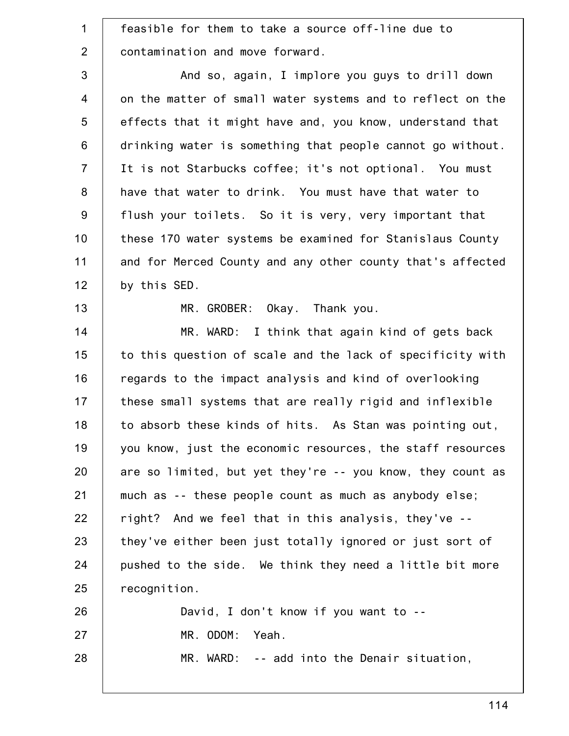feasible for them to take a source off-line due to contamination and move forward.

And so, again, I implore you guys to drill down on the matter of small water systems and to reflect on the effects that it might have and, you know, understand that drinking water is something that people cannot go without. It is not Starbucks coffee; it's not optional. You must have that water to drink. You must have that water to flush your toilets. So it is very, very important that these 170 water systems be examined for Stanislaus County and for Merced County and any other county that's affected by this SED.

MR. GROBER: Okay. Thank you.

MR. WARD: I think that again kind of gets back to this question of scale and the lack of specificity with regards to the impact analysis and kind of overlooking these small systems that are really rigid and inflexible to absorb these kinds of hits. As Stan was pointing out, you know, just the economic resources, the staff resources are so limited, but yet they're -- you know, they count as much as -- these people count as much as anybody else; right? And we feel that in this analysis, they've -- they've either been just totally ignored or just sort of pushed to the side. We think they need a little bit more recognition.

David, I don't know if you want to --

MR. ODOM: Yeah.

MR. WARD: -- add into the Denair situation,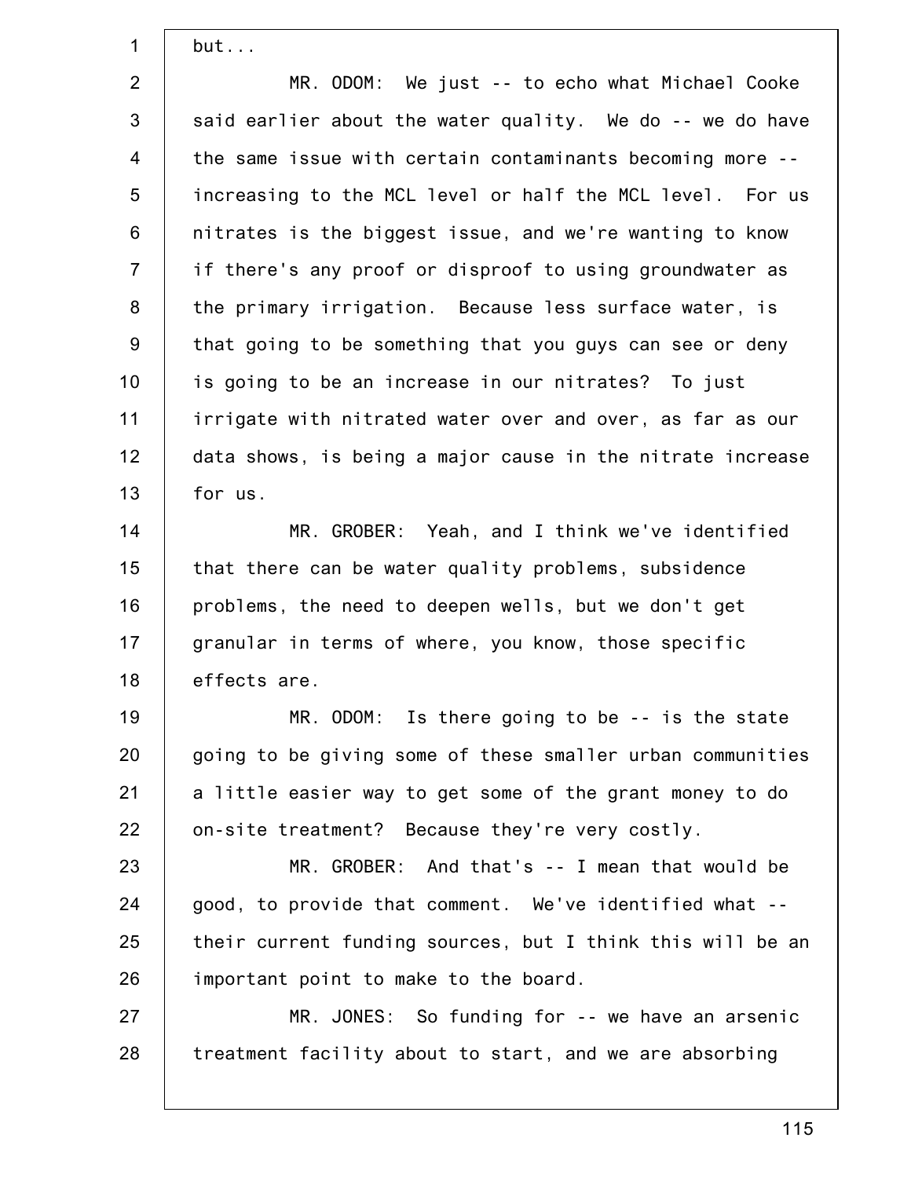but...

MR. ODOM: We just -- to echo what Michael Cooke said earlier about the water quality. We do -- we do have the same issue with certain contaminants becoming more -- increasing to the MCL level or half the MCL level. For us nitrates is the biggest issue, and we're wanting to know if there's any proof or disproof to using groundwater as the primary irrigation. Because less surface water, is that going to be something that you guys can see or deny is going to be an increase in our nitrates? To just irrigate with nitrated water over and over, as far as our data shows, is being a major cause in the nitrate increase for us.

MR. GROBER: Yeah, and I think we've identified that there can be water quality problems, subsidence problems, the need to deepen wells, but we don't get granular in terms of where, you know, those specific effects are.

MR. ODOM: Is there going to be -- is the state going to be giving some of these smaller urban communities a little easier way to get some of the grant money to do on-site treatment? Because they're very costly.

MR. GROBER: And that's -- I mean that would be good, to provide that comment. We've identified what -- their current funding sources, but I think this will be an important point to make to the board.

MR. JONES: So funding for -- we have an arsenic treatment facility about to start, and we are absorbing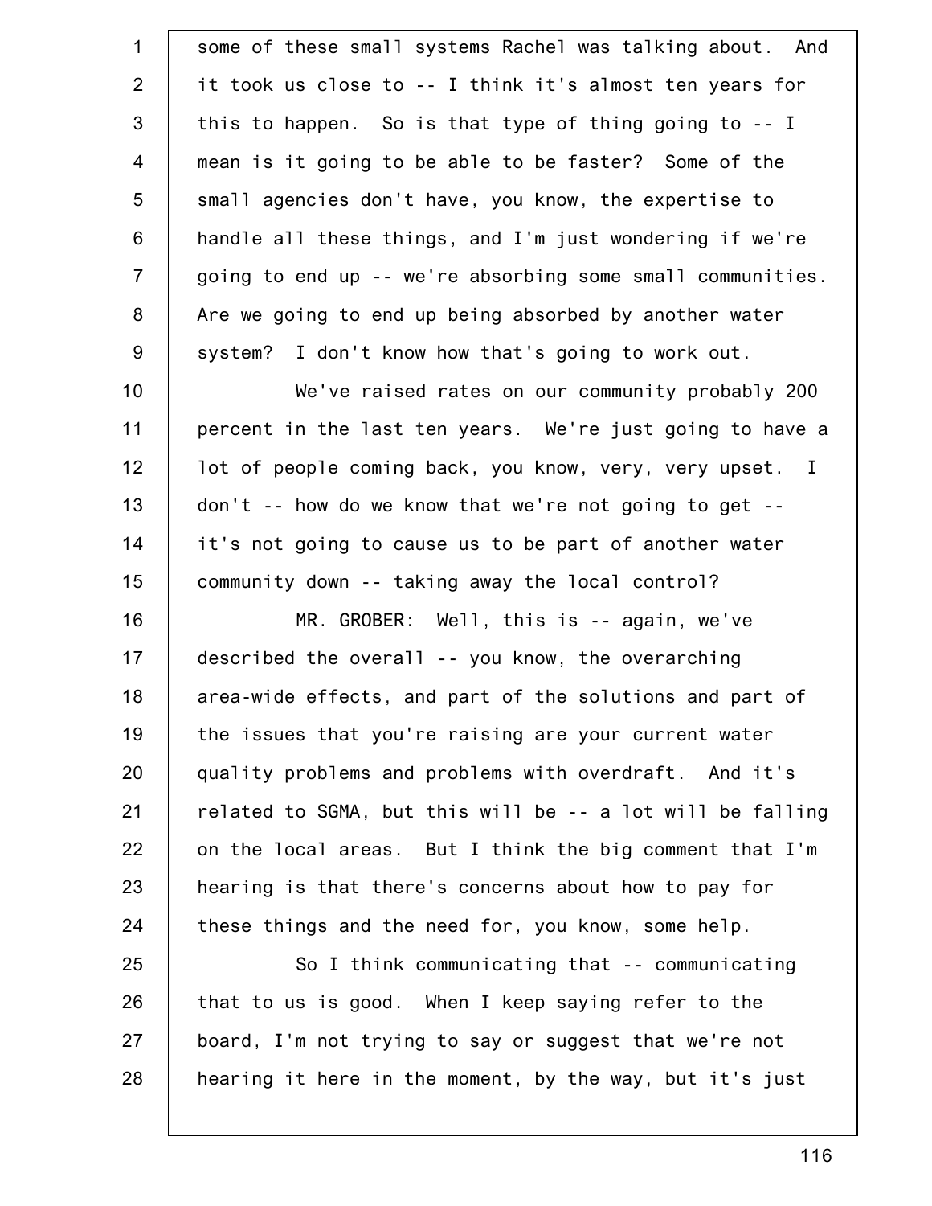some of these small systems Rachel was talking about. And it took us close to -- I think it's almost ten years for this to happen. So is that type of thing going to -- I mean is it going to be able to be faster? Some of the small agencies don't have, you know, the expertise to handle all these things, and I'm just wondering if we're going to end up -- we're absorbing some small communities. Are we going to end up being absorbed by another water system? I don't know how that's going to work out.

We've raised rates on our community probably 200 percent in the last ten years. We're just going to have a lot of people coming back, you know, very, very upset. I don't -- how do we know that we're not going to get -- it's not going to cause us to be part of another water community down -- taking away the local control?

MR. GROBER: Well, this is -- again, we've described the overall -- you know, the overarching area-wide effects, and part of the solutions and part of the issues that you're raising are your current water quality problems and problems with overdraft. And it's related to SGMA, but this will be -- a lot will be falling on the local areas. But I think the big comment that I'm hearing is that there's concerns about how to pay for these things and the need for, you know, some help.

So I think communicating that -- communicating that to us is good. When I keep saying refer to the board, I'm not trying to say or suggest that we're not hearing it here in the moment, by the way, but it's just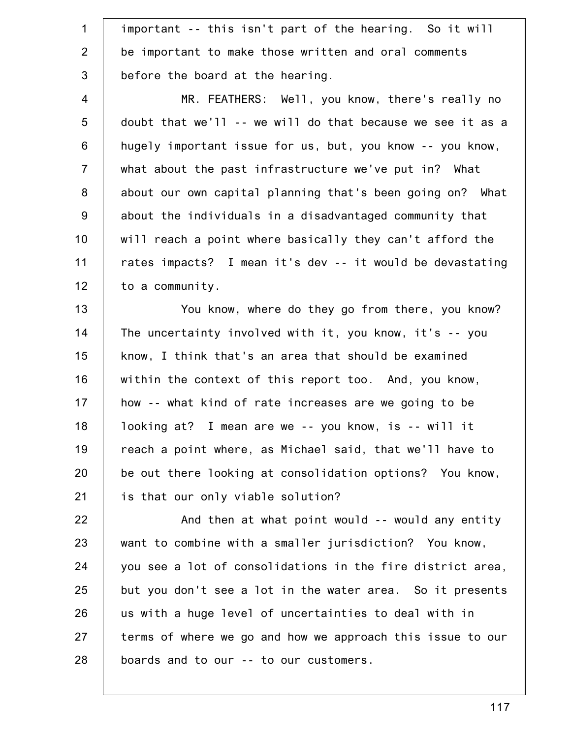important -- this isn't part of the hearing. So it will be important to make those written and oral comments before the board at the hearing.

MR. FEATHERS: Well, you know, there's really no doubt that we'll -- we will do that because we see it as a hugely important issue for us, but, you know -- you know, what about the past infrastructure we've put in? What about our own capital planning that's been going on? What about the individuals in a disadvantaged community that will reach a point where basically they can't afford the rates impacts? I mean it's dev -- it would be devastating to a community.

You know, where do they go from there, you know? The uncertainty involved with it, you know, it's -- you know, I think that's an area that should be examined within the context of this report too. And, you know, how -- what kind of rate increases are we going to be looking at? I mean are we -- you know, is -- will it reach a point where, as Michael said, that we'll have to be out there looking at consolidation options? You know, is that our only viable solution?

And then at what point would -- would any entity want to combine with a smaller jurisdiction? You know, you see a lot of consolidations in the fire district area, but you don't see a lot in the water area. So it presents us with a huge level of uncertainties to deal with in terms of where we go and how we approach this issue to our boards and to our -- to our customers.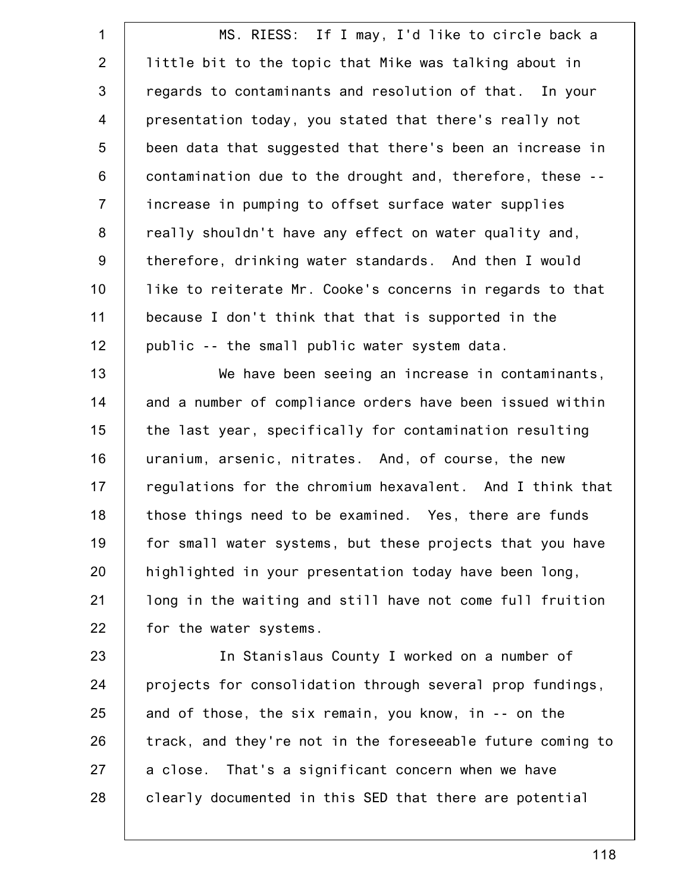MS. RIESS: If I may, I'd like to circle back a little bit to the topic that Mike was talking about in regards to contaminants and resolution of that. In your presentation today, you stated that there's really not been data that suggested that there's been an increase in contamination due to the drought and, therefore, these -- increase in pumping to offset surface water supplies really shouldn't have any effect on water quality and, therefore, drinking water standards. And then I would like to reiterate Mr. Cooke's concerns in regards to that because I don't think that that is supported in the public -- the small public water system data.

We have been seeing an increase in contaminants, and a number of compliance orders have been issued within the last year, specifically for contamination resulting uranium, arsenic, nitrates. And, of course, the new regulations for the chromium hexavalent. And I think that those things need to be examined. Yes, there are funds for small water systems, but these projects that you have highlighted in your presentation today have been long, long in the waiting and still have not come full fruition for the water systems.

In Stanislaus County I worked on a number of projects for consolidation through several prop fundings, and of those, the six remain, you know, in -- on the track, and they're not in the foreseeable future coming to a close. That's a significant concern when we have clearly documented in this SED that there are potential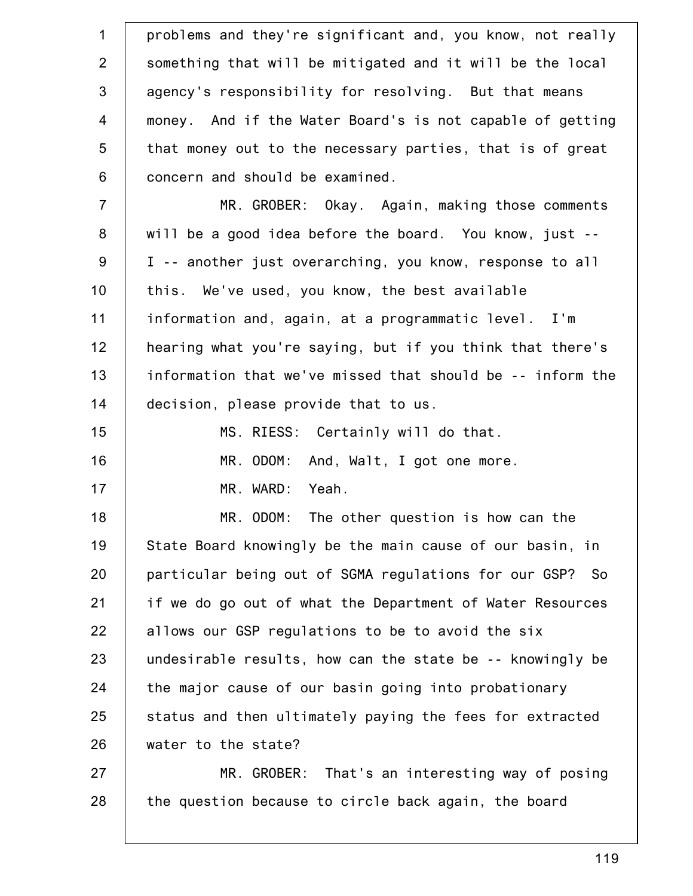problems and they're significant and, you know, not really something that will be mitigated and it will be the local agency's responsibility for resolving. But that means money. And if the Water Board's is not capable of getting that money out to the necessary parties, that is of great concern and should be examined.

MR. GROBER: Okay. Again, making those comments will be a good idea before the board. You know, just -- I -- another just overarching, you know, response to all this. We've used, you know, the best available information and, again, at a programmatic level. I'm hearing what you're saying, but if you think that there's information that we've missed that should be -- inform the decision, please provide that to us.

MS. RIESS: Certainly will do that.

MR. ODOM: And, Walt, I got one more.

MR. WARD: Yeah.

MR. ODOM: The other question is how can the State Board knowingly be the main cause of our basin, in particular being out of SGMA regulations for our GSP? So if we do go out of what the Department of Water Resources allows our GSP regulations to be to avoid the six undesirable results, how can the state be -- knowingly be the major cause of our basin going into probationary status and then ultimately paying the fees for extracted water to the state?

MR. GROBER: That's an interesting way of posing the question because to circle back again, the board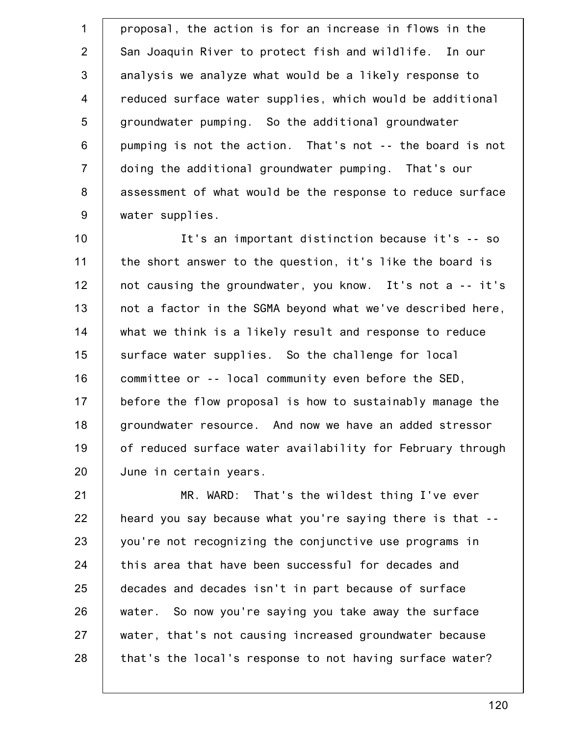proposal, the action is for an increase in flows in the San Joaquin River to protect fish and wildlife. In our analysis we analyze what would be a likely response to reduced surface water supplies, which would be additional groundwater pumping. So the additional groundwater pumping is not the action. That's not -- the board is not doing the additional groundwater pumping. That's our assessment of what would be the response to reduce surface water supplies.

It's an important distinction because it's -- so the short answer to the question, it's like the board is not causing the groundwater, you know. It's not a -- it's not a factor in the SGMA beyond what we've described here, what we think is a likely result and response to reduce surface water supplies. So the challenge for local committee or -- local community even before the SED, before the flow proposal is how to sustainably manage the groundwater resource. And now we have an added stressor of reduced surface water availability for February through June in certain years.

MR. WARD: That's the wildest thing I've ever heard you say because what you're saying there is that -- you're not recognizing the conjunctive use programs in this area that have been successful for decades and decades and decades isn't in part because of surface water. So now you're saying you take away the surface water, that's not causing increased groundwater because that's the local's response to not having surface water?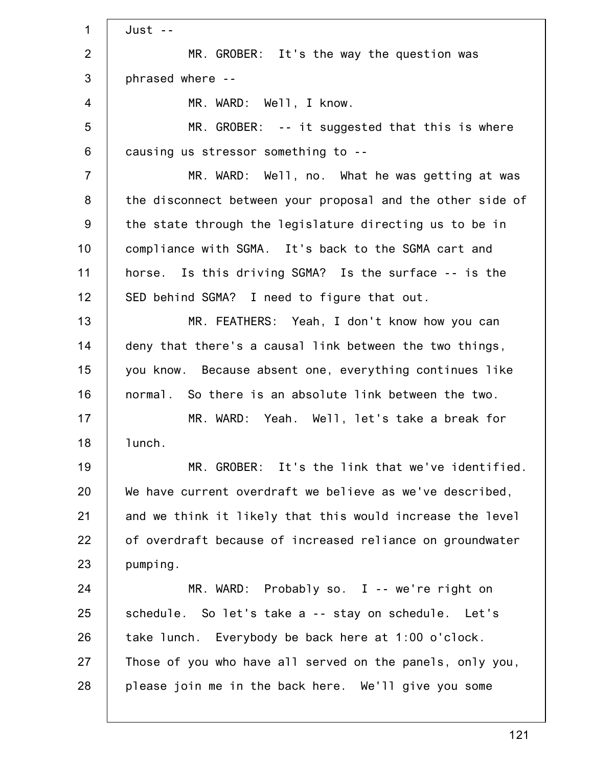Just --

MR. GROBER: It's the way the question was phrased where --

MR. WARD: Well, I know.

MR. GROBER: -- it suggested that this is where causing us stressor something to --

MR. WARD: Well, no. What he was getting at was the disconnect between your proposal and the other side of the state through the legislature directing us to be in compliance with SGMA. It's back to the SGMA cart and horse. Is this driving SGMA? Is the surface -- is the SED behind SGMA? I need to figure that out.

MR. FEATHERS: Yeah, I don't know how you can deny that there's a causal link between the two things, you know. Because absent one, everything continues like normal. So there is an absolute link between the two.

MR. WARD: Yeah. Well, let's take a break for lunch.

MR. GROBER: It's the link that we've identified. We have current overdraft we believe as we've described, and we think it likely that this would increase the level of overdraft because of increased reliance on groundwater pumping.

MR. WARD: Probably so. I -- we're right on schedule. So let's take a -- stay on schedule. Let's take lunch. Everybody be back here at 1:00 o'clock. Those of you who have all served on the panels, only you, please join me in the back here. We'll give you some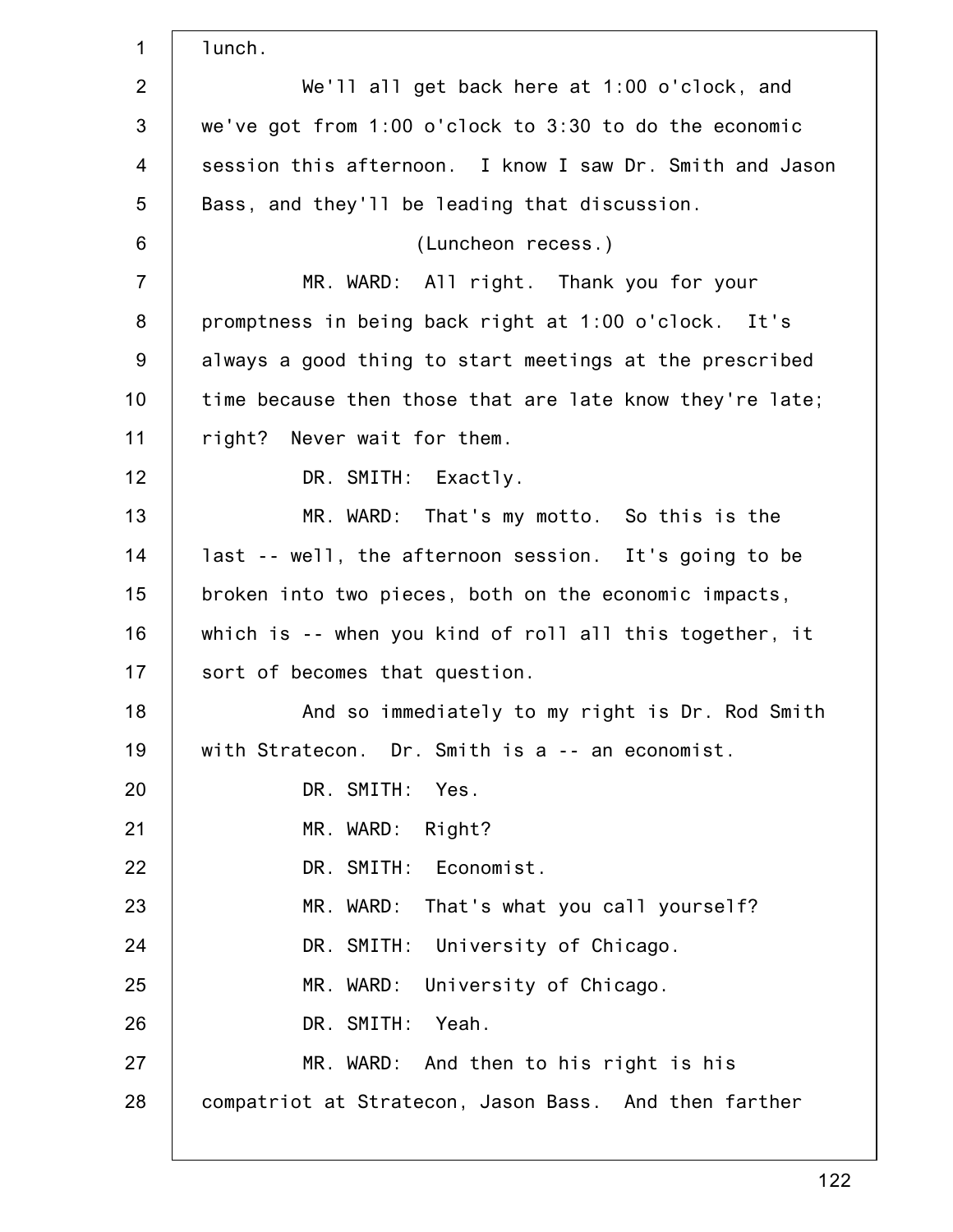lunch.

We'll all get back here at 1:00 o'clock, and we've got from 1:00 o'clock to 3:30 to do the economic session this afternoon. I know I saw Dr. Smith and Jason Bass, and they'll be leading that discussion.

(Luncheon recess.)

MR. WARD: All right. Thank you for your promptness in being back right at 1:00 o'clock. It's always a good thing to start meetings at the prescribed time because then those that are late know they're late; right? Never wait for them.

DR. SMITH: Exactly.

MR. WARD: That's my motto. So this is the last -- well, the afternoon session. It's going to be broken into two pieces, both on the economic impacts, which is -- when you kind of roll all this together, it sort of becomes that question.

And so immediately to my right is Dr. Rod Smith with Stratecon. Dr. Smith is a -- an economist.

DR. SMITH: Yes.

MR. WARD: Right?

DR. SMITH: Economist.

MR. WARD: That's what you call yourself?

DR. SMITH: University of Chicago.

MR. WARD: University of Chicago.

DR. SMITH: Yeah.

MR. WARD: And then to his right is his compatriot at Stratecon, Jason Bass. And then farther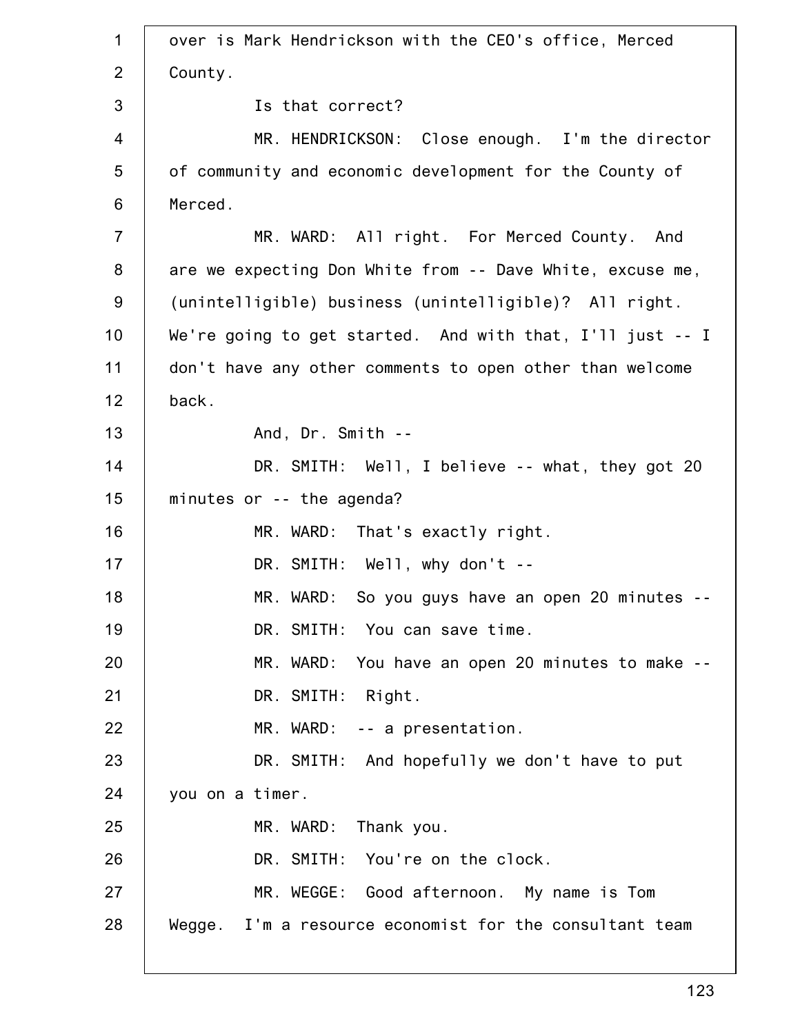over is Mark Hendrickson with the CEO's office, Merced County.

Is that correct?

MR. HENDRICKSON: Close enough. I'm the director of community and economic development for the County of Merced.

MR. WARD: All right. For Merced County. And are we expecting Don White from -- Dave White, excuse me, (unintelligible) business (unintelligible)? All right. We're going to get started. And with that, I'll just -- I don't have any other comments to open other than welcome back.

And, Dr. Smith --

DR. SMITH: Well, I believe -- what, they got 20 minutes or -- the agenda?

MR. WARD: That's exactly right.

DR. SMITH: Well, why don't --

MR. WARD: So you guys have an open 20 minutes --

DR. SMITH: You can save time.

MR. WARD: You have an open 20 minutes to make --

DR. SMITH: Right.

MR. WARD: -- a presentation.

DR. SMITH: And hopefully we don't have to put you on a timer.

MR. WARD: Thank you.

DR. SMITH: You're on the clock.

MR. WEGGE: Good afternoon. My name is Tom Wegge. I'm a resource economist for the consultant team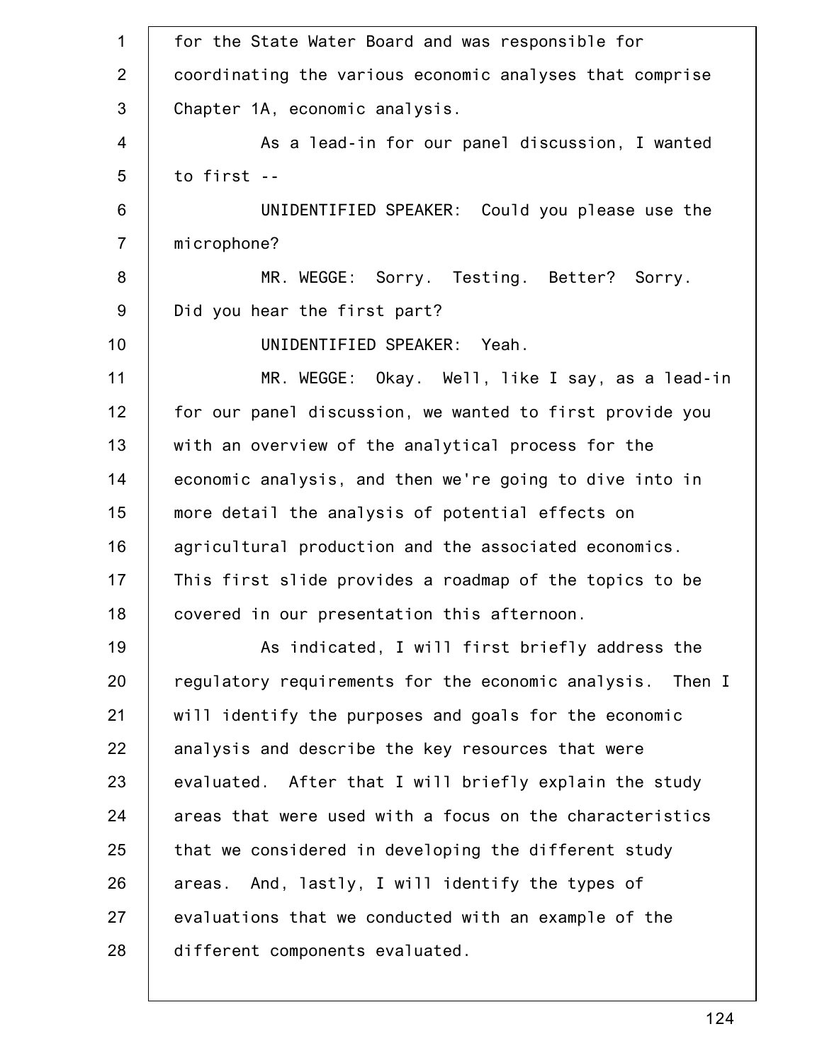for the State Water Board and was responsible for coordinating the various economic analyses that comprise Chapter 1A, economic analysis.

As a lead-in for our panel discussion, I wanted to first --

UNIDENTIFIED SPEAKER: Could you please use the microphone?

MR. WEGGE: Sorry. Testing. Better? Sorry. Did you hear the first part?

UNIDENTIFIED SPEAKER: Yeah.

MR. WEGGE: Okay. Well, like I say, as a lead-in for our panel discussion, we wanted to first provide you with an overview of the analytical process for the economic analysis, and then we're going to dive into in more detail the analysis of potential effects on agricultural production and the associated economics. This first slide provides a roadmap of the topics to be covered in our presentation this afternoon.

As indicated, I will first briefly address the regulatory requirements for the economic analysis. Then I will identify the purposes and goals for the economic analysis and describe the key resources that were evaluated. After that I will briefly explain the study areas that were used with a focus on the characteristics that we considered in developing the different study areas. And, lastly, I will identify the types of evaluations that we conducted with an example of the different components evaluated.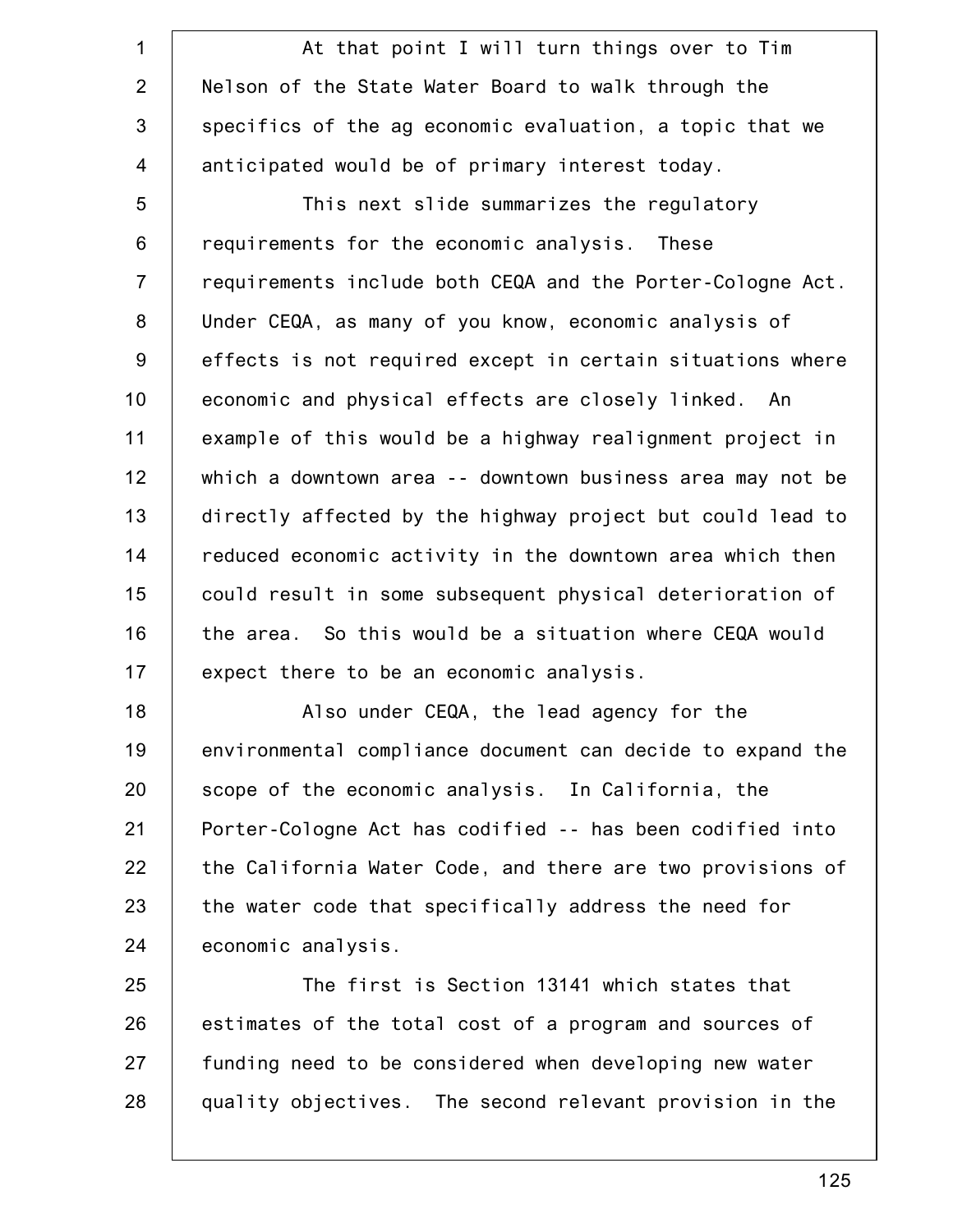At that point I will turn things over to Tim Nelson of the State Water Board to walk through the specifics of the ag economic evaluation, a topic that we anticipated would be of primary interest today.

This next slide summarizes the regulatory requirements for the economic analysis. These requirements include both CEQA and the Porter-Cologne Act. Under CEQA, as many of you know, economic analysis of effects is not required except in certain situations where economic and physical effects are closely linked. An example of this would be a highway realignment project in which a downtown area -- downtown business area may not be directly affected by the highway project but could lead to reduced economic activity in the downtown area which then could result in some subsequent physical deterioration of the area. So this would be a situation where CEQA would expect there to be an economic analysis.

Also under CEQA, the lead agency for the environmental compliance document can decide to expand the scope of the economic analysis. In California, the Porter-Cologne Act has codified -- has been codified into the California Water Code, and there are two provisions of the water code that specifically address the need for economic analysis.

The first is Section 13141 which states that estimates of the total cost of a program and sources of funding need to be considered when developing new water quality objectives. The second relevant provision in the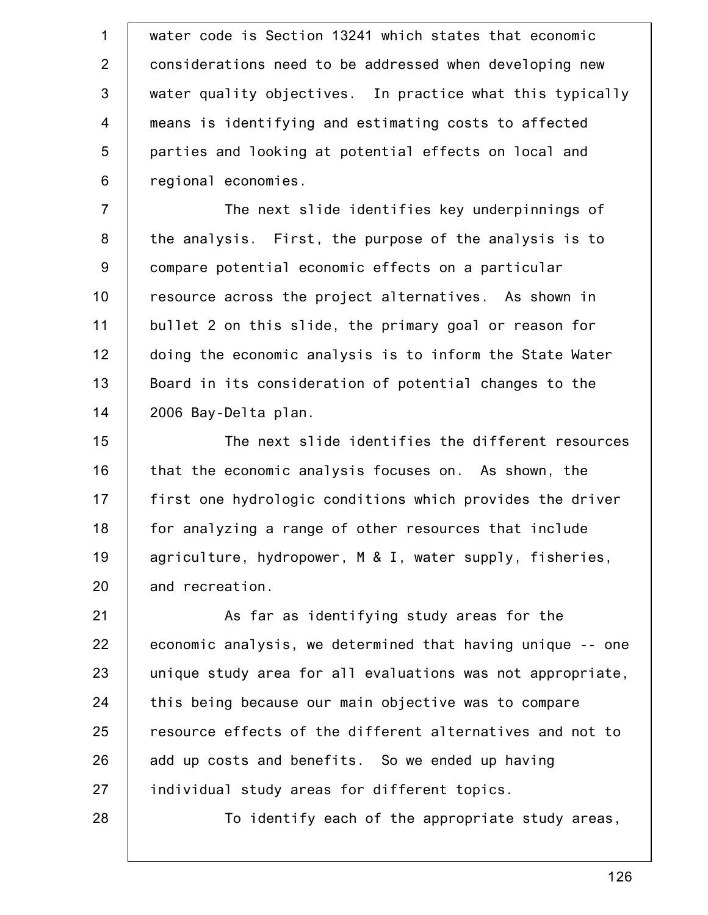water code is Section 13241 which states that economic considerations need to be addressed when developing new water quality objectives. In practice what this typically means is identifying and estimating costs to affected parties and looking at potential effects on local and regional economies.

The next slide identifies key underpinnings of the analysis. First, the purpose of the analysis is to compare potential economic effects on a particular resource across the project alternatives. As shown in bullet 2 on this slide, the primary goal or reason for doing the economic analysis is to inform the State Water Board in its consideration of potential changes to the 2006 Bay-Delta plan.

The next slide identifies the different resources that the economic analysis focuses on. As shown, the first one hydrologic conditions which provides the driver for analyzing a range of other resources that include agriculture, hydropower, M & I, water supply, fisheries, and recreation.

As far as identifying study areas for the economic analysis, we determined that having unique -- one unique study area for all evaluations was not appropriate, this being because our main objective was to compare resource effects of the different alternatives and not to add up costs and benefits. So we ended up having individual study areas for different topics.

To identify each of the appropriate study areas,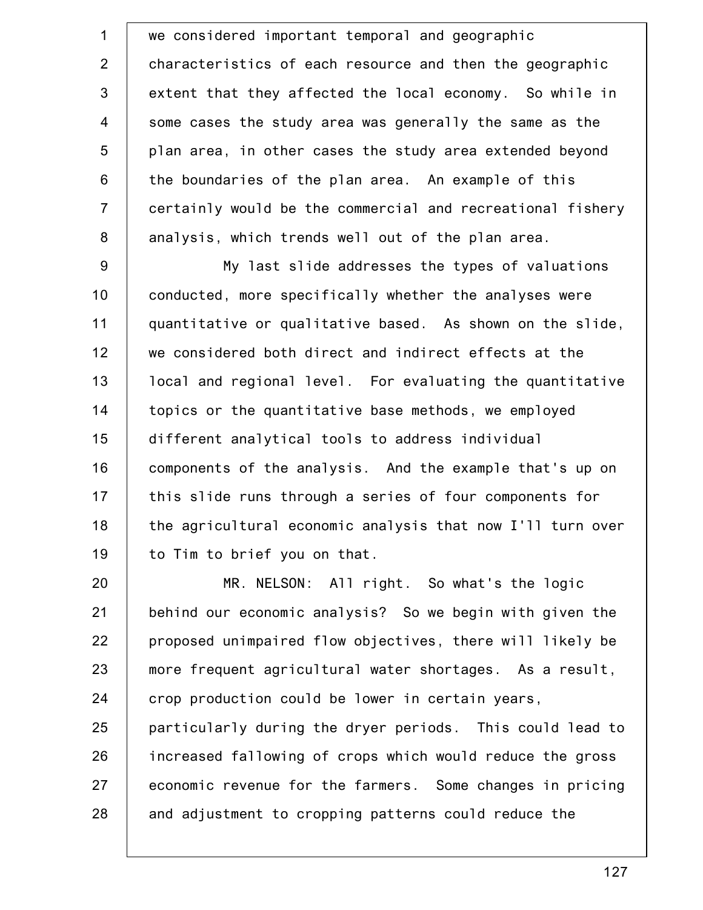we considered important temporal and geographic characteristics of each resource and then the geographic extent that they affected the local economy. So while in some cases the study area was generally the same as the plan area, in other cases the study area extended beyond the boundaries of the plan area. An example of this certainly would be the commercial and recreational fishery analysis, which trends well out of the plan area.

My last slide addresses the types of valuations conducted, more specifically whether the analyses were quantitative or qualitative based. As shown on the slide, we considered both direct and indirect effects at the local and regional level. For evaluating the quantitative topics or the quantitative base methods, we employed different analytical tools to address individual components of the analysis. And the example that's up on this slide runs through a series of four components for the agricultural economic analysis that now I'll turn over to Tim to brief you on that.

MR. NELSON: All right. So what's the logic behind our economic analysis? So we begin with given the proposed unimpaired flow objectives, there will likely be more frequent agricultural water shortages. As a result, crop production could be lower in certain years, particularly during the dryer periods. This could lead to increased fallowing of crops which would reduce the gross economic revenue for the farmers. Some changes in pricing and adjustment to cropping patterns could reduce the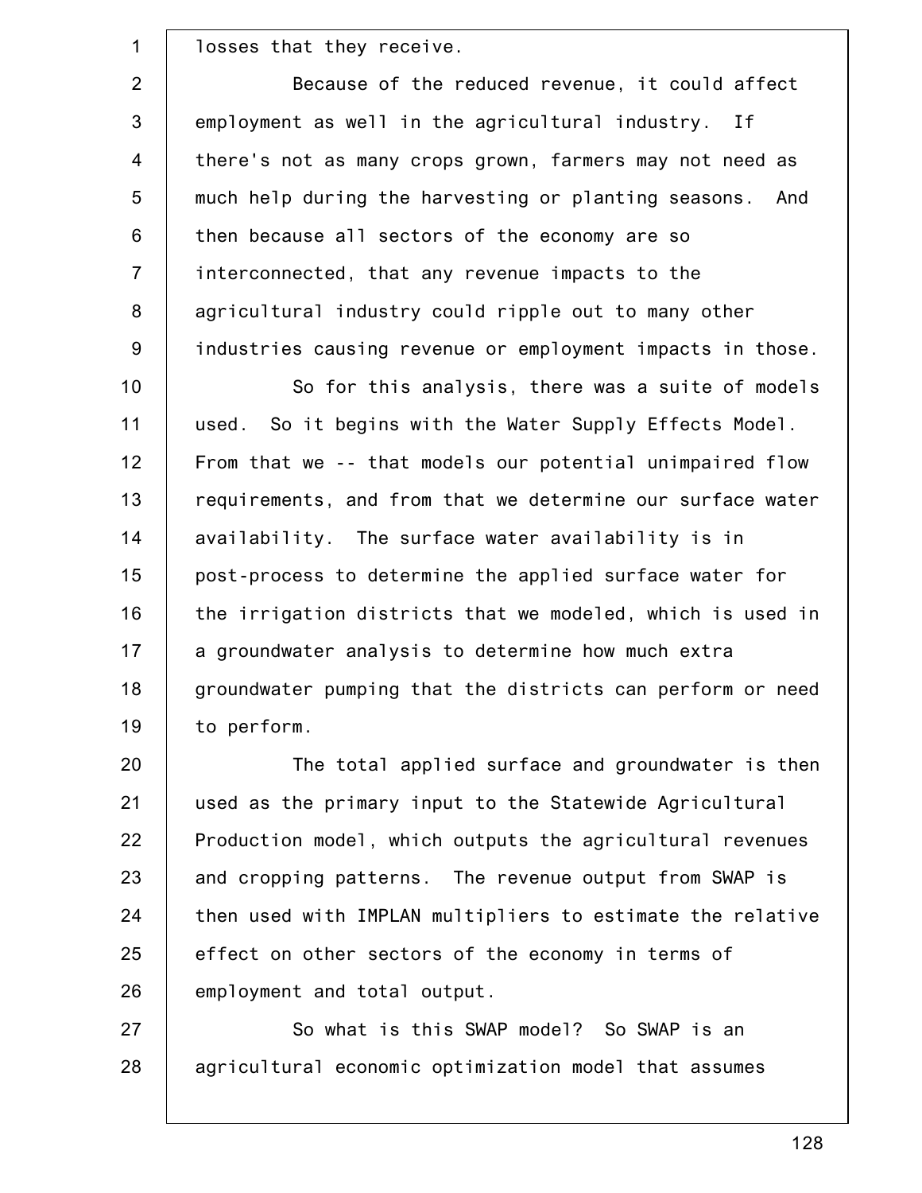losses that they receive.

Because of the reduced revenue, it could affect employment as well in the agricultural industry. If there's not as many crops grown, farmers may not need as much help during the harvesting or planting seasons. And then because all sectors of the economy are so interconnected, that any revenue impacts to the agricultural industry could ripple out to many other industries causing revenue or employment impacts in those.

So for this analysis, there was a suite of models used. So it begins with the Water Supply Effects Model. From that we -- that models our potential unimpaired flow requirements, and from that we determine our surface water availability. The surface water availability is in post-process to determine the applied surface water for the irrigation districts that we modeled, which is used in a groundwater analysis to determine how much extra groundwater pumping that the districts can perform or need to perform.

The total applied surface and groundwater is then used as the primary input to the Statewide Agricultural Production model, which outputs the agricultural revenues and cropping patterns. The revenue output from SWAP is then used with IMPLAN multipliers to estimate the relative effect on other sectors of the economy in terms of employment and total output.

So what is this SWAP model? So SWAP is an agricultural economic optimization model that assumes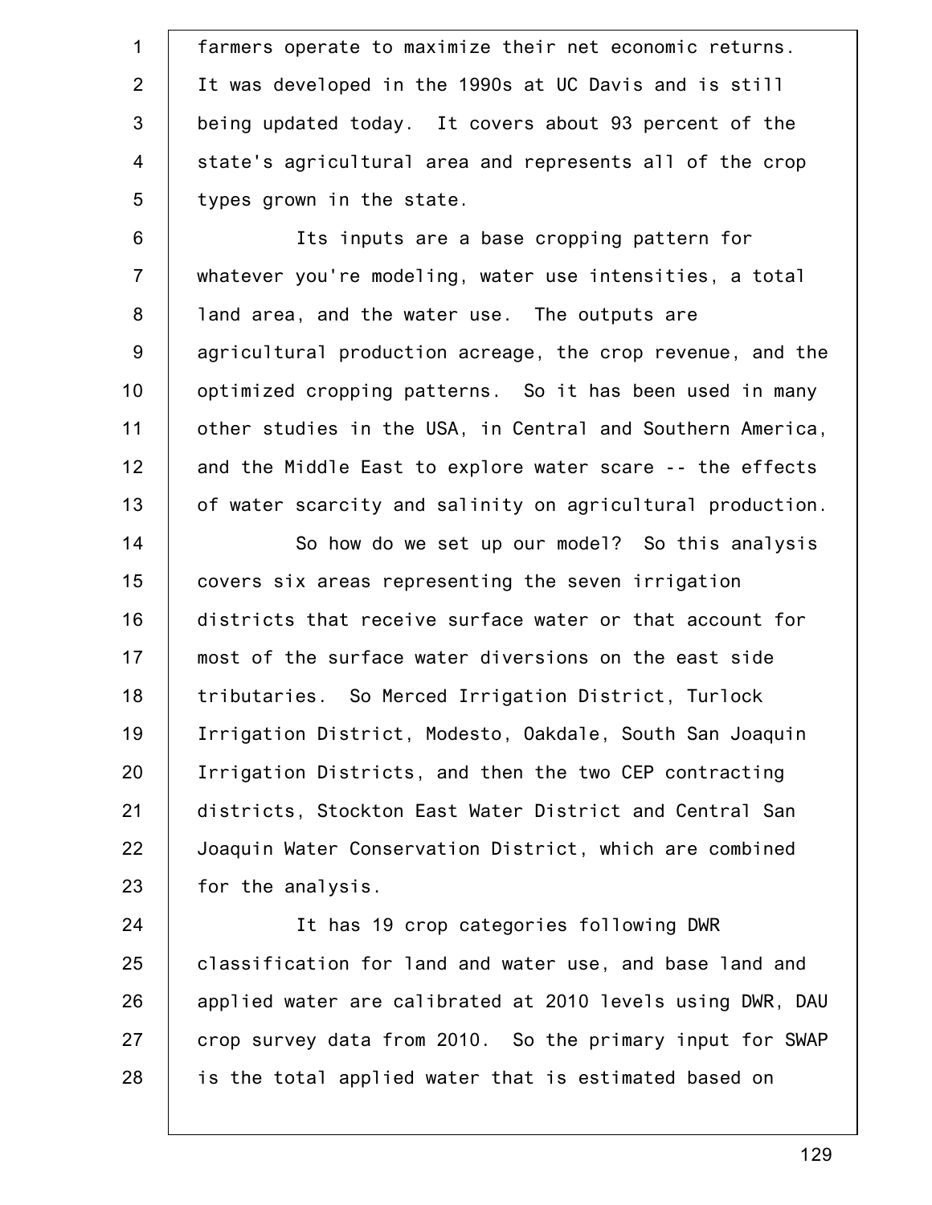farmers operate to maximize their net economic returns. It was developed in the 1990s at UC Davis and is still being updated today. It covers about 93 percent of the state's agricultural area and represents all of the crop types grown in the state.

Its inputs are a base cropping pattern for whatever you're modeling, water use intensities, a total land area, and the water use. The outputs are agricultural production acreage, the crop revenue, and the optimized cropping patterns. So it has been used in many other studies in the USA, in Central and Southern America, and the Middle East to explore water scare -- the effects of water scarcity and salinity on agricultural production.

So how do we set up our model? So this analysis covers six areas representing the seven irrigation districts that receive surface water or that account for most of the surface water diversions on the east side tributaries. So Merced Irrigation District, Turlock Irrigation District, Modesto, Oakdale, South San Joaquin Irrigation Districts, and then the two CEP contracting districts, Stockton East Water District and Central San Joaquin Water Conservation District, which are combined for the analysis.

It has 19 crop categories following DWR classification for land and water use, and base land and applied water are calibrated at 2010 levels using DWR, DAU crop survey data from 2010. So the primary input for SWAP is the total applied water that is estimated based on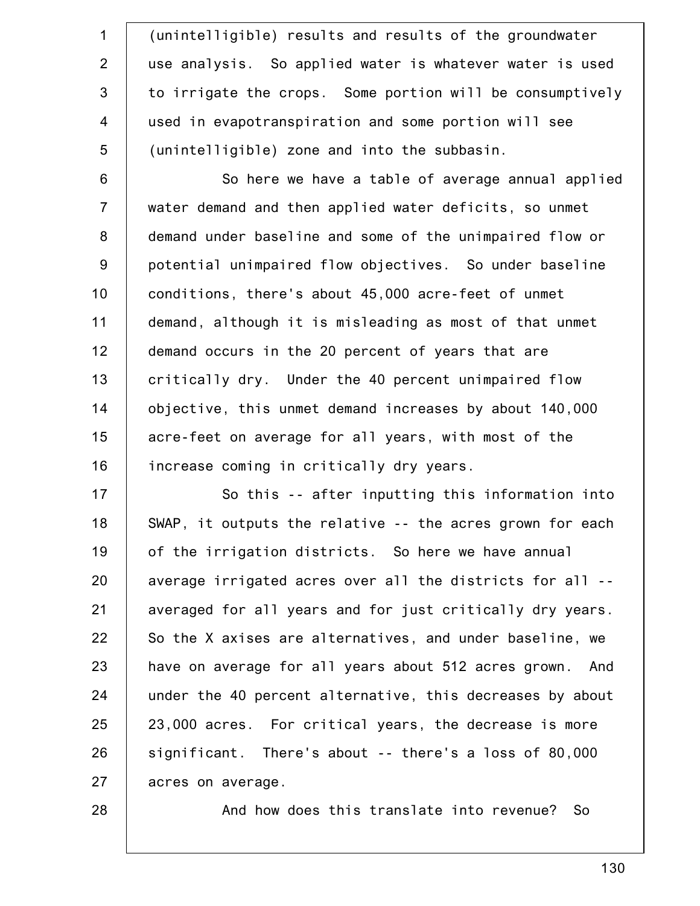(unintelligible) results and results of the groundwater use analysis. So applied water is whatever water is used to irrigate the crops. Some portion will be consumptively used in evapotranspiration and some portion will see (unintelligible) zone and into the subbasin.

So here we have a table of average annual applied water demand and then applied water deficits, so unmet demand under baseline and some of the unimpaired flow or potential unimpaired flow objectives. So under baseline conditions, there's about 45,000 acre-feet of unmet demand, although it is misleading as most of that unmet demand occurs in the 20 percent of years that are critically dry. Under the 40 percent unimpaired flow objective, this unmet demand increases by about 140,000 acre-feet on average for all years, with most of the increase coming in critically dry years.

So this -- after inputting this information into SWAP, it outputs the relative -- the acres grown for each of the irrigation districts. So here we have annual average irrigated acres over all the districts for all -- averaged for all years and for just critically dry years. So the X axises are alternatives, and under baseline, we have on average for all years about 512 acres grown. And under the 40 percent alternative, this decreases by about 23,000 acres. For critical years, the decrease is more significant. There's about -- there's a loss of 80,000 acres on average.

And how does this translate into revenue? So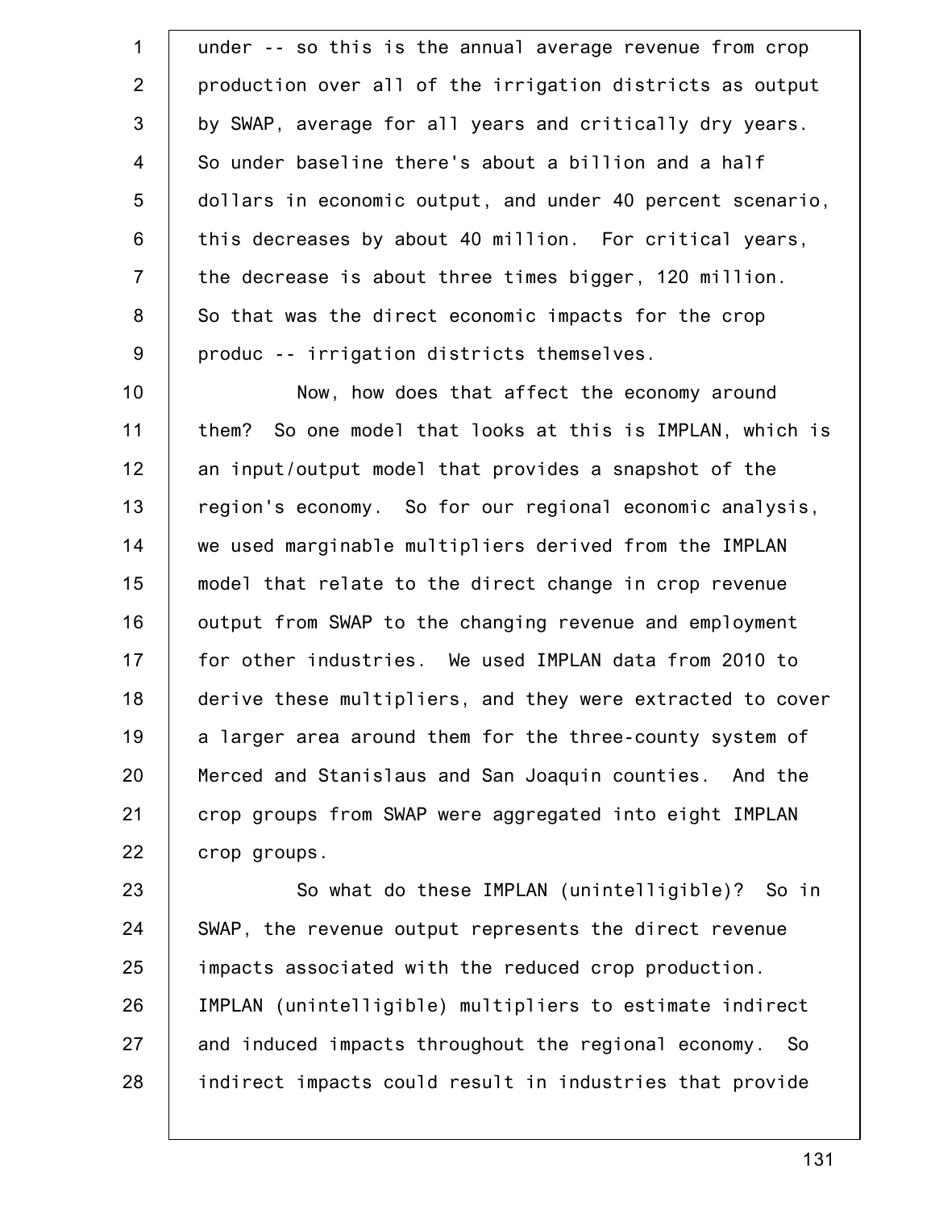under -- so this is the annual average revenue from crop production over all of the irrigation districts as output by SWAP, average for all years and critically dry years. So under baseline there's about a billion and a half dollars in economic output, and under 40 percent scenario, this decreases by about 40 million. For critical years, the decrease is about three times bigger, 120 million. So that was the direct economic impacts for the crop produc -- irrigation districts themselves.

Now, how does that affect the economy around them? So one model that looks at this is IMPLAN, which is an input/output model that provides a snapshot of the region's economy. So for our regional economic analysis, we used marginable multipliers derived from the IMPLAN model that relate to the direct change in crop revenue output from SWAP to the changing revenue and employment for other industries. We used IMPLAN data from 2010 to derive these multipliers, and they were extracted to cover a larger area around them for the three-county system of Merced and Stanislaus and San Joaquin counties. And the crop groups from SWAP were aggregated into eight IMPLAN crop groups.

So what do these IMPLAN (unintelligible)? So in SWAP, the revenue output represents the direct revenue impacts associated with the reduced crop production. IMPLAN (unintelligible) multipliers to estimate indirect and induced impacts throughout the regional economy. So indirect impacts could result in industries that provide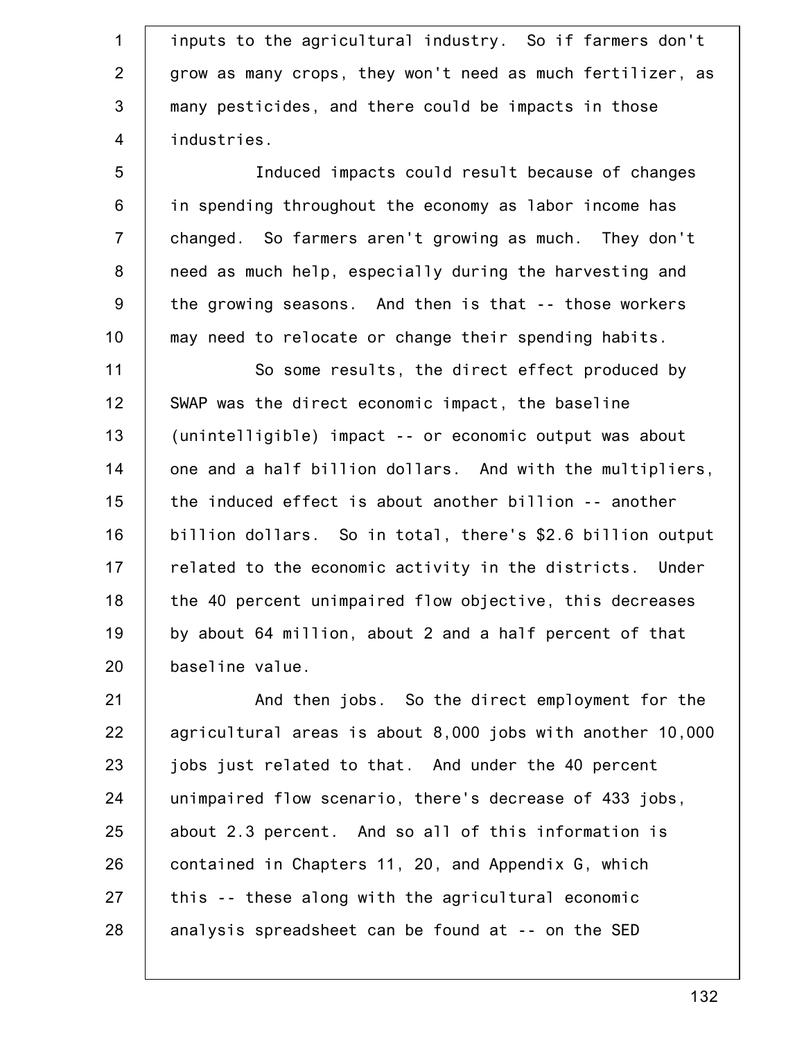inputs to the agricultural industry. So if farmers don't grow as many crops, they won't need as much fertilizer, as many pesticides, and there could be impacts in those industries.

Induced impacts could result because of changes in spending throughout the economy as labor income has changed. So farmers aren't growing as much. They don't need as much help, especially during the harvesting and the growing seasons. And then is that -- those workers may need to relocate or change their spending habits.

So some results, the direct effect produced by SWAP was the direct economic impact, the baseline (unintelligible) impact -- or economic output was about one and a half billion dollars. And with the multipliers, the induced effect is about another billion -- another billion dollars. So in total, there's $2.6 billion output related to the economic activity in the districts. Under the 40 percent unimpaired flow objective, this decreases by about 64 million, about 2 and a half percent of that baseline value.

And then jobs. So the direct employment for the agricultural areas is about 8,000 jobs with another 10,000 jobs just related to that. And under the 40 percent unimpaired flow scenario, there's decrease of 433 jobs, about 2.3 percent. And so all of this information is contained in Chapters 11, 20, and Appendix G, which this -- these along with the agricultural economic analysis spreadsheet can be found at -- on the SED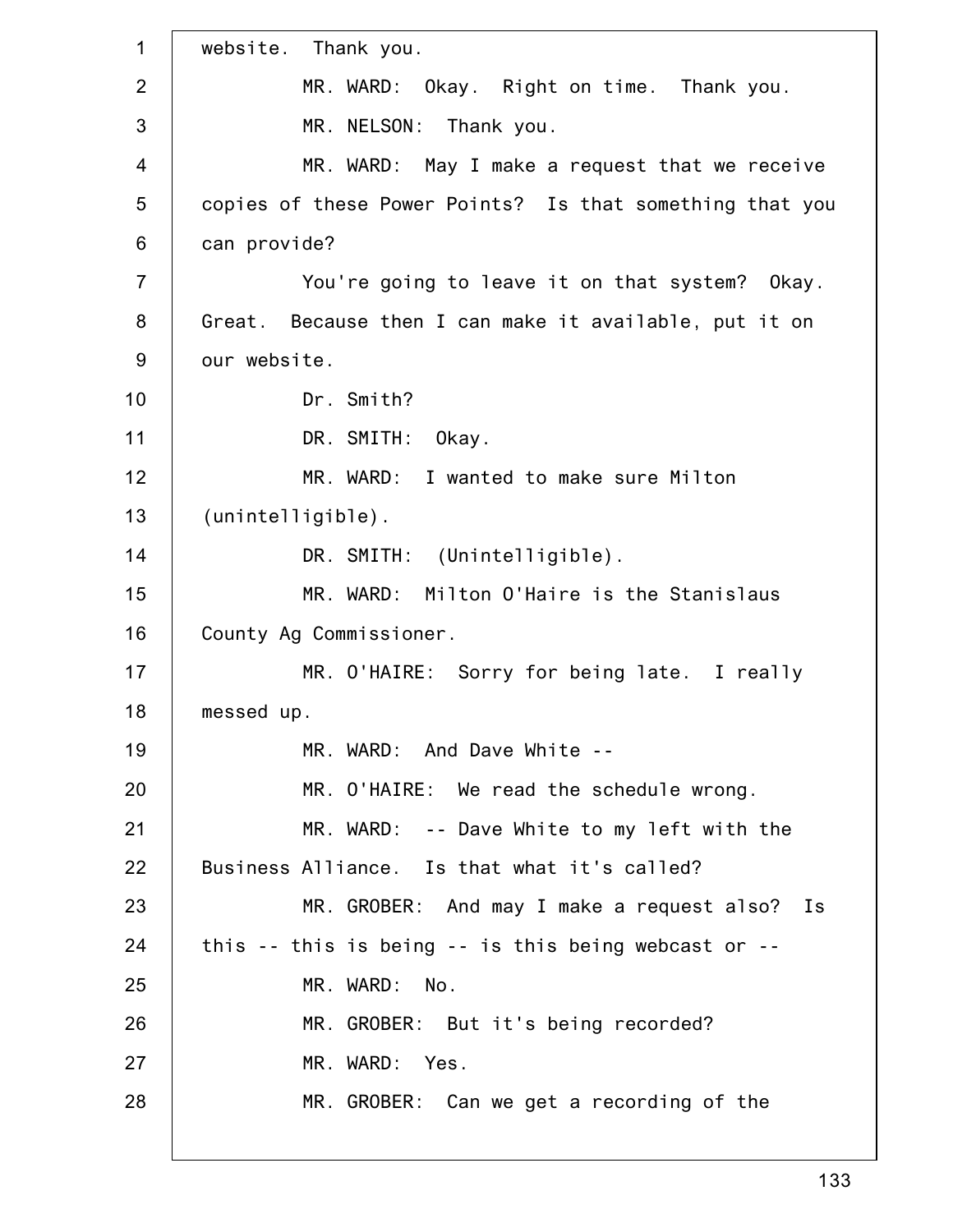website. Thank you.

MR. WARD: Okay. Right on time. Thank you.

MR. NELSON: Thank you.

MR. WARD: May I make a request that we receive copies of these Power Points? Is that something that you can provide?

You're going to leave it on that system? Okay. Great. Because then I can make it available, put it on our website.

Dr. Smith?

DR. SMITH: Okay.

MR. WARD: I wanted to make sure Milton (unintelligible).

DR. SMITH: (Unintelligible).

MR. WARD: Milton O'Haire is the Stanislaus County Ag Commissioner.

MR. O'HAIRE: Sorry for being late. I really messed up.

MR. WARD: And Dave White --

MR. O'HAIRE: We read the schedule wrong.

MR. WARD: -- Dave White to my left with the Business Alliance. Is that what it's called?

MR. GROBER: And may I make a request also? Is this -- this is being -- is this being webcast or --

MR. WARD: No.

MR. GROBER: But it's being recorded?

MR. WARD: Yes.

MR. GROBER: Can we get a recording of the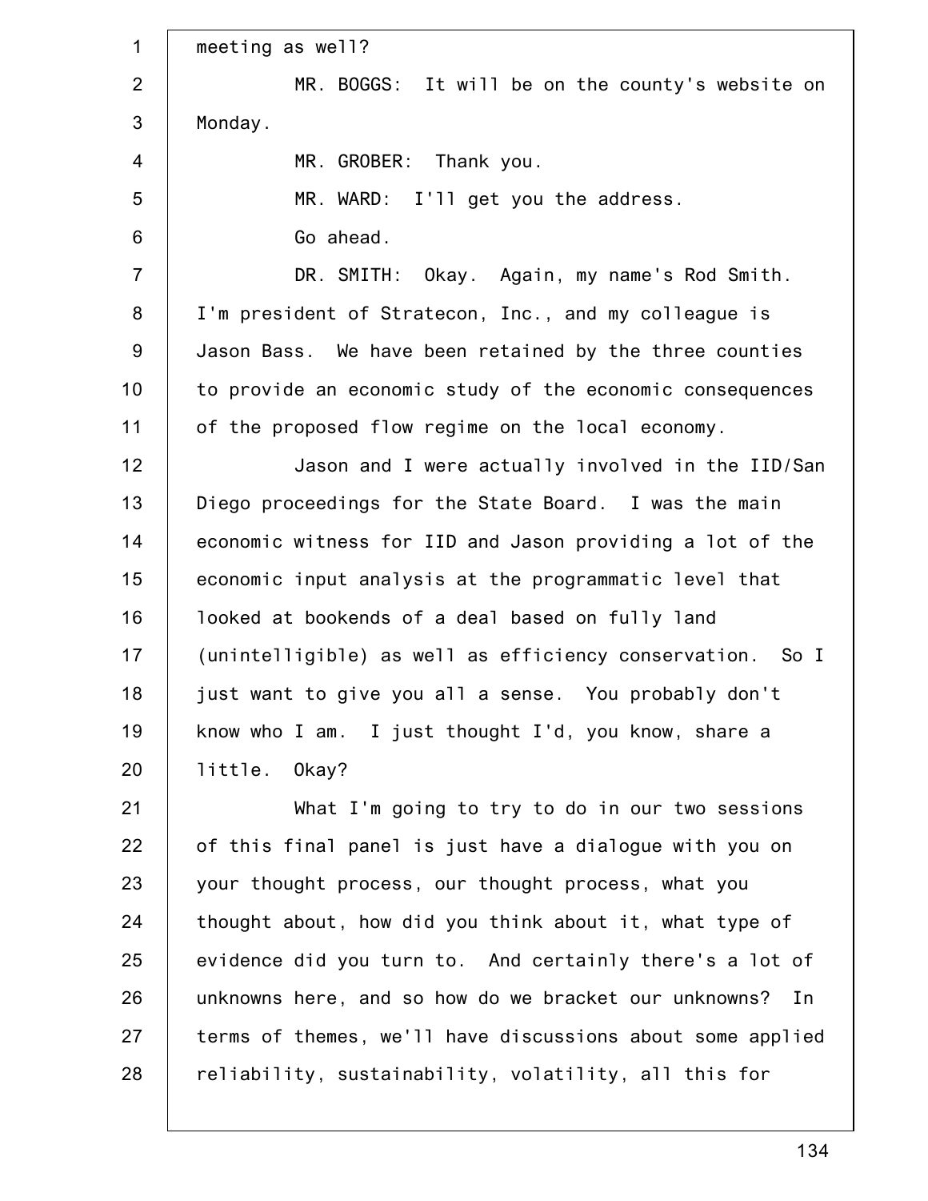meeting as well?

MR. BOGGS: It will be on the county's website on Monday.

MR. GROBER: Thank you.

MR. WARD: I'll get you the address.

Go ahead.

DR. SMITH: Okay. Again, my name's Rod Smith. I'm president of Stratecon, Inc., and my colleague is Jason Bass. We have been retained by the three counties to provide an economic study of the economic consequences of the proposed flow regime on the local economy.

Jason and I were actually involved in the IID/San Diego proceedings for the State Board. I was the main economic witness for IID and Jason providing a lot of the economic input analysis at the programmatic level that looked at bookends of a deal based on fully land (unintelligible) as well as efficiency conservation. So I just want to give you all a sense. You probably don't know who I am. I just thought I'd, you know, share a little. Okay?

What I'm going to try to do in our two sessions of this final panel is just have a dialogue with you on your thought process, our thought process, what you thought about, how did you think about it, what type of evidence did you turn to. And certainly there's a lot of unknowns here, and so how do we bracket our unknowns? In terms of themes, we'll have discussions about some applied reliability, sustainability, volatility, all this for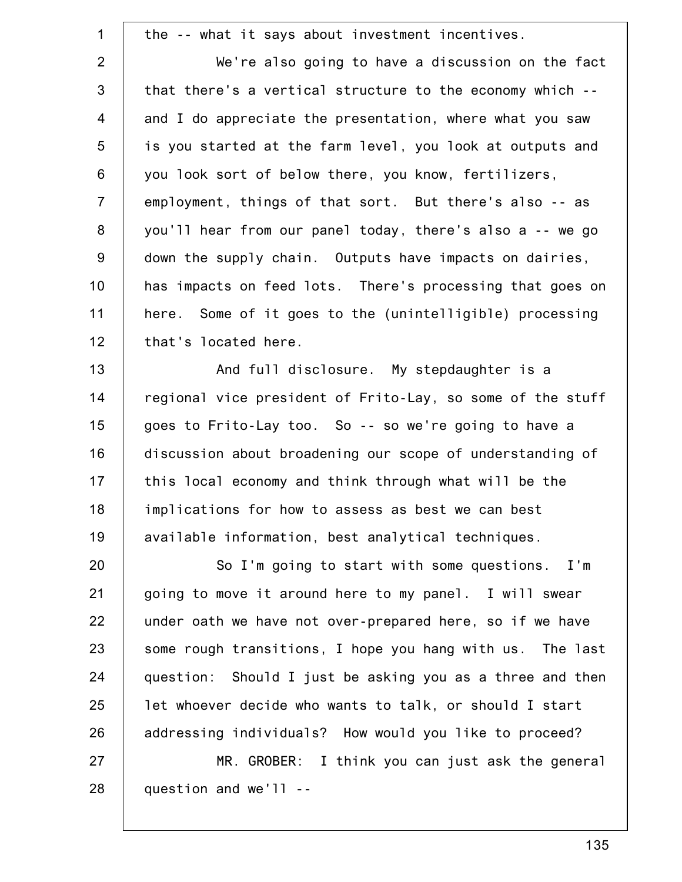the -- what it says about investment incentives.

We're also going to have a discussion on the fact that there's a vertical structure to the economy which -- and I do appreciate the presentation, where what you saw is you started at the farm level, you look at outputs and you look sort of below there, you know, fertilizers, employment, things of that sort. But there's also -- as you'll hear from our panel today, there's also a -- we go down the supply chain. Outputs have impacts on dairies, has impacts on feed lots. There's processing that goes on here. Some of it goes to the (unintelligible) processing that's located here.

And full disclosure. My stepdaughter is a regional vice president of Frito-Lay, so some of the stuff goes to Frito-Lay too. So -- so we're going to have a discussion about broadening our scope of understanding of this local economy and think through what will be the implications for how to assess as best we can best available information, best analytical techniques.

So I'm going to start with some questions. I'm going to move it around here to my panel. I will swear under oath we have not over-prepared here, so if we have some rough transitions, I hope you hang with us. The last question: Should I just be asking you as a three and then let whoever decide who wants to talk, or should I start addressing individuals? How would you like to proceed?

MR. GROBER: I think you can just ask the general question and we'll --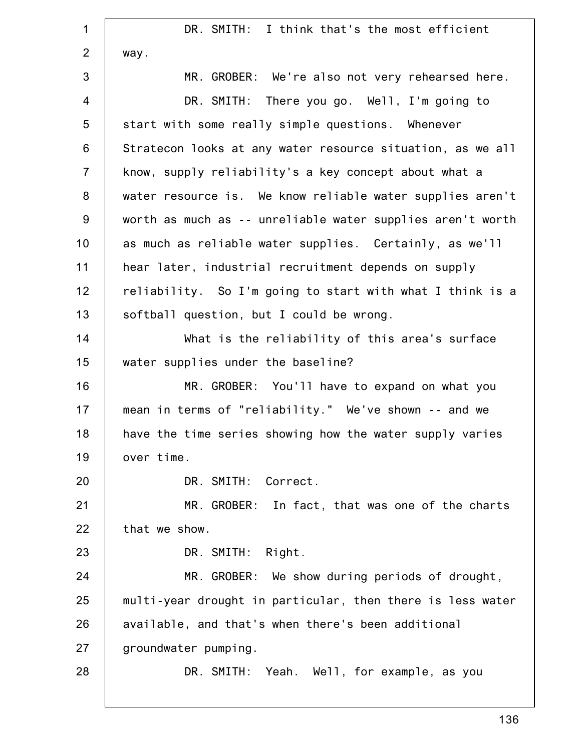DR. SMITH: I think that's the most efficient way.

MR. GROBER: We're also not very rehearsed here.

DR. SMITH: There you go. Well, I'm going to start with some really simple questions. Whenever Stratecon looks at any water resource situation, as we all know, supply reliability's a key concept about what a water resource is. We know reliable water supplies aren't worth as much as -- unreliable water supplies aren't worth as much as reliable water supplies. Certainly, as we'll hear later, industrial recruitment depends on supply reliability. So I'm going to start with what I think is a softball question, but I could be wrong.

What is the reliability of this area's surface water supplies under the baseline?

MR. GROBER: You'll have to expand on what you mean in terms of "reliability." We've shown -- and we have the time series showing how the water supply varies over time.

DR. SMITH: Correct.

MR. GROBER: In fact, that was one of the charts that we show.

DR. SMITH: Right.

MR. GROBER: We show during periods of drought, multi-year drought in particular, then there is less water available, and that's when there's been additional groundwater pumping.

DR. SMITH: Yeah. Well, for example, as you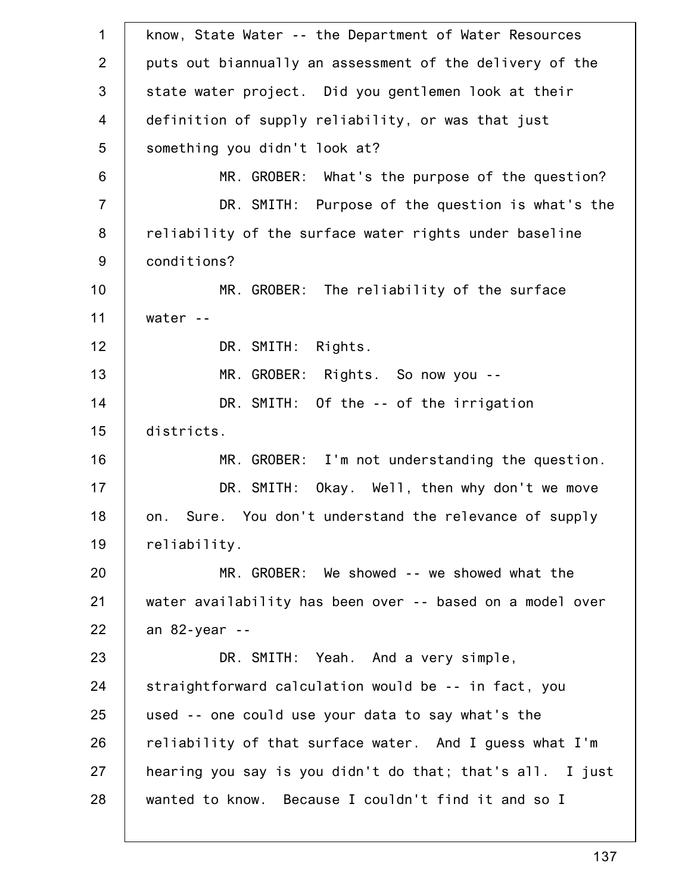know, State Water -- the Department of Water Resources puts out biannually an assessment of the delivery of the state water project. Did you gentlemen look at their definition of supply reliability, or was that just something you didn't look at?

MR. GROBER: What's the purpose of the question?

DR. SMITH: Purpose of the question is what's the reliability of the surface water rights under baseline conditions?

MR. GROBER: The reliability of the surface water --

DR. SMITH: Rights.

MR. GROBER: Rights. So now you --

DR. SMITH: Of the -- of the irrigation districts.

MR. GROBER: I'm not understanding the question.

DR. SMITH: Okay. Well, then why don't we move on. Sure. You don't understand the relevance of supply reliability.

MR. GROBER: We showed -- we showed what the water availability has been over -- based on a model over an 82-year --

DR. SMITH: Yeah. And a very simple, straightforward calculation would be -- in fact, you used -- one could use your data to say what's the reliability of that surface water. And I guess what I'm hearing you say is you didn't do that; that's all. I just wanted to know. Because I couldn't find it and so I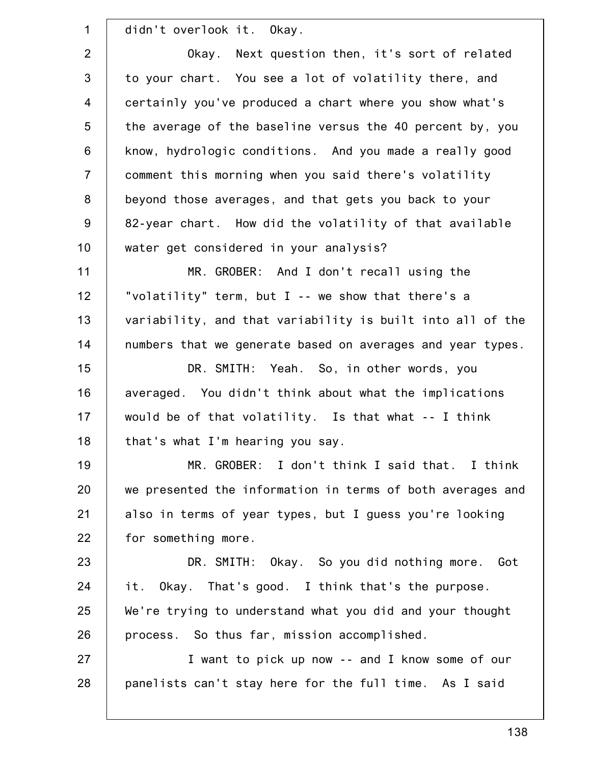didn't overlook it. Okay.

Okay. Next question then, it's sort of related to your chart. You see a lot of volatility there, and certainly you've produced a chart where you show what's the average of the baseline versus the 40 percent by, you know, hydrologic conditions. And you made a really good comment this morning when you said there's volatility beyond those averages, and that gets you back to your 82-year chart. How did the volatility of that available water get considered in your analysis?

MR. GROBER: And I don't recall using the "volatility" term, but I -- we show that there's a variability, and that variability is built into all of the numbers that we generate based on averages and year types.

DR. SMITH: Yeah. So, in other words, you averaged. You didn't think about what the implications would be of that volatility. Is that what -- I think that's what I'm hearing you say.

MR. GROBER: I don't think I said that. I think we presented the information in terms of both averages and also in terms of year types, but I guess you're looking for something more.

DR. SMITH: Okay. So you did nothing more. Got it. Okay. That's good. I think that's the purpose. We're trying to understand what you did and your thought process. So thus far, mission accomplished.

I want to pick up now -- and I know some of our panelists can't stay here for the full time. As I said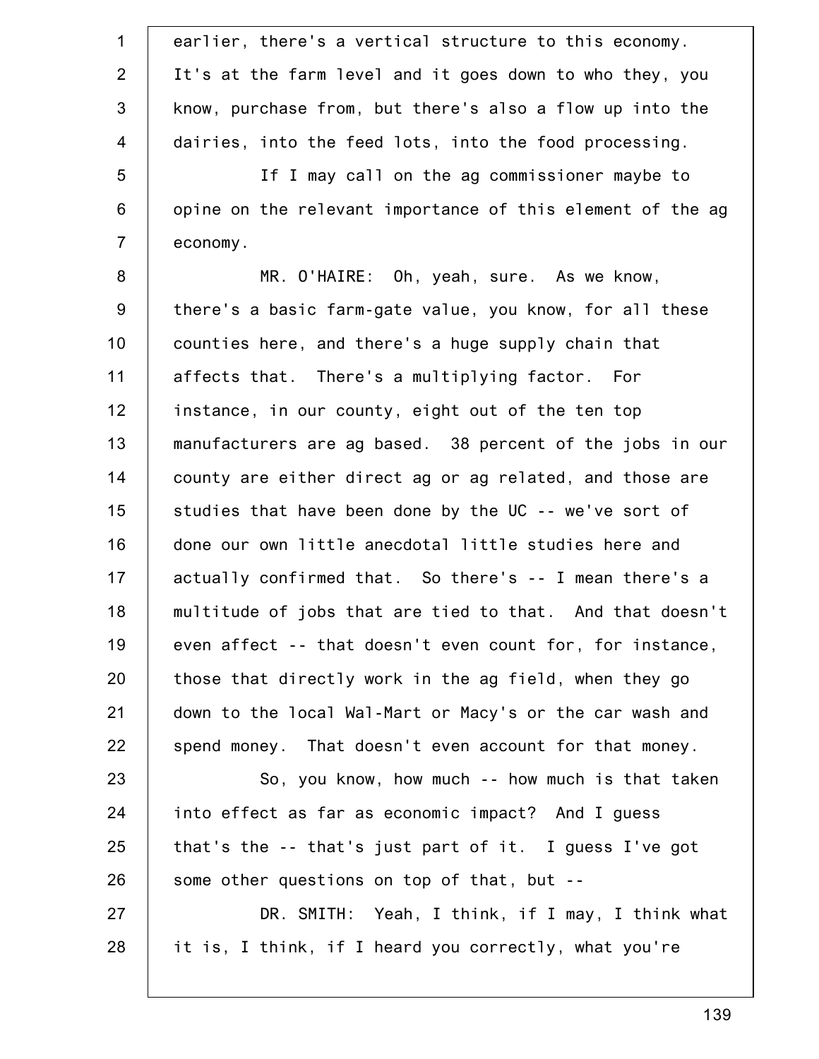earlier, there's a vertical structure to this economy. It's at the farm level and it goes down to who they, you know, purchase from, but there's also a flow up into the dairies, into the feed lots, into the food processing.

If I may call on the ag commissioner maybe to opine on the relevant importance of this element of the ag economy.

MR. O'HAIRE: Oh, yeah, sure. As we know, there's a basic farm-gate value, you know, for all these counties here, and there's a huge supply chain that affects that. There's a multiplying factor. For instance, in our county, eight out of the ten top manufacturers are ag based. 38 percent of the jobs in our county are either direct ag or ag related, and those are studies that have been done by the UC -- we've sort of done our own little anecdotal little studies here and actually confirmed that. So there's -- I mean there's a multitude of jobs that are tied to that. And that doesn't even affect -- that doesn't even count for, for instance, those that directly work in the ag field, when they go down to the local Wal-Mart or Macy's or the car wash and spend money. That doesn't even account for that money.

So, you know, how much -- how much is that taken into effect as far as economic impact? And I guess that's the -- that's just part of it. I guess I've got some other questions on top of that, but --

DR. SMITH: Yeah, I think, if I may, I think what it is, I think, if I heard you correctly, what you're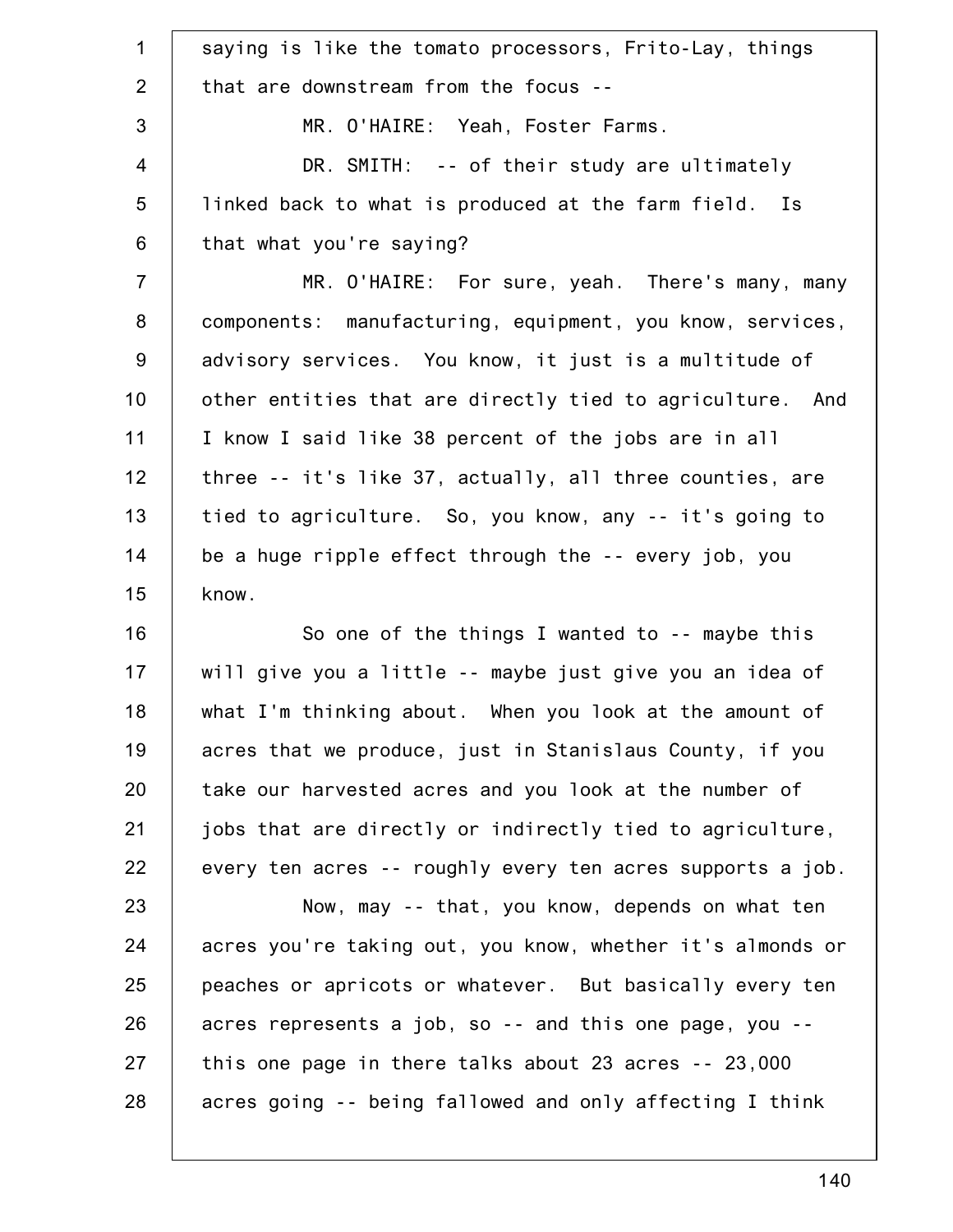saying is like the tomato processors, Frito-Lay, things that are downstream from the focus --

MR. O'HAIRE: Yeah, Foster Farms.

DR. SMITH: -- of their study are ultimately linked back to what is produced at the farm field. Is that what you're saying?

MR. O'HAIRE: For sure, yeah. There's many, many components: manufacturing, equipment, you know, services, advisory services. You know, it just is a multitude of other entities that are directly tied to agriculture. And I know I said like 38 percent of the jobs are in all three -- it's like 37, actually, all three counties, are tied to agriculture. So, you know, any -- it's going to be a huge ripple effect through the -- every job, you know.

So one of the things I wanted to -- maybe this will give you a little -- maybe just give you an idea of what I'm thinking about. When you look at the amount of acres that we produce, just in Stanislaus County, if you take our harvested acres and you look at the number of jobs that are directly or indirectly tied to agriculture, every ten acres -- roughly every ten acres supports a job.

Now, may -- that, you know, depends on what ten acres you're taking out, you know, whether it's almonds or peaches or apricots or whatever. But basically every ten acres represents a job, so -- and this one page, you -- this one page in there talks about 23 acres -- 23,000 acres going -- being fallowed and only affecting I think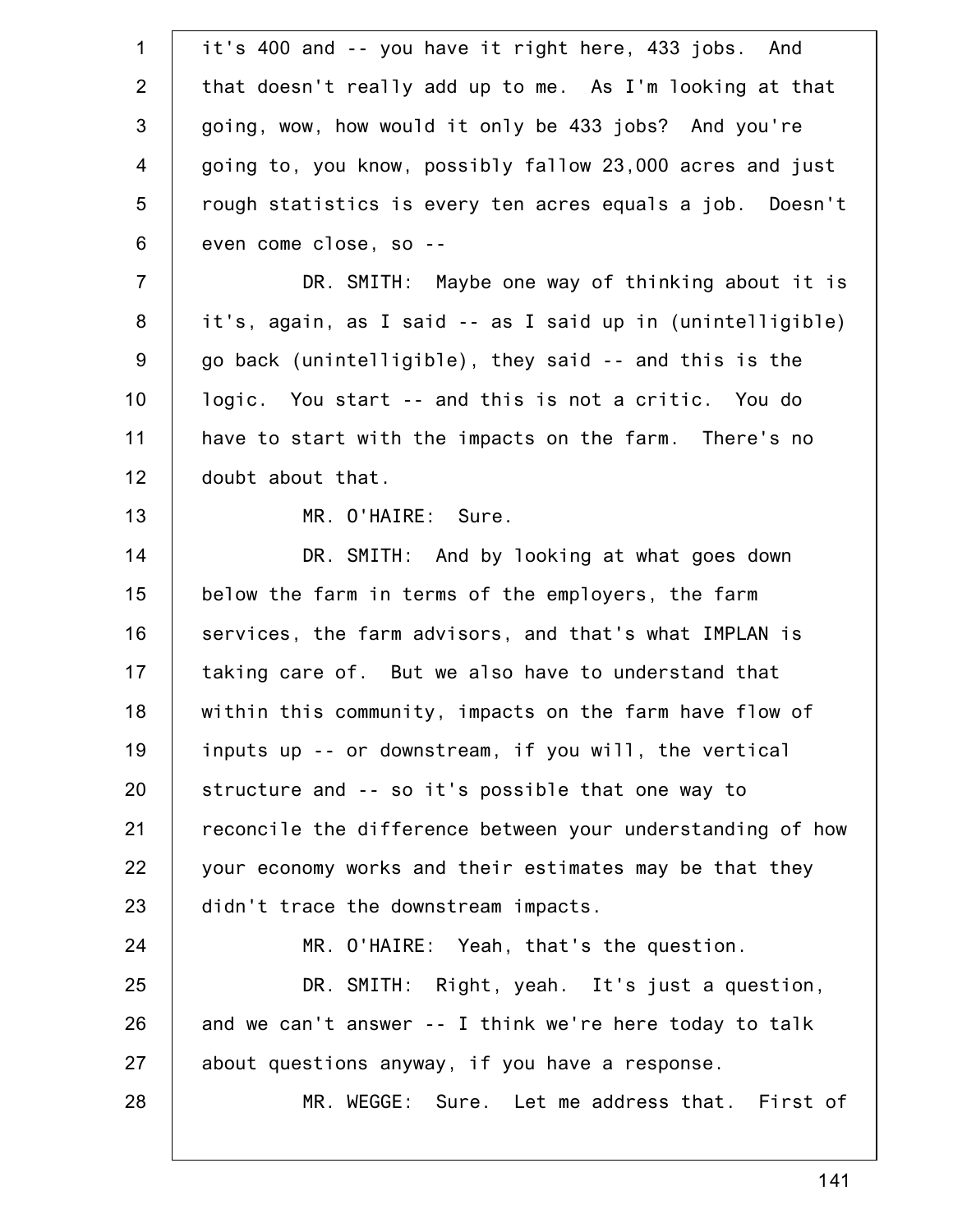it's 400 and -- you have it right here, 433 jobs. And that doesn't really add up to me. As I'm looking at that going, wow, how would it only be 433 jobs? And you're going to, you know, possibly fallow 23,000 acres and just rough statistics is every ten acres equals a job. Doesn't even come close, so --

DR. SMITH: Maybe one way of thinking about it is it's, again, as I said -- as I said up in (unintelligible) go back (unintelligible), they said -- and this is the logic. You start -- and this is not a critic. You do have to start with the impacts on the farm. There's no doubt about that.

MR. O'HAIRE: Sure.

DR. SMITH: And by looking at what goes down below the farm in terms of the employers, the farm services, the farm advisors, and that's what IMPLAN is taking care of. But we also have to understand that within this community, impacts on the farm have flow of inputs up -- or downstream, if you will, the vertical structure and -- so it's possible that one way to reconcile the difference between your understanding of how your economy works and their estimates may be that they didn't trace the downstream impacts.

MR. O'HAIRE: Yeah, that's the question.

DR. SMITH: Right, yeah. It's just a question, and we can't answer -- I think we're here today to talk about questions anyway, if you have a response.

MR. WEGGE: Sure. Let me address that. First of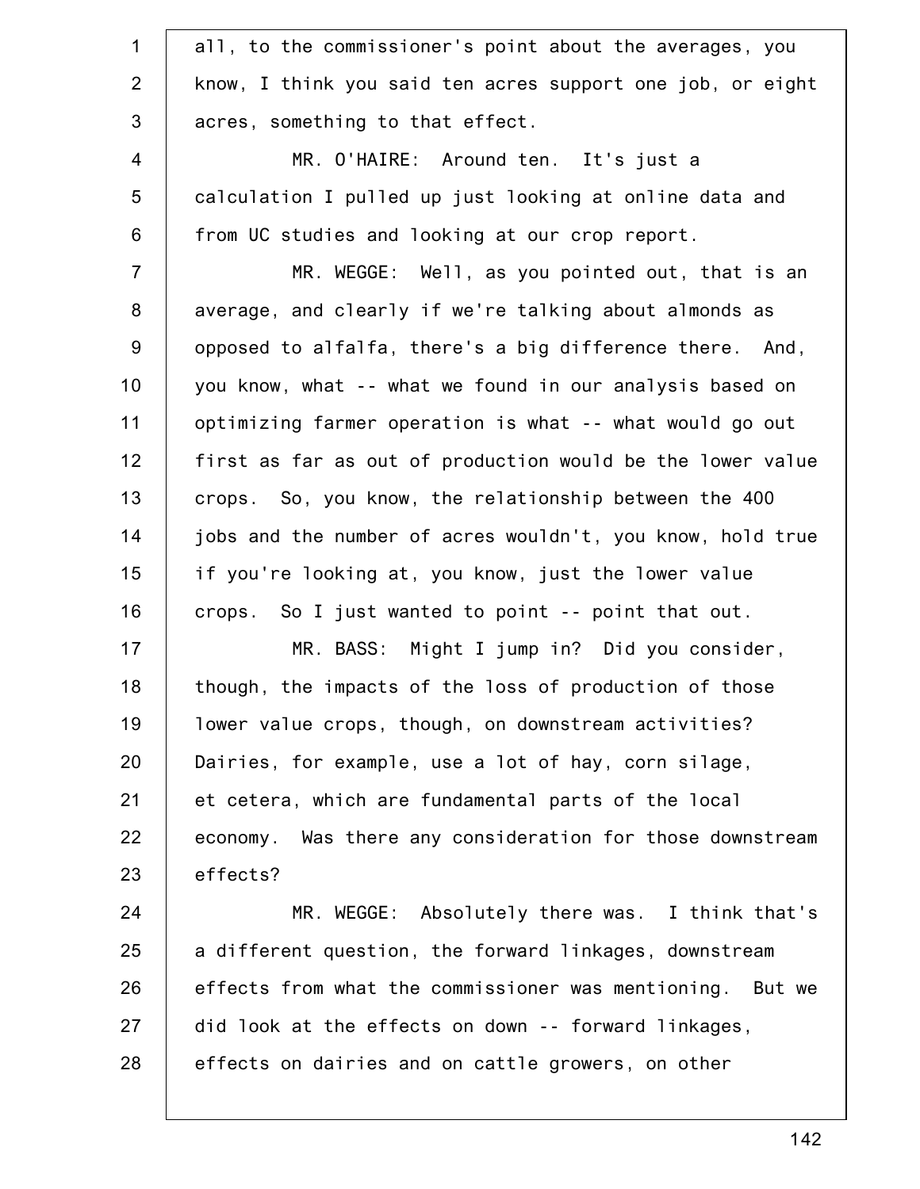all, to the commissioner's point about the averages, you know, I think you said ten acres support one job, or eight acres, something to that effect.

MR. O'HAIRE: Around ten. It's just a calculation I pulled up just looking at online data and from UC studies and looking at our crop report.

MR. WEGGE: Well, as you pointed out, that is an average, and clearly if we're talking about almonds as opposed to alfalfa, there's a big difference there. And, you know, what -- what we found in our analysis based on optimizing farmer operation is what -- what would go out first as far as out of production would be the lower value crops. So, you know, the relationship between the 400 jobs and the number of acres wouldn't, you know, hold true if you're looking at, you know, just the lower value crops. So I just wanted to point -- point that out.

MR. BASS: Might I jump in? Did you consider, though, the impacts of the loss of production of those lower value crops, though, on downstream activities? Dairies, for example, use a lot of hay, corn silage, et cetera, which are fundamental parts of the local economy. Was there any consideration for those downstream effects?

MR. WEGGE: Absolutely there was. I think that's a different question, the forward linkages, downstream effects from what the commissioner was mentioning. But we did look at the effects on down -- forward linkages, effects on dairies and on cattle growers, on other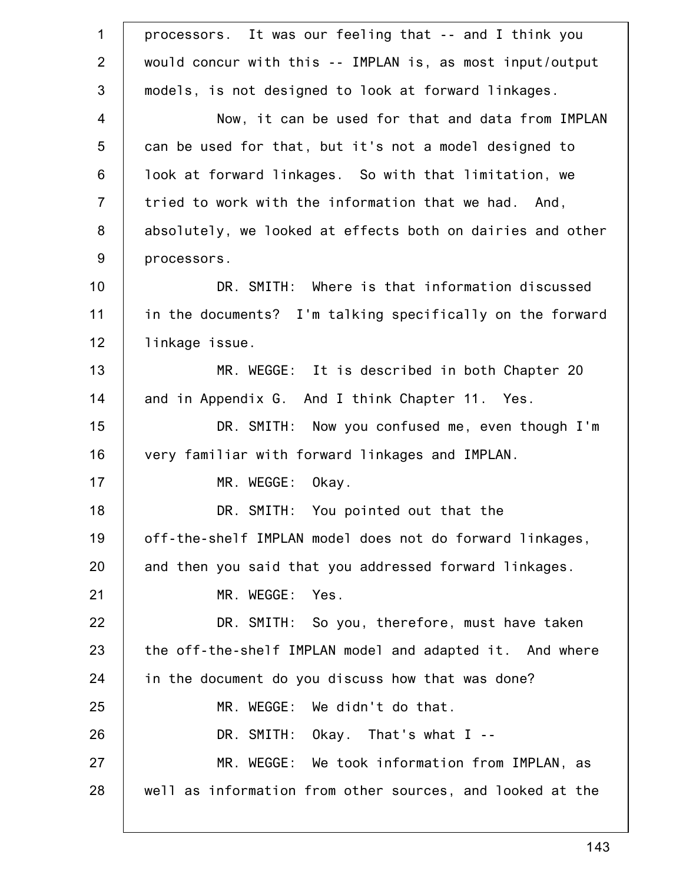processors. It was our feeling that -- and I think you would concur with this -- IMPLAN is, as most input/output models, is not designed to look at forward linkages.

Now, it can be used for that and data from IMPLAN can be used for that, but it's not a model designed to look at forward linkages. So with that limitation, we tried to work with the information that we had. And, absolutely, we looked at effects both on dairies and other processors.

DR. SMITH: Where is that information discussed in the documents? I'm talking specifically on the forward linkage issue.

MR. WEGGE: It is described in both Chapter 20 and in Appendix G. And I think Chapter 11. Yes.

DR. SMITH: Now you confused me, even though I'm very familiar with forward linkages and IMPLAN.

MR. WEGGE: Okay.

DR. SMITH: You pointed out that the off-the-shelf IMPLAN model does not do forward linkages, and then you said that you addressed forward linkages.

MR. WEGGE: Yes.

DR. SMITH: So you, therefore, must have taken the off-the-shelf IMPLAN model and adapted it. And where in the document do you discuss how that was done?

MR. WEGGE: We didn't do that.

DR. SMITH: Okay. That's what I --

MR. WEGGE: We took information from IMPLAN, as well as information from other sources, and looked at the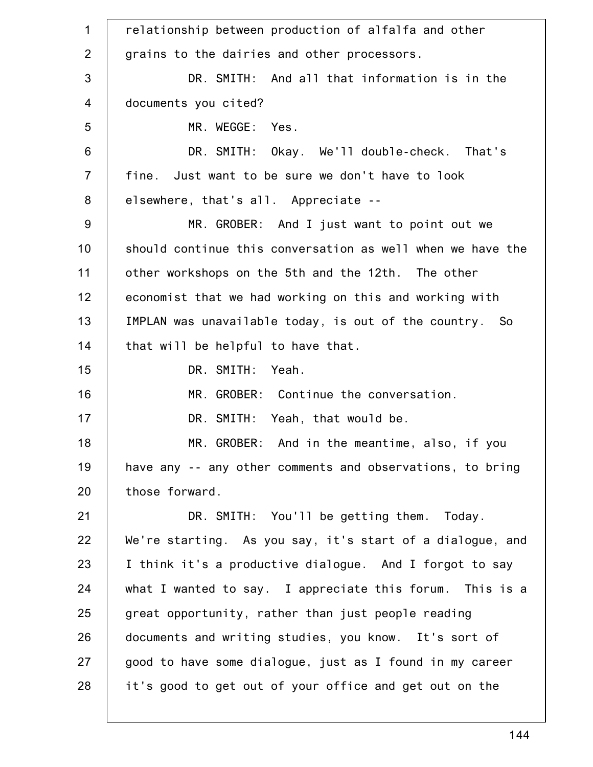relationship between production of alfalfa and other grains to the dairies and other processors.

DR. SMITH: And all that information is in the documents you cited?

MR. WEGGE: Yes.

DR. SMITH: Okay. We'll double-check. That's fine. Just want to be sure we don't have to look elsewhere, that's all. Appreciate --

MR. GROBER: And I just want to point out we should continue this conversation as well when we have the other workshops on the 5th and the 12th. The other economist that we had working on this and working with IMPLAN was unavailable today, is out of the country. So that will be helpful to have that.

DR. SMITH: Yeah.

MR. GROBER: Continue the conversation.

DR. SMITH: Yeah, that would be.

MR. GROBER: And in the meantime, also, if you have any -- any other comments and observations, to bring those forward.

DR. SMITH: You'll be getting them. Today. We're starting. As you say, it's start of a dialogue, and I think it's a productive dialogue. And I forgot to say what I wanted to say. I appreciate this forum. This is a great opportunity, rather than just people reading documents and writing studies, you know. It's sort of good to have some dialogue, just as I found in my career it's good to get out of your office and get out on the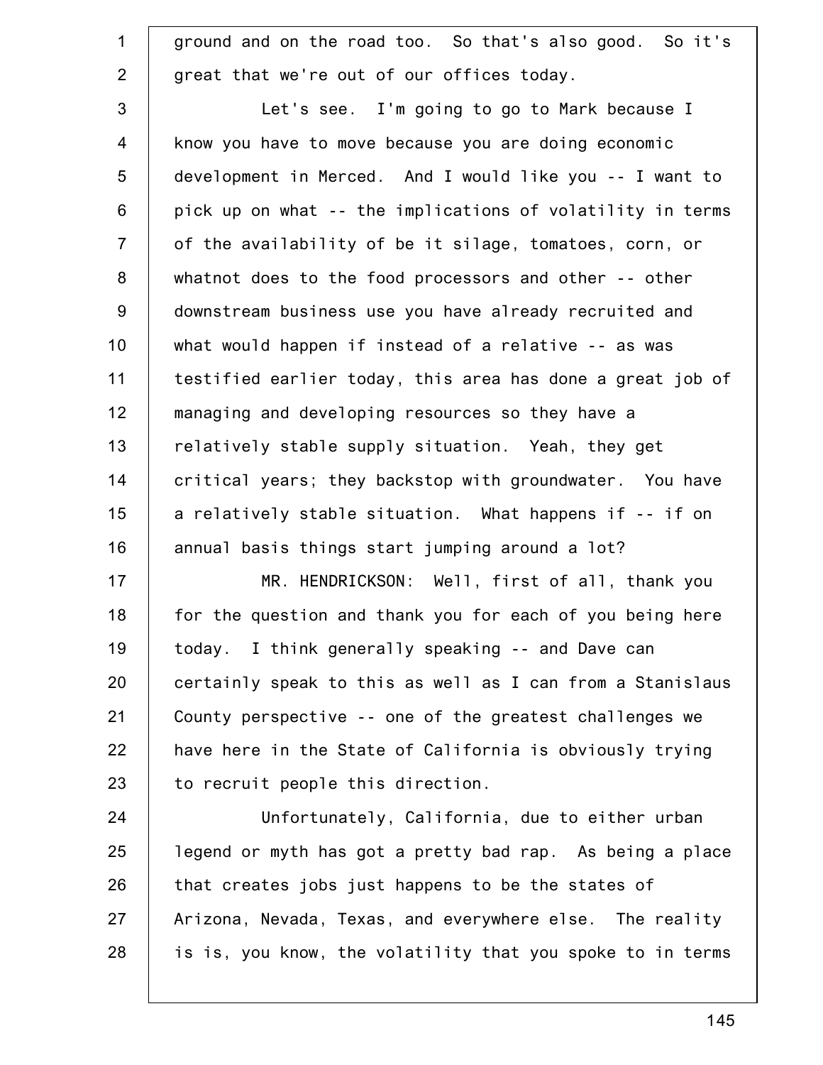ground and on the road too. So that's also good. So it's great that we're out of our offices today.

Let's see. I'm going to go to Mark because I know you have to move because you are doing economic development in Merced. And I would like you -- I want to pick up on what -- the implications of volatility in terms of the availability of be it silage, tomatoes, corn, or whatnot does to the food processors and other -- other downstream business use you have already recruited and what would happen if instead of a relative -- as was testified earlier today, this area has done a great job of managing and developing resources so they have a relatively stable supply situation. Yeah, they get critical years; they backstop with groundwater. You have a relatively stable situation. What happens if -- if on annual basis things start jumping around a lot?

MR. HENDRICKSON: Well, first of all, thank you for the question and thank you for each of you being here today. I think generally speaking -- and Dave can certainly speak to this as well as I can from a Stanislaus County perspective -- one of the greatest challenges we have here in the State of California is obviously trying to recruit people this direction.

Unfortunately, California, due to either urban legend or myth has got a pretty bad rap. As being a place that creates jobs just happens to be the states of Arizona, Nevada, Texas, and everywhere else. The reality is is, you know, the volatility that you spoke to in terms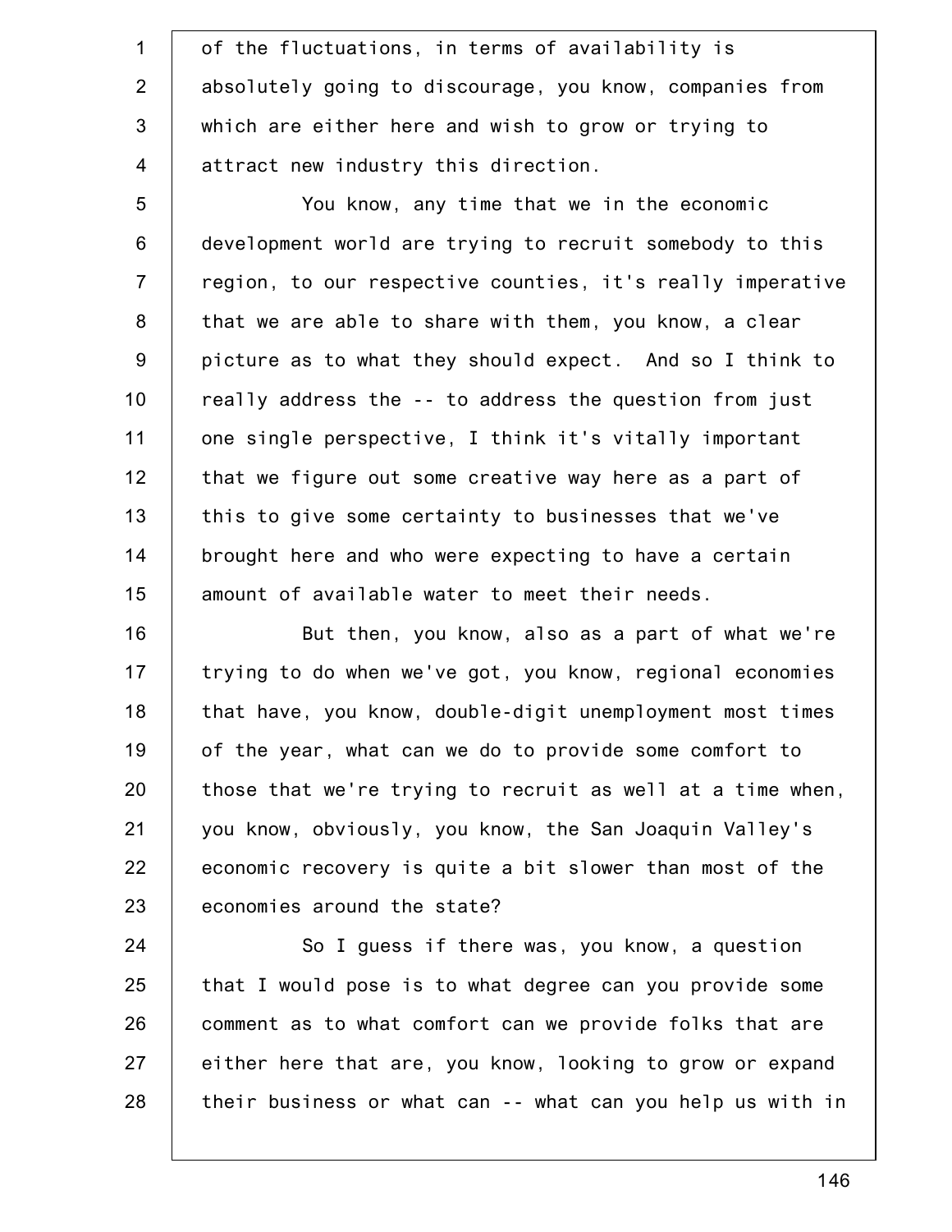of the fluctuations, in terms of availability is absolutely going to discourage, you know, companies from which are either here and wish to grow or trying to attract new industry this direction.

You know, any time that we in the economic development world are trying to recruit somebody to this region, to our respective counties, it's really imperative that we are able to share with them, you know, a clear picture as to what they should expect. And so I think to really address the -- to address the question from just one single perspective, I think it's vitally important that we figure out some creative way here as a part of this to give some certainty to businesses that we've brought here and who were expecting to have a certain amount of available water to meet their needs.

But then, you know, also as a part of what we're trying to do when we've got, you know, regional economies that have, you know, double-digit unemployment most times of the year, what can we do to provide some comfort to those that we're trying to recruit as well at a time when, you know, obviously, you know, the San Joaquin Valley's economic recovery is quite a bit slower than most of the economies around the state?

So I guess if there was, you know, a question that I would pose is to what degree can you provide some comment as to what comfort can we provide folks that are either here that are, you know, looking to grow or expand their business or what can -- what can you help us with in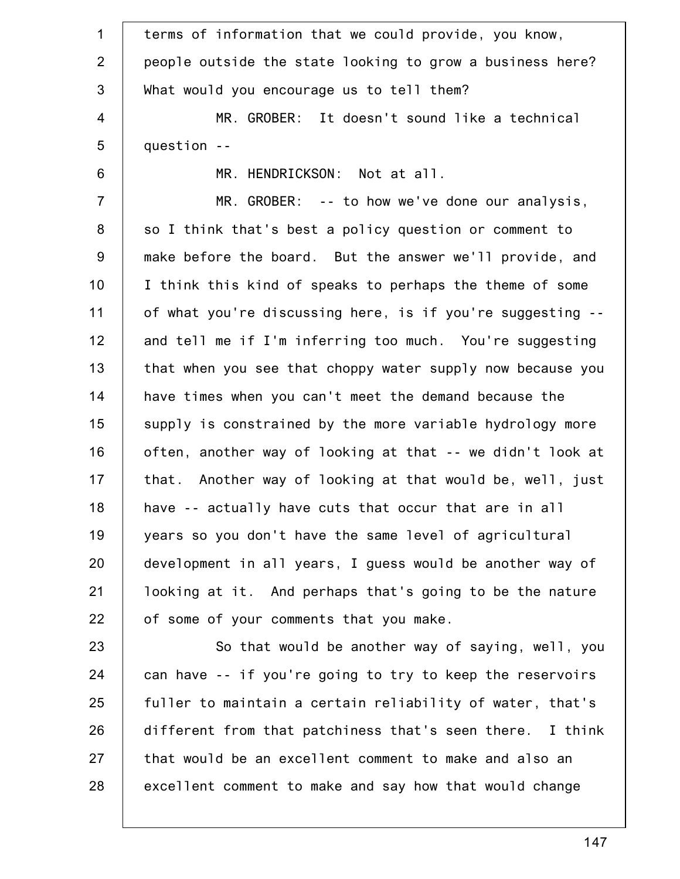terms of information that we could provide, you know, people outside the state looking to grow a business here? What would you encourage us to tell them?

MR. GROBER: It doesn't sound like a technical question --

MR. HENDRICKSON: Not at all.

MR. GROBER: -- to how we've done our analysis, so I think that's best a policy question or comment to make before the board. But the answer we'll provide, and I think this kind of speaks to perhaps the theme of some of what you're discussing here, is if you're suggesting -- and tell me if I'm inferring too much. You're suggesting that when you see that choppy water supply now because you have times when you can't meet the demand because the supply is constrained by the more variable hydrology more often, another way of looking at that -- we didn't look at that. Another way of looking at that would be, well, just have -- actually have cuts that occur that are in all years so you don't have the same level of agricultural development in all years, I guess would be another way of looking at it. And perhaps that's going to be the nature of some of your comments that you make.

So that would be another way of saying, well, you can have -- if you're going to try to keep the reservoirs fuller to maintain a certain reliability of water, that's different from that patchiness that's seen there. I think that would be an excellent comment to make and also an excellent comment to make and say how that would change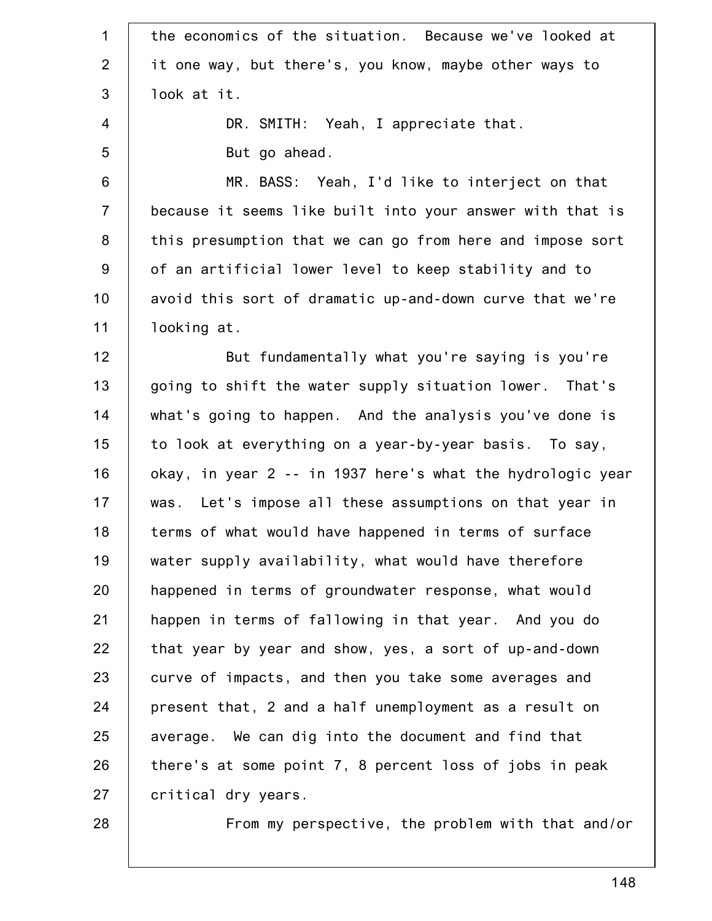the economics of the situation. Because we've looked at it one way, but there's, you know, maybe other ways to look at it.

DR. SMITH: Yeah, I appreciate that.

But go ahead.

MR. BASS: Yeah, I'd like to interject on that because it seems like built into your answer with that is this presumption that we can go from here and impose sort of an artificial lower level to keep stability and to avoid this sort of dramatic up-and-down curve that we're looking at.

But fundamentally what you're saying is you're going to shift the water supply situation lower. That's what's going to happen. And the analysis you've done is to look at everything on a year-by-year basis. To say, okay, in year 2 -- in 1937 here's what the hydrologic year was. Let's impose all these assumptions on that year in terms of what would have happened in terms of surface water supply availability, what would have therefore happened in terms of groundwater response, what would happen in terms of fallowing in that year. And you do that year by year and show, yes, a sort of up-and-down curve of impacts, and then you take some averages and present that, 2 and a half unemployment as a result on average. We can dig into the document and find that there's at some point 7, 8 percent loss of jobs in peak critical dry years.

From my perspective, the problem with that and/or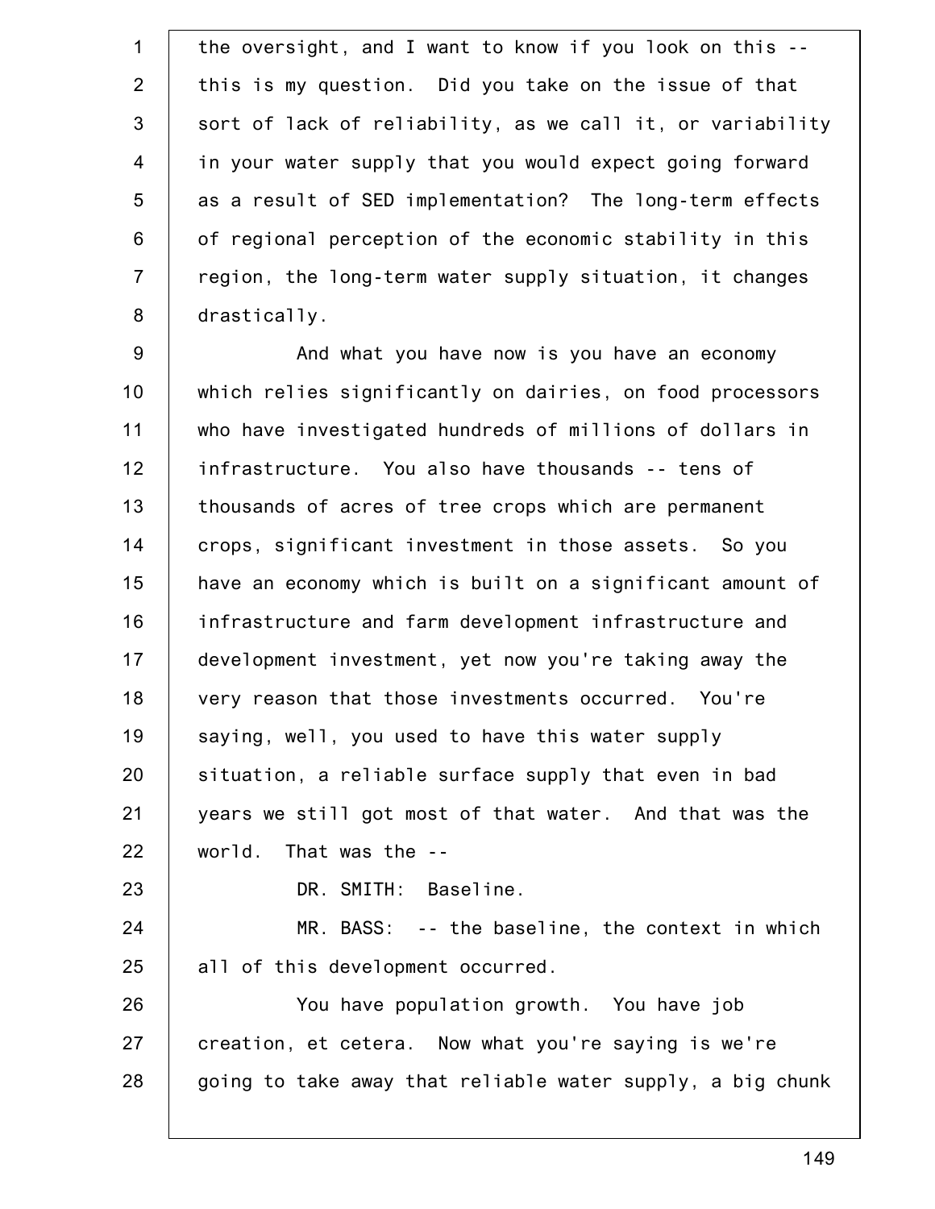the oversight, and I want to know if you look on this -- this is my question. Did you take on the issue of that sort of lack of reliability, as we call it, or variability in your water supply that you would expect going forward as a result of SED implementation? The long-term effects of regional perception of the economic stability in this region, the long-term water supply situation, it changes drastically.

And what you have now is you have an economy which relies significantly on dairies, on food processors who have investigated hundreds of millions of dollars in infrastructure. You also have thousands -- tens of thousands of acres of tree crops which are permanent crops, significant investment in those assets. So you have an economy which is built on a significant amount of infrastructure and farm development infrastructure and development investment, yet now you're taking away the very reason that those investments occurred. You're saying, well, you used to have this water supply situation, a reliable surface supply that even in bad years we still got most of that water. And that was the world. That was the --

DR. SMITH: Baseline.

MR. BASS: -- the baseline, the context in which all of this development occurred.

You have population growth. You have job creation, et cetera. Now what you're saying is we're going to take away that reliable water supply, a big chunk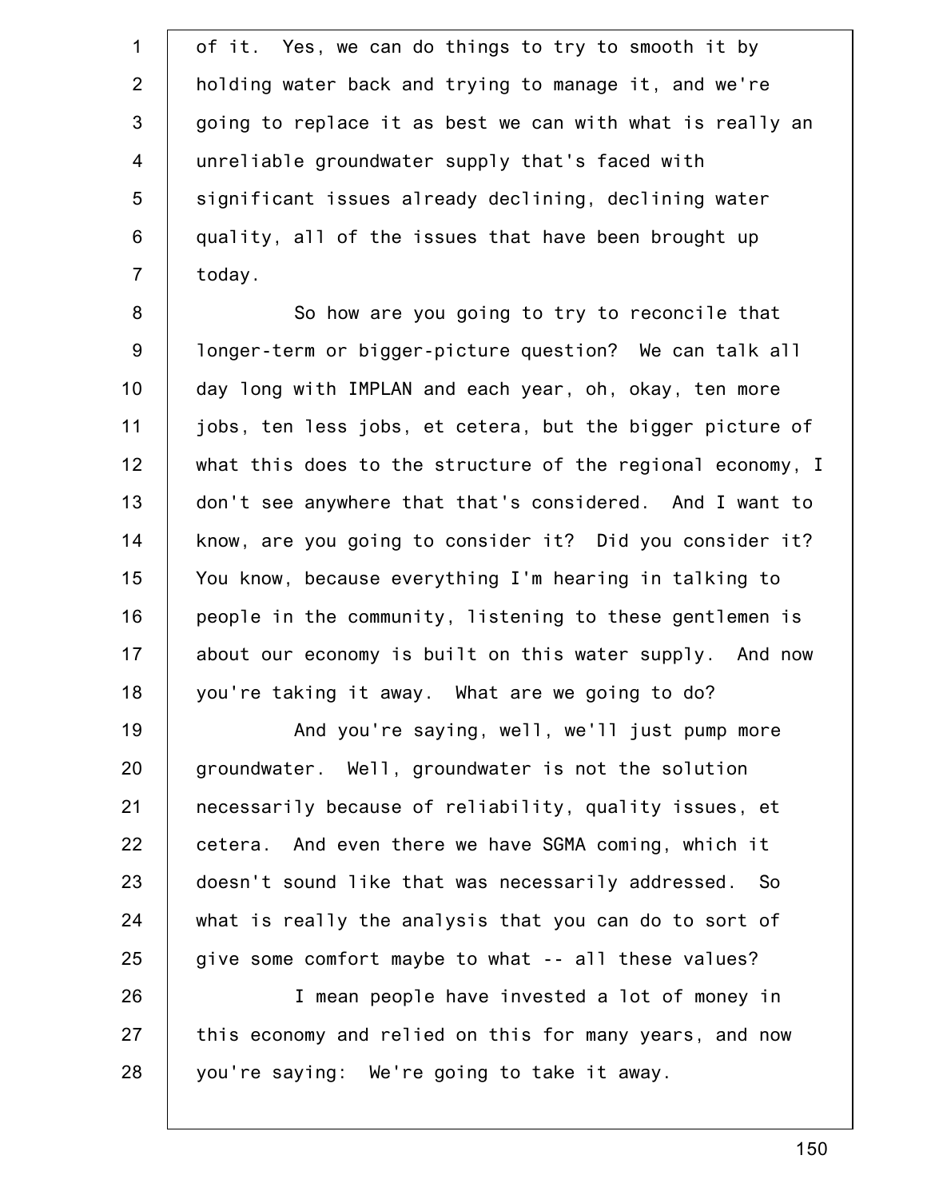of it. Yes, we can do things to try to smooth it by holding water back and trying to manage it, and we're going to replace it as best we can with what is really an unreliable groundwater supply that's faced with significant issues already declining, declining water quality, all of the issues that have been brought up today.

So how are you going to try to reconcile that longer-term or bigger-picture question? We can talk all day long with IMPLAN and each year, oh, okay, ten more jobs, ten less jobs, et cetera, but the bigger picture of what this does to the structure of the regional economy, I don't see anywhere that that's considered. And I want to know, are you going to consider it? Did you consider it? You know, because everything I'm hearing in talking to people in the community, listening to these gentlemen is about our economy is built on this water supply. And now you're taking it away. What are we going to do?

And you're saying, well, we'll just pump more groundwater. Well, groundwater is not the solution necessarily because of reliability, quality issues, et cetera. And even there we have SGMA coming, which it doesn't sound like that was necessarily addressed. So what is really the analysis that you can do to sort of give some comfort maybe to what -- all these values?

I mean people have invested a lot of money in this economy and relied on this for many years, and now you're saying: We're going to take it away.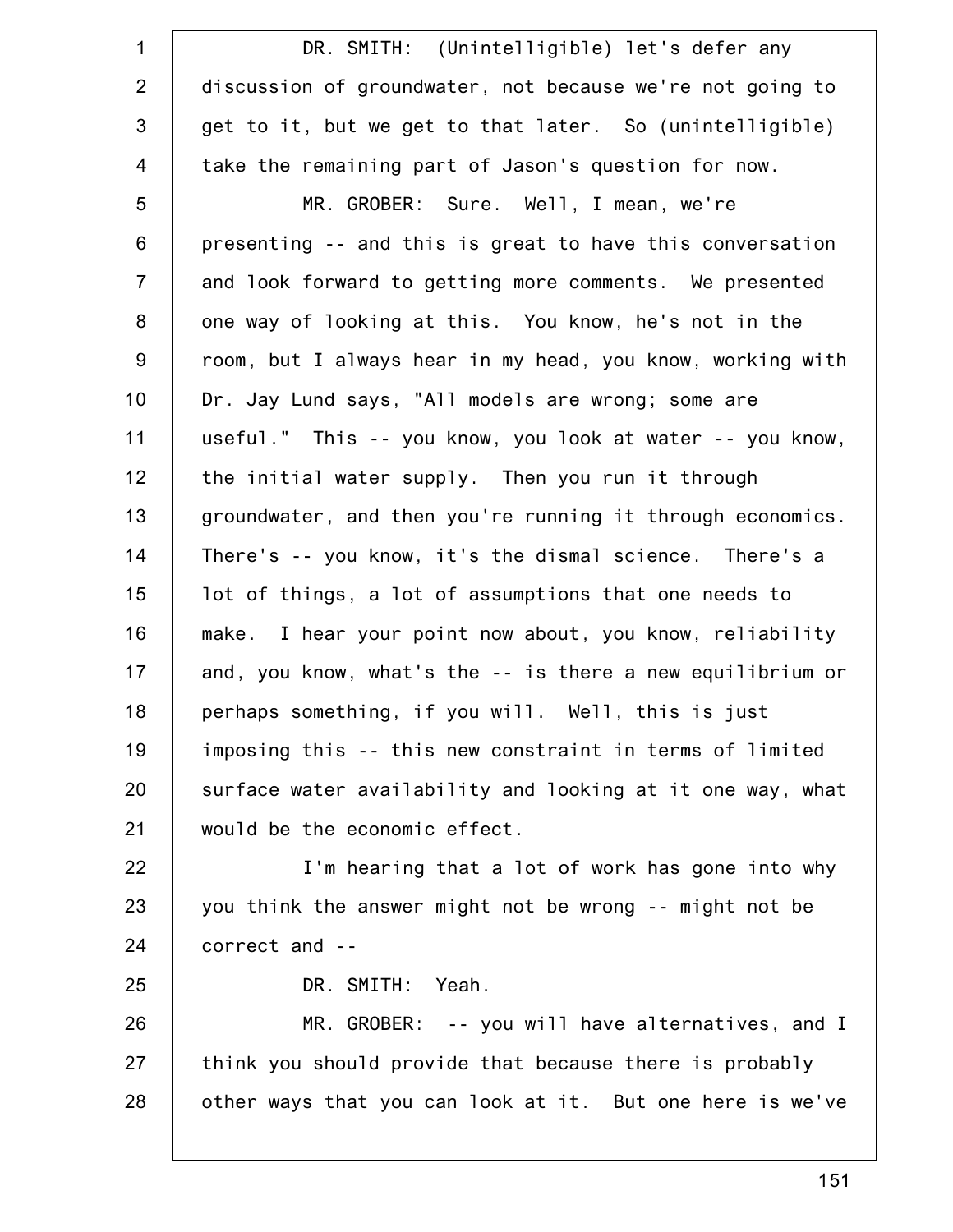DR. SMITH: (Unintelligible) let's defer any discussion of groundwater, not because we're not going to get to it, but we get to that later. So (unintelligible) take the remaining part of Jason's question for now.

MR. GROBER: Sure. Well, I mean, we're presenting -- and this is great to have this conversation and look forward to getting more comments. We presented one way of looking at this. You know, he's not in the room, but I always hear in my head, you know, working with Dr. Jay Lund says, "All models are wrong; some are useful." This -- you know, you look at water -- you know, the initial water supply. Then you run it through groundwater, and then you're running it through economics. There's -- you know, it's the dismal science. There's a lot of things, a lot of assumptions that one needs to make. I hear your point now about, you know, reliability and, you know, what's the -- is there a new equilibrium or perhaps something, if you will. Well, this is just imposing this -- this new constraint in terms of limited surface water availability and looking at it one way, what would be the economic effect.

I'm hearing that a lot of work has gone into why you think the answer might not be wrong -- might not be correct and --

DR. SMITH: Yeah.

MR. GROBER: -- you will have alternatives, and I think you should provide that because there is probably other ways that you can look at it. But one here is we've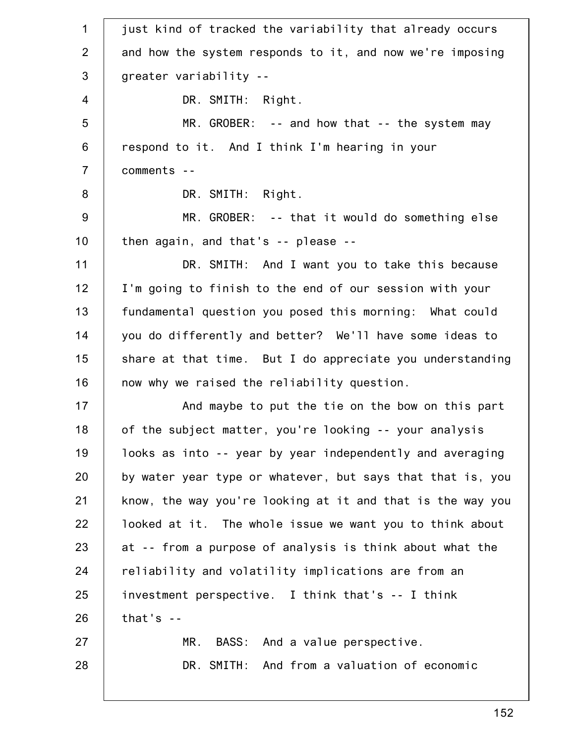just kind of tracked the variability that already occurs and how the system responds to it, and now we're imposing greater variability --

DR. SMITH: Right.

MR. GROBER: -- and how that -- the system may respond to it. And I think I'm hearing in your comments --

DR. SMITH: Right.

MR. GROBER: -- that it would do something else then again, and that's -- please --

DR. SMITH: And I want you to take this because I'm going to finish to the end of our session with your fundamental question you posed this morning: What could you do differently and better? We'll have some ideas to share at that time. But I do appreciate you understanding now why we raised the reliability question.

And maybe to put the tie on the bow on this part of the subject matter, you're looking -- your analysis looks as into -- year by year independently and averaging by water year type or whatever, but says that that is, you know, the way you're looking at it and that is the way you looked at it. The whole issue we want you to think about at -- from a purpose of analysis is think about what the reliability and volatility implications are from an investment perspective. I think that's -- I think that's --

MR. BASS: And a value perspective.

DR. SMITH: And from a valuation of economic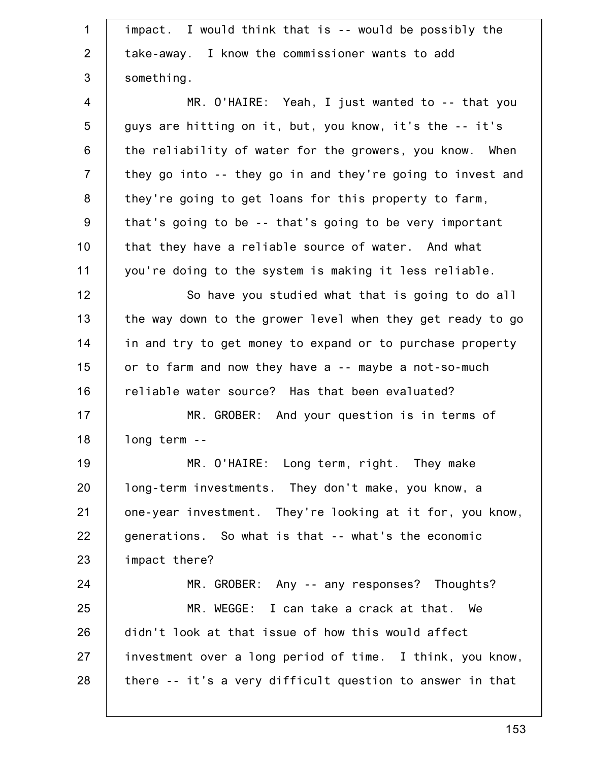impact. I would think that is -- would be possibly the take-away. I know the commissioner wants to add something.

MR. O'HAIRE: Yeah, I just wanted to -- that you guys are hitting on it, but, you know, it's the -- it's the reliability of water for the growers, you know. When they go into -- they go in and they're going to invest and they're going to get loans for this property to farm, that's going to be -- that's going to be very important that they have a reliable source of water. And what you're doing to the system is making it less reliable.

So have you studied what that is going to do all the way down to the grower level when they get ready to go in and try to get money to expand or to purchase property or to farm and now they have a -- maybe a not-so-much reliable water source? Has that been evaluated?

MR. GROBER: And your question is in terms of long term --

MR. O'HAIRE: Long term, right. They make long-term investments. They don't make, you know, a one-year investment. They're looking at it for, you know, generations. So what is that -- what's the economic impact there?

MR. GROBER: Any -- any responses? Thoughts?

MR. WEGGE: I can take a crack at that. We didn't look at that issue of how this would affect investment over a long period of time. I think, you know, there -- it's a very difficult question to answer in that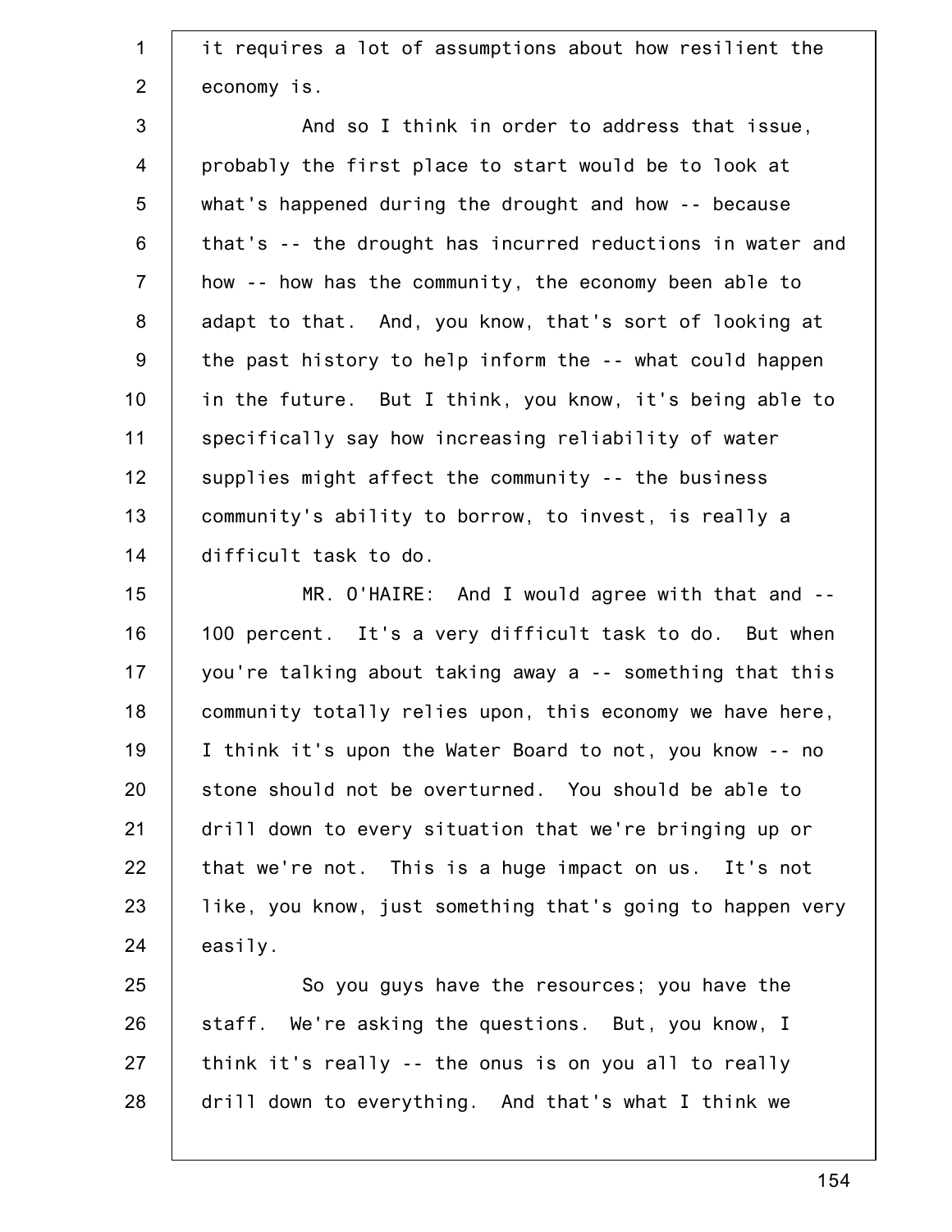it requires a lot of assumptions about how resilient the economy is.

And so I think in order to address that issue, probably the first place to start would be to look at what's happened during the drought and how -- because that's -- the drought has incurred reductions in water and how -- how has the community, the economy been able to adapt to that. And, you know, that's sort of looking at the past history to help inform the -- what could happen in the future. But I think, you know, it's being able to specifically say how increasing reliability of water supplies might affect the community -- the business community's ability to borrow, to invest, is really a difficult task to do.

MR. O'HAIRE: And I would agree with that and -- 100 percent. It's a very difficult task to do. But when you're talking about taking away a -- something that this community totally relies upon, this economy we have here, I think it's upon the Water Board to not, you know -- no stone should not be overturned. You should be able to drill down to every situation that we're bringing up or that we're not. This is a huge impact on us. It's not like, you know, just something that's going to happen very easily.

So you guys have the resources; you have the staff. We're asking the questions. But, you know, I think it's really -- the onus is on you all to really drill down to everything. And that's what I think we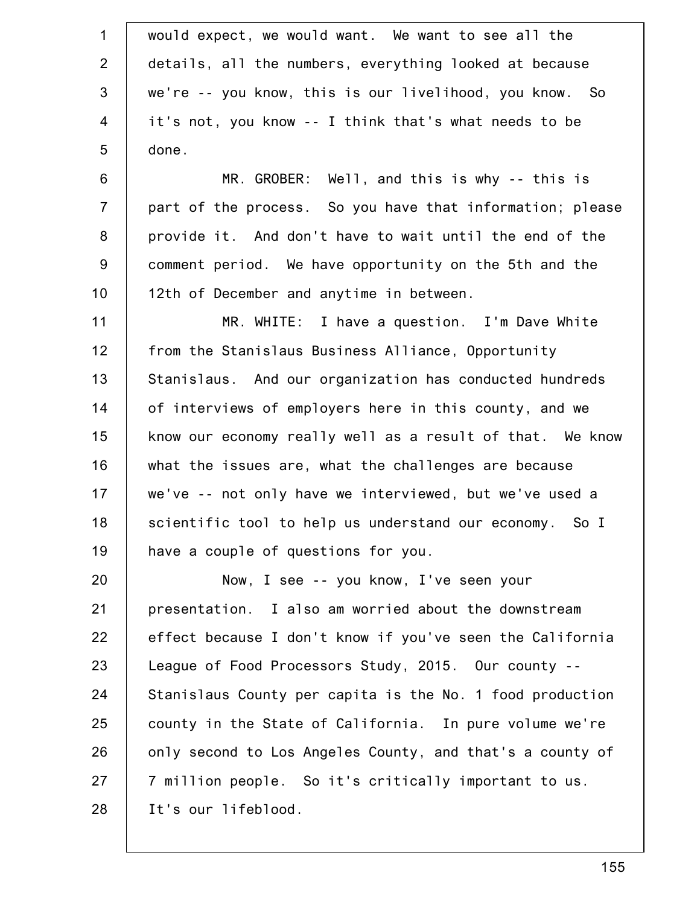would expect, we would want. We want to see all the details, all the numbers, everything looked at because we're -- you know, this is our livelihood, you know. So it's not, you know -- I think that's what needs to be done.

MR. GROBER: Well, and this is why -- this is part of the process. So you have that information; please provide it. And don't have to wait until the end of the comment period. We have opportunity on the 5th and the 12th of December and anytime in between.

MR. WHITE: I have a question. I'm Dave White from the Stanislaus Business Alliance, Opportunity Stanislaus. And our organization has conducted hundreds of interviews of employers here in this county, and we know our economy really well as a result of that. We know what the issues are, what the challenges are because we've -- not only have we interviewed, but we've used a scientific tool to help us understand our economy. So I have a couple of questions for you.

Now, I see -- you know, I've seen your presentation. I also am worried about the downstream effect because I don't know if you've seen the California League of Food Processors Study, 2015. Our county -- Stanislaus County per capita is the No. 1 food production county in the State of California. In pure volume we're only second to Los Angeles County, and that's a county of 7 million people. So it's critically important to us. It's our lifeblood.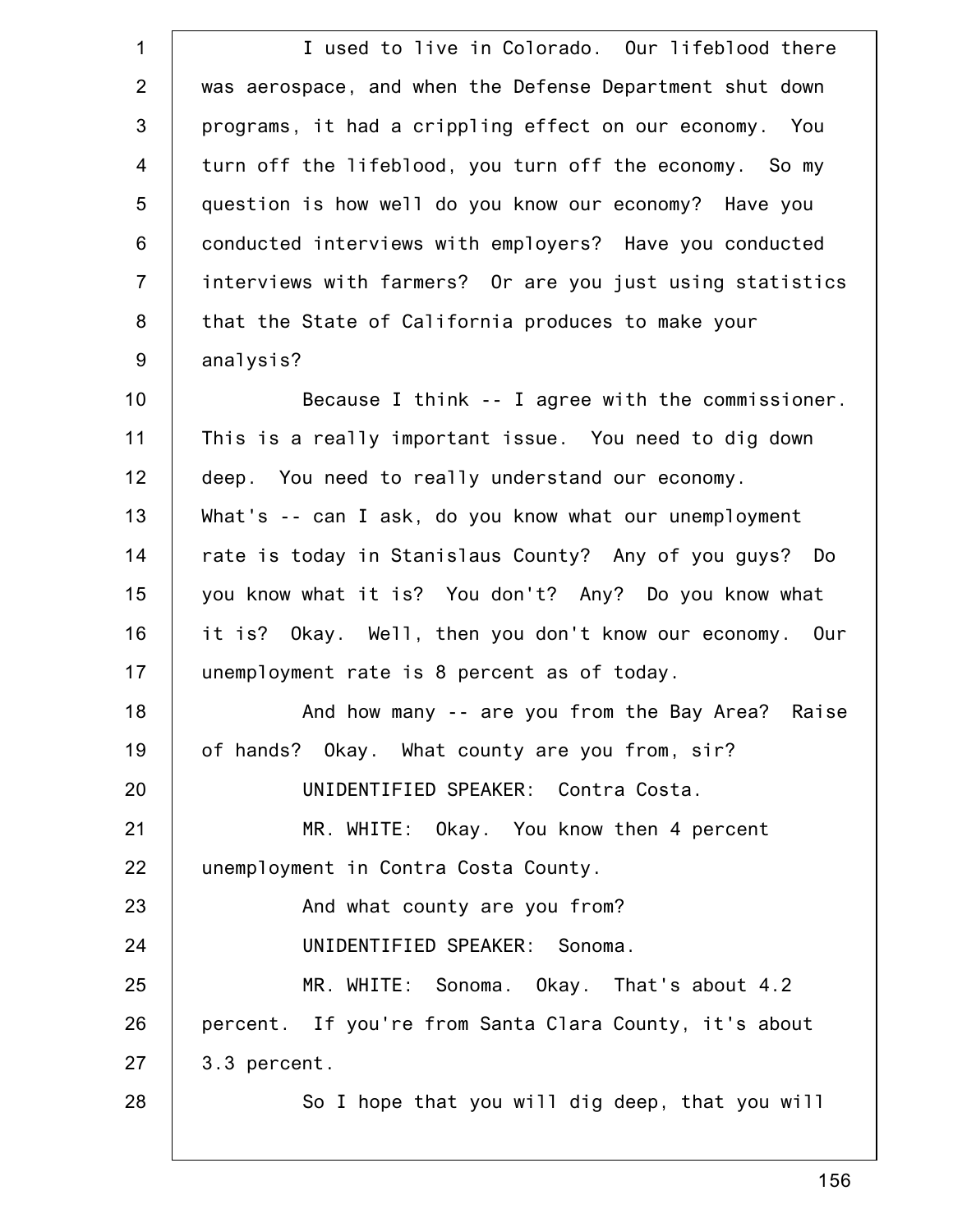I used to live in Colorado. Our lifeblood there was aerospace, and when the Defense Department shut down programs, it had a crippling effect on our economy. You turn off the lifeblood, you turn off the economy. So my question is how well do you know our economy? Have you conducted interviews with employers? Have you conducted interviews with farmers? Or are you just using statistics that the State of California produces to make your analysis?

Because I think -- I agree with the commissioner. This is a really important issue. You need to dig down deep. You need to really understand our economy. What's -- can I ask, do you know what our unemployment rate is today in Stanislaus County? Any of you guys? Do you know what it is? You don't? Any? Do you know what it is? Okay. Well, then you don't know our economy. Our unemployment rate is 8 percent as of today.

And how many -- are you from the Bay Area? Raise of hands? Okay. What county are you from, sir?

UNIDENTIFIED SPEAKER: Contra Costa.

MR. WHITE: Okay. You know then 4 percent unemployment in Contra Costa County.

And what county are you from?

UNIDENTIFIED SPEAKER: Sonoma.

MR. WHITE: Sonoma. Okay. That's about 4.2 percent. If you're from Santa Clara County, it's about 3.3 percent.

So I hope that you will dig deep, that you will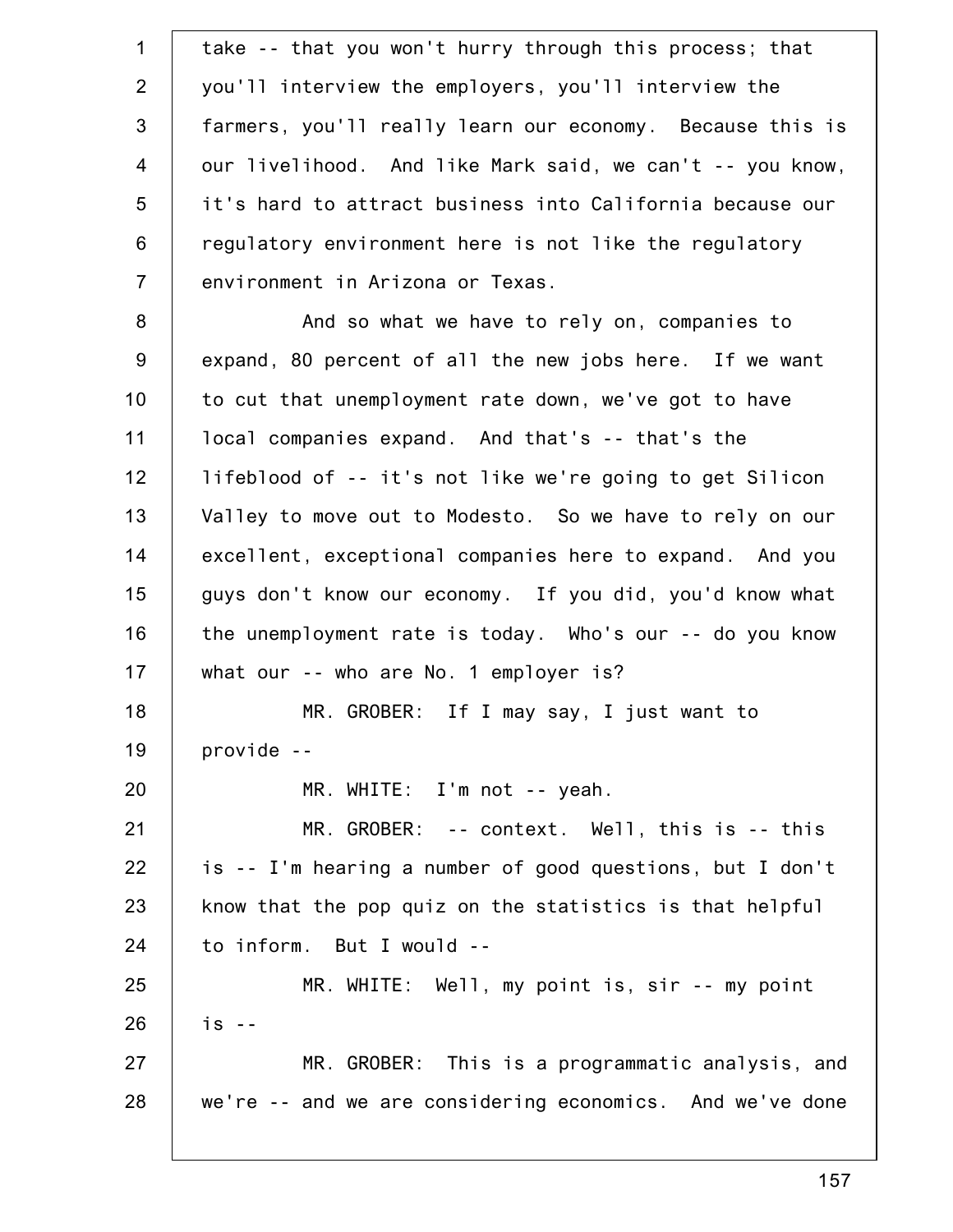take -- that you won't hurry through this process; that you'll interview the employers, you'll interview the farmers, you'll really learn our economy. Because this is our livelihood. And like Mark said, we can't -- you know, it's hard to attract business into California because our regulatory environment here is not like the regulatory environment in Arizona or Texas.

And so what we have to rely on, companies to expand, 80 percent of all the new jobs here. If we want to cut that unemployment rate down, we've got to have local companies expand. And that's -- that's the lifeblood of -- it's not like we're going to get Silicon Valley to move out to Modesto. So we have to rely on our excellent, exceptional companies here to expand. And you guys don't know our economy. If you did, you'd know what the unemployment rate is today. Who's our -- do you know what our -- who are No. 1 employer is?

MR. GROBER: If I may say, I just want to provide --

MR. WHITE: I'm not -- yeah.

MR. GROBER: -- context. Well, this is -- this is -- I'm hearing a number of good questions, but I don't know that the pop quiz on the statistics is that helpful to inform. But I would --

MR. WHITE: Well, my point is, sir -- my point is --

MR. GROBER: This is a programmatic analysis, and we're -- and we are considering economics. And we've done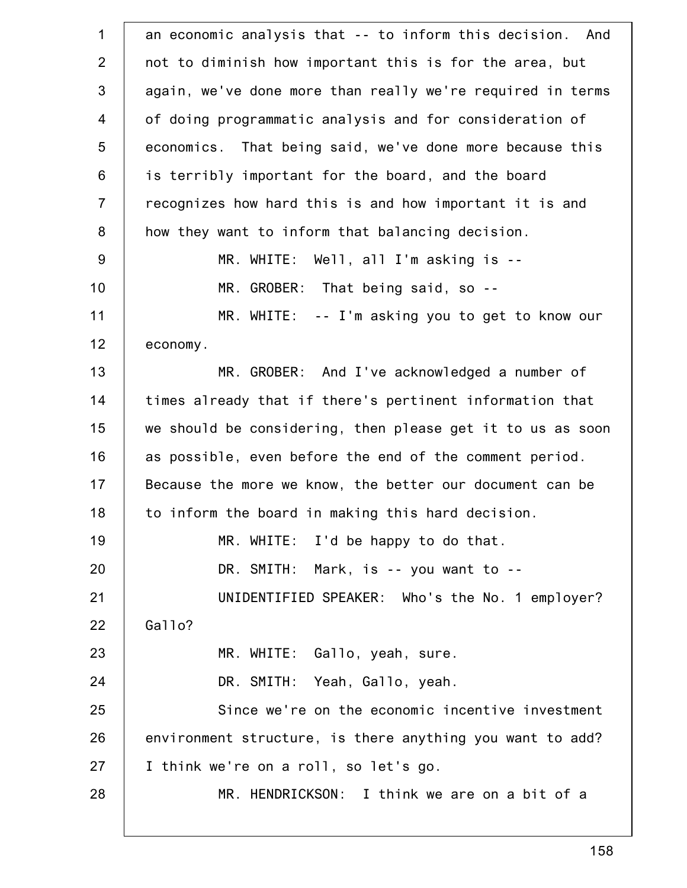an economic analysis that -- to inform this decision. And not to diminish how important this is for the area, but again, we've done more than really we're required in terms of doing programmatic analysis and for consideration of economics. That being said, we've done more because this is terribly important for the board, and the board recognizes how hard this is and how important it is and how they want to inform that balancing decision.

MR. WHITE: Well, all I'm asking is --

MR. GROBER: That being said, so --

MR. WHITE: -- I'm asking you to get to know our economy.

MR. GROBER: And I've acknowledged a number of times already that if there's pertinent information that we should be considering, then please get it to us as soon as possible, even before the end of the comment period. Because the more we know, the better our document can be to inform the board in making this hard decision.

MR. WHITE: I'd be happy to do that.

DR. SMITH: Mark, is -- you want to --

UNIDENTIFIED SPEAKER: Who's the No. 1 employer? Gallo?

MR. WHITE: Gallo, yeah, sure.

DR. SMITH: Yeah, Gallo, yeah.

Since we're on the economic incentive investment environment structure, is there anything you want to add? I think we're on a roll, so let's go.

MR. HENDRICKSON: I think we are on a bit of a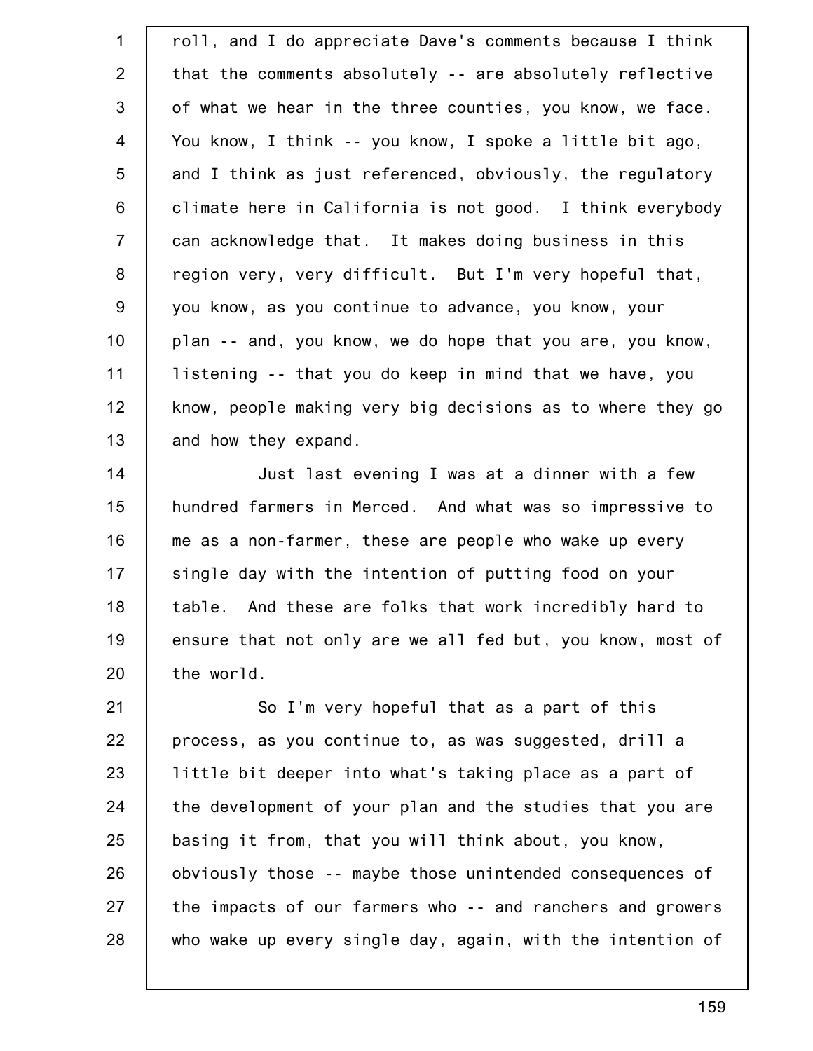roll, and I do appreciate Dave's comments because I think that the comments absolutely -- are absolutely reflective of what we hear in the three counties, you know, we face. You know, I think -- you know, I spoke a little bit ago, and I think as just referenced, obviously, the regulatory climate here in California is not good. I think everybody can acknowledge that. It makes doing business in this region very, very difficult. But I'm very hopeful that, you know, as you continue to advance, you know, your plan -- and, you know, we do hope that you are, you know, listening -- that you do keep in mind that we have, you know, people making very big decisions as to where they go and how they expand.

Just last evening I was at a dinner with a few hundred farmers in Merced. And what was so impressive to me as a non-farmer, these are people who wake up every single day with the intention of putting food on your table. And these are folks that work incredibly hard to ensure that not only are we all fed but, you know, most of the world.

So I'm very hopeful that as a part of this process, as you continue to, as was suggested, drill a little bit deeper into what's taking place as a part of the development of your plan and the studies that you are basing it from, that you will think about, you know, obviously those -- maybe those unintended consequences of the impacts of our farmers who -- and ranchers and growers who wake up every single day, again, with the intention of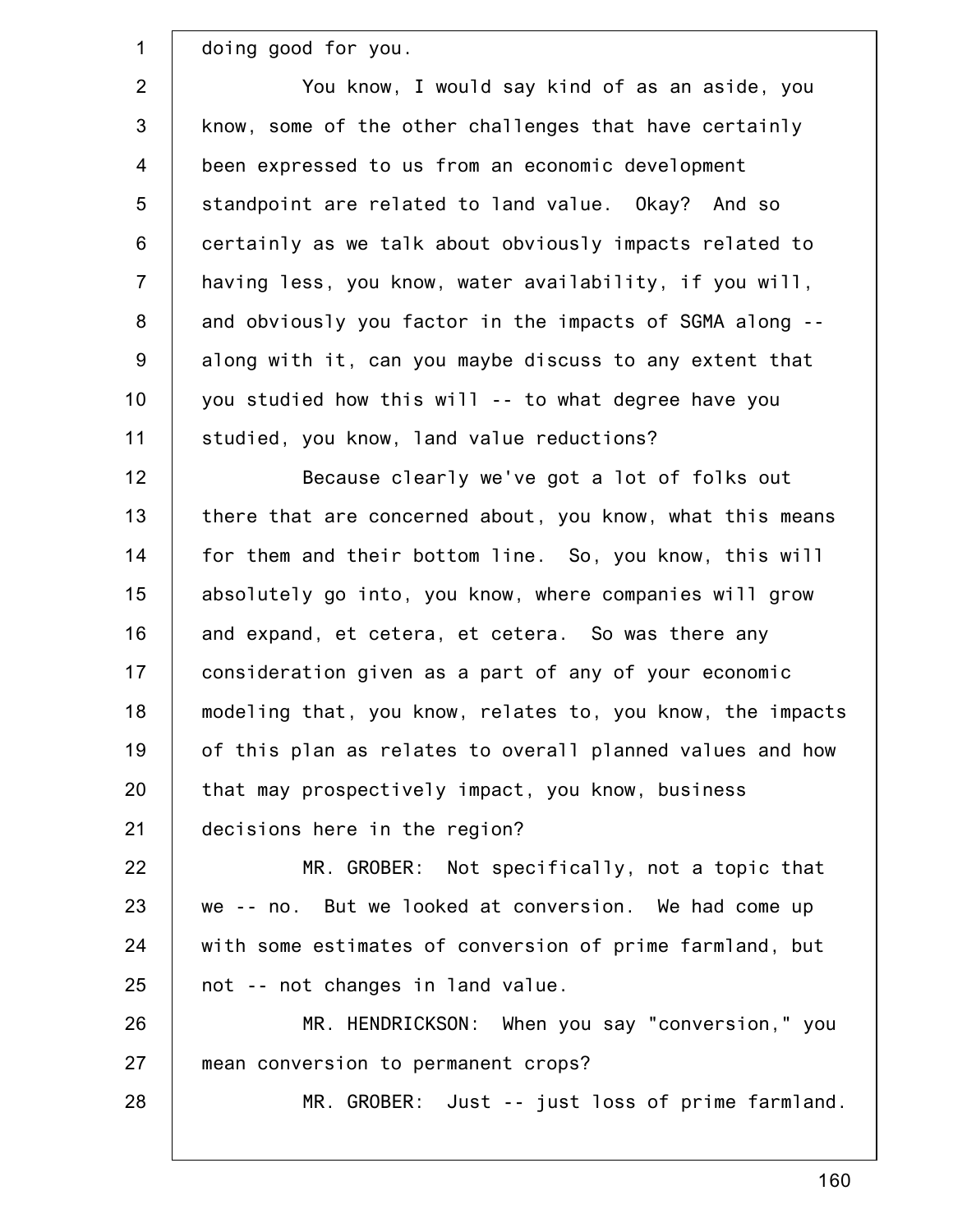doing good for you.

You know, I would say kind of as an aside, you know, some of the other challenges that have certainly been expressed to us from an economic development standpoint are related to land value. Okay? And so certainly as we talk about obviously impacts related to having less, you know, water availability, if you will, and obviously you factor in the impacts of SGMA along -- along with it, can you maybe discuss to any extent that you studied how this will -- to what degree have you studied, you know, land value reductions?

Because clearly we've got a lot of folks out there that are concerned about, you know, what this means for them and their bottom line. So, you know, this will absolutely go into, you know, where companies will grow and expand, et cetera, et cetera. So was there any consideration given as a part of any of your economic modeling that, you know, relates to, you know, the impacts of this plan as relates to overall planned values and how that may prospectively impact, you know, business decisions here in the region?

MR. GROBER: Not specifically, not a topic that we -- no. But we looked at conversion. We had come up with some estimates of conversion of prime farmland, but not -- not changes in land value.

MR. HENDRICKSON: When you say "conversion," you mean conversion to permanent crops?

MR. GROBER: Just -- just loss of prime farmland.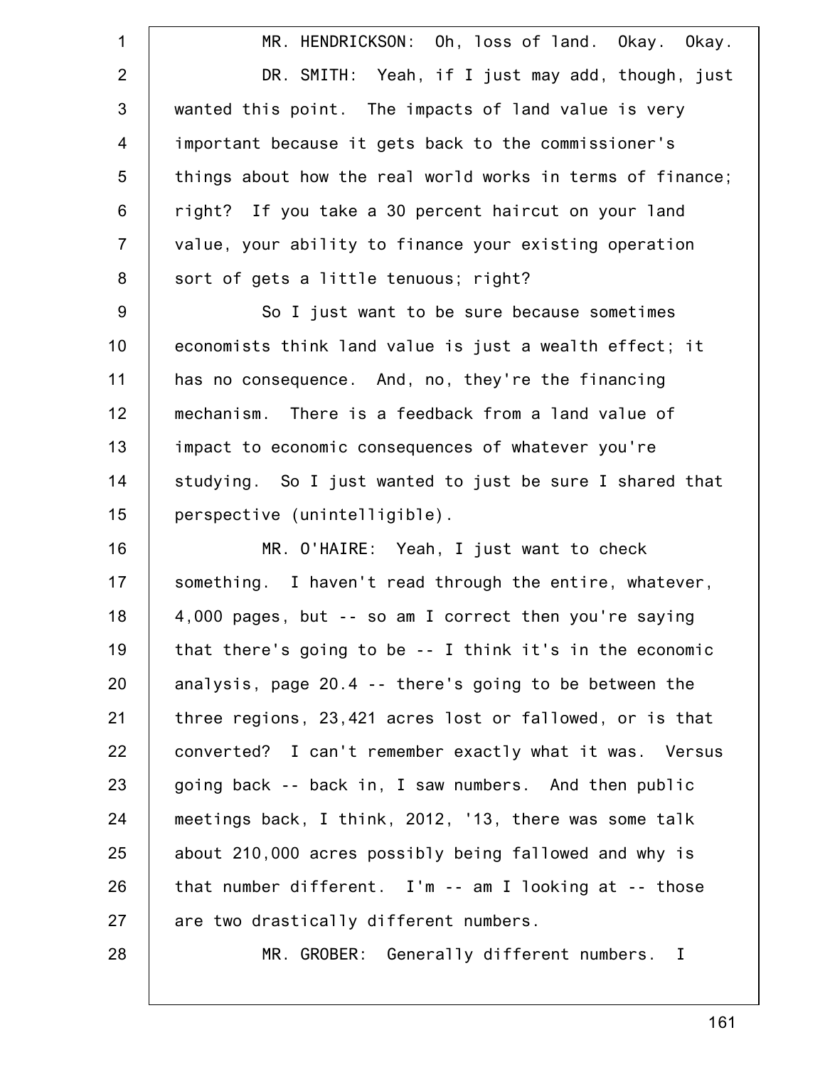MR. HENDRICKSON: Oh, loss of land. Okay. Okay.

DR. SMITH: Yeah, if I just may add, though, just wanted this point. The impacts of land value is very important because it gets back to the commissioner's things about how the real world works in terms of finance; right? If you take a 30 percent haircut on your land value, your ability to finance your existing operation sort of gets a little tenuous; right?

So I just want to be sure because sometimes economists think land value is just a wealth effect; it has no consequence. And, no, they're the financing mechanism. There is a feedback from a land value of impact to economic consequences of whatever you're studying. So I just wanted to just be sure I shared that perspective (unintelligible).

MR. O'HAIRE: Yeah, I just want to check something. I haven't read through the entire, whatever, 4,000 pages, but -- so am I correct then you're saying that there's going to be -- I think it's in the economic analysis, page 20.4 -- there's going to be between the three regions, 23,421 acres lost or fallowed, or is that converted? I can't remember exactly what it was. Versus going back -- back in, I saw numbers. And then public meetings back, I think, 2012, '13, there was some talk about 210,000 acres possibly being fallowed and why is that number different. I'm -- am I looking at -- those are two drastically different numbers.

MR. GROBER: Generally different numbers. I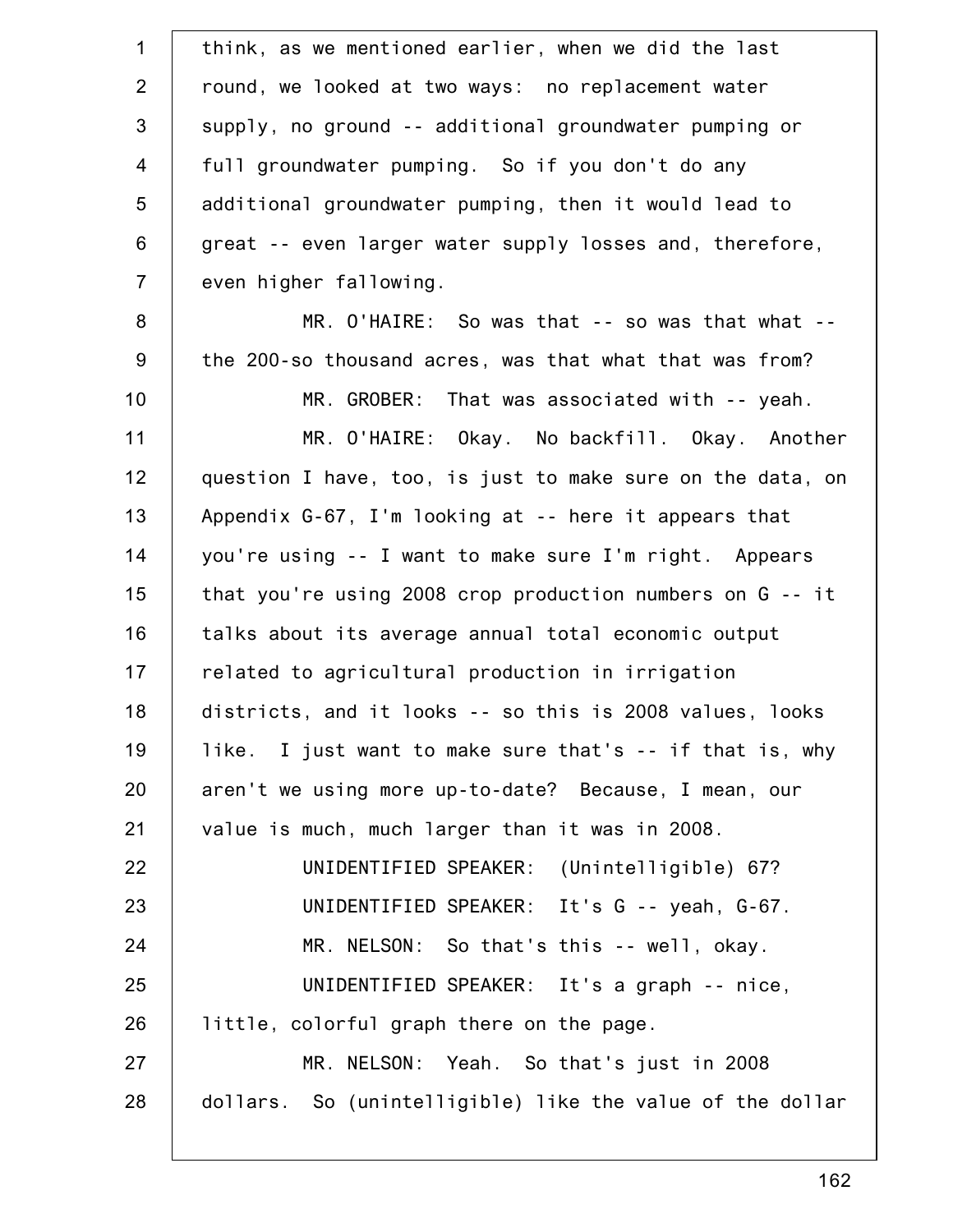think, as we mentioned earlier, when we did the last round, we looked at two ways: no replacement water supply, no ground -- additional groundwater pumping or full groundwater pumping. So if you don't do any additional groundwater pumping, then it would lead to great -- even larger water supply losses and, therefore, even higher fallowing.

MR. O'HAIRE: So was that -- so was that what -- the 200-so thousand acres, was that what that was from?

MR. GROBER: That was associated with -- yeah.

MR. O'HAIRE: Okay. No backfill. Okay. Another question I have, too, is just to make sure on the data, on Appendix G-67, I'm looking at -- here it appears that you're using -- I want to make sure I'm right. Appears that you're using 2008 crop production numbers on G -- it talks about its average annual total economic output related to agricultural production in irrigation districts, and it looks -- so this is 2008 values, looks like. I just want to make sure that's -- if that is, why aren't we using more up-to-date? Because, I mean, our value is much, much larger than it was in 2008.

UNIDENTIFIED SPEAKER: (Unintelligible) 67?

UNIDENTIFIED SPEAKER: It's G -- yeah, G-67.

MR. NELSON: So that's this -- well, okay.

UNIDENTIFIED SPEAKER: It's a graph -- nice, little, colorful graph there on the page.

MR. NELSON: Yeah. So that's just in 2008 dollars. So (unintelligible) like the value of the dollar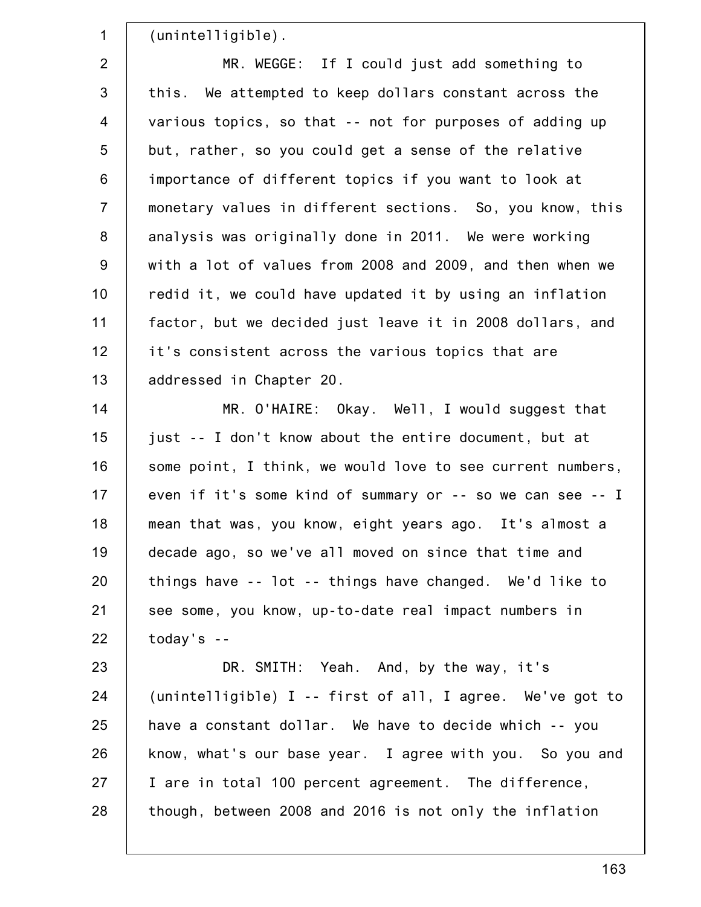(unintelligible).

MR. WEGGE: If I could just add something to this. We attempted to keep dollars constant across the various topics, so that -- not for purposes of adding up but, rather, so you could get a sense of the relative importance of different topics if you want to look at monetary values in different sections. So, you know, this analysis was originally done in 2011. We were working with a lot of values from 2008 and 2009, and then when we redid it, we could have updated it by using an inflation factor, but we decided just leave it in 2008 dollars, and it's consistent across the various topics that are addressed in Chapter 20.

MR. O'HAIRE: Okay. Well, I would suggest that just -- I don't know about the entire document, but at some point, I think, we would love to see current numbers, even if it's some kind of summary or -- so we can see -- I mean that was, you know, eight years ago. It's almost a decade ago, so we've all moved on since that time and things have -- lot -- things have changed. We'd like to see some, you know, up-to-date real impact numbers in today's --

DR. SMITH: Yeah. And, by the way, it's (unintelligible) I -- first of all, I agree. We've got to have a constant dollar. We have to decide which -- you know, what's our base year. I agree with you. So you and I are in total 100 percent agreement. The difference, though, between 2008 and 2016 is not only the inflation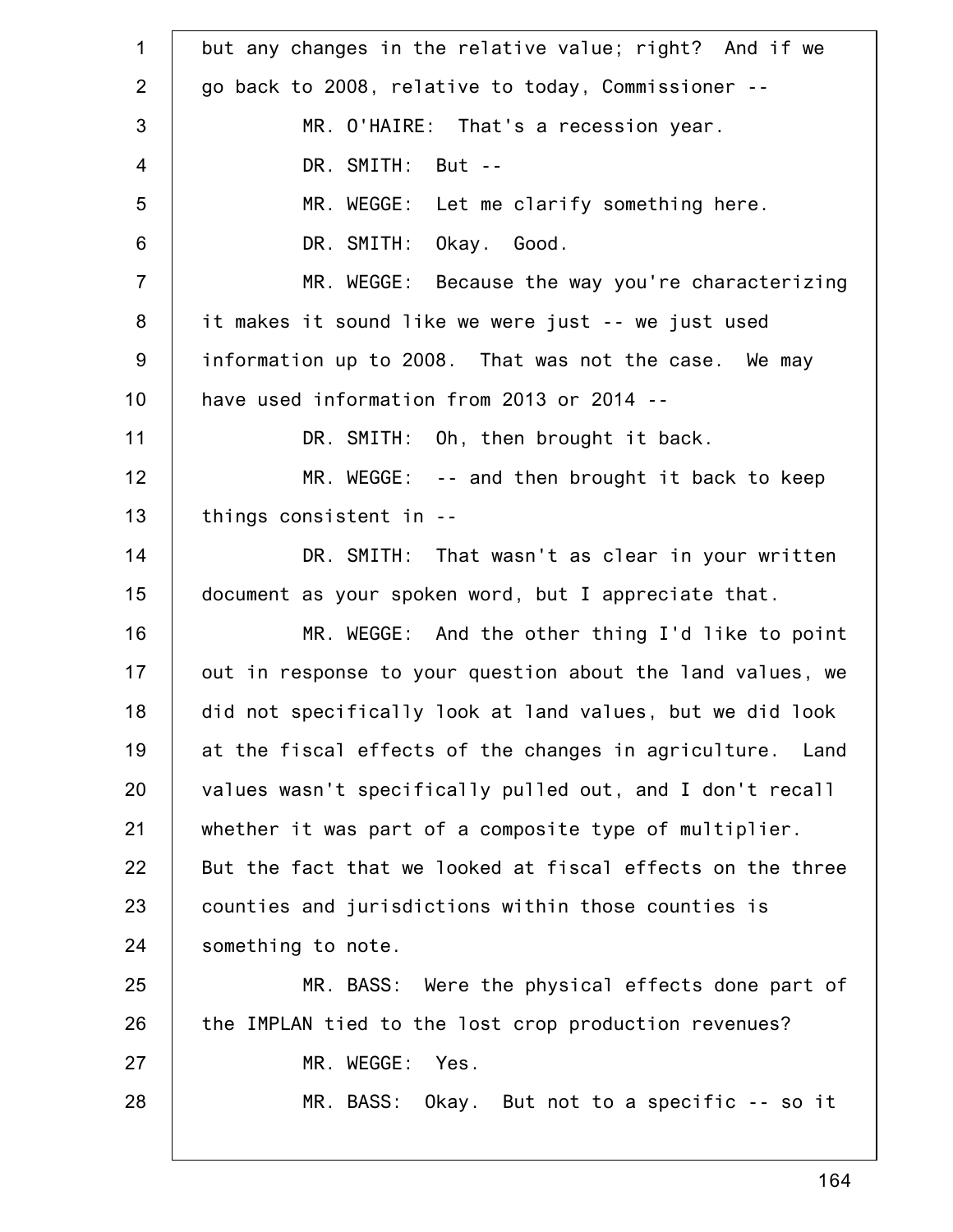but any changes in the relative value; right? And if we go back to 2008, relative to today, Commissioner --

MR. O'HAIRE: That's a recession year.

DR. SMITH: But --

MR. WEGGE: Let me clarify something here.

DR. SMITH: Okay. Good.

MR. WEGGE: Because the way you're characterizing it makes it sound like we were just -- we just used information up to 2008. That was not the case. We may have used information from 2013 or 2014 --

DR. SMITH: Oh, then brought it back.

MR. WEGGE: -- and then brought it back to keep things consistent in --

DR. SMITH: That wasn't as clear in your written document as your spoken word, but I appreciate that.

MR. WEGGE: And the other thing I'd like to point out in response to your question about the land values, we did not specifically look at land values, but we did look at the fiscal effects of the changes in agriculture. Land values wasn't specifically pulled out, and I don't recall whether it was part of a composite type of multiplier. But the fact that we looked at fiscal effects on the three counties and jurisdictions within those counties is something to note.

MR. BASS: Were the physical effects done part of the IMPLAN tied to the lost crop production revenues?

MR. WEGGE: Yes.

MR. BASS: Okay. But not to a specific -- so it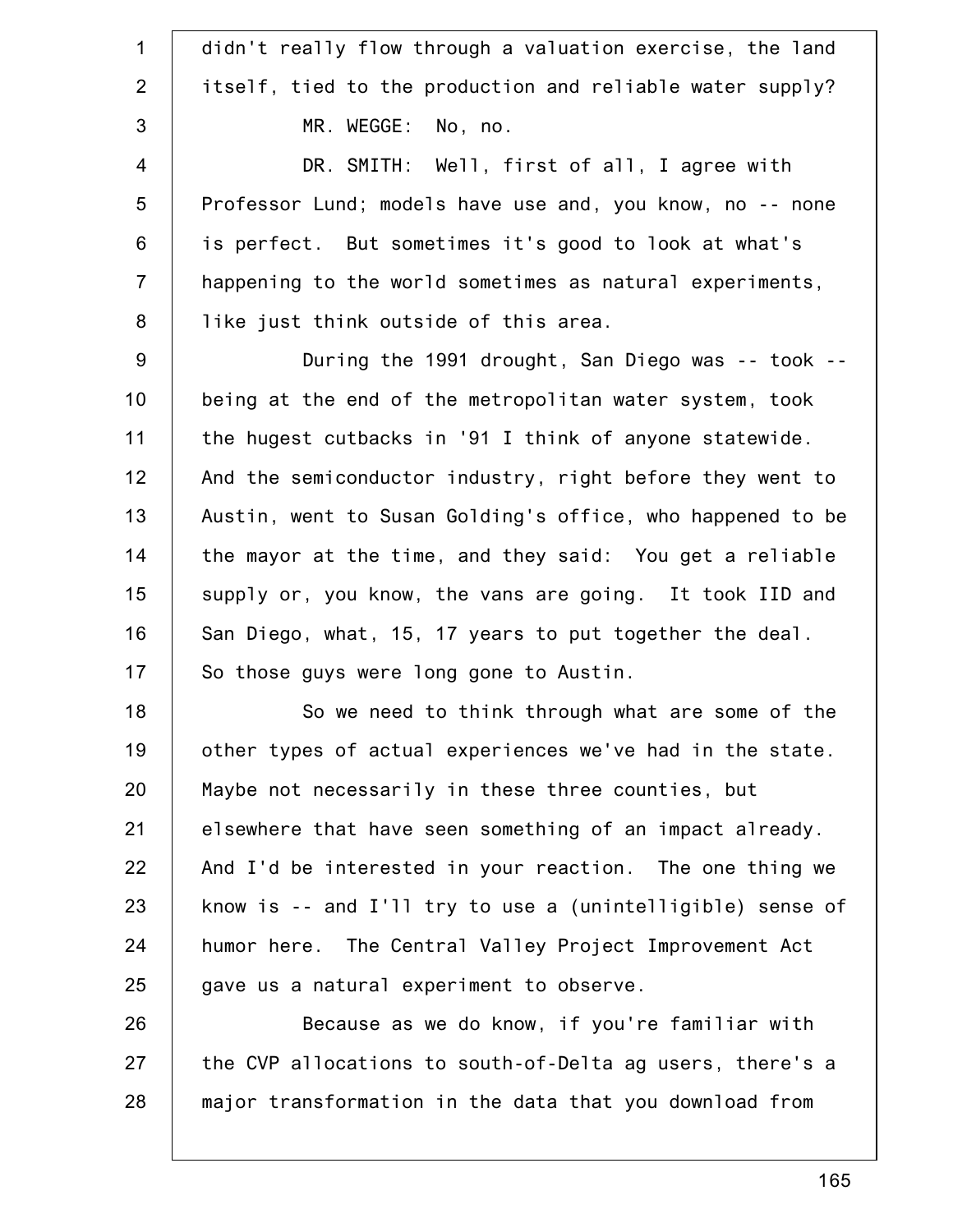didn't really flow through a valuation exercise, the land itself, tied to the production and reliable water supply?

MR. WEGGE: No, no.

DR. SMITH: Well, first of all, I agree with Professor Lund; models have use and, you know, no -- none is perfect. But sometimes it's good to look at what's happening to the world sometimes as natural experiments, like just think outside of this area.

During the 1991 drought, San Diego was -- took -- being at the end of the metropolitan water system, took the hugest cutbacks in '91 I think of anyone statewide. And the semiconductor industry, right before they went to Austin, went to Susan Golding's office, who happened to be the mayor at the time, and they said: You get a reliable supply or, you know, the vans are going. It took IID and San Diego, what, 15, 17 years to put together the deal. So those guys were long gone to Austin.

So we need to think through what are some of the other types of actual experiences we've had in the state. Maybe not necessarily in these three counties, but elsewhere that have seen something of an impact already. And I'd be interested in your reaction. The one thing we know is -- and I'll try to use a (unintelligible) sense of humor here. The Central Valley Project Improvement Act gave us a natural experiment to observe.

Because as we do know, if you're familiar with the CVP allocations to south-of-Delta ag users, there's a major transformation in the data that you download from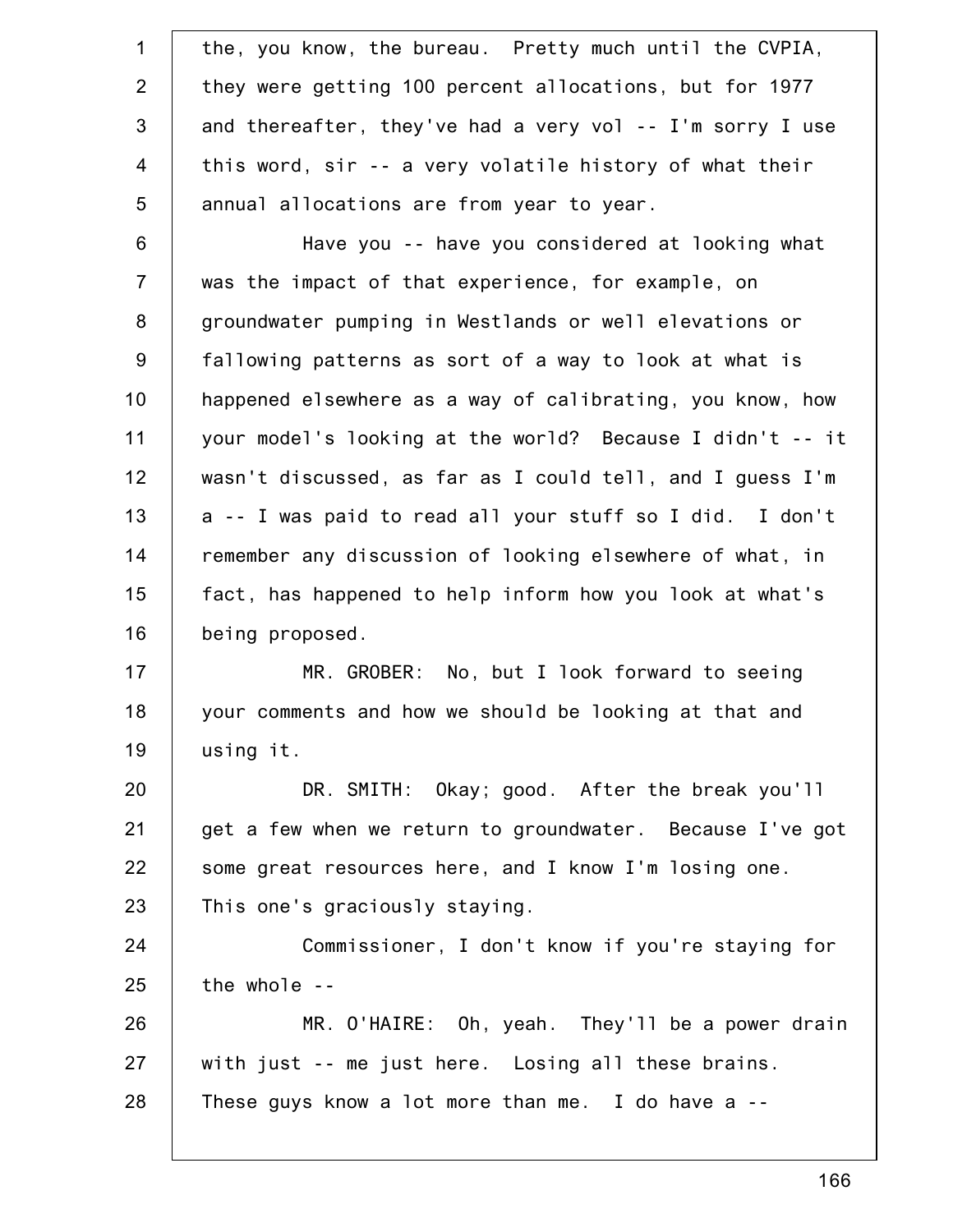the, you know, the bureau. Pretty much until the CVPIA, they were getting 100 percent allocations, but for 1977 and thereafter, they've had a very vol -- I'm sorry I use this word, sir -- a very volatile history of what their annual allocations are from year to year.

Have you -- have you considered at looking what was the impact of that experience, for example, on groundwater pumping in Westlands or well elevations or fallowing patterns as sort of a way to look at what is happened elsewhere as a way of calibrating, you know, how your model's looking at the world? Because I didn't -- it wasn't discussed, as far as I could tell, and I guess I'm a -- I was paid to read all your stuff so I did. I don't remember any discussion of looking elsewhere of what, in fact, has happened to help inform how you look at what's being proposed.

MR. GROBER: No, but I look forward to seeing your comments and how we should be looking at that and using it.

DR. SMITH: Okay; good. After the break you'll get a few when we return to groundwater. Because I've got some great resources here, and I know I'm losing one. This one's graciously staying.

Commissioner, I don't know if you're staying for the whole --

MR. O'HAIRE: Oh, yeah. They'll be a power drain with just -- me just here. Losing all these brains. These guys know a lot more than me. I do have a --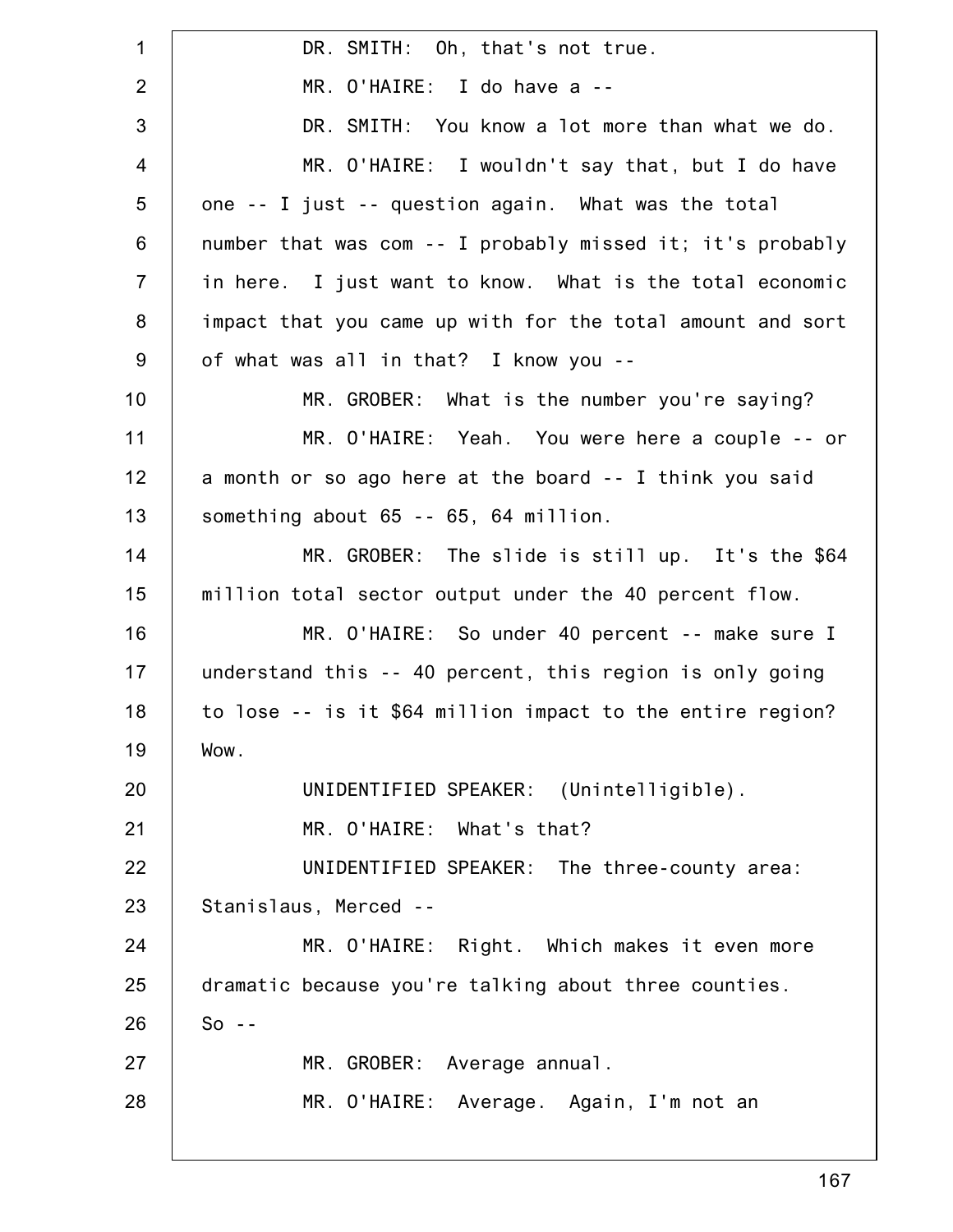DR. SMITH: Oh, that's not true.

MR. O'HAIRE: I do have a --

DR. SMITH: You know a lot more than what we do.

MR. O'HAIRE: I wouldn't say that, but I do have one -- I just -- question again. What was the total number that was com -- I probably missed it; it's probably in here. I just want to know. What is the total economic impact that you came up with for the total amount and sort of what was all in that? I know you --

MR. GROBER: What is the number you're saying?

MR. O'HAIRE: Yeah. You were here a couple -- or a month or so ago here at the board -- I think you said something about 65 -- 65, 64 million.

MR. GROBER: The slide is still up. It's the $64 million total sector output under the 40 percent flow.

MR. O'HAIRE: So under 40 percent -- make sure I understand this -- 40 percent, this region is only going to lose -- is it $64 million impact to the entire region? Wow.

UNIDENTIFIED SPEAKER: (Unintelligible).

MR. O'HAIRE: What's that?

UNIDENTIFIED SPEAKER: The three-county area: Stanislaus, Merced --

MR. O'HAIRE: Right. Which makes it even more dramatic because you're talking about three counties. So --

MR. GROBER: Average annual.

MR. O'HAIRE: Average. Again, I'm not an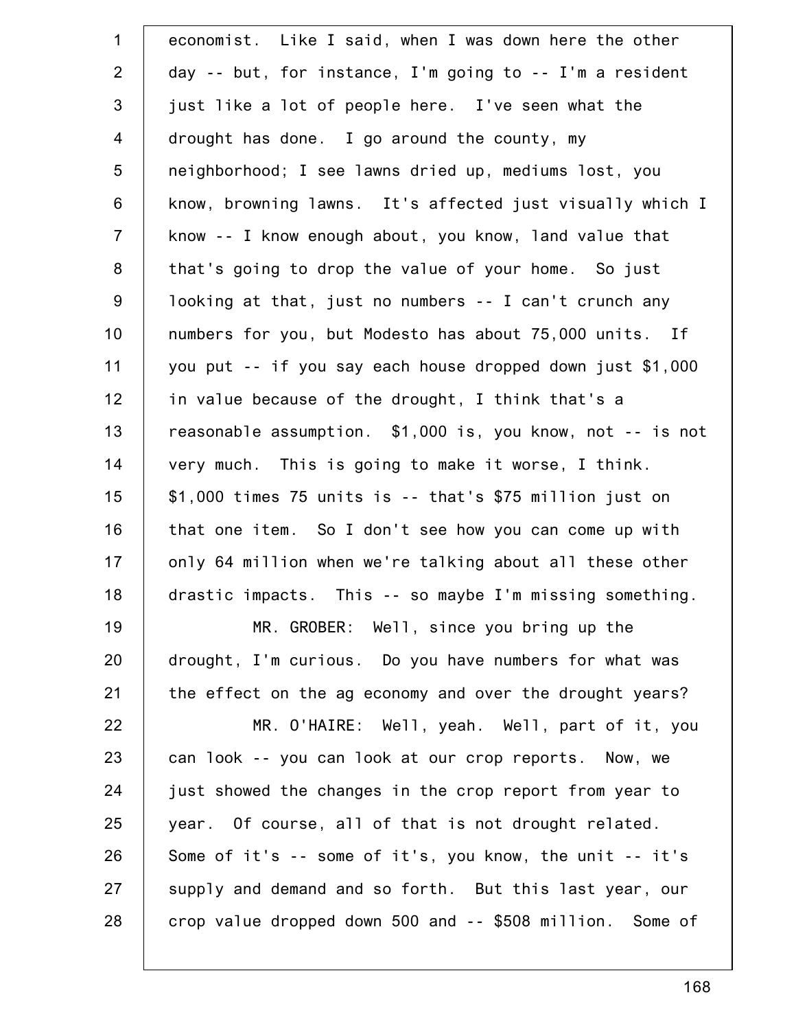economist. Like I said, when I was down here the other day -- but, for instance, I'm going to -- I'm a resident just like a lot of people here. I've seen what the drought has done. I go around the county, my neighborhood; I see lawns dried up, mediums lost, you know, browning lawns. It's affected just visually which I know -- I know enough about, you know, land value that that's going to drop the value of your home. So just looking at that, just no numbers -- I can't crunch any numbers for you, but Modesto has about 75,000 units. If you put -- if you say each house dropped down just $1,000 in value because of the drought, I think that's a reasonable assumption. $1,000 is, you know, not -- is not very much. This is going to make it worse, I think. $1,000 times 75 units is -- that's $75 million just on that one item. So I don't see how you can come up with only 64 million when we're talking about all these other drastic impacts. This -- so maybe I'm missing something.

MR. GROBER: Well, since you bring up the drought, I'm curious. Do you have numbers for what was the effect on the ag economy and over the drought years?

MR. O'HAIRE: Well, yeah. Well, part of it, you can look -- you can look at our crop reports. Now, we just showed the changes in the crop report from year to year. Of course, all of that is not drought related. Some of it's -- some of it's, you know, the unit -- it's supply and demand and so forth. But this last year, our crop value dropped down 500 and -- $508 million. Some of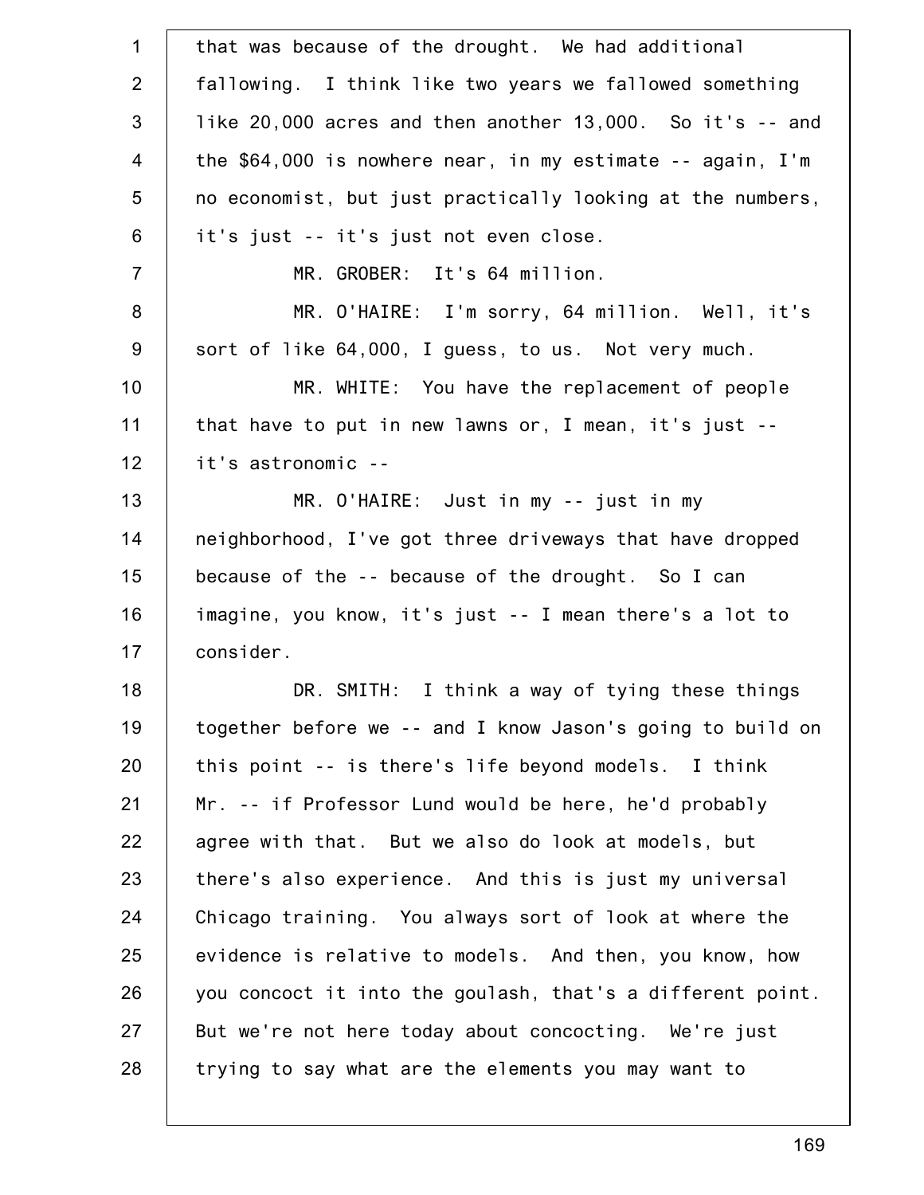that was because of the drought. We had additional fallowing. I think like two years we fallowed something like 20,000 acres and then another 13,000. So it's -- and the $64,000 is nowhere near, in my estimate -- again, I'm no economist, but just practically looking at the numbers, it's just -- it's just not even close.

MR. GROBER: It's 64 million.

MR. O'HAIRE: I'm sorry, 64 million. Well, it's sort of like 64,000, I guess, to us. Not very much.

MR. WHITE: You have the replacement of people that have to put in new lawns or, I mean, it's just -- it's astronomic --

MR. O'HAIRE: Just in my -- just in my neighborhood, I've got three driveways that have dropped because of the -- because of the drought. So I can imagine, you know, it's just -- I mean there's a lot to consider.

DR. SMITH: I think a way of tying these things together before we -- and I know Jason's going to build on this point -- is there's life beyond models. I think Mr. -- if Professor Lund would be here, he'd probably agree with that. But we also do look at models, but there's also experience. And this is just my universal Chicago training. You always sort of look at where the evidence is relative to models. And then, you know, how you concoct it into the goulash, that's a different point. But we're not here today about concocting. We're just trying to say what are the elements you may want to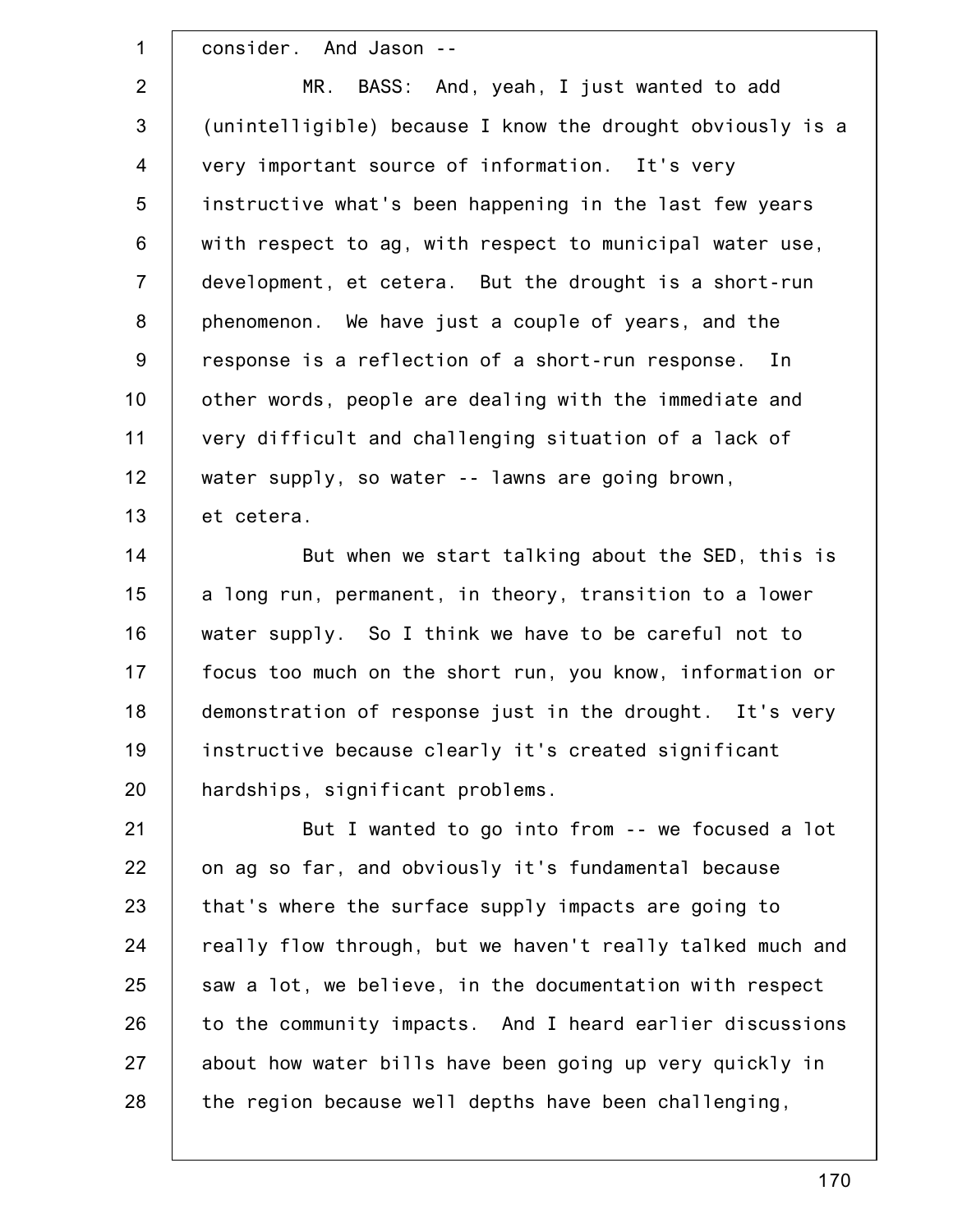consider. And Jason --

MR. BASS: And, yeah, I just wanted to add (unintelligible) because I know the drought obviously is a very important source of information. It's very instructive what's been happening in the last few years with respect to ag, with respect to municipal water use, development, et cetera. But the drought is a short-run phenomenon. We have just a couple of years, and the response is a reflection of a short-run response. In other words, people are dealing with the immediate and very difficult and challenging situation of a lack of water supply, so water -- lawns are going brown, et cetera.

But when we start talking about the SED, this is a long run, permanent, in theory, transition to a lower water supply. So I think we have to be careful not to focus too much on the short run, you know, information or demonstration of response just in the drought. It's very instructive because clearly it's created significant hardships, significant problems.

But I wanted to go into from -- we focused a lot on ag so far, and obviously it's fundamental because that's where the surface supply impacts are going to really flow through, but we haven't really talked much and saw a lot, we believe, in the documentation with respect to the community impacts. And I heard earlier discussions about how water bills have been going up very quickly in the region because well depths have been challenging,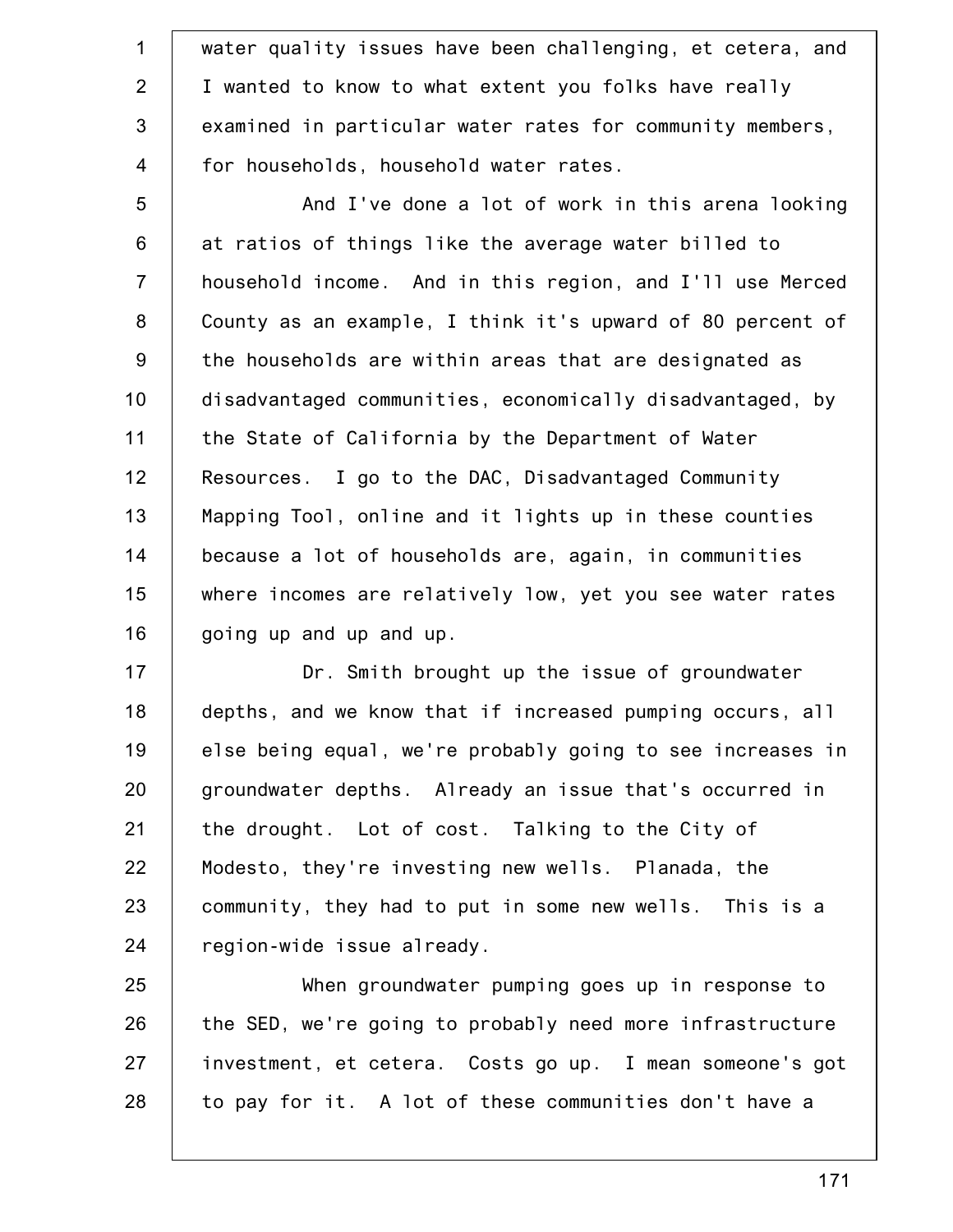water quality issues have been challenging, et cetera, and I wanted to know to what extent you folks have really examined in particular water rates for community members, for households, household water rates.

And I've done a lot of work in this arena looking at ratios of things like the average water billed to household income. And in this region, and I'll use Merced County as an example, I think it's upward of 80 percent of the households are within areas that are designated as disadvantaged communities, economically disadvantaged, by the State of California by the Department of Water Resources. I go to the DAC, Disadvantaged Community Mapping Tool, online and it lights up in these counties because a lot of households are, again, in communities where incomes are relatively low, yet you see water rates going up and up and up.

Dr. Smith brought up the issue of groundwater depths, and we know that if increased pumping occurs, all else being equal, we're probably going to see increases in groundwater depths. Already an issue that's occurred in the drought. Lot of cost. Talking to the City of Modesto, they're investing new wells. Planada, the community, they had to put in some new wells. This is a region-wide issue already.

When groundwater pumping goes up in response to the SED, we're going to probably need more infrastructure investment, et cetera. Costs go up. I mean someone's got to pay for it. A lot of these communities don't have a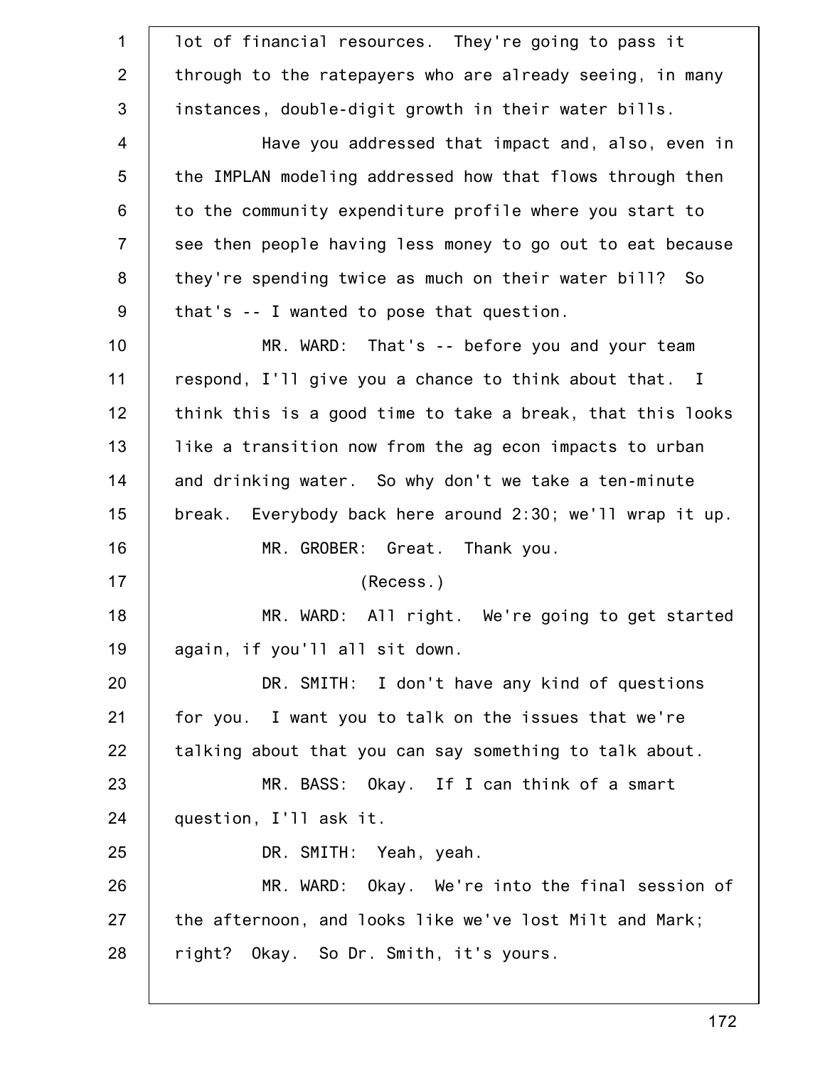lot of financial resources. They're going to pass it through to the ratepayers who are already seeing, in many instances, double-digit growth in their water bills.

Have you addressed that impact and, also, even in the IMPLAN modeling addressed how that flows through then to the community expenditure profile where you start to see then people having less money to go out to eat because they're spending twice as much on their water bill? So that's -- I wanted to pose that question.

MR. WARD: That's -- before you and your team respond, I'll give you a chance to think about that. I think this is a good time to take a break, that this looks like a transition now from the ag econ impacts to urban and drinking water. So why don't we take a ten-minute break. Everybody back here around 2:30; we'll wrap it up.

MR. GROBER: Great. Thank you.

(Recess.)

MR. WARD: All right. We're going to get started again, if you'll all sit down.

DR. SMITH: I don't have any kind of questions for you. I want you to talk on the issues that we're talking about that you can say something to talk about.

MR. BASS: Okay. If I can think of a smart question, I'll ask it.

DR. SMITH: Yeah, yeah.

MR. WARD: Okay. We're into the final session of the afternoon, and looks like we've lost Milt and Mark; right? Okay. So Dr. Smith, it's yours.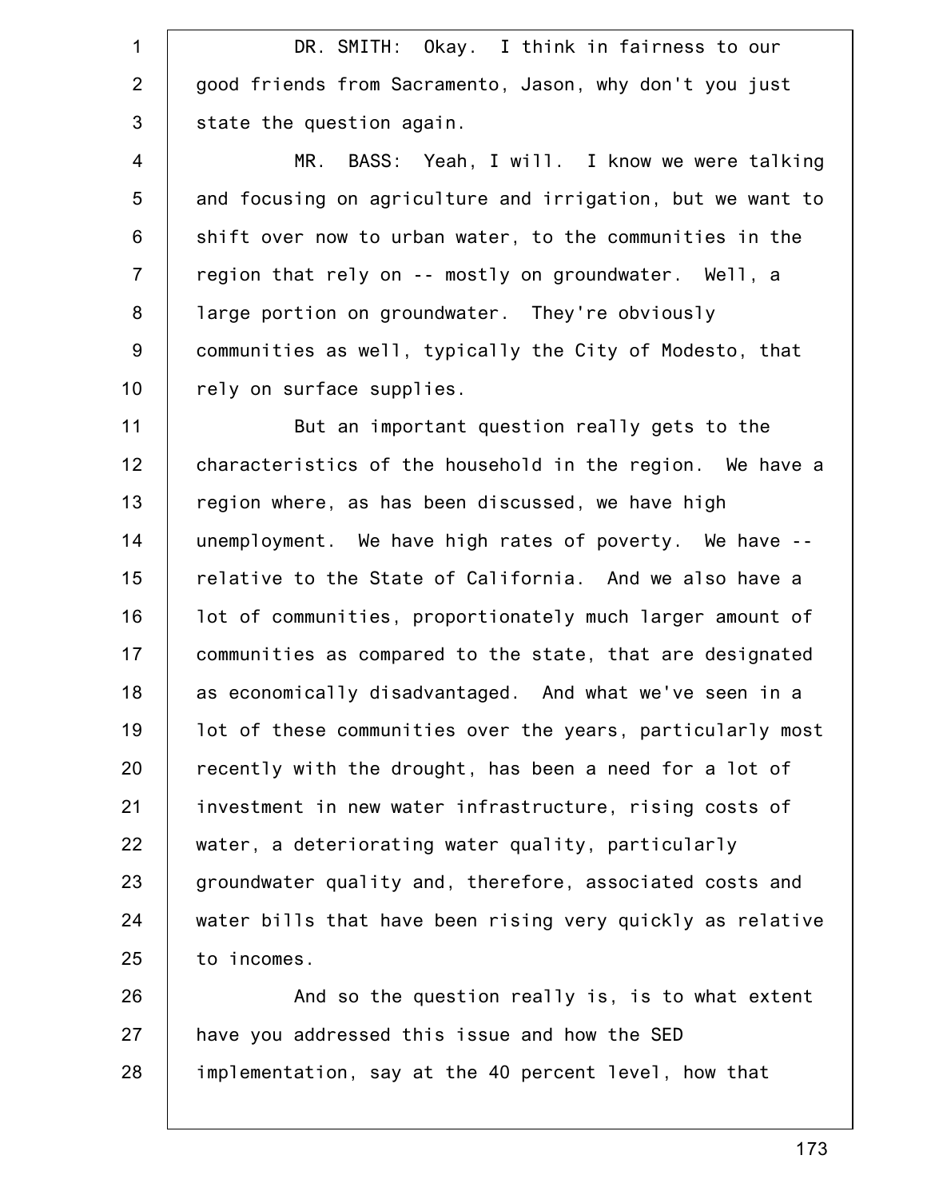DR. SMITH: Okay. I think in fairness to our good friends from Sacramento, Jason, why don't you just state the question again.

MR. BASS: Yeah, I will. I know we were talking and focusing on agriculture and irrigation, but we want to shift over now to urban water, to the communities in the region that rely on -- mostly on groundwater. Well, a large portion on groundwater. They're obviously communities as well, typically the City of Modesto, that rely on surface supplies.

But an important question really gets to the characteristics of the household in the region. We have a region where, as has been discussed, we have high unemployment. We have high rates of poverty. We have -- relative to the State of California. And we also have a lot of communities, proportionately much larger amount of communities as compared to the state, that are designated as economically disadvantaged. And what we've seen in a lot of these communities over the years, particularly most recently with the drought, has been a need for a lot of investment in new water infrastructure, rising costs of water, a deteriorating water quality, particularly groundwater quality and, therefore, associated costs and water bills that have been rising very quickly as relative to incomes.

And so the question really is, is to what extent have you addressed this issue and how the SED implementation, say at the 40 percent level, how that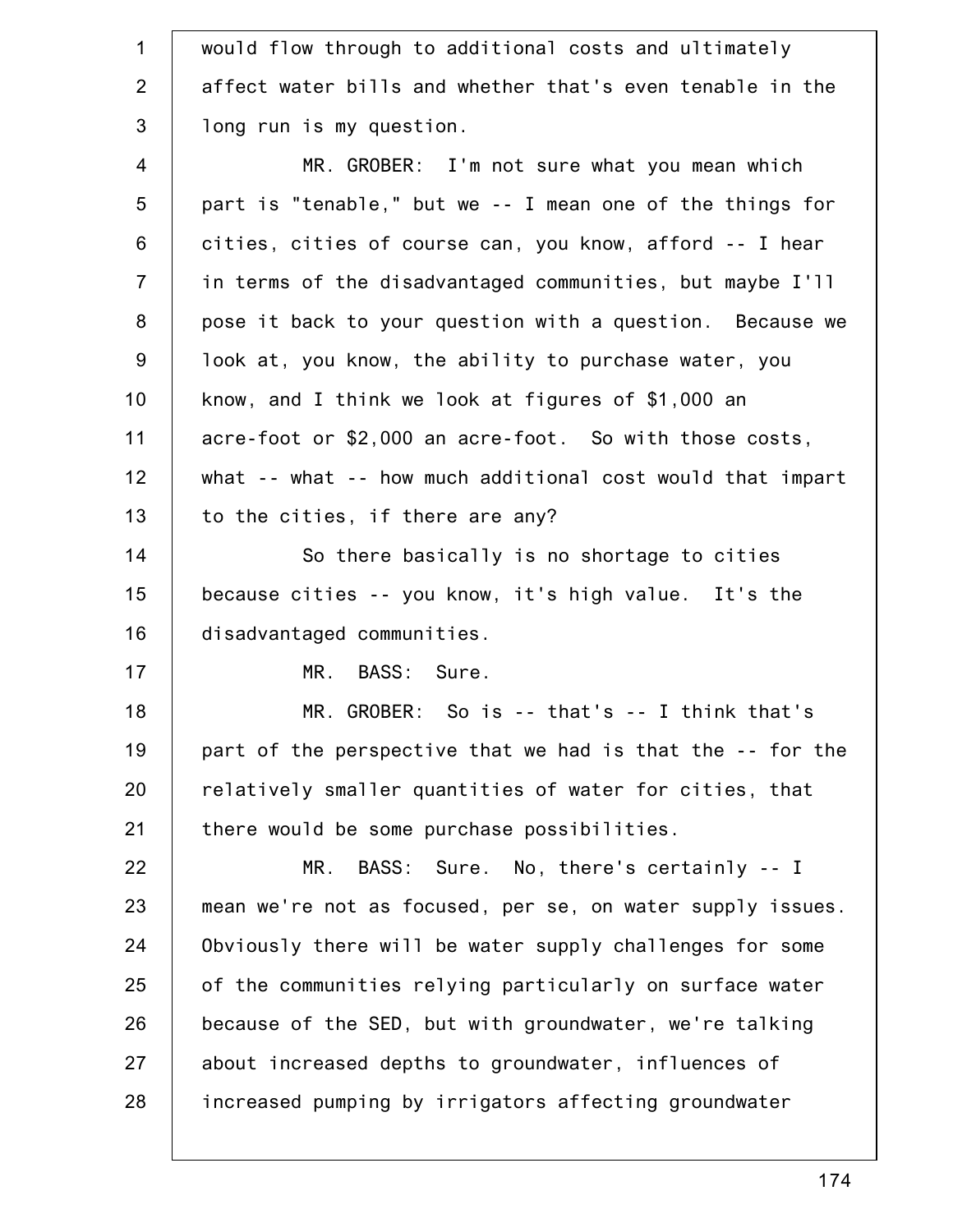would flow through to additional costs and ultimately affect water bills and whether that's even tenable in the long run is my question.

MR. GROBER: I'm not sure what you mean which part is "tenable," but we -- I mean one of the things for cities, cities of course can, you know, afford -- I hear in terms of the disadvantaged communities, but maybe I'll pose it back to your question with a question. Because we look at, you know, the ability to purchase water, you know, and I think we look at figures of $1,000 an acre-foot or $2,000 an acre-foot. So with those costs, what -- what -- how much additional cost would that impart to the cities, if there are any?

So there basically is no shortage to cities because cities -- you know, it's high value. It's the disadvantaged communities.

MR. BASS: Sure.

MR. GROBER: So is -- that's -- I think that's part of the perspective that we had is that the -- for the relatively smaller quantities of water for cities, that there would be some purchase possibilities.

MR. BASS: Sure. No, there's certainly -- I mean we're not as focused, per se, on water supply issues. Obviously there will be water supply challenges for some of the communities relying particularly on surface water because of the SED, but with groundwater, we're talking about increased depths to groundwater, influences of increased pumping by irrigators affecting groundwater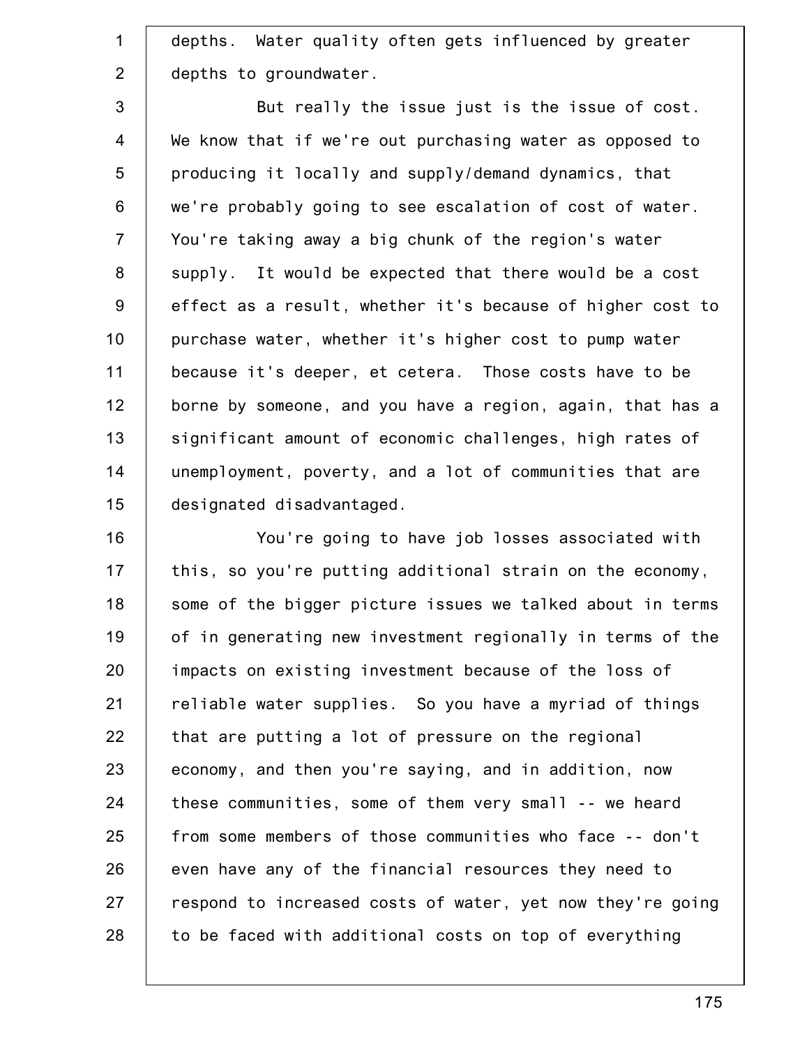depths. Water quality often gets influenced by greater depths to groundwater.

But really the issue just is the issue of cost. We know that if we're out purchasing water as opposed to producing it locally and supply/demand dynamics, that we're probably going to see escalation of cost of water. You're taking away a big chunk of the region's water supply. It would be expected that there would be a cost effect as a result, whether it's because of higher cost to purchase water, whether it's higher cost to pump water because it's deeper, et cetera. Those costs have to be borne by someone, and you have a region, again, that has a significant amount of economic challenges, high rates of unemployment, poverty, and a lot of communities that are designated disadvantaged.

You're going to have job losses associated with this, so you're putting additional strain on the economy, some of the bigger picture issues we talked about in terms of in generating new investment regionally in terms of the impacts on existing investment because of the loss of reliable water supplies. So you have a myriad of things that are putting a lot of pressure on the regional economy, and then you're saying, and in addition, now these communities, some of them very small -- we heard from some members of those communities who face -- don't even have any of the financial resources they need to respond to increased costs of water, yet now they're going to be faced with additional costs on top of everything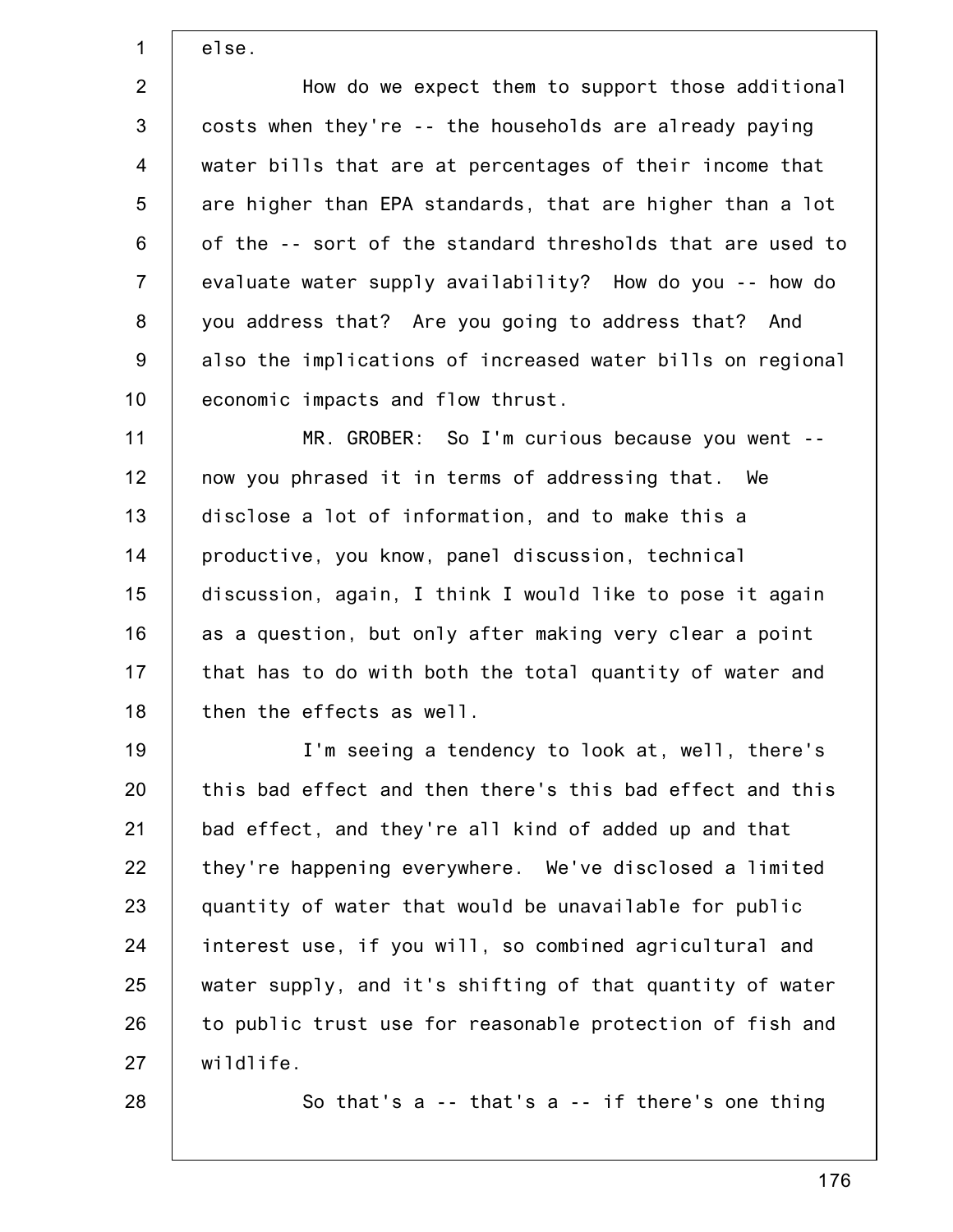else.

How do we expect them to support those additional costs when they're -- the households are already paying water bills that are at percentages of their income that are higher than EPA standards, that are higher than a lot of the -- sort of the standard thresholds that are used to evaluate water supply availability? How do you -- how do you address that? Are you going to address that? And also the implications of increased water bills on regional economic impacts and flow thrust.

MR. GROBER: So I'm curious because you went -- now you phrased it in terms of addressing that. We disclose a lot of information, and to make this a productive, you know, panel discussion, technical discussion, again, I think I would like to pose it again as a question, but only after making very clear a point that has to do with both the total quantity of water and then the effects as well.

I'm seeing a tendency to look at, well, there's this bad effect and then there's this bad effect and this bad effect, and they're all kind of added up and that they're happening everywhere. We've disclosed a limited quantity of water that would be unavailable for public interest use, if you will, so combined agricultural and water supply, and it's shifting of that quantity of water to public trust use for reasonable protection of fish and wildlife.

So that's a -- that's a -- if there's one thing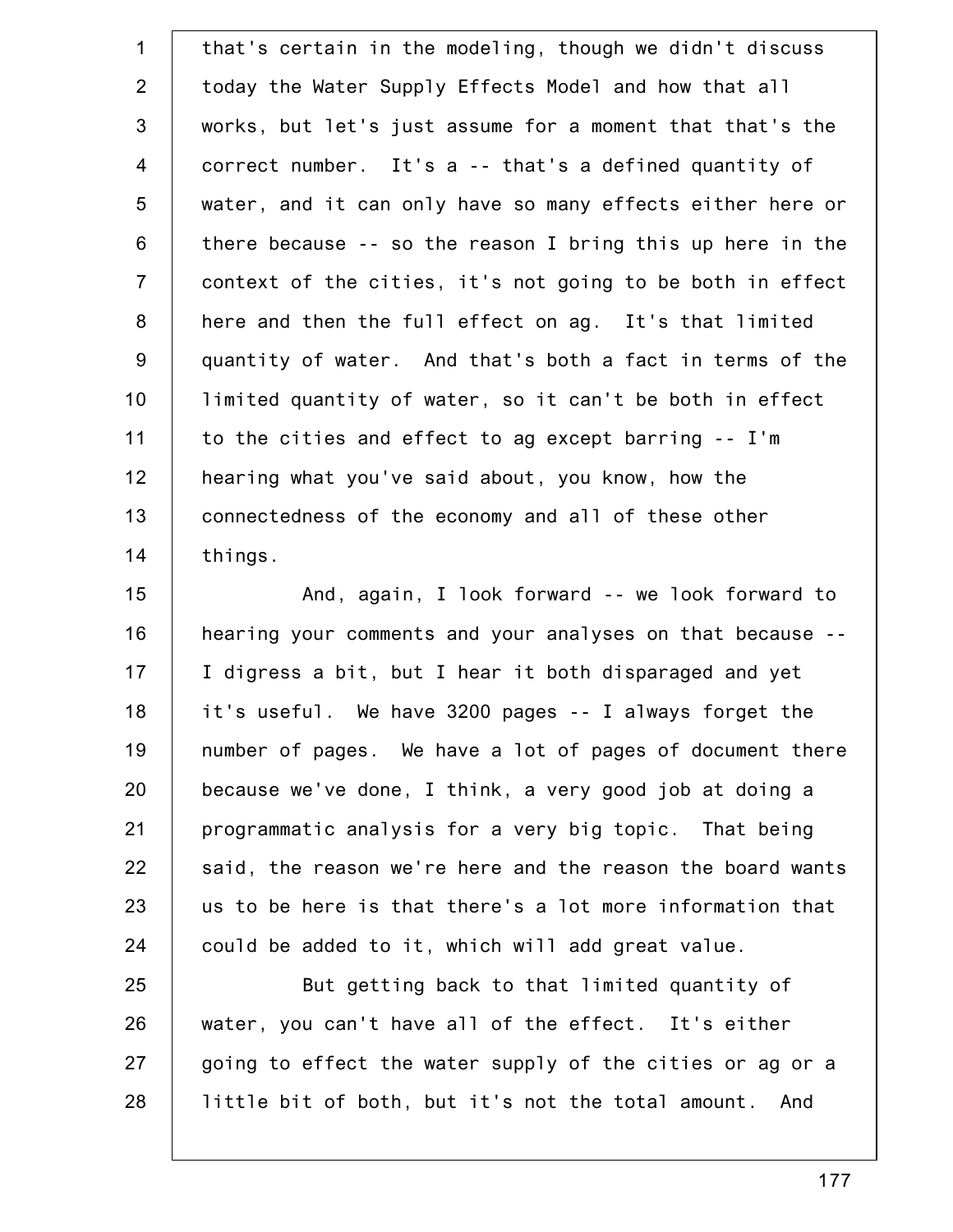that's certain in the modeling, though we didn't discuss today the Water Supply Effects Model and how that all works, but let's just assume for a moment that that's the correct number. It's a -- that's a defined quantity of water, and it can only have so many effects either here or there because -- so the reason I bring this up here in the context of the cities, it's not going to be both in effect here and then the full effect on ag. It's that limited quantity of water. And that's both a fact in terms of the limited quantity of water, so it can't be both in effect to the cities and effect to ag except barring -- I'm hearing what you've said about, you know, how the connectedness of the economy and all of these other things.

And, again, I look forward -- we look forward to hearing your comments and your analyses on that because -- I digress a bit, but I hear it both disparaged and yet it's useful. We have 3200 pages -- I always forget the number of pages. We have a lot of pages of document there because we've done, I think, a very good job at doing a programmatic analysis for a very big topic. That being said, the reason we're here and the reason the board wants us to be here is that there's a lot more information that could be added to it, which will add great value.

But getting back to that limited quantity of water, you can't have all of the effect. It's either going to effect the water supply of the cities or ag or a little bit of both, but it's not the total amount. And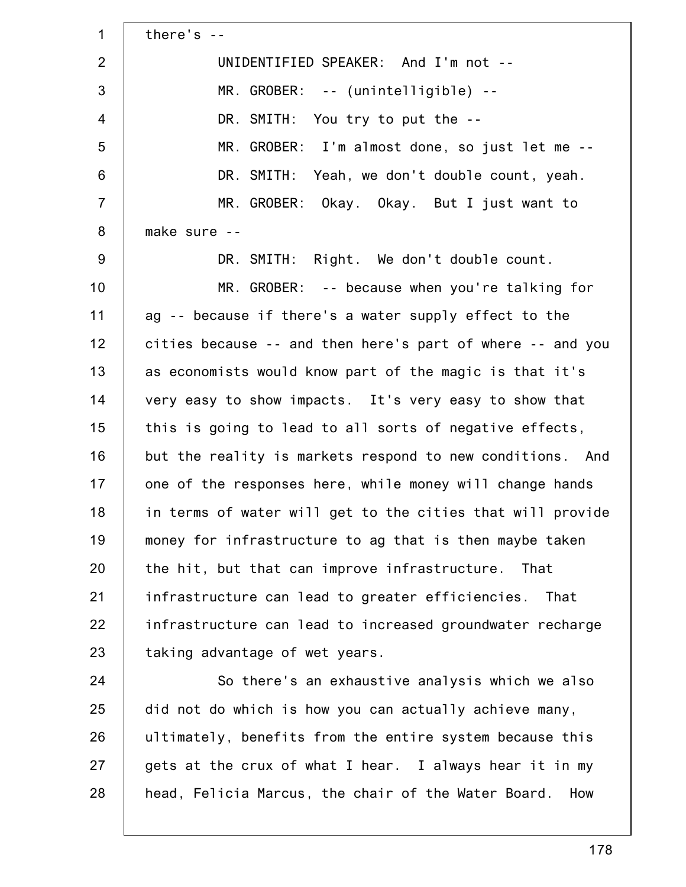there's --

UNIDENTIFIED SPEAKER: And I'm not --

MR. GROBER: -- (unintelligible) --

DR. SMITH: You try to put the --

MR. GROBER: I'm almost done, so just let me --

DR. SMITH: Yeah, we don't double count, yeah.

MR. GROBER: Okay. Okay. But I just want to make sure --

DR. SMITH: Right. We don't double count.

MR. GROBER: -- because when you're talking for ag -- because if there's a water supply effect to the cities because -- and then here's part of where -- and you as economists would know part of the magic is that it's very easy to show impacts. It's very easy to show that this is going to lead to all sorts of negative effects, but the reality is markets respond to new conditions. And one of the responses here, while money will change hands in terms of water will get to the cities that will provide money for infrastructure to ag that is then maybe taken the hit, but that can improve infrastructure. That infrastructure can lead to greater efficiencies. That infrastructure can lead to increased groundwater recharge taking advantage of wet years.

So there's an exhaustive analysis which we also did not do which is how you can actually achieve many, ultimately, benefits from the entire system because this gets at the crux of what I hear. I always hear it in my head, Felicia Marcus, the chair of the Water Board. How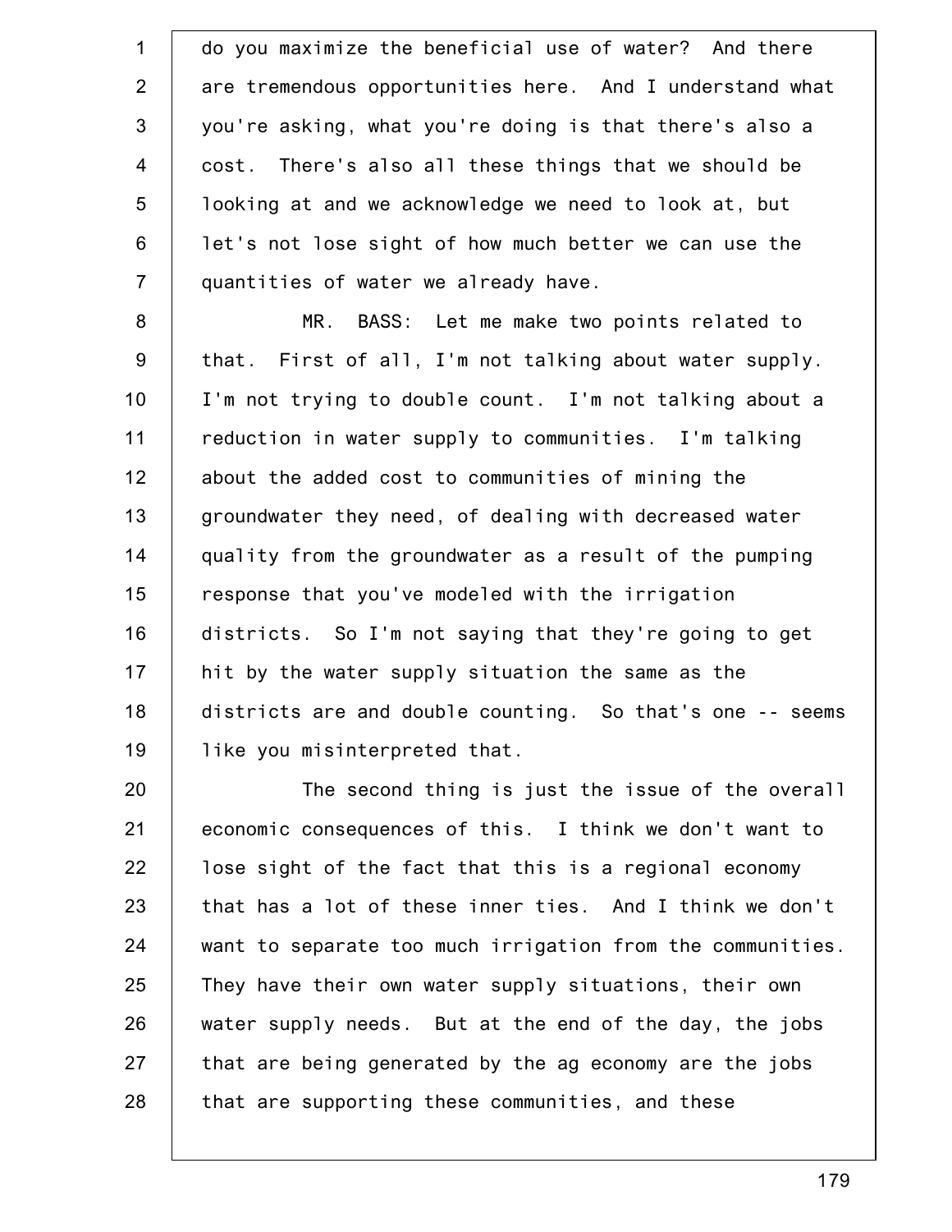do you maximize the beneficial use of water? And there are tremendous opportunities here. And I understand what you're asking, what you're doing is that there's also a cost. There's also all these things that we should be looking at and we acknowledge we need to look at, but let's not lose sight of how much better we can use the quantities of water we already have.

MR. BASS: Let me make two points related to that. First of all, I'm not talking about water supply. I'm not trying to double count. I'm not talking about a reduction in water supply to communities. I'm talking about the added cost to communities of mining the groundwater they need, of dealing with decreased water quality from the groundwater as a result of the pumping response that you've modeled with the irrigation districts. So I'm not saying that they're going to get hit by the water supply situation the same as the districts are and double counting. So that's one -- seems like you misinterpreted that.

The second thing is just the issue of the overall economic consequences of this. I think we don't want to lose sight of the fact that this is a regional economy that has a lot of these inner ties. And I think we don't want to separate too much irrigation from the communities. They have their own water supply situations, their own water supply needs. But at the end of the day, the jobs that are being generated by the ag economy are the jobs that are supporting these communities, and these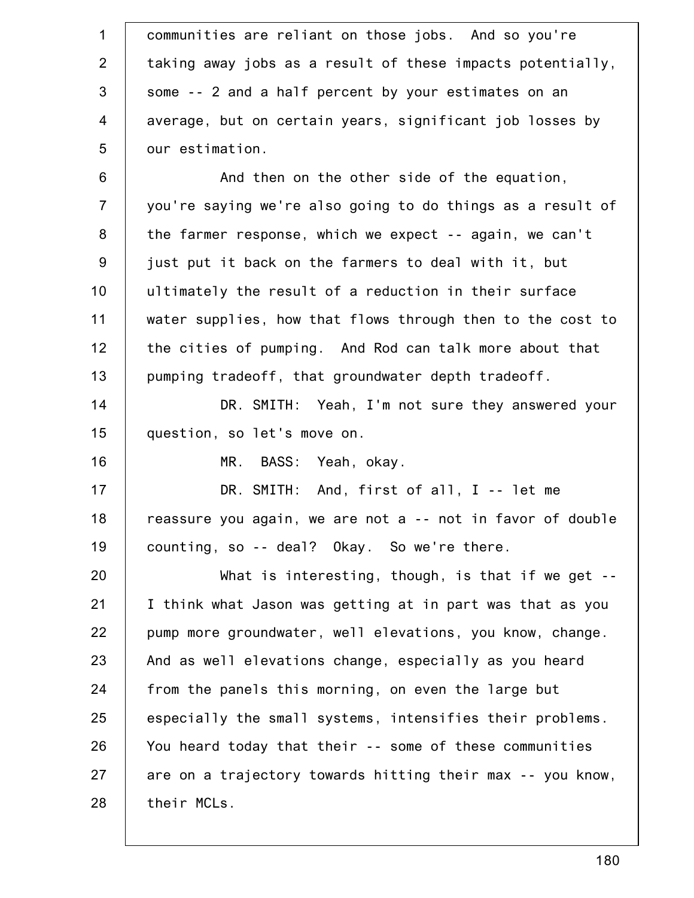communities are reliant on those jobs. And so you're taking away jobs as a result of these impacts potentially, some -- 2 and a half percent by your estimates on an average, but on certain years, significant job losses by our estimation.

And then on the other side of the equation, you're saying we're also going to do things as a result of the farmer response, which we expect -- again, we can't just put it back on the farmers to deal with it, but ultimately the result of a reduction in their surface water supplies, how that flows through then to the cost to the cities of pumping. And Rod can talk more about that pumping tradeoff, that groundwater depth tradeoff.

DR. SMITH: Yeah, I'm not sure they answered your question, so let's move on.

MR. BASS: Yeah, okay.

DR. SMITH: And, first of all, I -- let me reassure you again, we are not a -- not in favor of double counting, so -- deal? Okay. So we're there.

What is interesting, though, is that if we get -- I think what Jason was getting at in part was that as you pump more groundwater, well elevations, you know, change. And as well elevations change, especially as you heard from the panels this morning, on even the large but especially the small systems, intensifies their problems. You heard today that their -- some of these communities are on a trajectory towards hitting their max -- you know, their MCLs.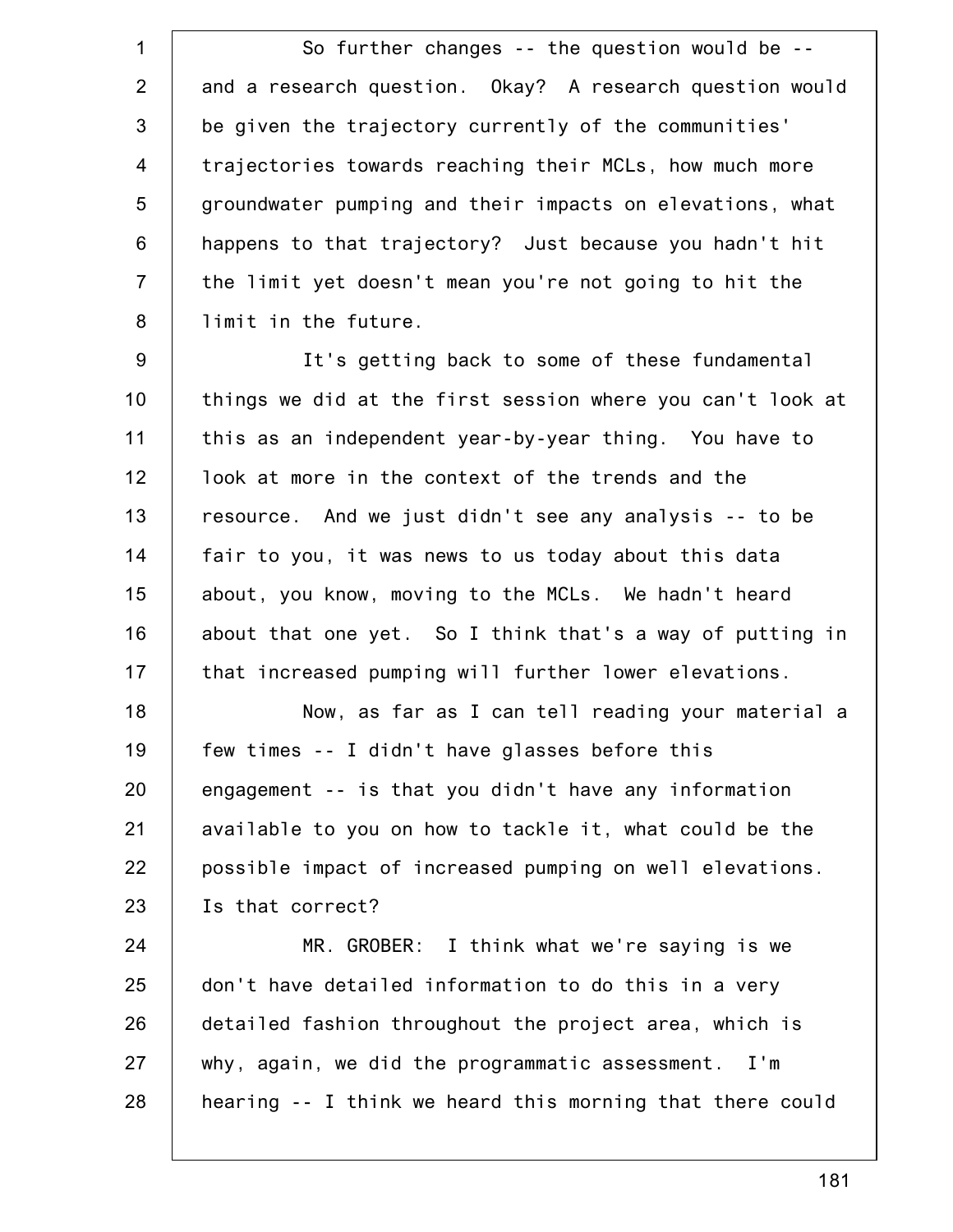So further changes -- the question would be -- and a research question. Okay? A research question would be given the trajectory currently of the communities' trajectories towards reaching their MCLs, how much more groundwater pumping and their impacts on elevations, what happens to that trajectory? Just because you hadn't hit the limit yet doesn't mean you're not going to hit the limit in the future.

It's getting back to some of these fundamental things we did at the first session where you can't look at this as an independent year-by-year thing. You have to look at more in the context of the trends and the resource. And we just didn't see any analysis -- to be fair to you, it was news to us today about this data about, you know, moving to the MCLs. We hadn't heard about that one yet. So I think that's a way of putting in that increased pumping will further lower elevations.

Now, as far as I can tell reading your material a few times -- I didn't have glasses before this engagement -- is that you didn't have any information available to you on how to tackle it, what could be the possible impact of increased pumping on well elevations. Is that correct?

MR. GROBER: I think what we're saying is we don't have detailed information to do this in a very detailed fashion throughout the project area, which is why, again, we did the programmatic assessment. I'm hearing -- I think we heard this morning that there could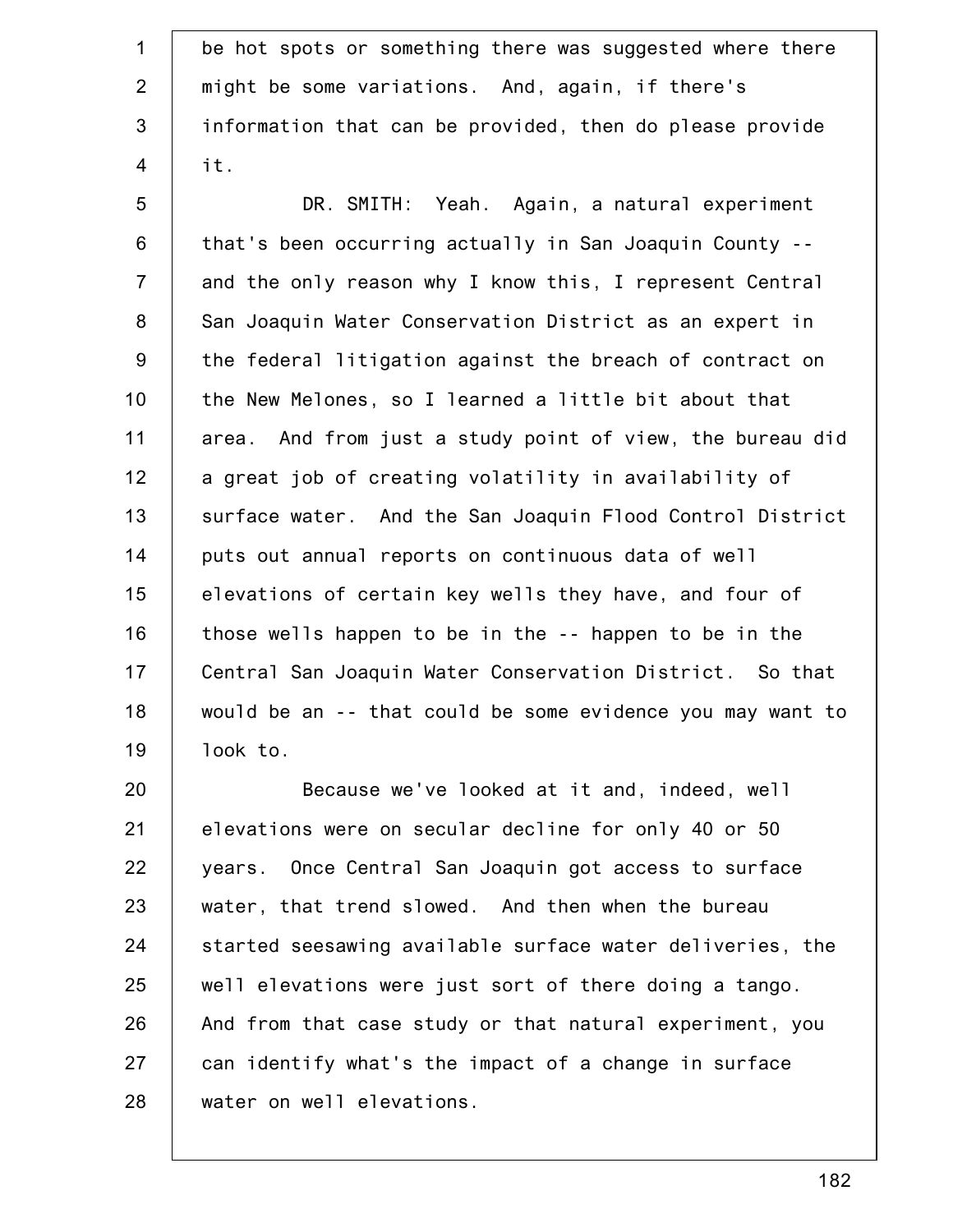be hot spots or something there was suggested where there might be some variations. And, again, if there's information that can be provided, then do please provide it.

DR. SMITH: Yeah. Again, a natural experiment that's been occurring actually in San Joaquin County -- and the only reason why I know this, I represent Central San Joaquin Water Conservation District as an expert in the federal litigation against the breach of contract on the New Melones, so I learned a little bit about that area. And from just a study point of view, the bureau did a great job of creating volatility in availability of surface water. And the San Joaquin Flood Control District puts out annual reports on continuous data of well elevations of certain key wells they have, and four of those wells happen to be in the -- happen to be in the Central San Joaquin Water Conservation District. So that would be an -- that could be some evidence you may want to look to.

Because we've looked at it and, indeed, well elevations were on secular decline for only 40 or 50 years. Once Central San Joaquin got access to surface water, that trend slowed. And then when the bureau started seesawing available surface water deliveries, the well elevations were just sort of there doing a tango. And from that case study or that natural experiment, you can identify what's the impact of a change in surface water on well elevations.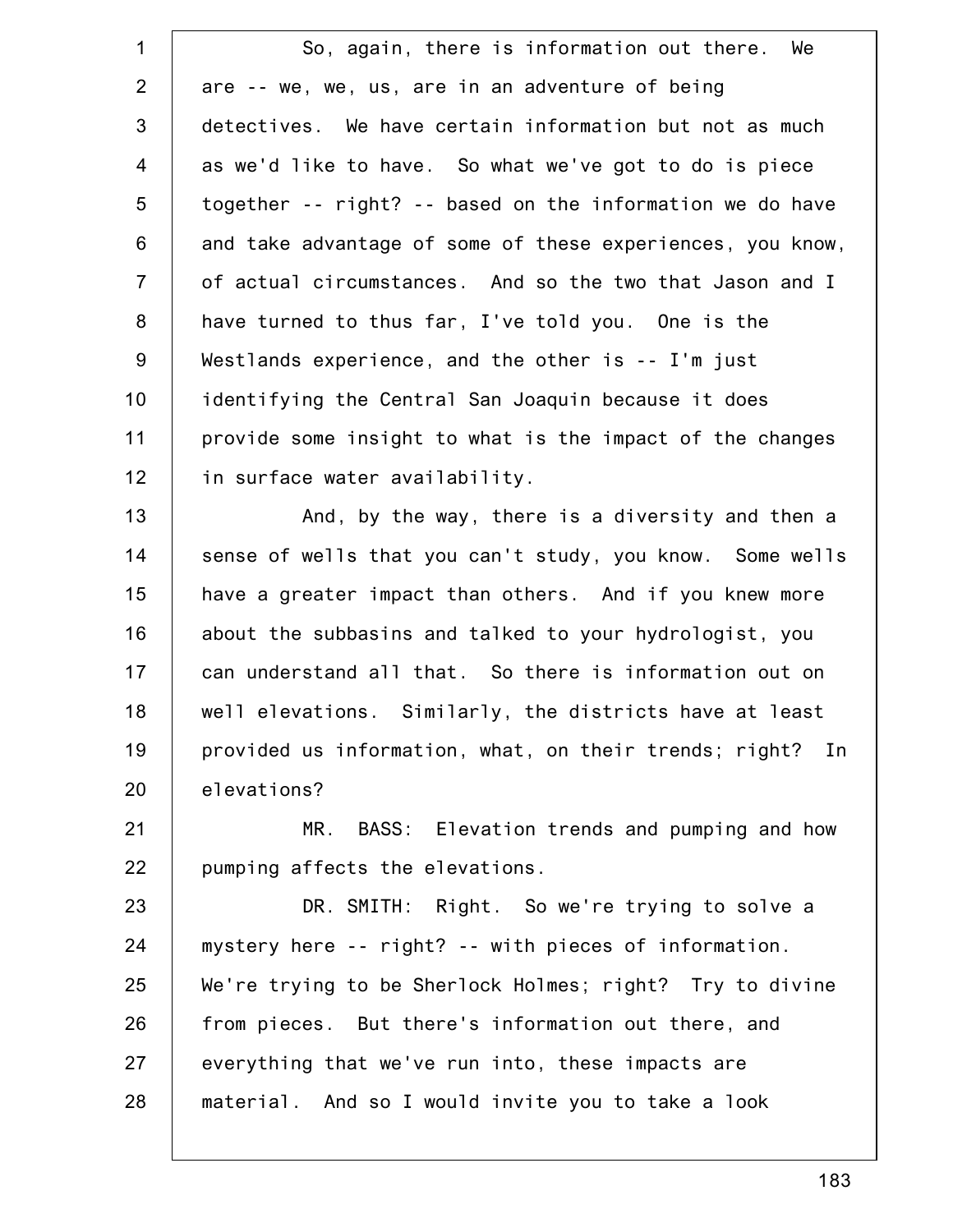So, again, there is information out there. We are -- we, we, us, are in an adventure of being detectives. We have certain information but not as much as we'd like to have. So what we've got to do is piece together -- right? -- based on the information we do have and take advantage of some of these experiences, you know, of actual circumstances. And so the two that Jason and I have turned to thus far, I've told you. One is the Westlands experience, and the other is -- I'm just identifying the Central San Joaquin because it does provide some insight to what is the impact of the changes in surface water availability.

And, by the way, there is a diversity and then a sense of wells that you can't study, you know. Some wells have a greater impact than others. And if you knew more about the subbasins and talked to your hydrologist, you can understand all that. So there is information out on well elevations. Similarly, the districts have at least provided us information, what, on their trends; right? In elevations?

MR. BASS: Elevation trends and pumping and how pumping affects the elevations.

DR. SMITH: Right. So we're trying to solve a mystery here -- right? -- with pieces of information. We're trying to be Sherlock Holmes; right? Try to divine from pieces. But there's information out there, and everything that we've run into, these impacts are material. And so I would invite you to take a look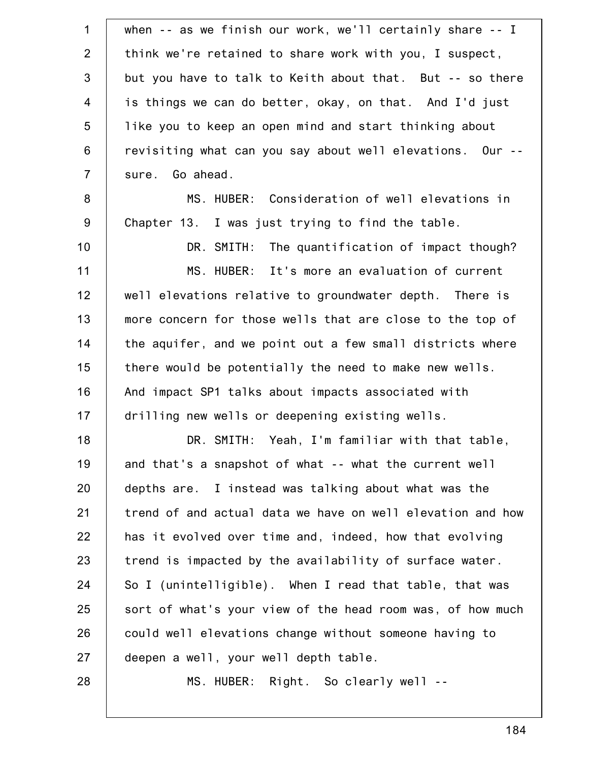when -- as we finish our work, we'll certainly share -- I think we're retained to share work with you, I suspect, but you have to talk to Keith about that. But -- so there is things we can do better, okay, on that. And I'd just like you to keep an open mind and start thinking about revisiting what can you say about well elevations. Our -- sure. Go ahead.

MS. HUBER: Consideration of well elevations in Chapter 13. I was just trying to find the table.

DR. SMITH: The quantification of impact though?

MS. HUBER: It's more an evaluation of current well elevations relative to groundwater depth. There is more concern for those wells that are close to the top of the aquifer, and we point out a few small districts where there would be potentially the need to make new wells. And impact SP1 talks about impacts associated with drilling new wells or deepening existing wells.

DR. SMITH: Yeah, I'm familiar with that table, and that's a snapshot of what -- what the current well depths are. I instead was talking about what was the trend of and actual data we have on well elevation and how has it evolved over time and, indeed, how that evolving trend is impacted by the availability of surface water. So I (unintelligible). When I read that table, that was sort of what's your view of the head room was, of how much could well elevations change without someone having to deepen a well, your well depth table.

MS. HUBER: Right. So clearly well --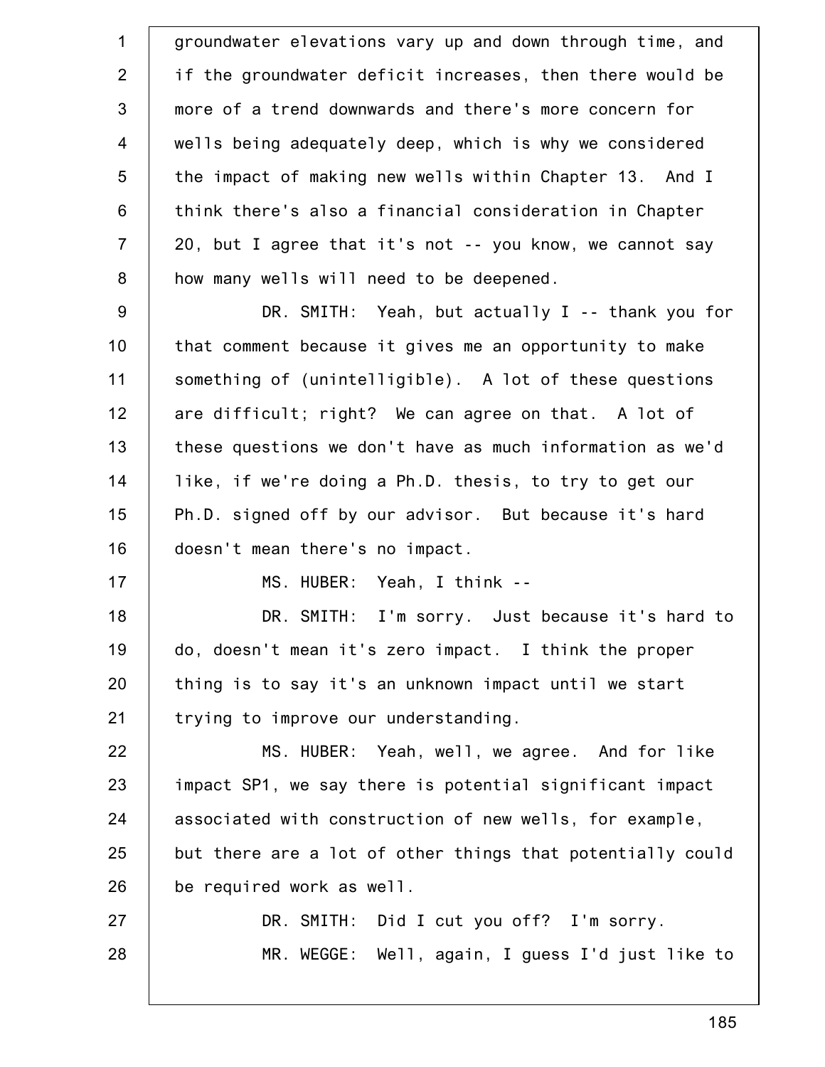groundwater elevations vary up and down through time, and if the groundwater deficit increases, then there would be more of a trend downwards and there's more concern for wells being adequately deep, which is why we considered the impact of making new wells within Chapter 13. And I think there's also a financial consideration in Chapter 20, but I agree that it's not -- you know, we cannot say how many wells will need to be deepened.

DR. SMITH: Yeah, but actually I -- thank you for that comment because it gives me an opportunity to make something of (unintelligible). A lot of these questions are difficult; right? We can agree on that. A lot of these questions we don't have as much information as we'd like, if we're doing a Ph.D. thesis, to try to get our Ph.D. signed off by our advisor. But because it's hard doesn't mean there's no impact.

MS. HUBER: Yeah, I think --

DR. SMITH: I'm sorry. Just because it's hard to do, doesn't mean it's zero impact. I think the proper thing is to say it's an unknown impact until we start trying to improve our understanding.

MS. HUBER: Yeah, well, we agree. And for like impact SP1, we say there is potential significant impact associated with construction of new wells, for example, but there are a lot of other things that potentially could be required work as well.

DR. SMITH: Did I cut you off? I'm sorry.

MR. WEGGE: Well, again, I guess I'd just like to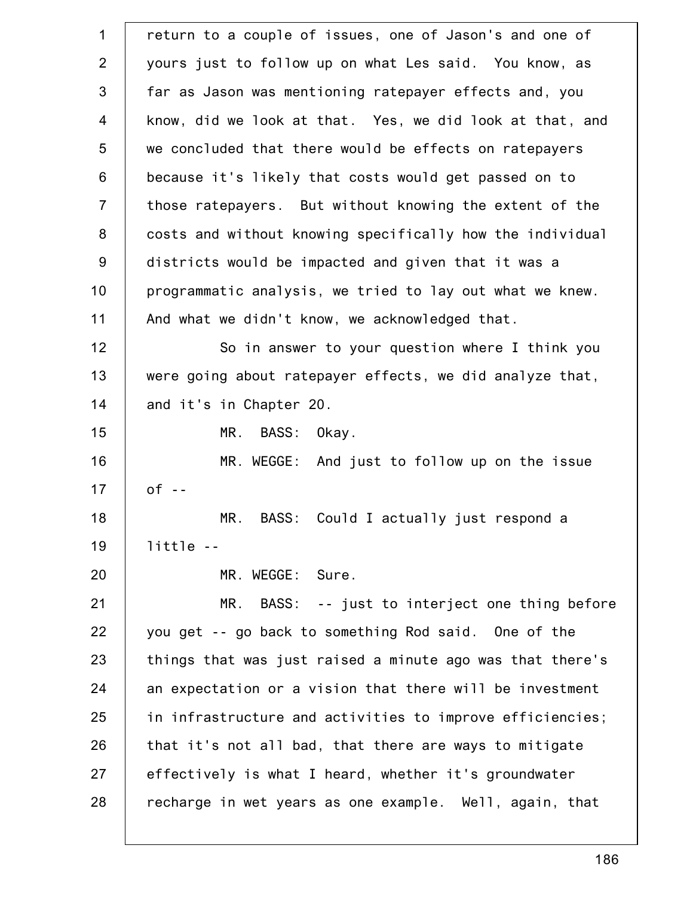return to a couple of issues, one of Jason's and one of yours just to follow up on what Les said. You know, as far as Jason was mentioning ratepayer effects and, you know, did we look at that. Yes, we did look at that, and we concluded that there would be effects on ratepayers because it's likely that costs would get passed on to those ratepayers. But without knowing the extent of the costs and without knowing specifically how the individual districts would be impacted and given that it was a programmatic analysis, we tried to lay out what we knew. And what we didn't know, we acknowledged that.

So in answer to your question where I think you were going about ratepayer effects, we did analyze that, and it's in Chapter 20.

MR. BASS: Okay.

MR. WEGGE: And just to follow up on the issue of --

MR. BASS: Could I actually just respond a little --

MR. WEGGE: Sure.

MR. BASS: -- just to interject one thing before you get -- go back to something Rod said. One of the things that was just raised a minute ago was that there's an expectation or a vision that there will be investment in infrastructure and activities to improve efficiencies; that it's not all bad, that there are ways to mitigate effectively is what I heard, whether it's groundwater recharge in wet years as one example. Well, again, that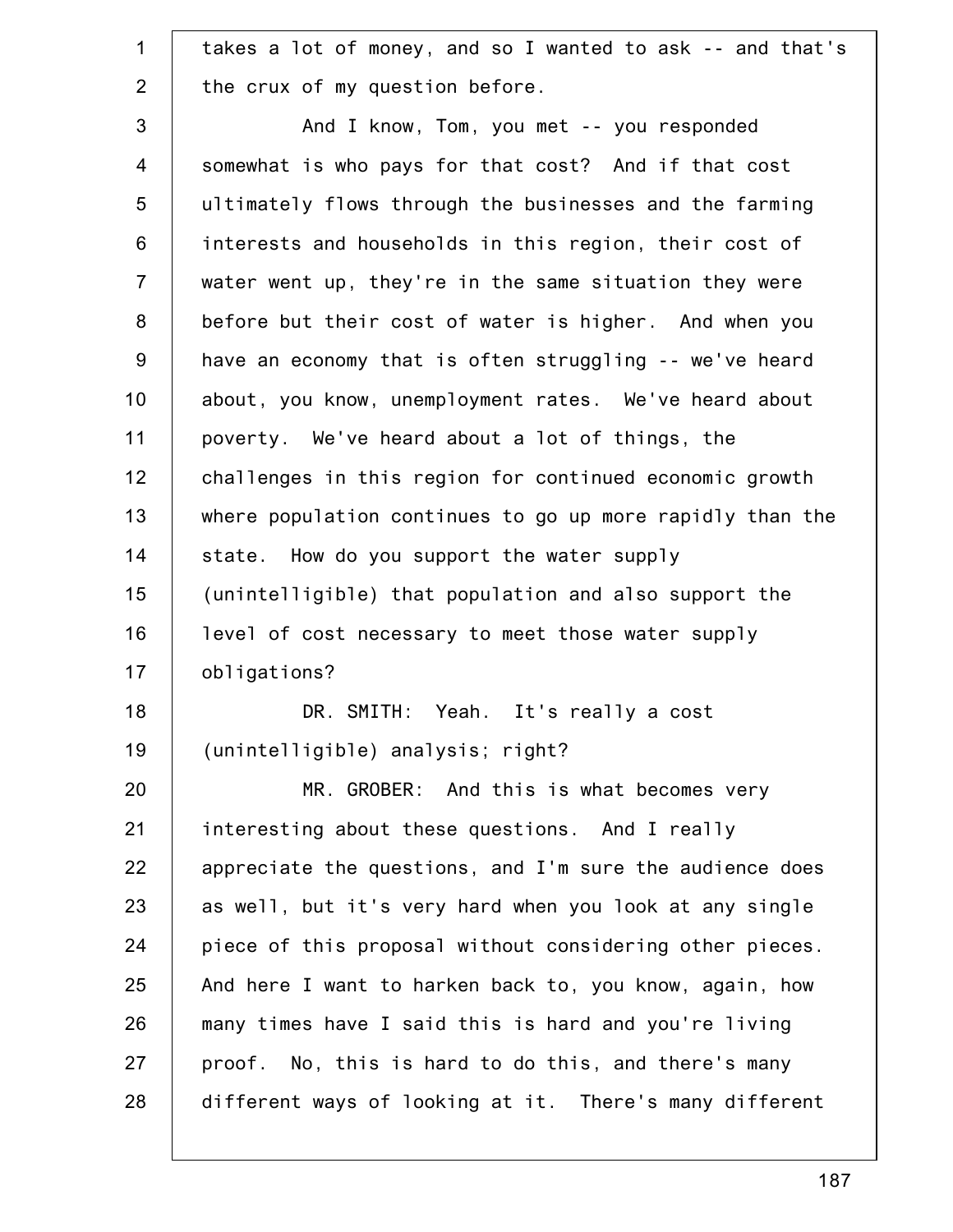takes a lot of money, and so I wanted to ask -- and that's the crux of my question before.

And I know, Tom, you met -- you responded somewhat is who pays for that cost? And if that cost ultimately flows through the businesses and the farming interests and households in this region, their cost of water went up, they're in the same situation they were before but their cost of water is higher. And when you have an economy that is often struggling -- we've heard about, you know, unemployment rates. We've heard about poverty. We've heard about a lot of things, the challenges in this region for continued economic growth where population continues to go up more rapidly than the state. How do you support the water supply (unintelligible) that population and also support the level of cost necessary to meet those water supply obligations?

DR. SMITH: Yeah. It's really a cost (unintelligible) analysis; right?

MR. GROBER: And this is what becomes very interesting about these questions. And I really appreciate the questions, and I'm sure the audience does as well, but it's very hard when you look at any single piece of this proposal without considering other pieces. And here I want to harken back to, you know, again, how many times have I said this is hard and you're living proof. No, this is hard to do this, and there's many different ways of looking at it. There's many different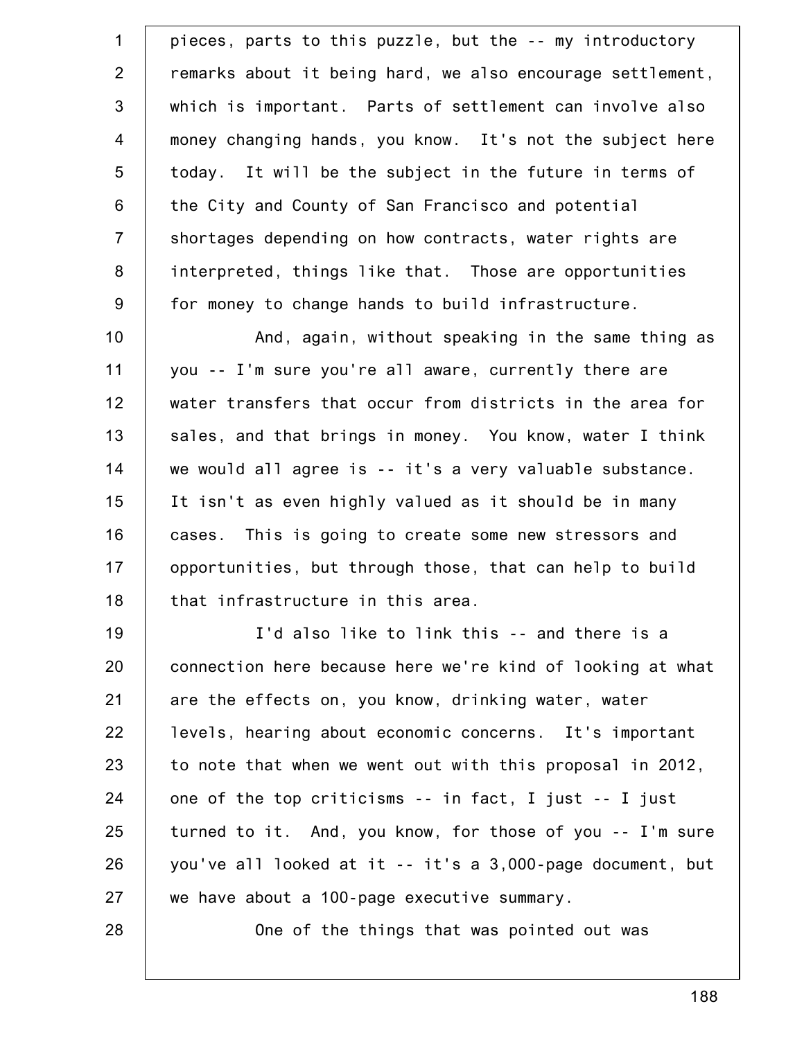pieces, parts to this puzzle, but the -- my introductory remarks about it being hard, we also encourage settlement, which is important. Parts of settlement can involve also money changing hands, you know. It's not the subject here today. It will be the subject in the future in terms of the City and County of San Francisco and potential shortages depending on how contracts, water rights are interpreted, things like that. Those are opportunities for money to change hands to build infrastructure.

And, again, without speaking in the same thing as you -- I'm sure you're all aware, currently there are water transfers that occur from districts in the area for sales, and that brings in money. You know, water I think we would all agree is -- it's a very valuable substance. It isn't as even highly valued as it should be in many cases. This is going to create some new stressors and opportunities, but through those, that can help to build that infrastructure in this area.

I'd also like to link this -- and there is a connection here because here we're kind of looking at what are the effects on, you know, drinking water, water levels, hearing about economic concerns. It's important to note that when we went out with this proposal in 2012, one of the top criticisms -- in fact, I just -- I just turned to it. And, you know, for those of you -- I'm sure you've all looked at it -- it's a 3,000-page document, but we have about a 100-page executive summary.

One of the things that was pointed out was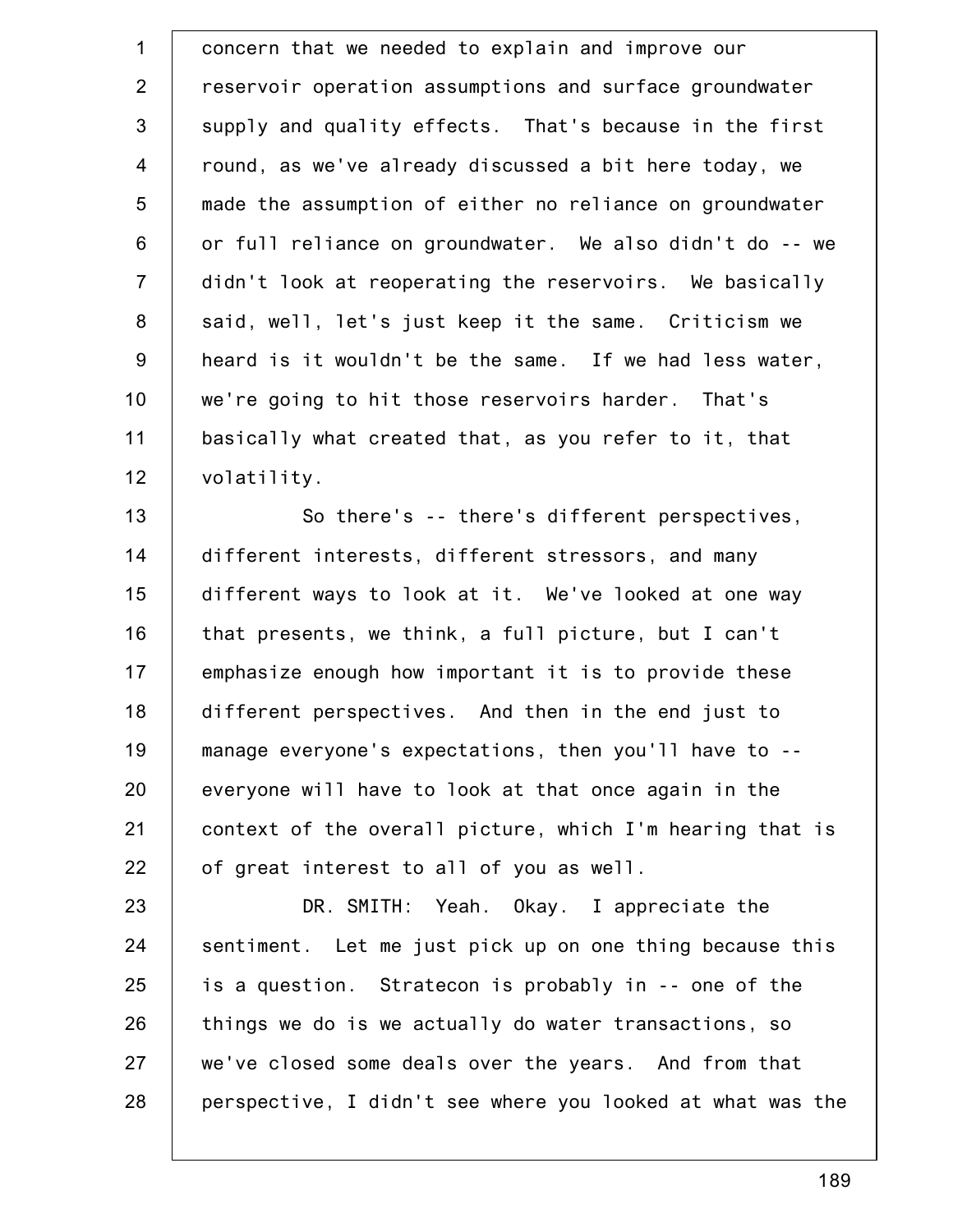concern that we needed to explain and improve our reservoir operation assumptions and surface groundwater supply and quality effects. That's because in the first round, as we've already discussed a bit here today, we made the assumption of either no reliance on groundwater or full reliance on groundwater. We also didn't do -- we didn't look at reoperating the reservoirs. We basically said, well, let's just keep it the same. Criticism we heard is it wouldn't be the same. If we had less water, we're going to hit those reservoirs harder. That's basically what created that, as you refer to it, that volatility.

So there's -- there's different perspectives, different interests, different stressors, and many different ways to look at it. We've looked at one way that presents, we think, a full picture, but I can't emphasize enough how important it is to provide these different perspectives. And then in the end just to manage everyone's expectations, then you'll have to -- everyone will have to look at that once again in the context of the overall picture, which I'm hearing that is of great interest to all of you as well.

DR. SMITH: Yeah. Okay. I appreciate the sentiment. Let me just pick up on one thing because this is a question. Stratecon is probably in -- one of the things we do is we actually do water transactions, so we've closed some deals over the years. And from that perspective, I didn't see where you looked at what was the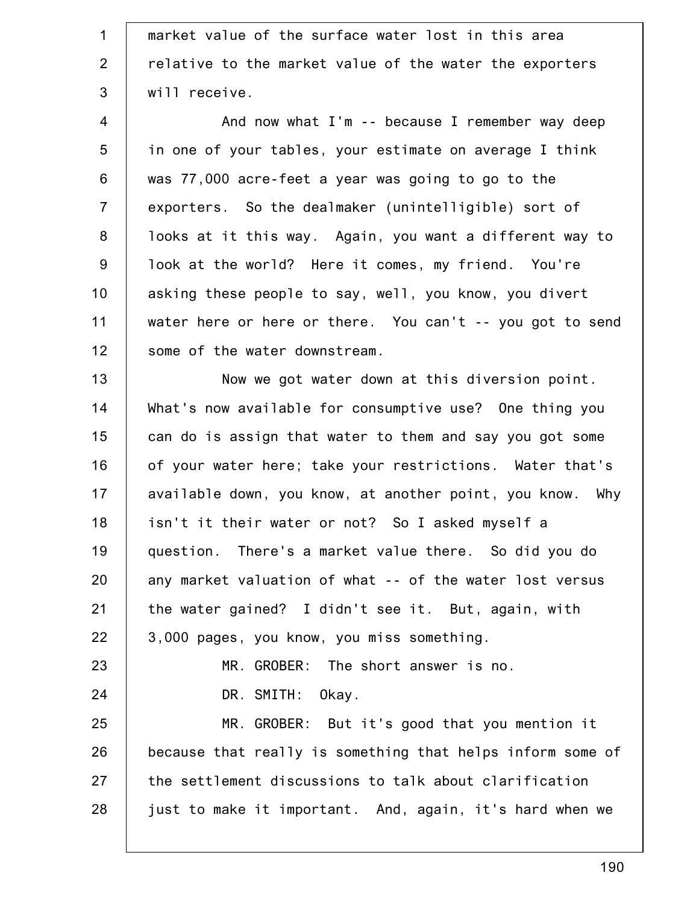market value of the surface water lost in this area relative to the market value of the water the exporters will receive.

And now what I'm -- because I remember way deep in one of your tables, your estimate on average I think was 77,000 acre-feet a year was going to go to the exporters. So the dealmaker (unintelligible) sort of looks at it this way. Again, you want a different way to look at the world? Here it comes, my friend. You're asking these people to say, well, you know, you divert water here or here or there. You can't -- you got to send some of the water downstream.

Now we got water down at this diversion point. What's now available for consumptive use? One thing you can do is assign that water to them and say you got some of your water here; take your restrictions. Water that's available down, you know, at another point, you know. Why isn't it their water or not? So I asked myself a question. There's a market value there. So did you do any market valuation of what -- of the water lost versus the water gained? I didn't see it. But, again, with 3,000 pages, you know, you miss something.

MR. GROBER: The short answer is no.

DR. SMITH: Okay.

MR. GROBER: But it's good that you mention it because that really is something that helps inform some of the settlement discussions to talk about clarification just to make it important. And, again, it's hard when we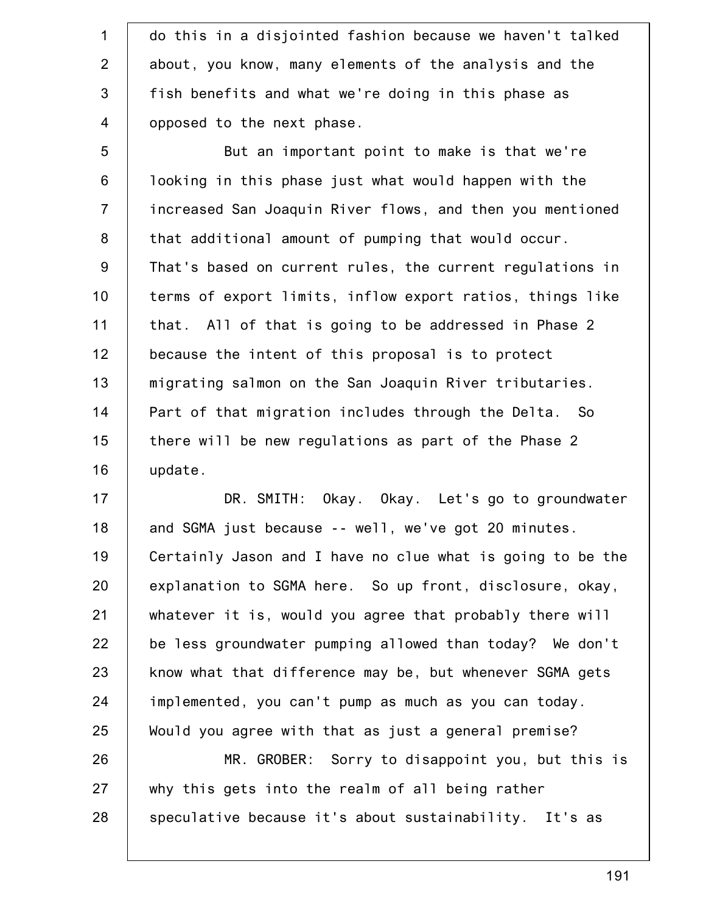do this in a disjointed fashion because we haven't talked about, you know, many elements of the analysis and the fish benefits and what we're doing in this phase as opposed to the next phase.

But an important point to make is that we're looking in this phase just what would happen with the increased San Joaquin River flows, and then you mentioned that additional amount of pumping that would occur. That's based on current rules, the current regulations in terms of export limits, inflow export ratios, things like that. All of that is going to be addressed in Phase 2 because the intent of this proposal is to protect migrating salmon on the San Joaquin River tributaries. Part of that migration includes through the Delta. So there will be new regulations as part of the Phase 2 update.

DR. SMITH: Okay. Okay. Let's go to groundwater and SGMA just because -- well, we've got 20 minutes. Certainly Jason and I have no clue what is going to be the explanation to SGMA here. So up front, disclosure, okay, whatever it is, would you agree that probably there will be less groundwater pumping allowed than today? We don't know what that difference may be, but whenever SGMA gets implemented, you can't pump as much as you can today. Would you agree with that as just a general premise?

MR. GROBER: Sorry to disappoint you, but this is why this gets into the realm of all being rather speculative because it's about sustainability. It's as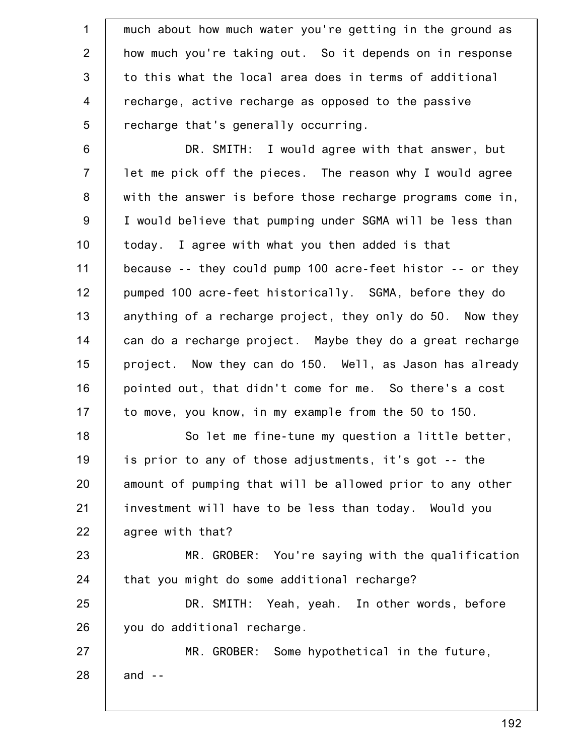much about how much water you're getting in the ground as how much you're taking out. So it depends on in response to this what the local area does in terms of additional recharge, active recharge as opposed to the passive recharge that's generally occurring.

DR. SMITH: I would agree with that answer, but let me pick off the pieces. The reason why I would agree with the answer is before those recharge programs come in, I would believe that pumping under SGMA will be less than today. I agree with what you then added is that because -- they could pump 100 acre-feet histor -- or they pumped 100 acre-feet historically. SGMA, before they do anything of a recharge project, they only do 50. Now they can do a recharge project. Maybe they do a great recharge project. Now they can do 150. Well, as Jason has already pointed out, that didn't come for me. So there's a cost to move, you know, in my example from the 50 to 150.

So let me fine-tune my question a little better, is prior to any of those adjustments, it's got -- the amount of pumping that will be allowed prior to any other investment will have to be less than today. Would you agree with that?

MR. GROBER: You're saying with the qualification that you might do some additional recharge?

DR. SMITH: Yeah, yeah. In other words, before you do additional recharge.

MR. GROBER: Some hypothetical in the future, and --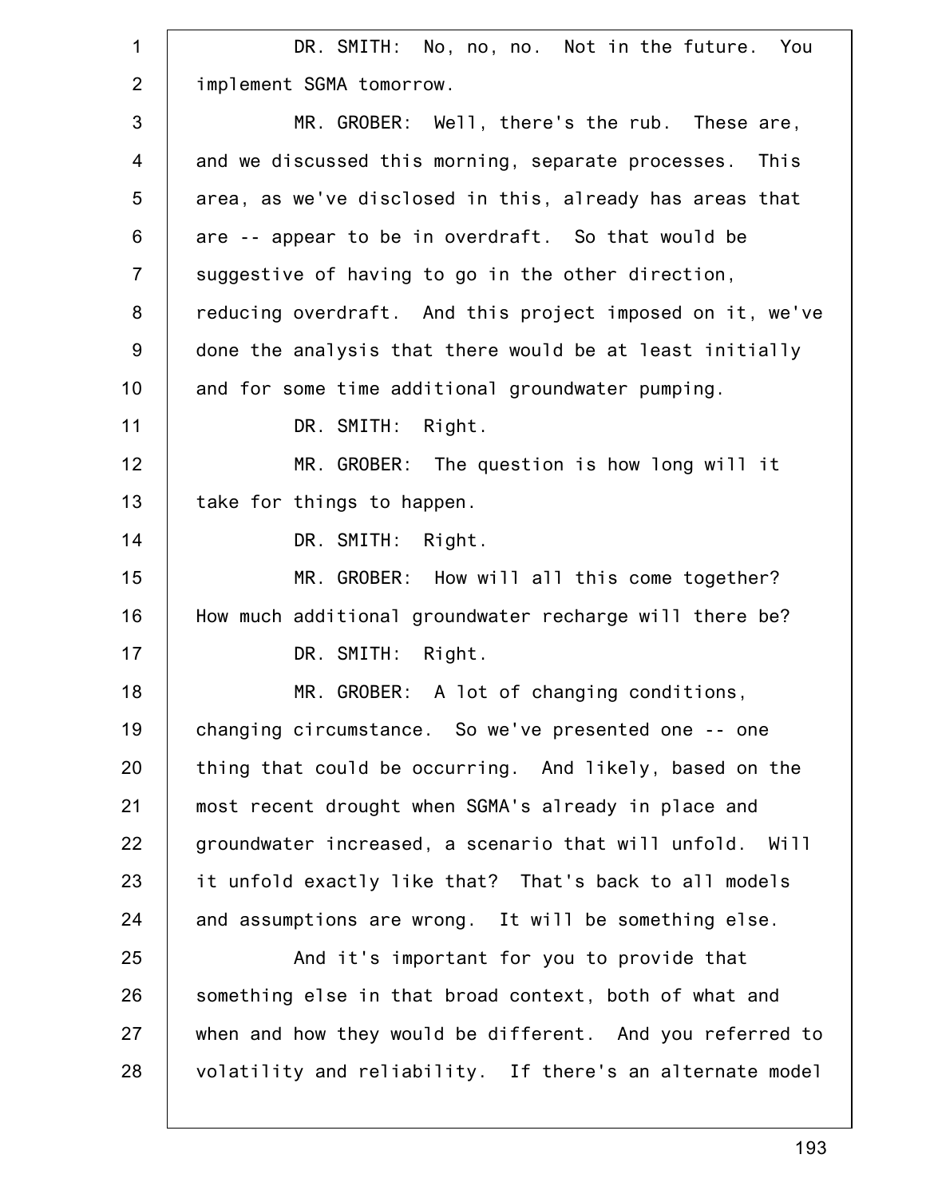DR. SMITH: No, no, no. Not in the future. You implement SGMA tomorrow.

MR. GROBER: Well, there's the rub. These are, and we discussed this morning, separate processes. This area, as we've disclosed in this, already has areas that are -- appear to be in overdraft. So that would be suggestive of having to go in the other direction, reducing overdraft. And this project imposed on it, we've done the analysis that there would be at least initially and for some time additional groundwater pumping.

DR. SMITH: Right.

MR. GROBER: The question is how long will it take for things to happen.

DR. SMITH: Right.

MR. GROBER: How will all this come together? How much additional groundwater recharge will there be?

DR. SMITH: Right.

MR. GROBER: A lot of changing conditions, changing circumstance. So we've presented one -- one thing that could be occurring. And likely, based on the most recent drought when SGMA's already in place and groundwater increased, a scenario that will unfold. Will it unfold exactly like that? That's back to all models and assumptions are wrong. It will be something else.

And it's important for you to provide that something else in that broad context, both of what and when and how they would be different. And you referred to volatility and reliability. If there's an alternate model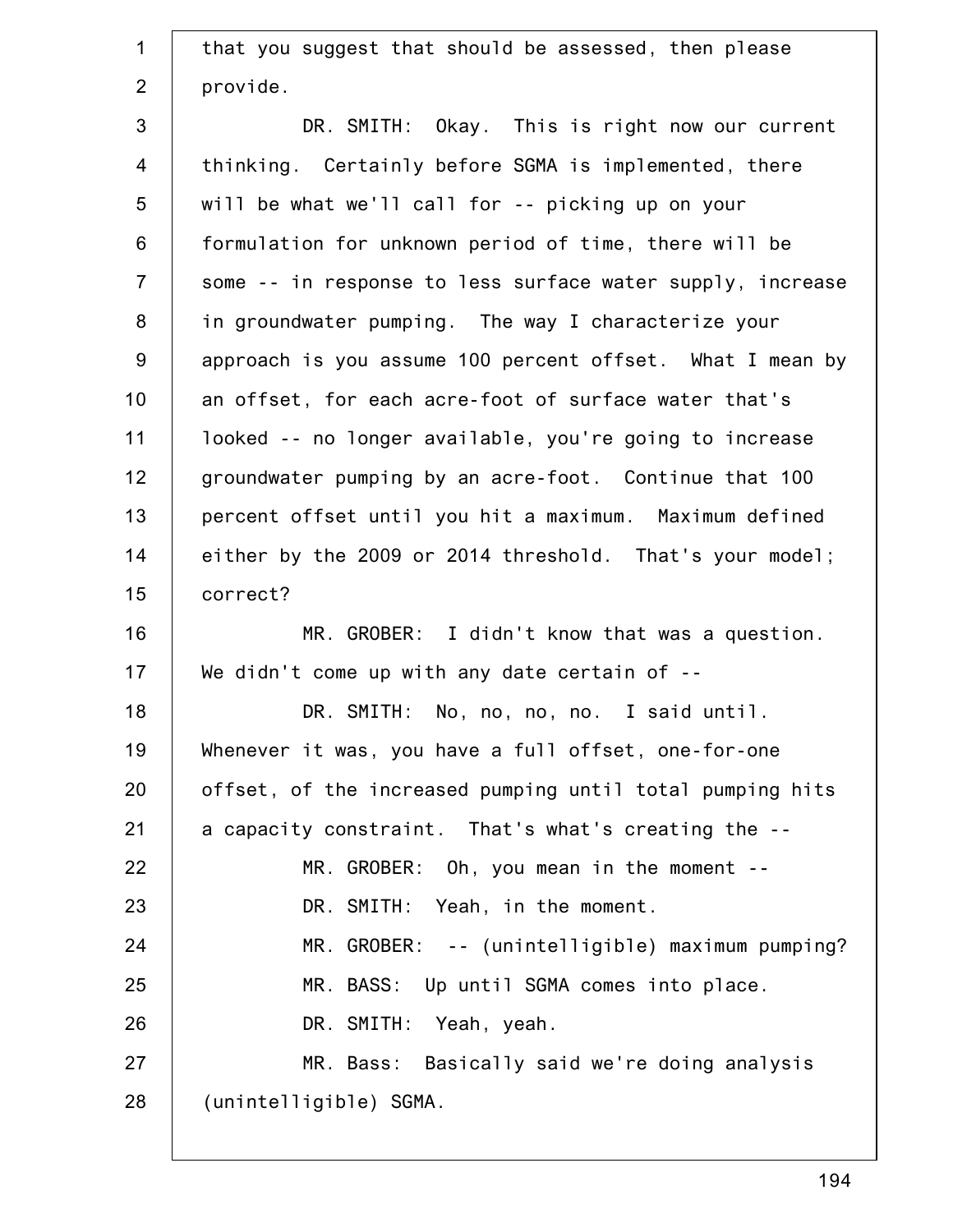that you suggest that should be assessed, then please provide.

DR. SMITH: Okay. This is right now our current thinking. Certainly before SGMA is implemented, there will be what we'll call for -- picking up on your formulation for unknown period of time, there will be some -- in response to less surface water supply, increase in groundwater pumping. The way I characterize your approach is you assume 100 percent offset. What I mean by an offset, for each acre-foot of surface water that's looked -- no longer available, you're going to increase groundwater pumping by an acre-foot. Continue that 100 percent offset until you hit a maximum. Maximum defined either by the 2009 or 2014 threshold. That's your model; correct?

MR. GROBER: I didn't know that was a question. We didn't come up with any date certain of --

DR. SMITH: No, no, no, no. I said until. Whenever it was, you have a full offset, one-for-one offset, of the increased pumping until total pumping hits a capacity constraint. That's what's creating the --

MR. GROBER: Oh, you mean in the moment --

DR. SMITH: Yeah, in the moment.

MR. GROBER: -- (unintelligible) maximum pumping?

MR. BASS: Up until SGMA comes into place.

DR. SMITH: Yeah, yeah.

MR. Bass: Basically said we're doing analysis (unintelligible) SGMA.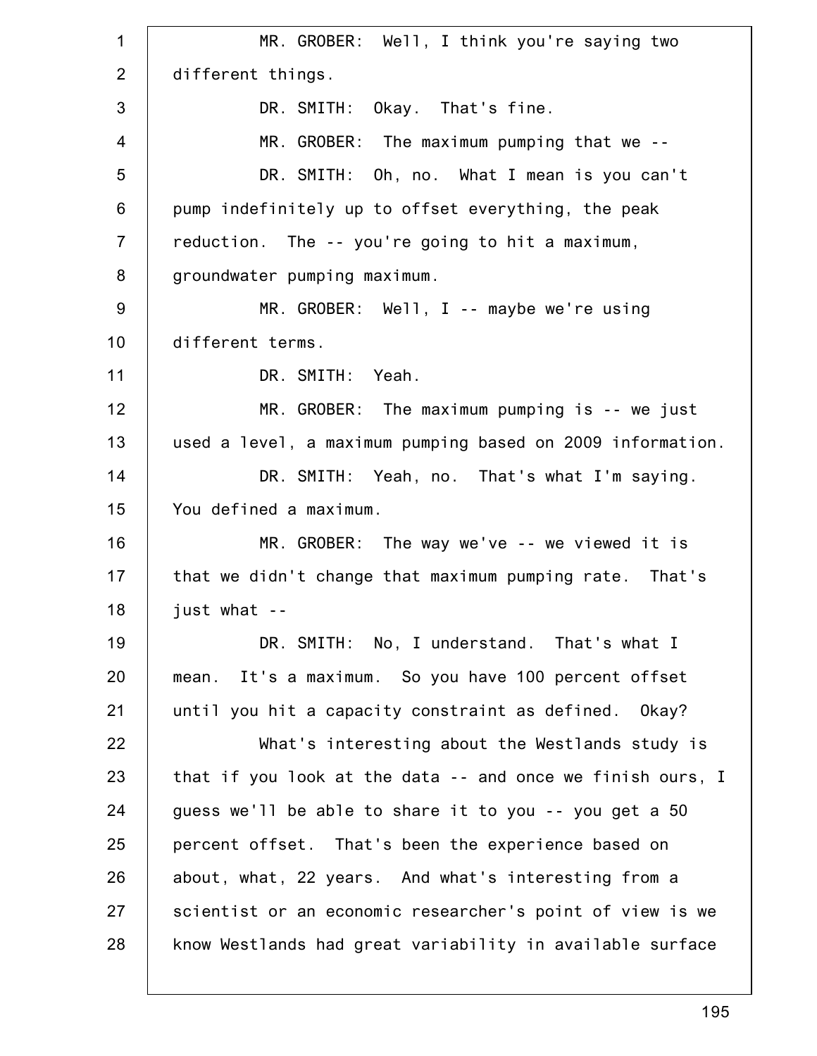MR. GROBER: Well, I think you're saying two different things.

DR. SMITH: Okay. That's fine.

MR. GROBER: The maximum pumping that we --

DR. SMITH: Oh, no. What I mean is you can't pump indefinitely up to offset everything, the peak reduction. The -- you're going to hit a maximum, groundwater pumping maximum.

MR. GROBER: Well, I -- maybe we're using different terms.

DR. SMITH: Yeah.

MR. GROBER: The maximum pumping is -- we just used a level, a maximum pumping based on 2009 information.

DR. SMITH: Yeah, no. That's what I'm saying. You defined a maximum.

MR. GROBER: The way we've -- we viewed it is that we didn't change that maximum pumping rate. That's just what --

DR. SMITH: No, I understand. That's what I mean. It's a maximum. So you have 100 percent offset until you hit a capacity constraint as defined. Okay?

What's interesting about the Westlands study is that if you look at the data -- and once we finish ours, I guess we'll be able to share it to you -- you get a 50 percent offset. That's been the experience based on about, what, 22 years. And what's interesting from a scientist or an economic researcher's point of view is we know Westlands had great variability in available surface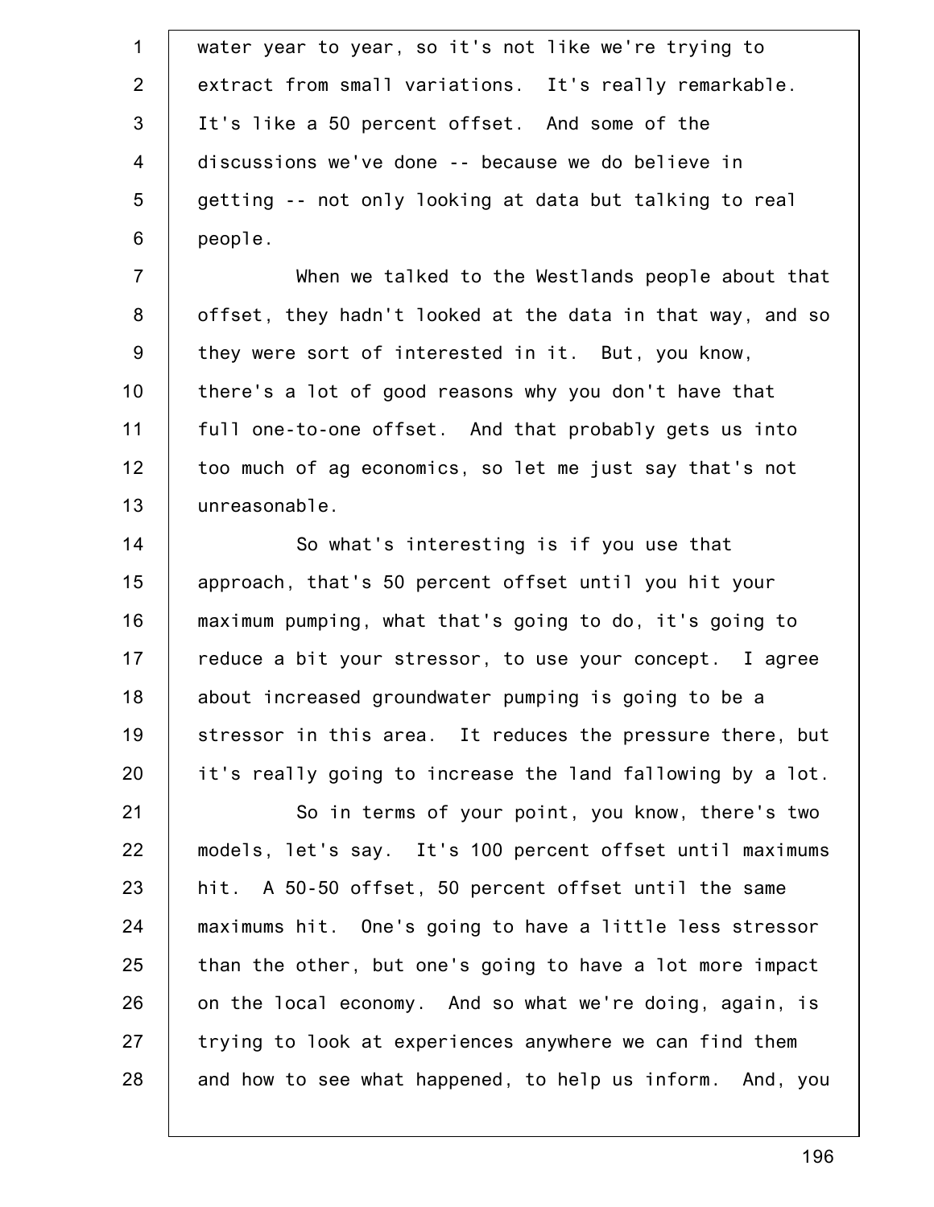water year to year, so it's not like we're trying to extract from small variations. It's really remarkable. It's like a 50 percent offset. And some of the discussions we've done -- because we do believe in getting -- not only looking at data but talking to real people.

When we talked to the Westlands people about that offset, they hadn't looked at the data in that way, and so they were sort of interested in it. But, you know, there's a lot of good reasons why you don't have that full one-to-one offset. And that probably gets us into too much of ag economics, so let me just say that's not unreasonable.

So what's interesting is if you use that approach, that's 50 percent offset until you hit your maximum pumping, what that's going to do, it's going to reduce a bit your stressor, to use your concept. I agree about increased groundwater pumping is going to be a stressor in this area. It reduces the pressure there, but it's really going to increase the land fallowing by a lot.

So in terms of your point, you know, there's two models, let's say. It's 100 percent offset until maximums hit. A 50-50 offset, 50 percent offset until the same maximums hit. One's going to have a little less stressor than the other, but one's going to have a lot more impact on the local economy. And so what we're doing, again, is trying to look at experiences anywhere we can find them and how to see what happened, to help us inform. And, you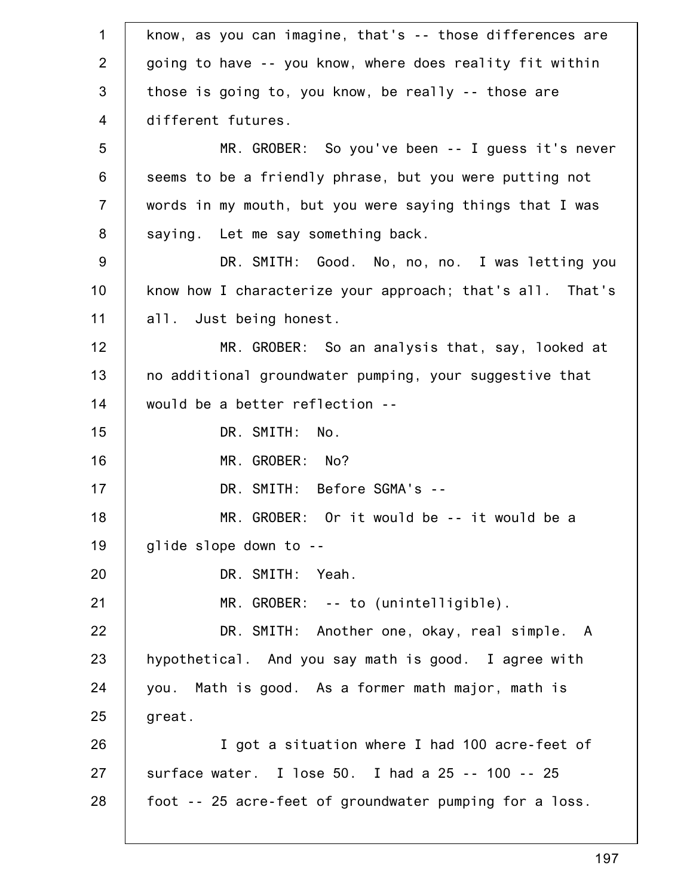know, as you can imagine, that's -- those differences are going to have -- you know, where does reality fit within those is going to, you know, be really -- those are different futures.

MR. GROBER: So you've been -- I guess it's never seems to be a friendly phrase, but you were putting not words in my mouth, but you were saying things that I was saying. Let me say something back.

DR. SMITH: Good. No, no, no. I was letting you know how I characterize your approach; that's all. That's all. Just being honest.

MR. GROBER: So an analysis that, say, looked at no additional groundwater pumping, your suggestive that would be a better reflection --

DR. SMITH: No.

MR. GROBER: No?

DR. SMITH: Before SGMA's --

MR. GROBER: Or it would be -- it would be a glide slope down to --

DR. SMITH: Yeah.

MR. GROBER: -- to (unintelligible).

DR. SMITH: Another one, okay, real simple. A hypothetical. And you say math is good. I agree with you. Math is good. As a former math major, math is great.

I got a situation where I had 100 acre-feet of surface water. I lose 50. I had a 25 -- 100 -- 25 foot -- 25 acre-feet of groundwater pumping for a loss.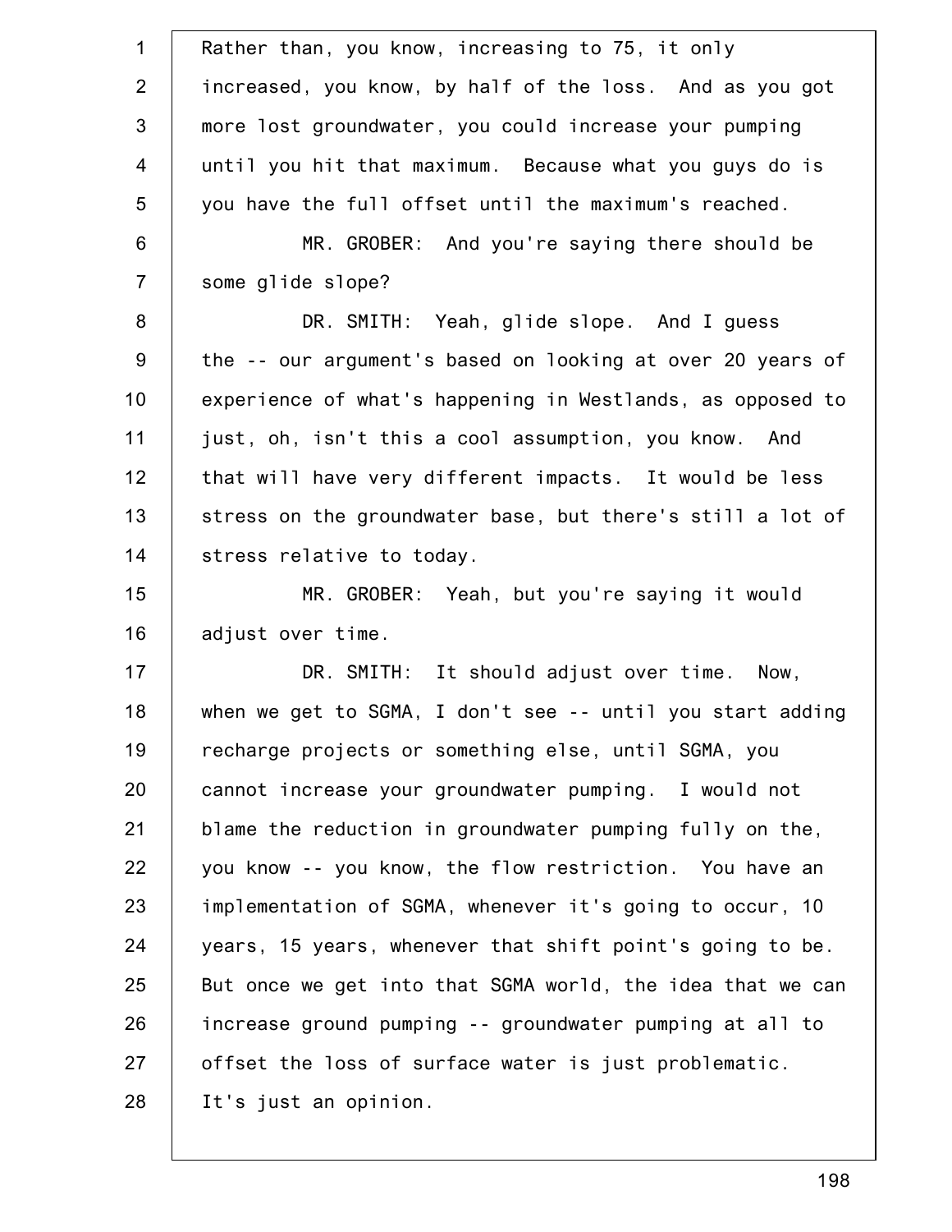Rather than, you know, increasing to 75, it only increased, you know, by half of the loss. And as you got more lost groundwater, you could increase your pumping until you hit that maximum. Because what you guys do is you have the full offset until the maximum's reached.

MR. GROBER: And you're saying there should be some glide slope?

DR. SMITH: Yeah, glide slope. And I guess the -- our argument's based on looking at over 20 years of experience of what's happening in Westlands, as opposed to just, oh, isn't this a cool assumption, you know. And that will have very different impacts. It would be less stress on the groundwater base, but there's still a lot of stress relative to today.

MR. GROBER: Yeah, but you're saying it would adjust over time.

DR. SMITH: It should adjust over time. Now, when we get to SGMA, I don't see -- until you start adding recharge projects or something else, until SGMA, you cannot increase your groundwater pumping. I would not blame the reduction in groundwater pumping fully on the, you know -- you know, the flow restriction. You have an implementation of SGMA, whenever it's going to occur, 10 years, 15 years, whenever that shift point's going to be. But once we get into that SGMA world, the idea that we can increase ground pumping -- groundwater pumping at all to offset the loss of surface water is just problematic. It's just an opinion.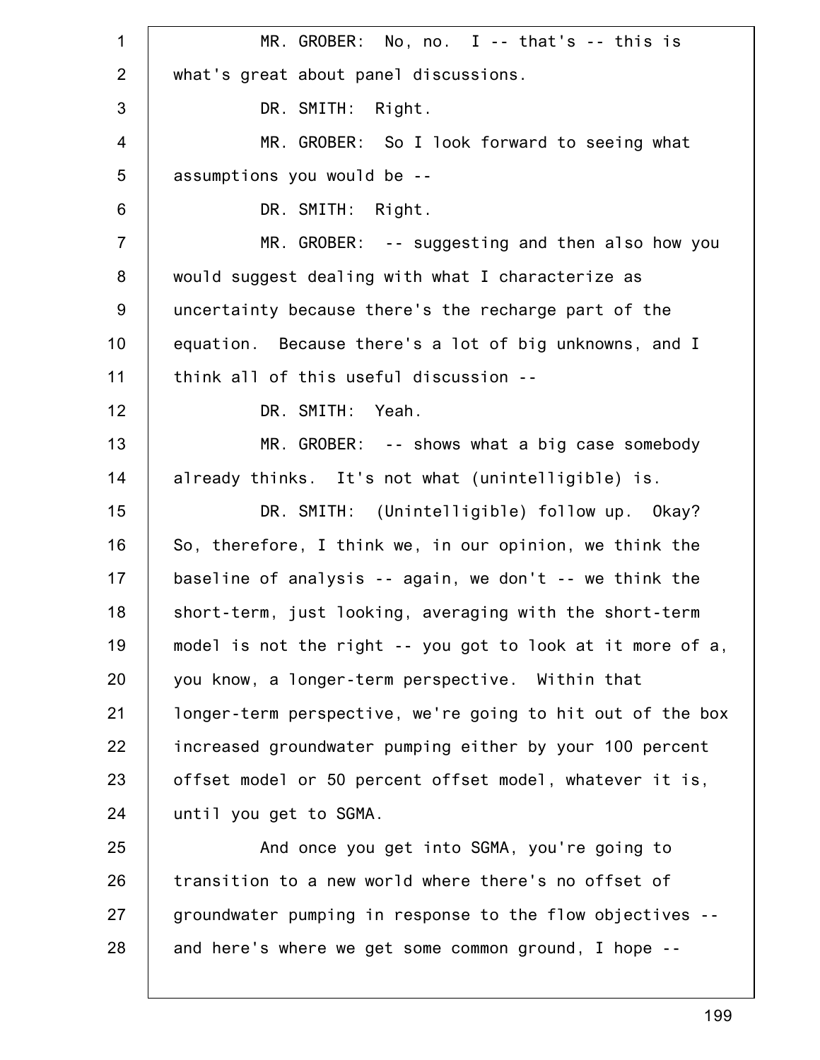MR. GROBER: No, no. I -- that's -- this is what's great about panel discussions.

DR. SMITH: Right.

MR. GROBER: So I look forward to seeing what assumptions you would be --

DR. SMITH: Right.

MR. GROBER: -- suggesting and then also how you would suggest dealing with what I characterize as uncertainty because there's the recharge part of the equation. Because there's a lot of big unknowns, and I think all of this useful discussion --

DR. SMITH: Yeah.

MR. GROBER: -- shows what a big case somebody already thinks. It's not what (unintelligible) is.

DR. SMITH: (Unintelligible) follow up. Okay? So, therefore, I think we, in our opinion, we think the baseline of analysis -- again, we don't -- we think the short-term, just looking, averaging with the short-term model is not the right -- you got to look at it more of a, you know, a longer-term perspective. Within that longer-term perspective, we're going to hit out of the box increased groundwater pumping either by your 100 percent offset model or 50 percent offset model, whatever it is, until you get to SGMA.

And once you get into SGMA, you're going to transition to a new world where there's no offset of groundwater pumping in response to the flow objectives -- and here's where we get some common ground, I hope --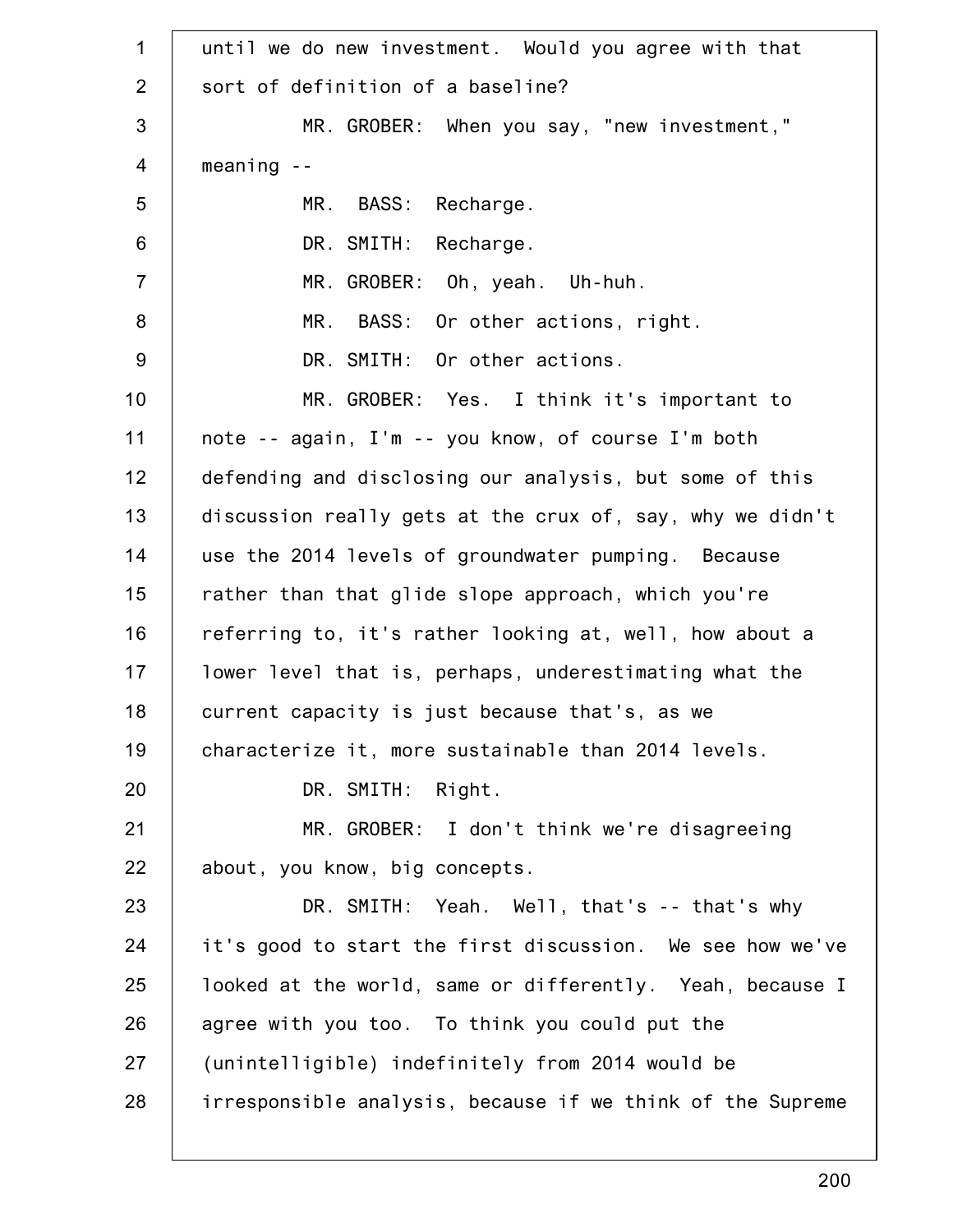until we do new investment. Would you agree with that sort of definition of a baseline?

MR. GROBER: When you say, "new investment," meaning --

MR. BASS: Recharge.

DR. SMITH: Recharge.

MR. GROBER: Oh, yeah. Uh-huh.

MR. BASS: Or other actions, right.

DR. SMITH: Or other actions.

MR. GROBER: Yes. I think it's important to note -- again, I'm -- you know, of course I'm both defending and disclosing our analysis, but some of this discussion really gets at the crux of, say, why we didn't use the 2014 levels of groundwater pumping. Because rather than that glide slope approach, which you're referring to, it's rather looking at, well, how about a lower level that is, perhaps, underestimating what the current capacity is just because that's, as we characterize it, more sustainable than 2014 levels.

DR. SMITH: Right.

MR. GROBER: I don't think we're disagreeing about, you know, big concepts.

DR. SMITH: Yeah. Well, that's -- that's why it's good to start the first discussion. We see how we've looked at the world, same or differently. Yeah, because I agree with you too. To think you could put the (unintelligible) indefinitely from 2014 would be irresponsible analysis, because if we think of the Supreme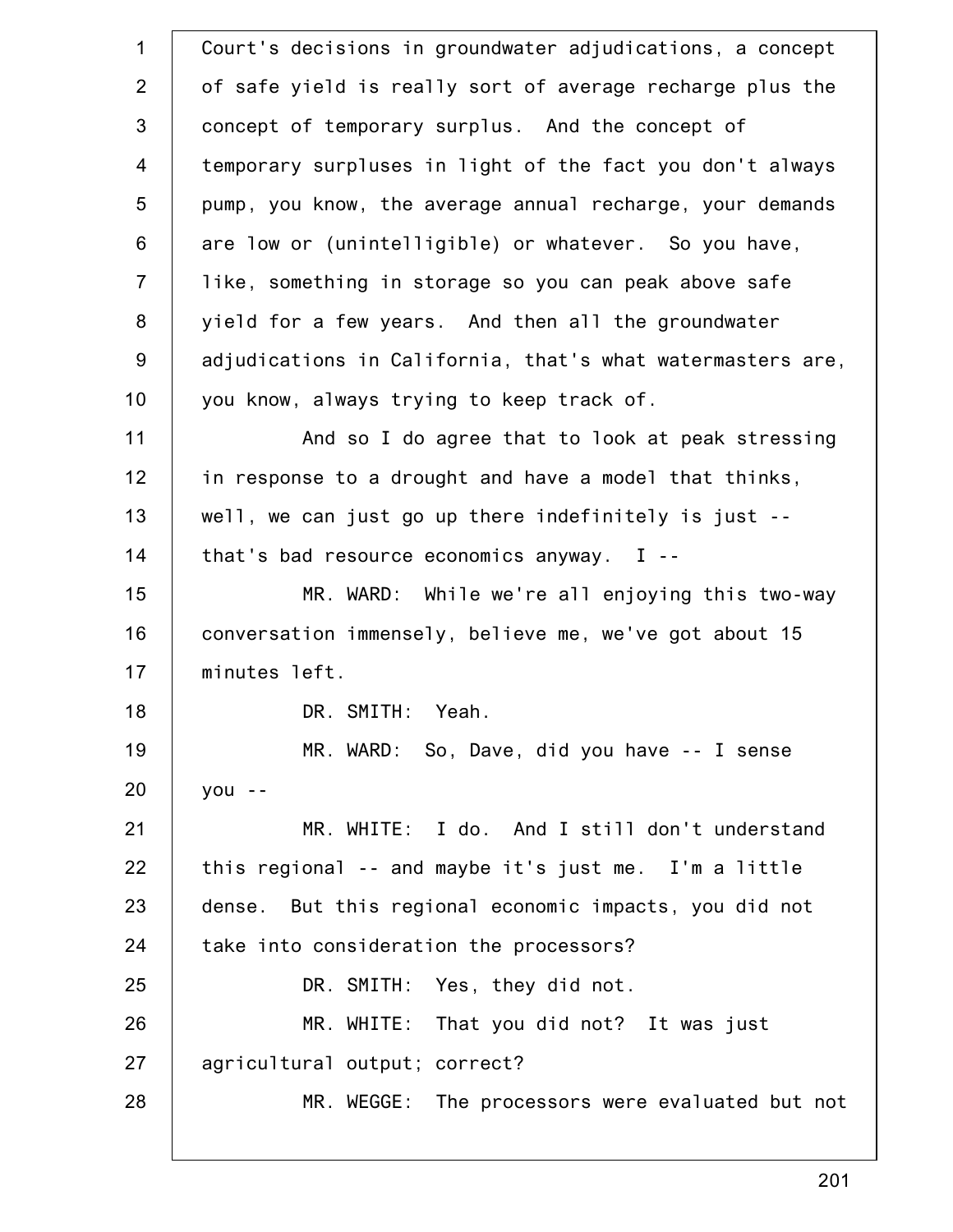Court's decisions in groundwater adjudications, a concept of safe yield is really sort of average recharge plus the concept of temporary surplus. And the concept of temporary surpluses in light of the fact you don't always pump, you know, the average annual recharge, your demands are low or (unintelligible) or whatever. So you have, like, something in storage so you can peak above safe yield for a few years. And then all the groundwater adjudications in California, that's what watermasters are, you know, always trying to keep track of.

And so I do agree that to look at peak stressing in response to a drought and have a model that thinks, well, we can just go up there indefinitely is just -- that's bad resource economics anyway. I --

MR. WARD: While we're all enjoying this two-way conversation immensely, believe me, we've got about 15 minutes left.

DR. SMITH: Yeah.

MR. WARD: So, Dave, did you have -- I sense you --

MR. WHITE: I do. And I still don't understand this regional -- and maybe it's just me. I'm a little dense. But this regional economic impacts, you did not take into consideration the processors?

DR. SMITH: Yes, they did not.

MR. WHITE: That you did not? It was just agricultural output; correct?

MR. WEGGE: The processors were evaluated but not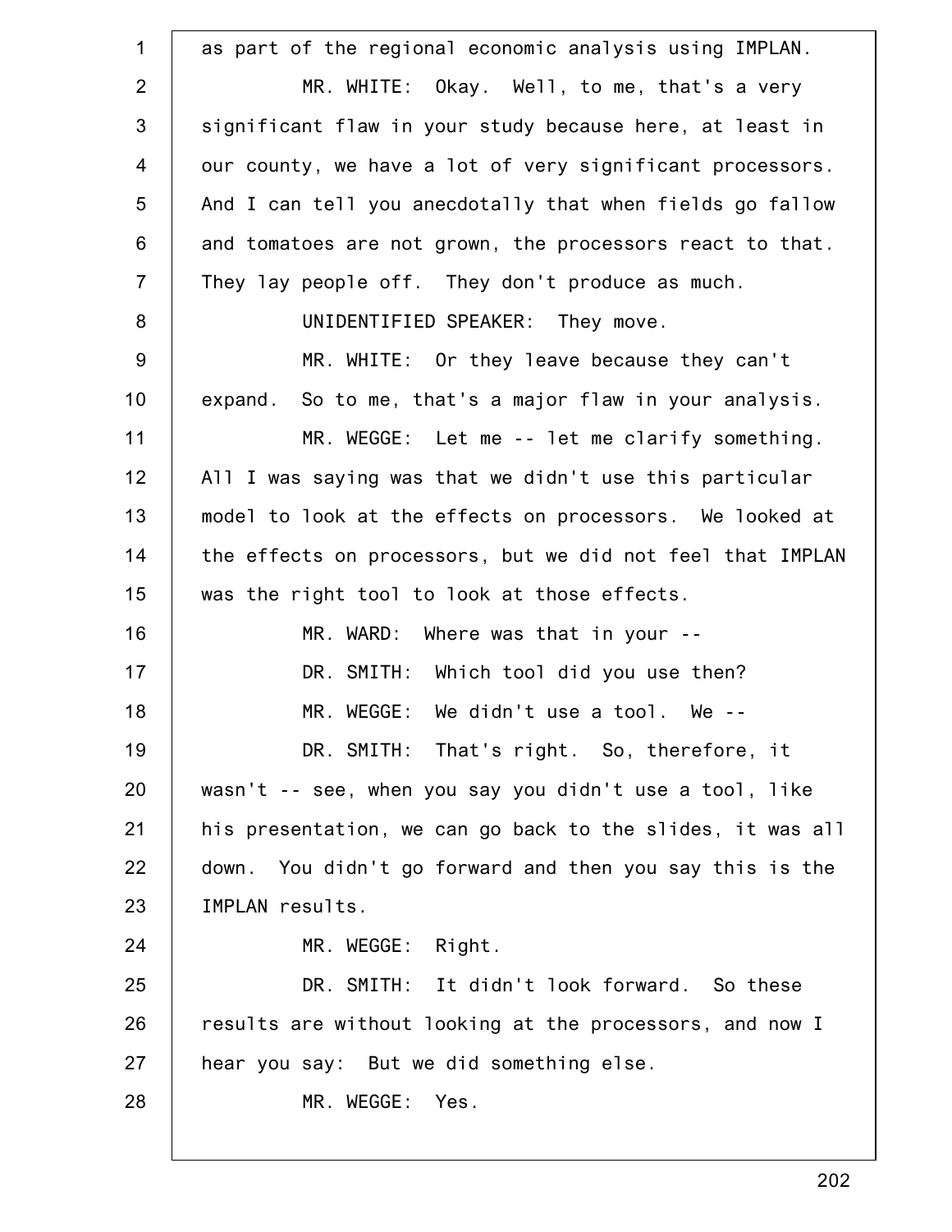as part of the regional economic analysis using IMPLAN.

MR. WHITE: Okay. Well, to me, that's a very significant flaw in your study because here, at least in our county, we have a lot of very significant processors. And I can tell you anecdotally that when fields go fallow and tomatoes are not grown, the processors react to that. They lay people off. They don't produce as much.

UNIDENTIFIED SPEAKER: They move.

MR. WHITE: Or they leave because they can't expand. So to me, that's a major flaw in your analysis.

MR. WEGGE: Let me -- let me clarify something. All I was saying was that we didn't use this particular model to look at the effects on processors. We looked at the effects on processors, but we did not feel that IMPLAN was the right tool to look at those effects.

MR. WARD: Where was that in your --

DR. SMITH: Which tool did you use then?

MR. WEGGE: We didn't use a tool. We --

DR. SMITH: That's right. So, therefore, it wasn't -- see, when you say you didn't use a tool, like his presentation, we can go back to the slides, it was all down. You didn't go forward and then you say this is the IMPLAN results.

MR. WEGGE: Right.

DR. SMITH: It didn't look forward. So these results are without looking at the processors, and now I hear you say: But we did something else.

MR. WEGGE: Yes.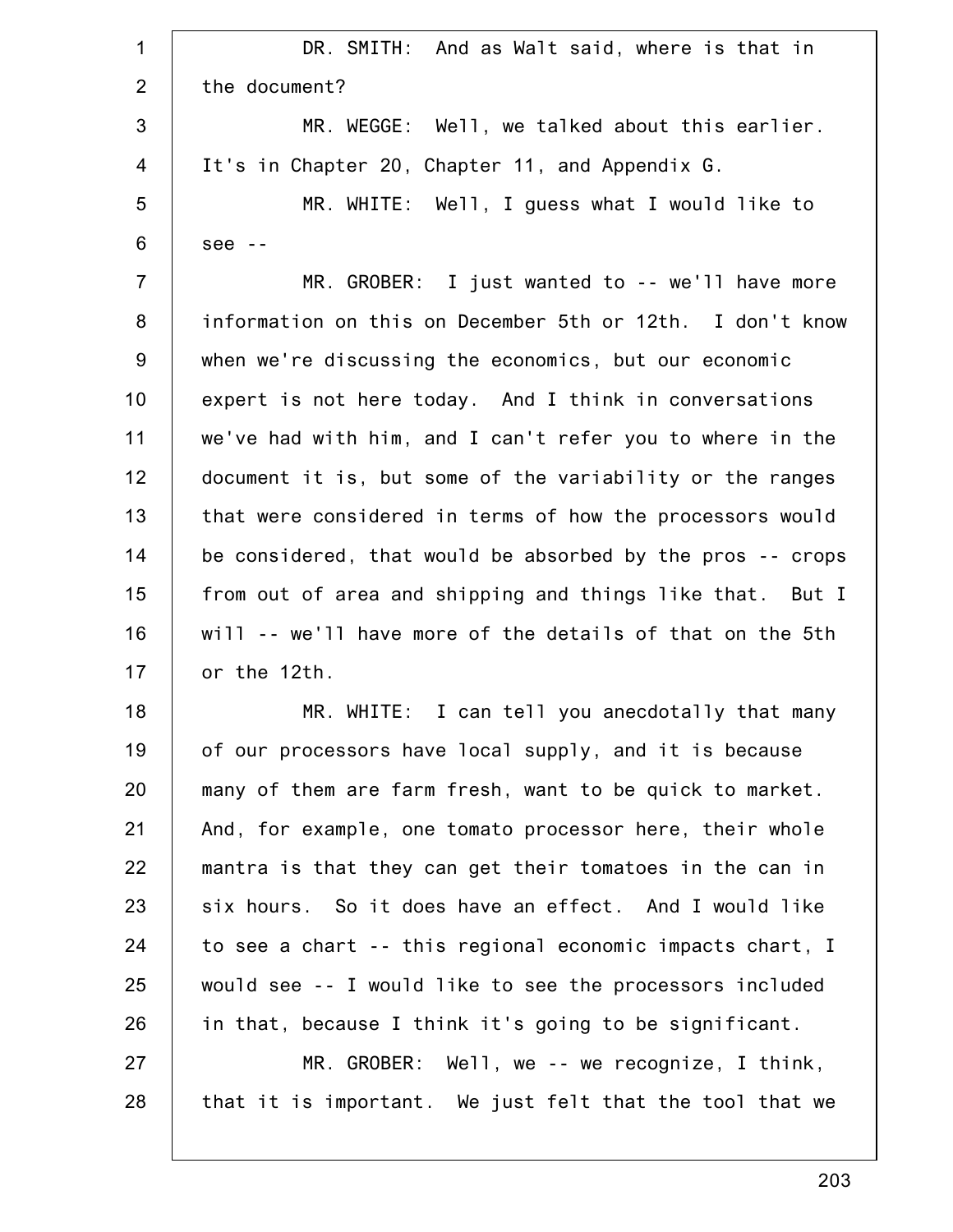DR. SMITH: And as Walt said, where is that in the document?

MR. WEGGE: Well, we talked about this earlier. It's in Chapter 20, Chapter 11, and Appendix G.

MR. WHITE: Well, I guess what I would like to see --

MR. GROBER: I just wanted to -- we'll have more information on this on December 5th or 12th. I don't know when we're discussing the economics, but our economic expert is not here today. And I think in conversations we've had with him, and I can't refer you to where in the document it is, but some of the variability or the ranges that were considered in terms of how the processors would be considered, that would be absorbed by the pros -- crops from out of area and shipping and things like that. But I will -- we'll have more of the details of that on the 5th or the 12th.

MR. WHITE: I can tell you anecdotally that many of our processors have local supply, and it is because many of them are farm fresh, want to be quick to market. And, for example, one tomato processor here, their whole mantra is that they can get their tomatoes in the can in six hours. So it does have an effect. And I would like to see a chart -- this regional economic impacts chart, I would see -- I would like to see the processors included in that, because I think it's going to be significant.

MR. GROBER: Well, we -- we recognize, I think, that it is important. We just felt that the tool that we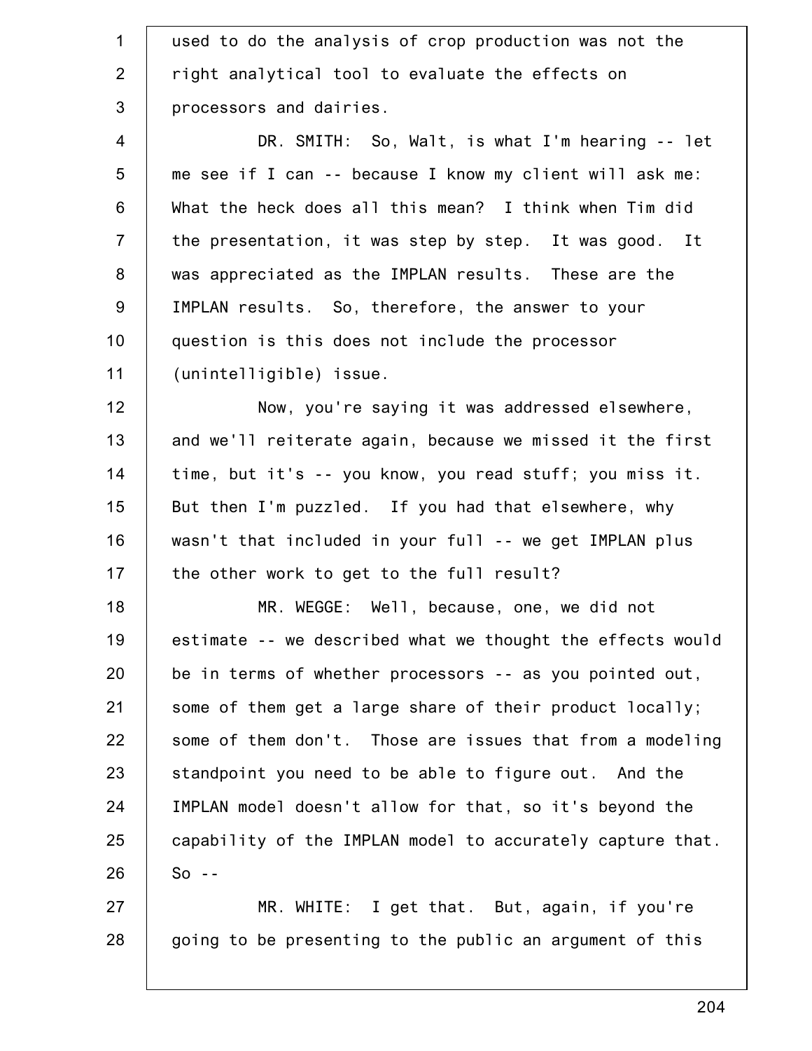used to do the analysis of crop production was not the right analytical tool to evaluate the effects on processors and dairies.

DR. SMITH: So, Walt, is what I'm hearing -- let me see if I can -- because I know my client will ask me: What the heck does all this mean? I think when Tim did the presentation, it was step by step. It was good. It was appreciated as the IMPLAN results. These are the IMPLAN results. So, therefore, the answer to your question is this does not include the processor (unintelligible) issue.

Now, you're saying it was addressed elsewhere, and we'll reiterate again, because we missed it the first time, but it's -- you know, you read stuff; you miss it. But then I'm puzzled. If you had that elsewhere, why wasn't that included in your full -- we get IMPLAN plus the other work to get to the full result?

MR. WEGGE: Well, because, one, we did not estimate -- we described what we thought the effects would be in terms of whether processors -- as you pointed out, some of them get a large share of their product locally; some of them don't. Those are issues that from a modeling standpoint you need to be able to figure out. And the IMPLAN model doesn't allow for that, so it's beyond the capability of the IMPLAN model to accurately capture that. So --

MR. WHITE: I get that. But, again, if you're going to be presenting to the public an argument of this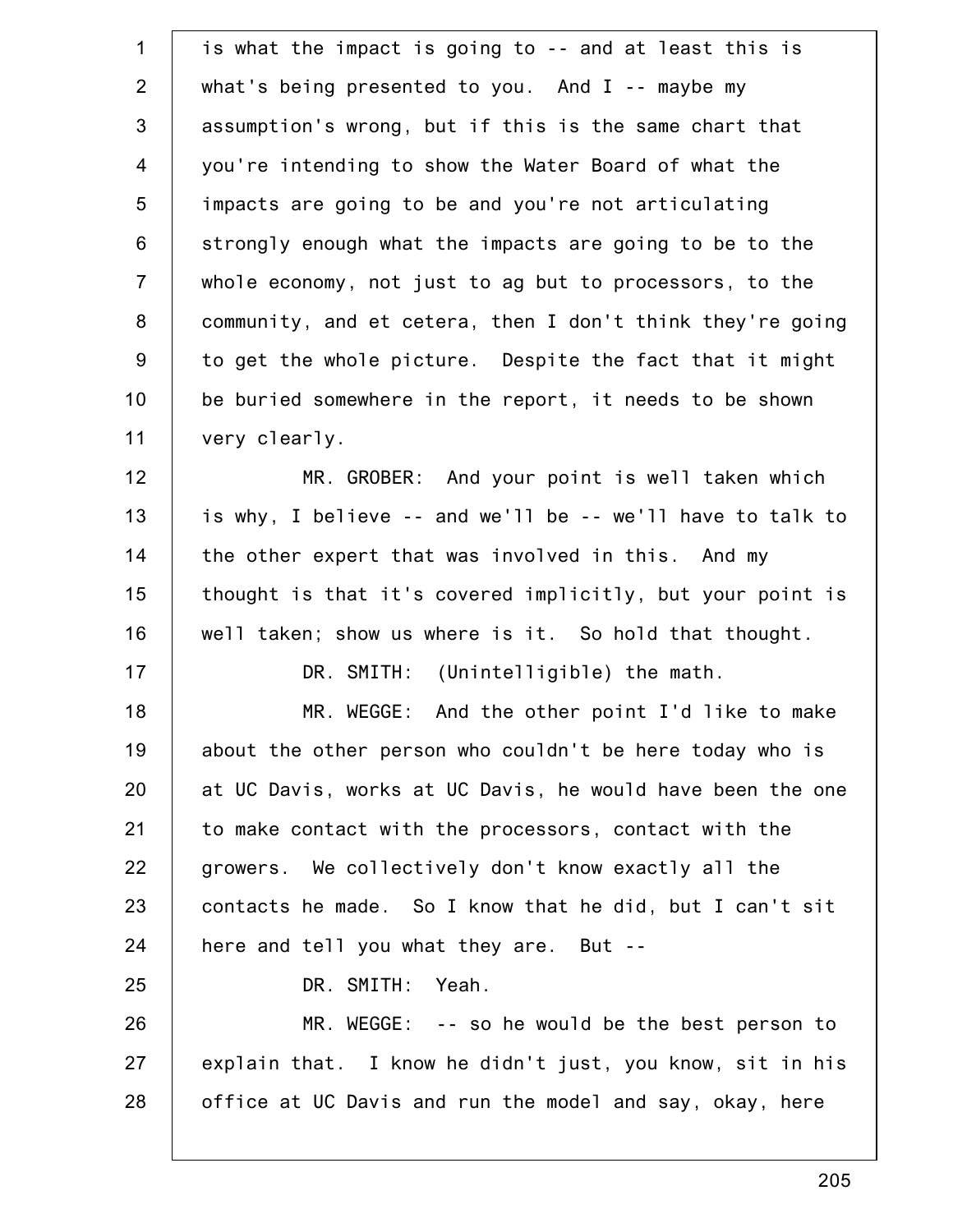is what the impact is going to -- and at least this is what's being presented to you. And I -- maybe my assumption's wrong, but if this is the same chart that you're intending to show the Water Board of what the impacts are going to be and you're not articulating strongly enough what the impacts are going to be to the whole economy, not just to ag but to processors, to the community, and et cetera, then I don't think they're going to get the whole picture. Despite the fact that it might be buried somewhere in the report, it needs to be shown very clearly.

MR. GROBER: And your point is well taken which is why, I believe -- and we'll be -- we'll have to talk to the other expert that was involved in this. And my thought is that it's covered implicitly, but your point is well taken; show us where is it. So hold that thought.

DR. SMITH: (Unintelligible) the math.

MR. WEGGE: And the other point I'd like to make about the other person who couldn't be here today who is at UC Davis, works at UC Davis, he would have been the one to make contact with the processors, contact with the growers. We collectively don't know exactly all the contacts he made. So I know that he did, but I can't sit here and tell you what they are. But --

DR. SMITH: Yeah.

MR. WEGGE: -- so he would be the best person to explain that. I know he didn't just, you know, sit in his office at UC Davis and run the model and say, okay, here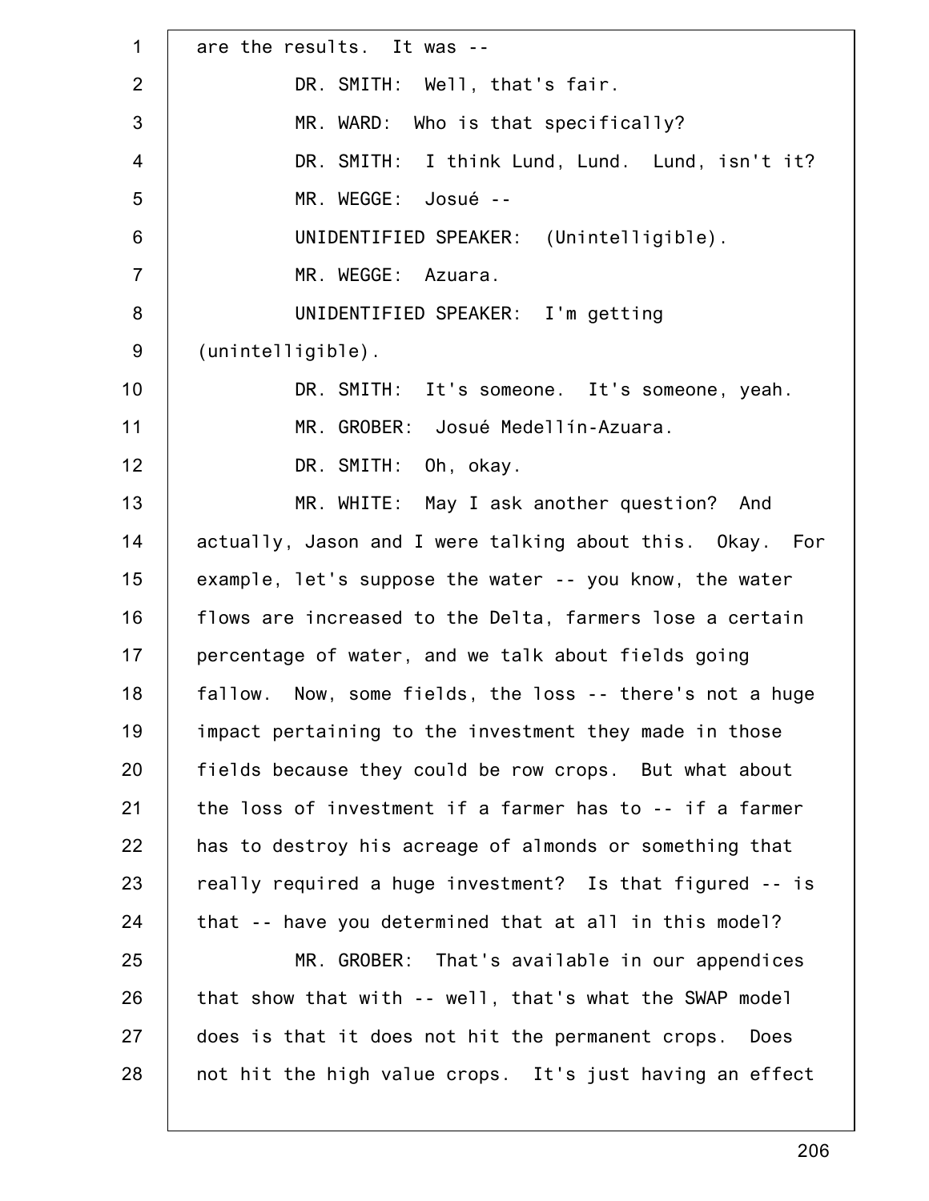are the results. It was --

DR. SMITH: Well, that's fair.

MR. WARD: Who is that specifically?

DR. SMITH: I think Lund, Lund. Lund, isn't it?

MR. WEGGE: Josué --

UNIDENTIFIED SPEAKER: (Unintelligible).

MR. WEGGE: Azuara.

UNIDENTIFIED SPEAKER: I'm getting (unintelligible).

DR. SMITH: It's someone. It's someone, yeah.

MR. GROBER: Josué Medellín-Azuara.

DR. SMITH: Oh, okay.

MR. WHITE: May I ask another question? And actually, Jason and I were talking about this. Okay. For example, let's suppose the water -- you know, the water flows are increased to the Delta, farmers lose a certain percentage of water, and we talk about fields going fallow. Now, some fields, the loss -- there's not a huge impact pertaining to the investment they made in those fields because they could be row crops. But what about the loss of investment if a farmer has to -- if a farmer has to destroy his acreage of almonds or something that really required a huge investment? Is that figured -- is that -- have you determined that at all in this model?

MR. GROBER: That's available in our appendices that show that with -- well, that's what the SWAP model does is that it does not hit the permanent crops. Does not hit the high value crops. It's just having an effect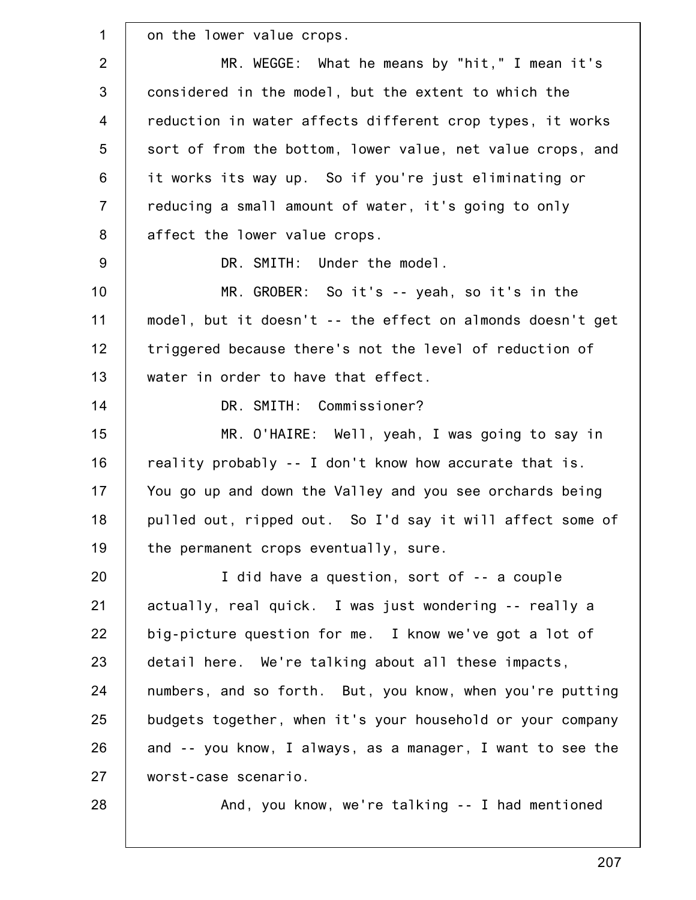on the lower value crops.

MR. WEGGE: What he means by "hit," I mean it's considered in the model, but the extent to which the reduction in water affects different crop types, it works sort of from the bottom, lower value, net value crops, and it works its way up. So if you're just eliminating or reducing a small amount of water, it's going to only affect the lower value crops.

DR. SMITH: Under the model.

MR. GROBER: So it's -- yeah, so it's in the model, but it doesn't -- the effect on almonds doesn't get triggered because there's not the level of reduction of water in order to have that effect.

DR. SMITH: Commissioner?

MR. O'HAIRE: Well, yeah, I was going to say in reality probably -- I don't know how accurate that is. You go up and down the Valley and you see orchards being pulled out, ripped out. So I'd say it will affect some of the permanent crops eventually, sure.

I did have a question, sort of -- a couple actually, real quick. I was just wondering -- really a big-picture question for me. I know we've got a lot of detail here. We're talking about all these impacts, numbers, and so forth. But, you know, when you're putting budgets together, when it's your household or your company and -- you know, I always, as a manager, I want to see the worst-case scenario.

And, you know, we're talking -- I had mentioned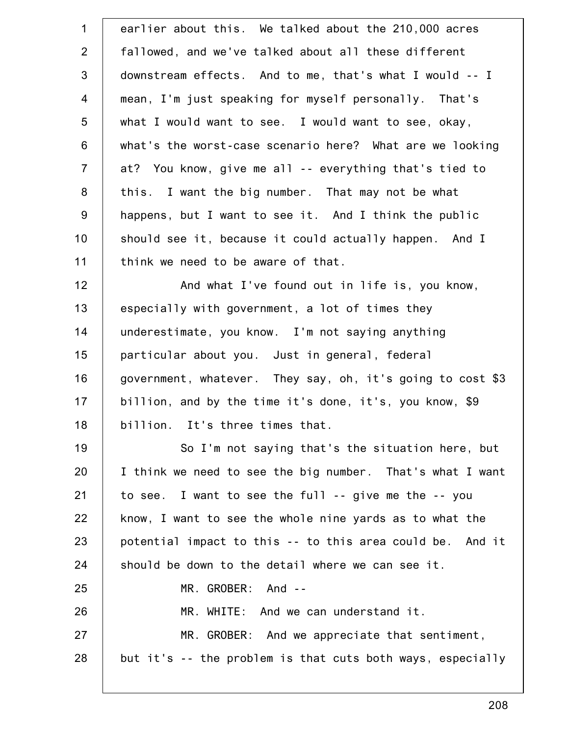earlier about this. We talked about the 210,000 acres fallowed, and we've talked about all these different downstream effects. And to me, that's what I would -- I mean, I'm just speaking for myself personally. That's what I would want to see. I would want to see, okay, what's the worst-case scenario here? What are we looking at? You know, give me all -- everything that's tied to this. I want the big number. That may not be what happens, but I want to see it. And I think the public should see it, because it could actually happen. And I think we need to be aware of that.

And what I've found out in life is, you know, especially with government, a lot of times they underestimate, you know. I'm not saying anything particular about you. Just in general, federal government, whatever. They say, oh, it's going to cost $3 billion, and by the time it's done, it's, you know, $9 billion. It's three times that.

So I'm not saying that's the situation here, but I think we need to see the big number. That's what I want to see. I want to see the full -- give me the -- you know, I want to see the whole nine yards as to what the potential impact to this -- to this area could be. And it should be down to the detail where we can see it.

MR. GROBER: And --

MR. WHITE: And we can understand it.

MR. GROBER: And we appreciate that sentiment, but it's -- the problem is that cuts both ways, especially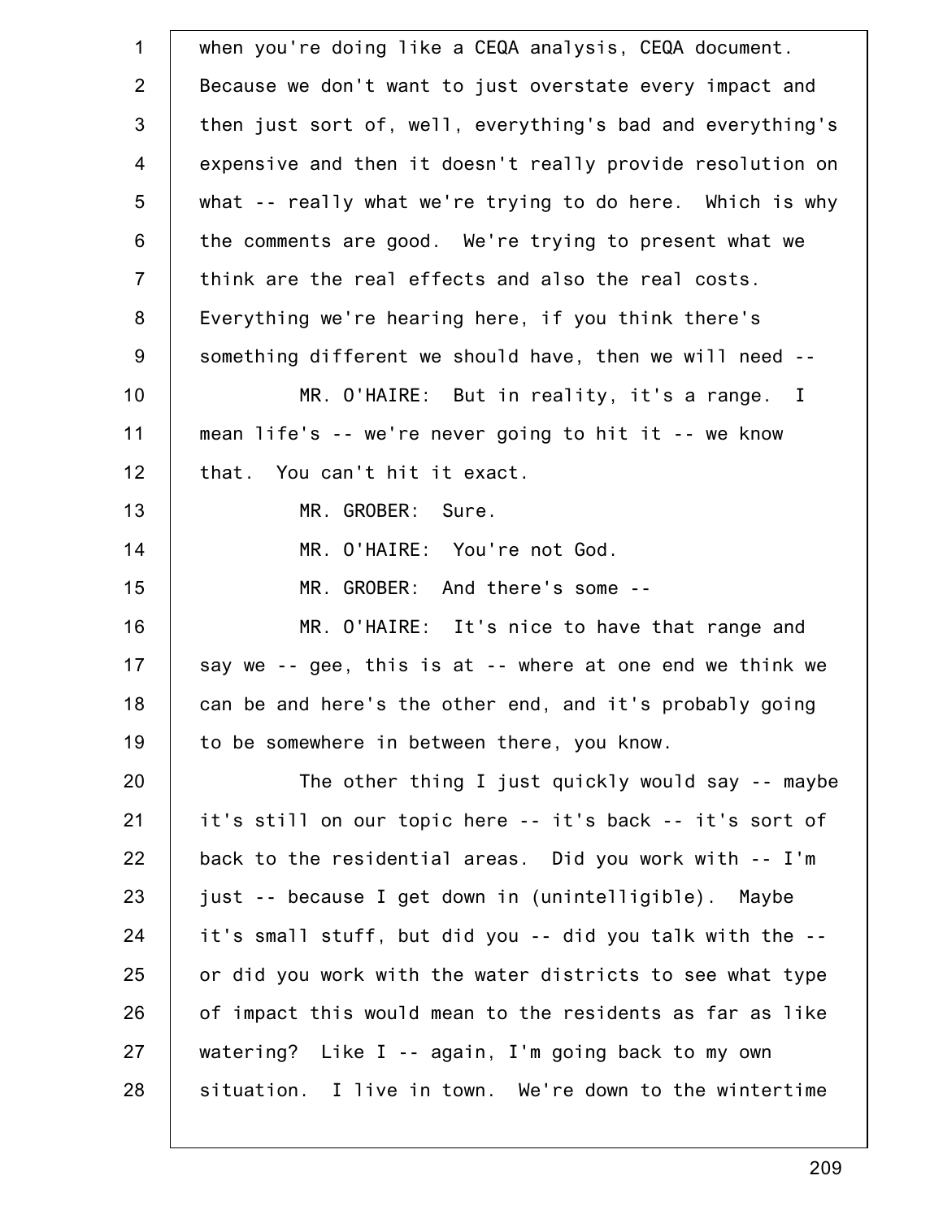when you're doing like a CEQA analysis, CEQA document. Because we don't want to just overstate every impact and then just sort of, well, everything's bad and everything's expensive and then it doesn't really provide resolution on what -- really what we're trying to do here. Which is why the comments are good. We're trying to present what we think are the real effects and also the real costs. Everything we're hearing here, if you think there's something different we should have, then we will need --

MR. O'HAIRE: But in reality, it's a range. I mean life's -- we're never going to hit it -- we know that. You can't hit it exact.

MR. GROBER: Sure.

MR. O'HAIRE: You're not God.

MR. GROBER: And there's some --

MR. O'HAIRE: It's nice to have that range and say we -- gee, this is at -- where at one end we think we can be and here's the other end, and it's probably going to be somewhere in between there, you know.

The other thing I just quickly would say -- maybe it's still on our topic here -- it's back -- it's sort of back to the residential areas. Did you work with -- I'm just -- because I get down in (unintelligible). Maybe it's small stuff, but did you -- did you talk with the -- or did you work with the water districts to see what type of impact this would mean to the residents as far as like watering? Like I -- again, I'm going back to my own situation. I live in town. We're down to the wintertime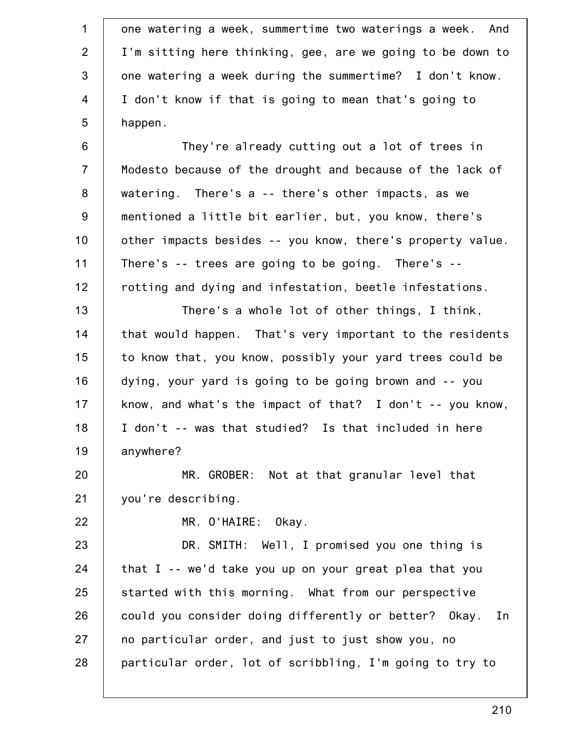one watering a week, summertime two waterings a week. And I'm sitting here thinking, gee, are we going to be down to one watering a week during the summertime? I don't know. I don't know if that is going to mean that's going to happen.

They're already cutting out a lot of trees in Modesto because of the drought and because of the lack of watering. There's a -- there's other impacts, as we mentioned a little bit earlier, but, you know, there's other impacts besides -- you know, there's property value. There's -- trees are going to be going. There's -- rotting and dying and infestation, beetle infestations.

There's a whole lot of other things, I think, that would happen. That's very important to the residents to know that, you know, possibly your yard trees could be dying, your yard is going to be going brown and -- you know, and what's the impact of that? I don't -- you know, I don't -- was that studied? Is that included in here anywhere?

MR. GROBER: Not at that granular level that you're describing.

MR. O'HAIRE: Okay.

DR. SMITH: Well, I promised you one thing is that I -- we'd take you up on your great plea that you started with this morning. What from our perspective could you consider doing differently or better? Okay. In no particular order, and just to just show you, no particular order, lot of scribbling, I'm going to try to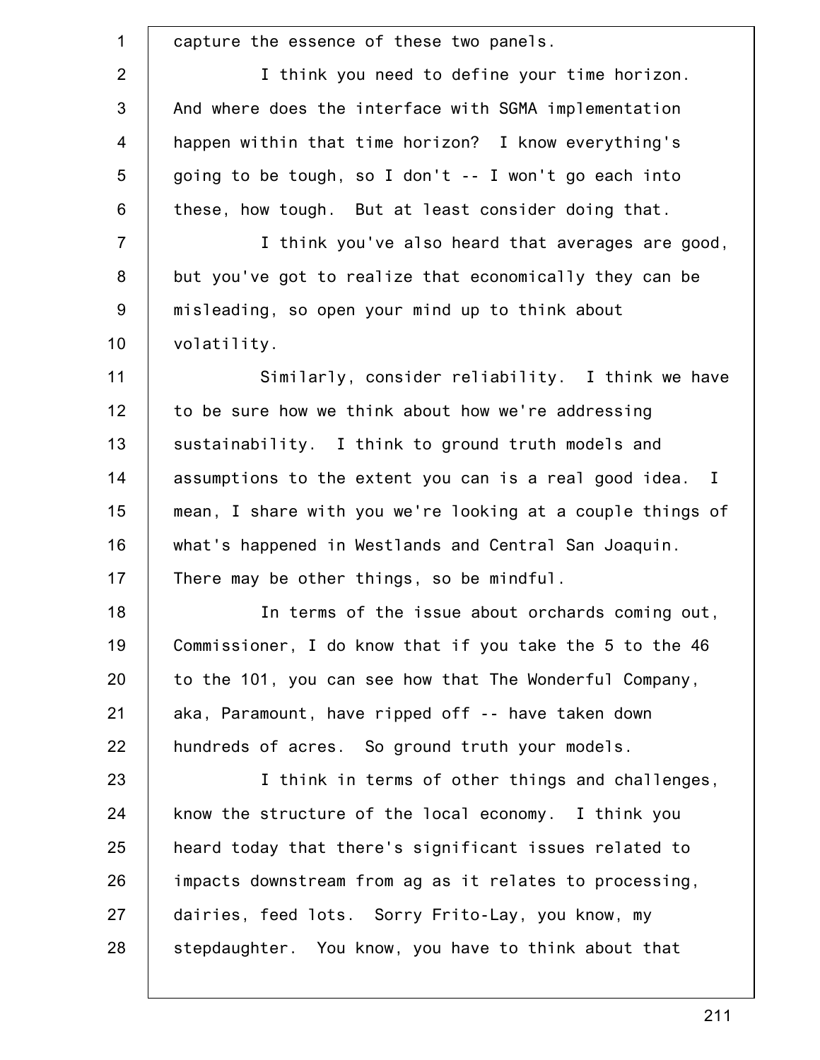capture the essence of these two panels.

I think you need to define your time horizon. And where does the interface with SGMA implementation happen within that time horizon? I know everything's going to be tough, so I don't -- I won't go each into these, how tough. But at least consider doing that.

I think you've also heard that averages are good, but you've got to realize that economically they can be misleading, so open your mind up to think about volatility.

Similarly, consider reliability. I think we have to be sure how we think about how we're addressing sustainability. I think to ground truth models and assumptions to the extent you can is a real good idea. I mean, I share with you we're looking at a couple things of what's happened in Westlands and Central San Joaquin. There may be other things, so be mindful.

In terms of the issue about orchards coming out, Commissioner, I do know that if you take the 5 to the 46 to the 101, you can see how that The Wonderful Company, aka, Paramount, have ripped off -- have taken down hundreds of acres. So ground truth your models.

I think in terms of other things and challenges, know the structure of the local economy. I think you heard today that there's significant issues related to impacts downstream from ag as it relates to processing, dairies, feed lots. Sorry Frito-Lay, you know, my stepdaughter. You know, you have to think about that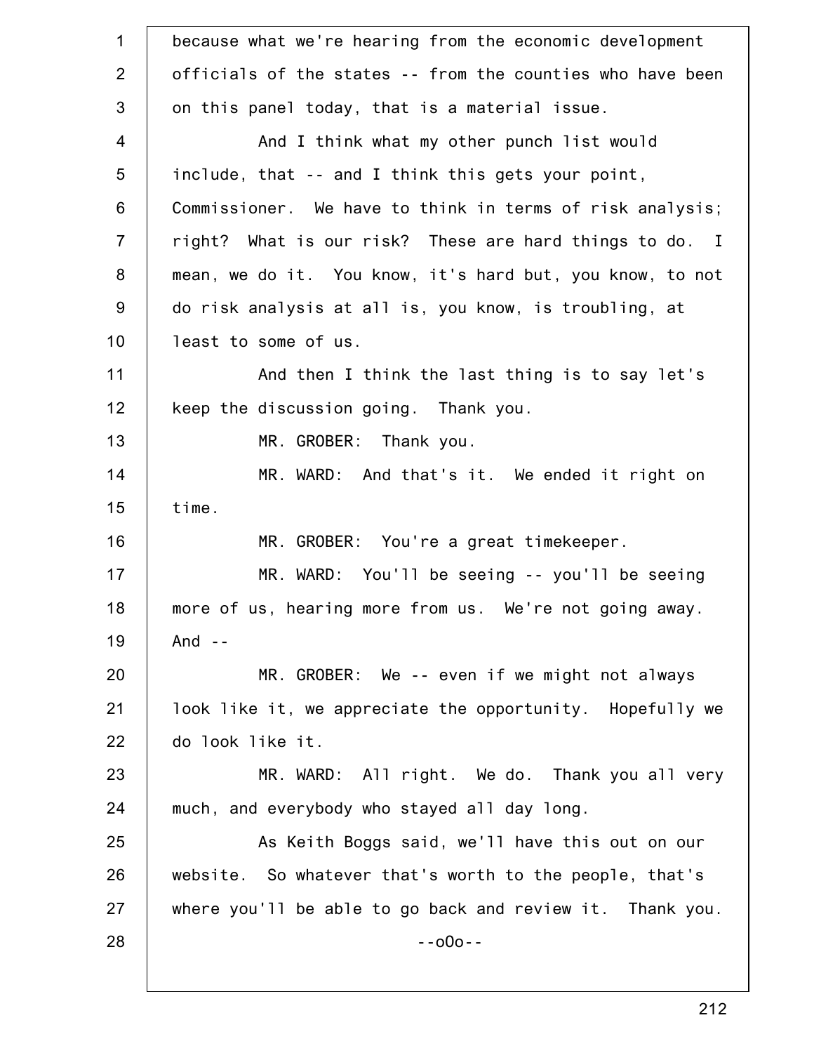because what we're hearing from the economic development officials of the states -- from the counties who have been on this panel today, that is a material issue.

And I think what my other punch list would include, that -- and I think this gets your point, Commissioner. We have to think in terms of risk analysis; right? What is our risk? These are hard things to do. I mean, we do it. You know, it's hard but, you know, to not do risk analysis at all is, you know, is troubling, at least to some of us.

And then I think the last thing is to say let's keep the discussion going. Thank you.

MR. GROBER: Thank you.

MR. WARD: And that's it. We ended it right on time.

MR. GROBER: You're a great timekeeper.

MR. WARD: You'll be seeing -- you'll be seeing more of us, hearing more from us. We're not going away. And --

MR. GROBER: We -- even if we might not always look like it, we appreciate the opportunity. Hopefully we do look like it.

MR. WARD: All right. We do. Thank you all very much, and everybody who stayed all day long.

As Keith Boggs said, we'll have this out on our website. So whatever that's worth to the people, that's where you'll be able to go back and review it. Thank you.

--oOo--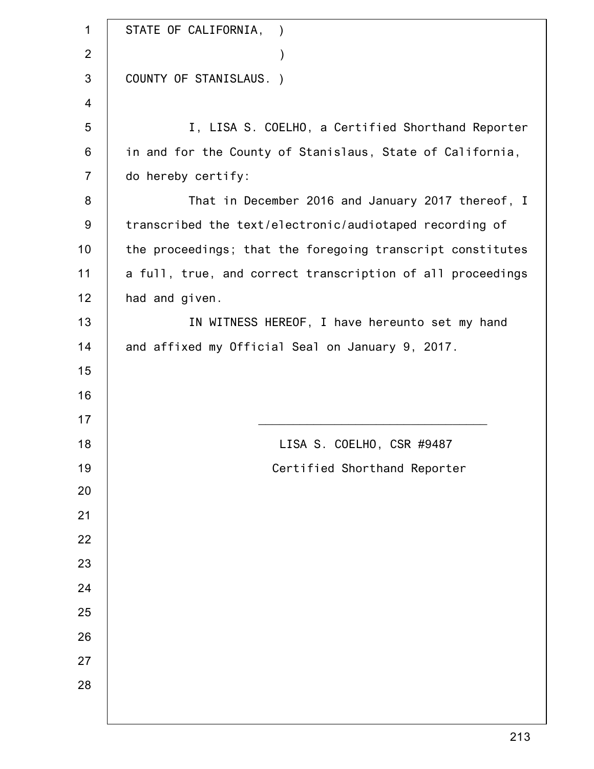STATE OF CALIFORNIA, )

)

COUNTY OF STANISLAUS. )

I, LISA S. COELHO, a Certified Shorthand Reporter in and for the County of Stanislaus, State of California, do hereby certify:

That in December 2016 and January 2017 thereof, I transcribed the text/electronic/audiotaped recording of the proceedings; that the foregoing transcript constitutes a full, true, and correct transcription of all proceedings had and given.

IN WITNESS HEREOF, I have hereunto set my hand and affixed my Official Seal on January 9, 2017.

_________________________________

LISA S. COELHO, CSR #9487

Certified Shorthand Reporter